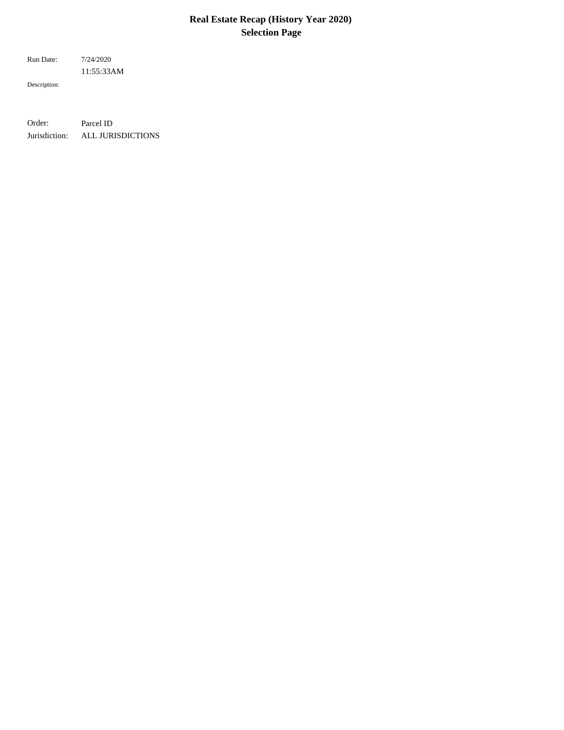# Real Estate Recap (History Year 2020)
## Selection Page

Run Date: 7/24/2020
11:55:33AM

Description:

Order: Parcel ID
Jurisdiction: ALL JURISDICTIONS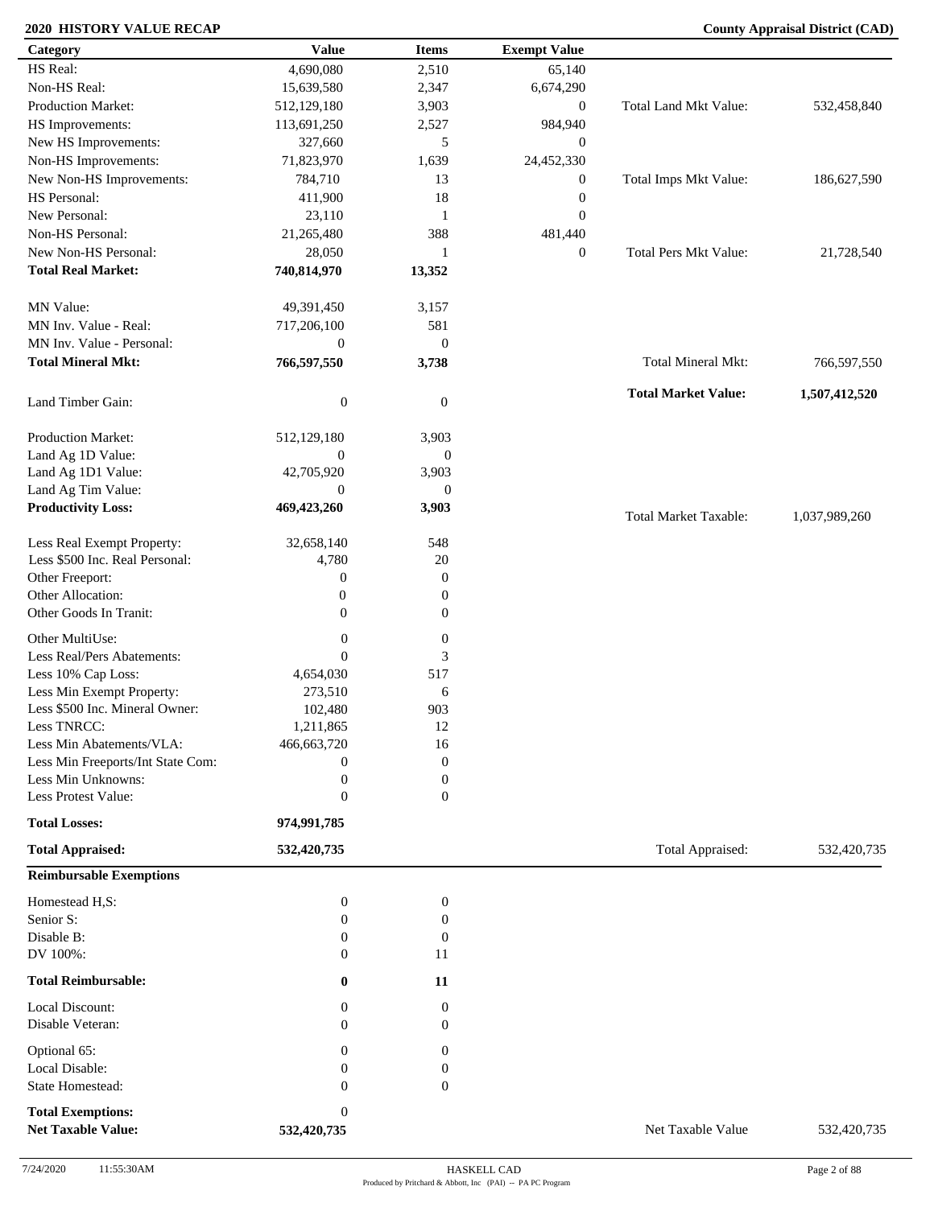**2020 HISTORY VALUE RECAP** — **County Appraisal District (CAD)**

| Category | Value | Items | Exempt Value | | |
|---|---|---|---|---|---|
| HS Real: | 4,690,080 | 2,510 | 65,140 | | |
| Non-HS Real: | 15,639,580 | 2,347 | 6,674,290 | | |
| Production Market: | 512,129,180 | 3,903 | 0 | Total Land Mkt Value: | 532,458,840 |
| HS Improvements: | 113,691,250 | 2,527 | 984,940 | | |
| New HS Improvements: | 327,660 | 5 | 0 | | |
| Non-HS Improvements: | 71,823,970 | 1,639 | 24,452,330 | | |
| New Non-HS Improvements: | 784,710 | 13 | 0 | Total Imps Mkt Value: | 186,627,590 |
| HS Personal: | 411,900 | 18 | 0 | | |
| New Personal: | 23,110 | 1 | 0 | | |
| Non-HS Personal: | 21,265,480 | 388 | 481,440 | | |
| New Non-HS Personal: | 28,050 | 1 | 0 | Total Pers Mkt Value: | 21,728,540 |
| **Total Real Market:** | **740,814,970** | **13,352** | | | |
| MN Value: | 49,391,450 | 3,157 | | | |
| MN Inv. Value - Real: | 717,206,100 | 581 | | | |
| MN Inv. Value - Personal: | 0 | 0 | | | |
| **Total Mineral Mkt:** | **766,597,550** | **3,738** | | Total Mineral Mkt: | 766,597,550 |
| | | | | **Total Market Value:** | **1,507,412,520** |
| Land Timber Gain: | 0 | 0 | | | |
| Production Market: | 512,129,180 | 3,903 | | | |
| Land Ag 1D Value: | 0 | 0 | | | |
| Land Ag 1D1 Value: | 42,705,920 | 3,903 | | | |
| Land Ag Tim Value: | 0 | 0 | | | |
| **Productivity Loss:** | **469,423,260** | **3,903** | | Total Market Taxable: | 1,037,989,260 |
| Less Real Exempt Property: | 32,658,140 | 548 | | | |
| Less $500 Inc. Real Personal: | 4,780 | 20 | | | |
| Other Freeport: | 0 | 0 | | | |
| Other Allocation: | 0 | 0 | | | |
| Other Goods In Tranit: | 0 | 0 | | | |
| Other MultiUse: | 0 | 0 | | | |
| Less Real/Pers Abatements: | 0 | 3 | | | |
| Less 10% Cap Loss: | 4,654,030 | 517 | | | |
| Less Min Exempt Property: | 273,510 | 6 | | | |
| Less $500 Inc. Mineral Owner: | 102,480 | 903 | | | |
| Less TNRCC: | 1,211,865 | 12 | | | |
| Less Min Abatements/VLA: | 466,663,720 | 16 | | | |
| Less Min Freeports/Int State Com: | 0 | 0 | | | |
| Less Min Unknowns: | 0 | 0 | | | |
| Less Protest Value: | 0 | 0 | | | |
| **Total Losses:** | **974,991,785** | | | | |
| **Total Appraised:** | **532,420,735** | | | Total Appraised: | 532,420,735 |

**Reimbursable Exemptions**

| Category | Value | Items | | |
|---|---|---|---|---|
| Homestead H,S: | 0 | 0 | | |
| Senior S: | 0 | 0 | | |
| Disable B: | 0 | 0 | | |
| DV 100%: | 0 | 11 | | |
| **Total Reimbursable:** | **0** | **11** | | |
| Local Discount: | 0 | 0 | | |
| Disable Veteran: | 0 | 0 | | |
| Optional 65: | 0 | 0 | | |
| Local Disable: | 0 | 0 | | |
| State Homestead: | 0 | 0 | | |
| **Total Exemptions:** | 0 | | | |
| **Net Taxable Value:** | **532,420,735** | | Net Taxable Value | 532,420,735 |

7/24/2020 11:55:30AM — HASKELL CAD — Produced by Pritchard & Abbott, Inc (PAI) -- PA PC Program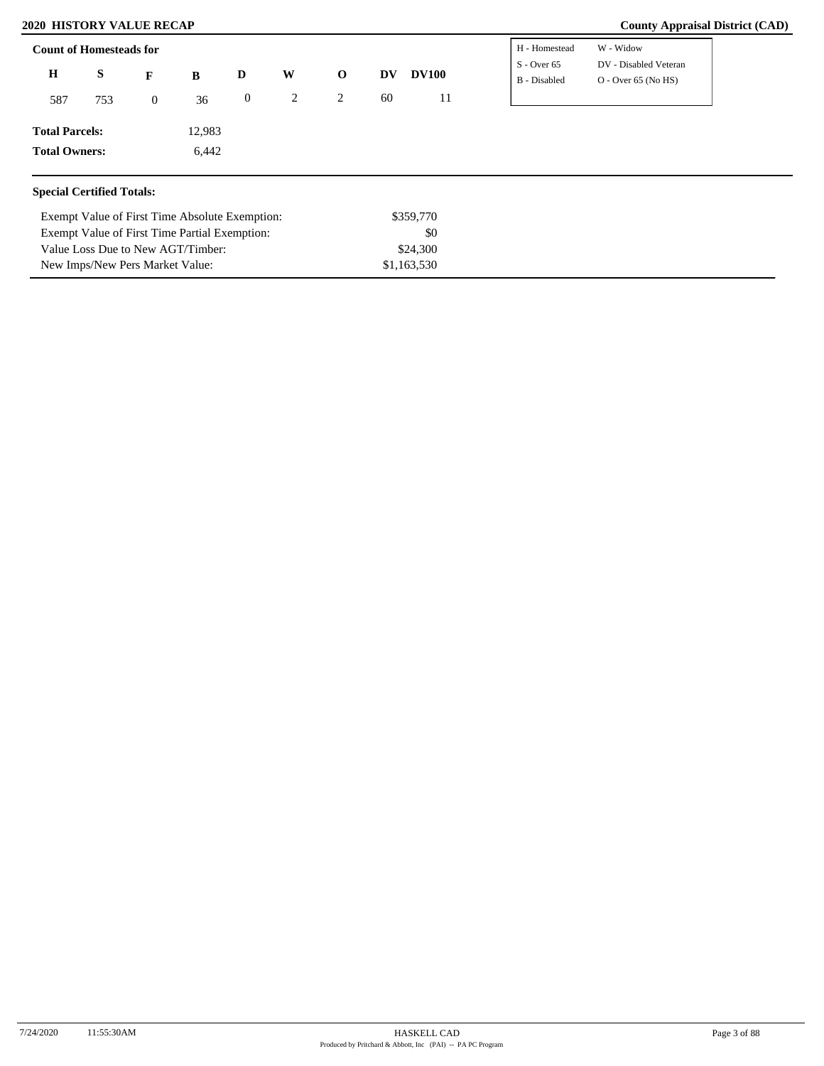## 2020 HISTORY VALUE RECAP

**County Appraisal District (CAD)**

### Count of Homesteads for

| H | S | F | B | D | W | O | DV | DV100 |
|---|---|---|---|---|---|---|---|---|
| 587 | 753 | 0 | 36 | 0 | 2 | 2 | 60 | 11 |

| | |
|---|---|
| H - Homestead | W - Widow |
| S - Over 65 | DV - Disabled Veteran |
| B - Disabled | O - Over 65 (No HS) |

**Total Parcels:** 12,983

**Total Owners:** 6,442

### Special Certified Totals:

| | |
|---|---|
| Exempt Value of First Time Absolute Exemption: | $359,770 |
| Exempt Value of First Time Partial Exemption: | $0 |
| Value Loss Due to New AGT/Timber: | $24,300 |
| New Imps/New Pers Market Value: | $1,163,530 |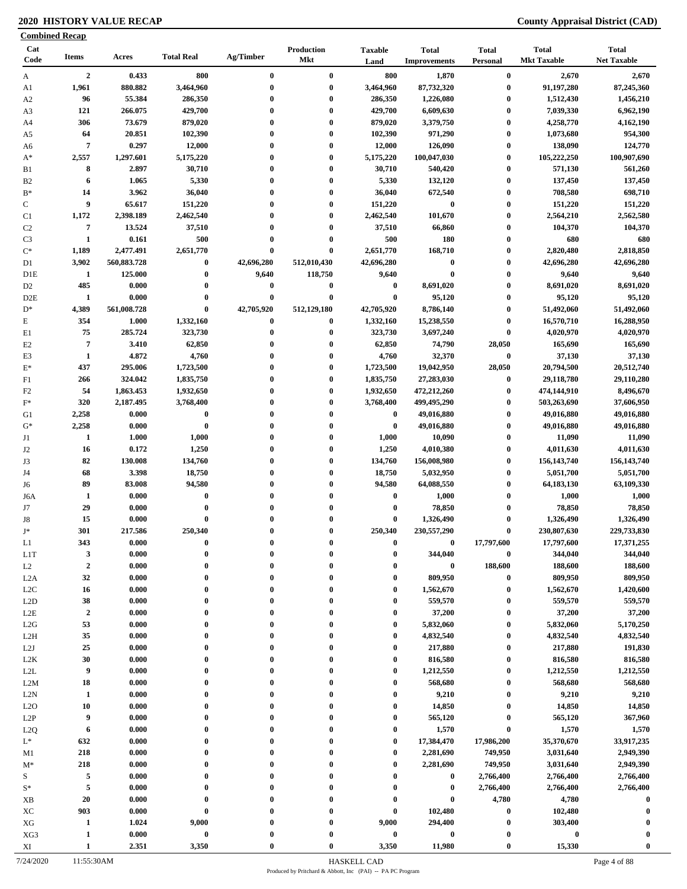**2020 HISTORY VALUE RECAP**

**County Appraisal District (CAD)**

**Combined Recap**

| Cat Code | Items | Acres | Total Real | Ag/Timber | Production Mkt | Taxable Land | Total Improvements | Total Personal | Total Mkt Taxable | Total Net Taxable |
|---|---|---|---|---|---|---|---|---|---|---|
| A | 2 | 0.433 | 800 | 0 | 0 | 800 | 1,870 | 0 | 2,670 | 2,670 |
| A1 | 1,961 | 880.882 | 3,464,960 | 0 | 0 | 3,464,960 | 87,732,320 | 0 | 91,197,280 | 87,245,360 |
| A2 | 96 | 55.384 | 286,350 | 0 | 0 | 286,350 | 1,226,080 | 0 | 1,512,430 | 1,456,210 |
| A3 | 121 | 266.075 | 429,700 | 0 | 0 | 429,700 | 6,609,630 | 0 | 7,039,330 | 6,962,190 |
| A4 | 306 | 73.679 | 879,020 | 0 | 0 | 879,020 | 3,379,750 | 0 | 4,258,770 | 4,162,190 |
| A5 | 64 | 20.851 | 102,390 | 0 | 0 | 102,390 | 971,290 | 0 | 1,073,680 | 954,300 |
| A6 | 7 | 0.297 | 12,000 | 0 | 0 | 12,000 | 126,090 | 0 | 138,090 | 124,770 |
| A* | 2,557 | 1,297.601 | 5,175,220 | 0 | 0 | 5,175,220 | 100,047,030 | 0 | 105,222,250 | 100,907,690 |
| B1 | 8 | 2.897 | 30,710 | 0 | 0 | 30,710 | 540,420 | 0 | 571,130 | 561,260 |
| B2 | 6 | 1.065 | 5,330 | 0 | 0 | 5,330 | 132,120 | 0 | 137,450 | 137,450 |
| B* | 14 | 3.962 | 36,040 | 0 | 0 | 36,040 | 672,540 | 0 | 708,580 | 698,710 |
| C | 9 | 65.617 | 151,220 | 0 | 0 | 151,220 | 0 | 0 | 151,220 | 151,220 |
| C1 | 1,172 | 2,398.189 | 2,462,540 | 0 | 0 | 2,462,540 | 101,670 | 0 | 2,564,210 | 2,562,580 |
| C2 | 7 | 13.524 | 37,510 | 0 | 0 | 37,510 | 66,860 | 0 | 104,370 | 104,370 |
| C3 | 1 | 0.161 | 500 | 0 | 0 | 500 | 180 | 0 | 680 | 680 |
| C* | 1,189 | 2,477.491 | 2,651,770 | 0 | 0 | 2,651,770 | 168,710 | 0 | 2,820,480 | 2,818,850 |
| D1 | 3,902 | 560,883.728 | 0 | 42,696,280 | 512,010,430 | 42,696,280 | 0 | 0 | 42,696,280 | 42,696,280 |
| D1E | 1 | 125.000 | 0 | 9,640 | 118,750 | 9,640 | 0 | 0 | 9,640 | 9,640 |
| D2 | 485 | 0.000 | 0 | 0 | 0 | 0 | 8,691,020 | 0 | 8,691,020 | 8,691,020 |
| D2E | 1 | 0.000 | 0 | 0 | 0 | 0 | 95,120 | 0 | 95,120 | 95,120 |
| D* | 4,389 | 561,008.728 | 0 | 42,705,920 | 512,129,180 | 42,705,920 | 8,786,140 | 0 | 51,492,060 | 51,492,060 |
| E | 354 | 1.000 | 1,332,160 | 0 | 0 | 1,332,160 | 15,238,550 | 0 | 16,570,710 | 16,288,950 |
| E1 | 75 | 285.724 | 323,730 | 0 | 0 | 323,730 | 3,697,240 | 0 | 4,020,970 | 4,020,970 |
| E2 | 7 | 3.410 | 62,850 | 0 | 0 | 62,850 | 74,790 | 28,050 | 165,690 | 165,690 |
| E3 | 1 | 4.872 | 4,760 | 0 | 0 | 4,760 | 32,370 | 0 | 37,130 | 37,130 |
| E* | 437 | 295.006 | 1,723,500 | 0 | 0 | 1,723,500 | 19,042,950 | 28,050 | 20,794,500 | 20,512,740 |
| F1 | 266 | 324.042 | 1,835,750 | 0 | 0 | 1,835,750 | 27,283,030 | 0 | 29,118,780 | 29,110,280 |
| F2 | 54 | 1,863.453 | 1,932,650 | 0 | 0 | 1,932,650 | 472,212,260 | 0 | 474,144,910 | 8,496,670 |
| F* | 320 | 2,187.495 | 3,768,400 | 0 | 0 | 3,768,400 | 499,495,290 | 0 | 503,263,690 | 37,606,950 |
| G1 | 2,258 | 0.000 | 0 | 0 | 0 | 0 | 49,016,880 | 0 | 49,016,880 | 49,016,880 |
| G* | 2,258 | 0.000 | 0 | 0 | 0 | 0 | 49,016,880 | 0 | 49,016,880 | 49,016,880 |
| J1 | 1 | 1.000 | 1,000 | 0 | 0 | 1,000 | 10,090 | 0 | 11,090 | 11,090 |
| J2 | 16 | 0.172 | 1,250 | 0 | 0 | 1,250 | 4,010,380 | 0 | 4,011,630 | 4,011,630 |
| J3 | 82 | 130.008 | 134,760 | 0 | 0 | 134,760 | 156,008,980 | 0 | 156,143,740 | 156,143,740 |
| J4 | 68 | 3.398 | 18,750 | 0 | 0 | 18,750 | 5,032,950 | 0 | 5,051,700 | 5,051,700 |
| J6 | 89 | 83.008 | 94,580 | 0 | 0 | 94,580 | 64,088,550 | 0 | 64,183,130 | 63,109,330 |
| J6A | 1 | 0.000 | 0 | 0 | 0 | 0 | 1,000 | 0 | 1,000 | 1,000 |
| J7 | 29 | 0.000 | 0 | 0 | 0 | 0 | 78,850 | 0 | 78,850 | 78,850 |
| J8 | 15 | 0.000 | 0 | 0 | 0 | 0 | 1,326,490 | 0 | 1,326,490 | 1,326,490 |
| J* | 301 | 217.586 | 250,340 | 0 | 0 | 250,340 | 230,557,290 | 0 | 230,807,630 | 229,733,830 |
| L1 | 343 | 0.000 | 0 | 0 | 0 | 0 | 0 | 17,797,600 | 17,797,600 | 17,371,255 |
| L1T | 3 | 0.000 | 0 | 0 | 0 | 0 | 344,040 | 0 | 344,040 | 344,040 |
| L2 | 2 | 0.000 | 0 | 0 | 0 | 0 | 0 | 188,600 | 188,600 | 188,600 |
| L2A | 32 | 0.000 | 0 | 0 | 0 | 0 | 809,950 | 0 | 809,950 | 809,950 |
| L2C | 16 | 0.000 | 0 | 0 | 0 | 0 | 1,562,670 | 0 | 1,562,670 | 1,420,600 |
| L2D | 38 | 0.000 | 0 | 0 | 0 | 0 | 559,570 | 0 | 559,570 | 559,570 |
| L2E | 2 | 0.000 | 0 | 0 | 0 | 0 | 37,200 | 0 | 37,200 | 37,200 |
| L2G | 53 | 0.000 | 0 | 0 | 0 | 0 | 5,832,060 | 0 | 5,832,060 | 5,170,250 |
| L2H | 35 | 0.000 | 0 | 0 | 0 | 0 | 4,832,540 | 0 | 4,832,540 | 4,832,540 |
| L2J | 25 | 0.000 | 0 | 0 | 0 | 0 | 217,880 | 0 | 217,880 | 191,830 |
| L2K | 30 | 0.000 | 0 | 0 | 0 | 0 | 816,580 | 0 | 816,580 | 816,580 |
| L2L | 9 | 0.000 | 0 | 0 | 0 | 0 | 1,212,550 | 0 | 1,212,550 | 1,212,550 |
| L2M | 18 | 0.000 | 0 | 0 | 0 | 0 | 568,680 | 0 | 568,680 | 568,680 |
| L2N | 1 | 0.000 | 0 | 0 | 0 | 0 | 9,210 | 0 | 9,210 | 9,210 |
| L2O | 10 | 0.000 | 0 | 0 | 0 | 0 | 14,850 | 0 | 14,850 | 14,850 |
| L2P | 9 | 0.000 | 0 | 0 | 0 | 0 | 565,120 | 0 | 565,120 | 367,960 |
| L2Q | 6 | 0.000 | 0 | 0 | 0 | 0 | 1,570 | 0 | 1,570 | 1,570 |
| L* | 632 | 0.000 | 0 | 0 | 0 | 0 | 17,384,470 | 17,986,200 | 35,370,670 | 33,917,235 |
| M1 | 218 | 0.000 | 0 | 0 | 0 | 0 | 2,281,690 | 749,950 | 3,031,640 | 2,949,390 |
| M* | 218 | 0.000 | 0 | 0 | 0 | 0 | 2,281,690 | 749,950 | 3,031,640 | 2,949,390 |
| S | 5 | 0.000 | 0 | 0 | 0 | 0 | 0 | 2,766,400 | 2,766,400 | 2,766,400 |
| S* | 5 | 0.000 | 0 | 0 | 0 | 0 | 0 | 2,766,400 | 2,766,400 | 2,766,400 |
| XB | 20 | 0.000 | 0 | 0 | 0 | 0 | 0 | 4,780 | 4,780 | 0 |
| XC | 903 | 0.000 | 0 | 0 | 0 | 0 | 102,480 | 0 | 102,480 | 0 |
| XG | 1 | 1.024 | 9,000 | 0 | 0 | 9,000 | 294,400 | 0 | 303,400 | 0 |
| XG3 | 1 | 0.000 | 0 | 0 | 0 | 0 | 0 | 0 | 0 | 0 |
| XI | 1 | 2.351 | 3,350 | 0 | 0 | 3,350 | 11,980 | 0 | 15,330 | 0 |

7/24/2020 11:55:30AM HASKELL CAD

Produced by Pritchard & Abbott, Inc (PAI) -- PA PC Program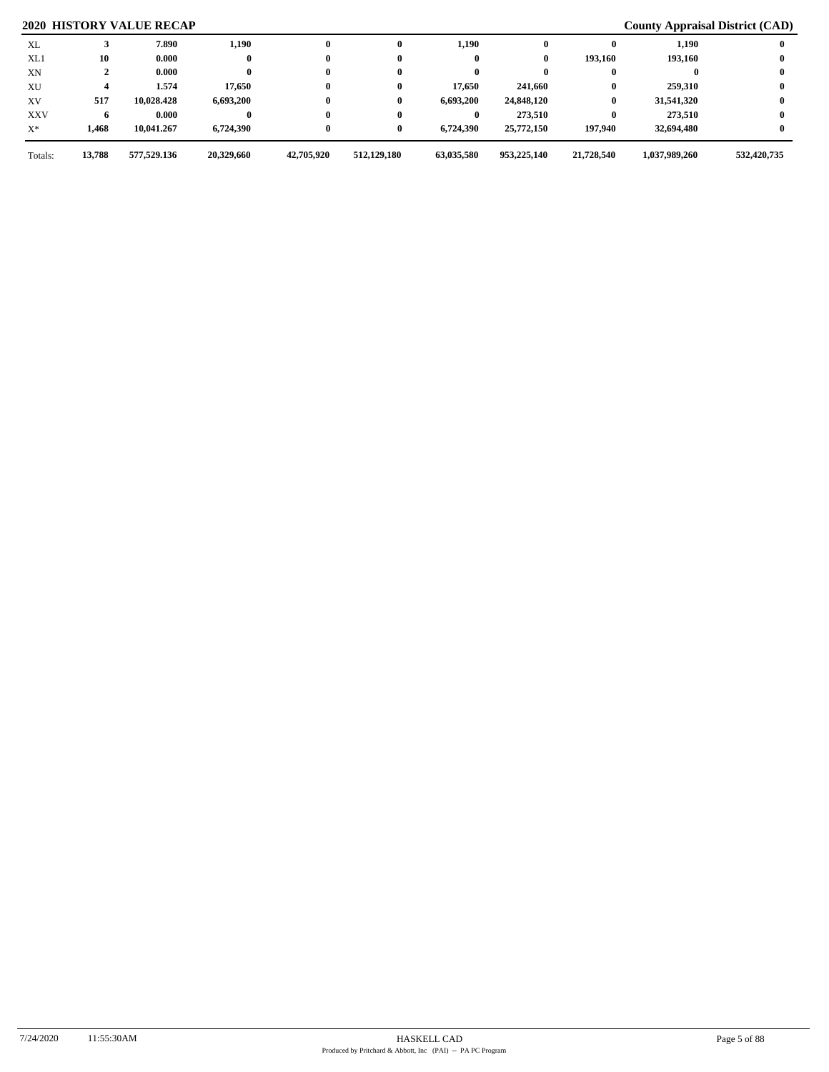## 2020 HISTORY VALUE RECAP

**County Appraisal District (CAD)**

| | | | | | | | | | | |
|---|---|---|---|---|---|---|---|---|---|---|
| XL | 3 | 7.890 | 1,190 | 0 | 0 | 1,190 | 0 | 0 | 1,190 | 0 |
| XL1 | 10 | 0.000 | 0 | 0 | 0 | 0 | 0 | 193,160 | 193,160 | 0 |
| XN | 2 | 0.000 | 0 | 0 | 0 | 0 | 0 | 0 | 0 | 0 |
| XU | 4 | 1.574 | 17,650 | 0 | 0 | 17,650 | 241,660 | 0 | 259,310 | 0 |
| XV | 517 | 10,028.428 | 6,693,200 | 0 | 0 | 6,693,200 | 24,848,120 | 0 | 31,541,320 | 0 |
| XXV | 6 | 0.000 | 0 | 0 | 0 | 0 | 273,510 | 0 | 273,510 | 0 |
| X* | 1,468 | 10,041.267 | 6,724,390 | 0 | 0 | 6,724,390 | 25,772,150 | 197,940 | 32,694,480 | 0 |
| Totals: | 13,788 | 577,529.136 | 20,329,660 | 42,705,920 | 512,129,180 | 63,035,580 | 953,225,140 | 21,728,540 | 1,037,989,260 | 532,420,735 |

7/24/2020 11:55:30AM HASKELL CAD

Produced by Pritchard & Abbott, Inc (PAI) -- PA PC Program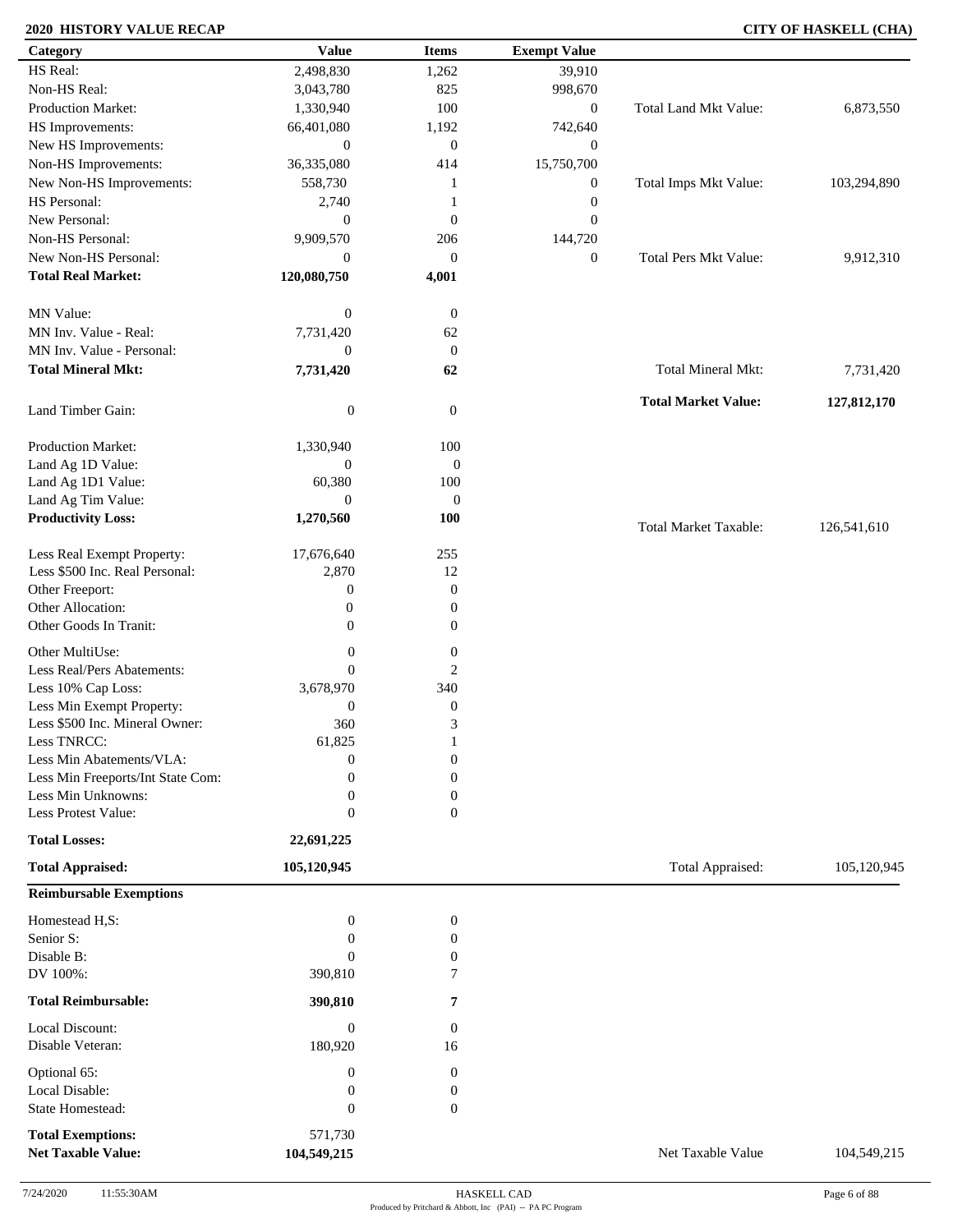**2020 HISTORY VALUE RECAP** **CITY OF HASKELL (CHA)**

| Category | Value | Items | Exempt Value | | |
|---|---|---|---|---|---|
| HS Real: | 2,498,830 | 1,262 | 39,910 | | |
| Non-HS Real: | 3,043,780 | 825 | 998,670 | | |
| Production Market: | 1,330,940 | 100 | 0 | Total Land Mkt Value: | 6,873,550 |
| HS Improvements: | 66,401,080 | 1,192 | 742,640 | | |
| New HS Improvements: | 0 | 0 | 0 | | |
| Non-HS Improvements: | 36,335,080 | 414 | 15,750,700 | | |
| New Non-HS Improvements: | 558,730 | 1 | 0 | Total Imps Mkt Value: | 103,294,890 |
| HS Personal: | 2,740 | 1 | 0 | | |
| New Personal: | 0 | 0 | 0 | | |
| Non-HS Personal: | 9,909,570 | 206 | 144,720 | | |
| New Non-HS Personal: | 0 | 0 | 0 | Total Pers Mkt Value: | 9,912,310 |
| **Total Real Market:** | **120,080,750** | **4,001** | | | |
| MN Value: | 0 | 0 | | | |
| MN Inv. Value - Real: | 7,731,420 | 62 | | | |
| MN Inv. Value - Personal: | 0 | 0 | | | |
| **Total Mineral Mkt:** | **7,731,420** | **62** | | Total Mineral Mkt: | 7,731,420 |
| Land Timber Gain: | 0 | 0 | | **Total Market Value:** | **127,812,170** |
| Production Market: | 1,330,940 | 100 | | | |
| Land Ag 1D Value: | 0 | 0 | | | |
| Land Ag 1D1 Value: | 60,380 | 100 | | | |
| Land Ag Tim Value: | 0 | 0 | | | |
| **Productivity Loss:** | **1,270,560** | **100** | | Total Market Taxable: | 126,541,610 |
| Less Real Exempt Property: | 17,676,640 | 255 | | | |
| Less $500 Inc. Real Personal: | 2,870 | 12 | | | |
| Other Freeport: | 0 | 0 | | | |
| Other Allocation: | 0 | 0 | | | |
| Other Goods In Tranit: | 0 | 0 | | | |
| Other MultiUse: | 0 | 0 | | | |
| Less Real/Pers Abatements: | 0 | 2 | | | |
| Less 10% Cap Loss: | 3,678,970 | 340 | | | |
| Less Min Exempt Property: | 0 | 0 | | | |
| Less $500 Inc. Mineral Owner: | 360 | 3 | | | |
| Less TNRCC: | 61,825 | 1 | | | |
| Less Min Abatements/VLA: | 0 | 0 | | | |
| Less Min Freeports/Int State Com: | 0 | 0 | | | |
| Less Min Unknowns: | 0 | 0 | | | |
| Less Protest Value: | 0 | 0 | | | |
| **Total Losses:** | **22,691,225** | | | | |
| **Total Appraised:** | **105,120,945** | | | Total Appraised: | 105,120,945 |

**Reimbursable Exemptions**

| Category | Value | Items | | |
|---|---|---|---|---|
| Homestead H,S: | 0 | 0 | | |
| Senior S: | 0 | 0 | | |
| Disable B: | 0 | 0 | | |
| DV 100%: | 390,810 | 7 | | |
| **Total Reimbursable:** | **390,810** | **7** | | |
| Local Discount: | 0 | 0 | | |
| Disable Veteran: | 180,920 | 16 | | |
| Optional 65: | 0 | 0 | | |
| Local Disable: | 0 | 0 | | |
| State Homestead: | 0 | 0 | | |
| **Total Exemptions:** | 571,730 | | | |
| **Net Taxable Value:** | **104,549,215** | | Net Taxable Value | 104,549,215 |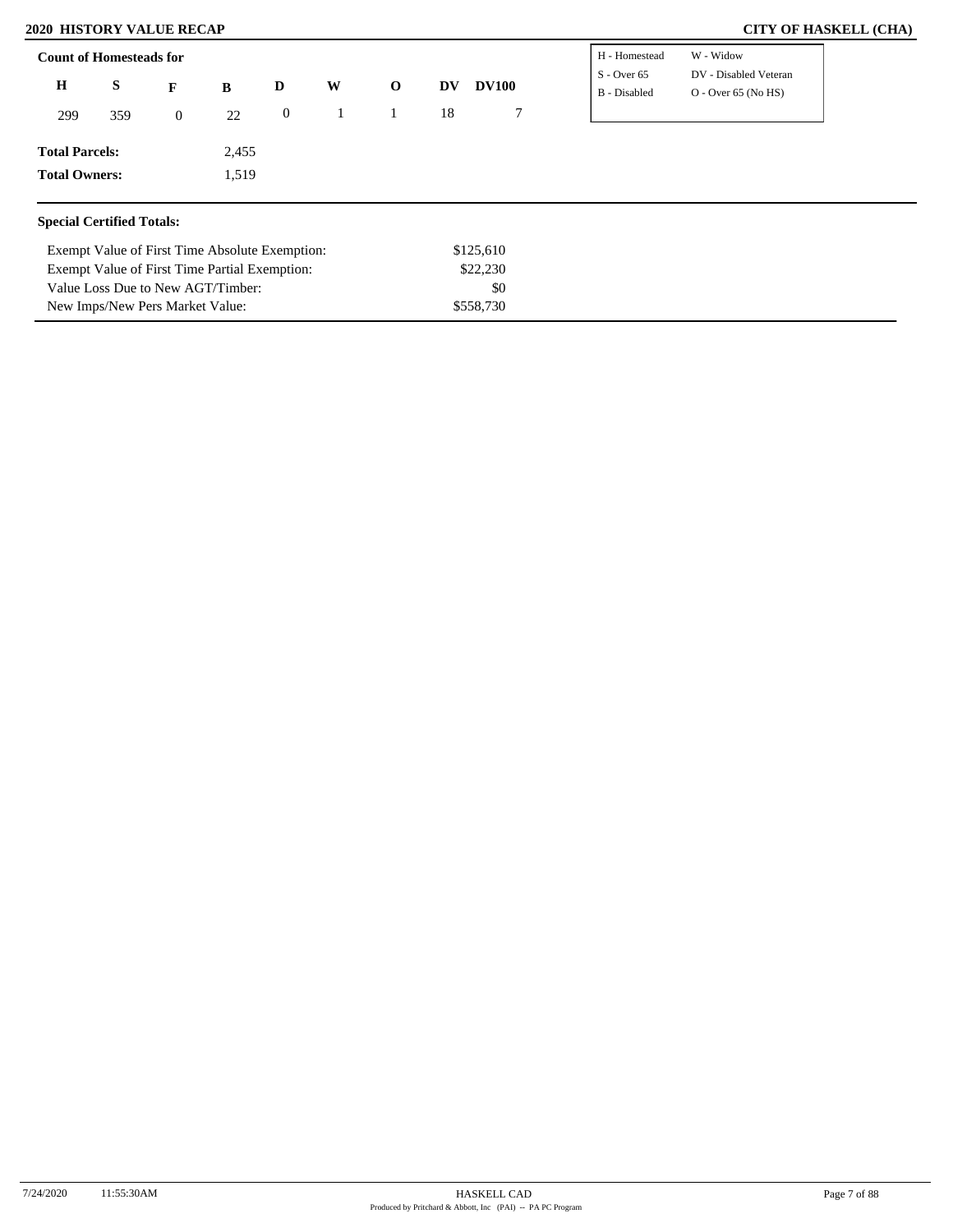# 2020 HISTORY VALUE RECAP

## CITY OF HASKELL (CHA)

**Count of Homesteads for**

| H | S | F | B | D | W | O | DV | DV100 |
|---|---|---|---|---|---|---|---|---|
| 299 | 359 | 0 | 22 | 0 | 1 | 1 | 18 | 7 |

| | |
|---|---|
| H - Homestead | W - Widow |
| S - Over 65 | DV - Disabled Veteran |
| B - Disabled | O - Over 65 (No HS) |

**Total Parcels:** 2,455

**Total Owners:** 1,519

**Special Certified Totals:**

| | |
|---|---|
| Exempt Value of First Time Absolute Exemption: | $125,610 |
| Exempt Value of First Time Partial Exemption: | $22,230 |
| Value Loss Due to New AGT/Timber: | $0 |
| New Imps/New Pers Market Value: | $558,730 |

7/24/2020 11:55:30AM

HASKELL CAD

Produced by Pritchard & Abbott, Inc (PAI) -- PA PC Program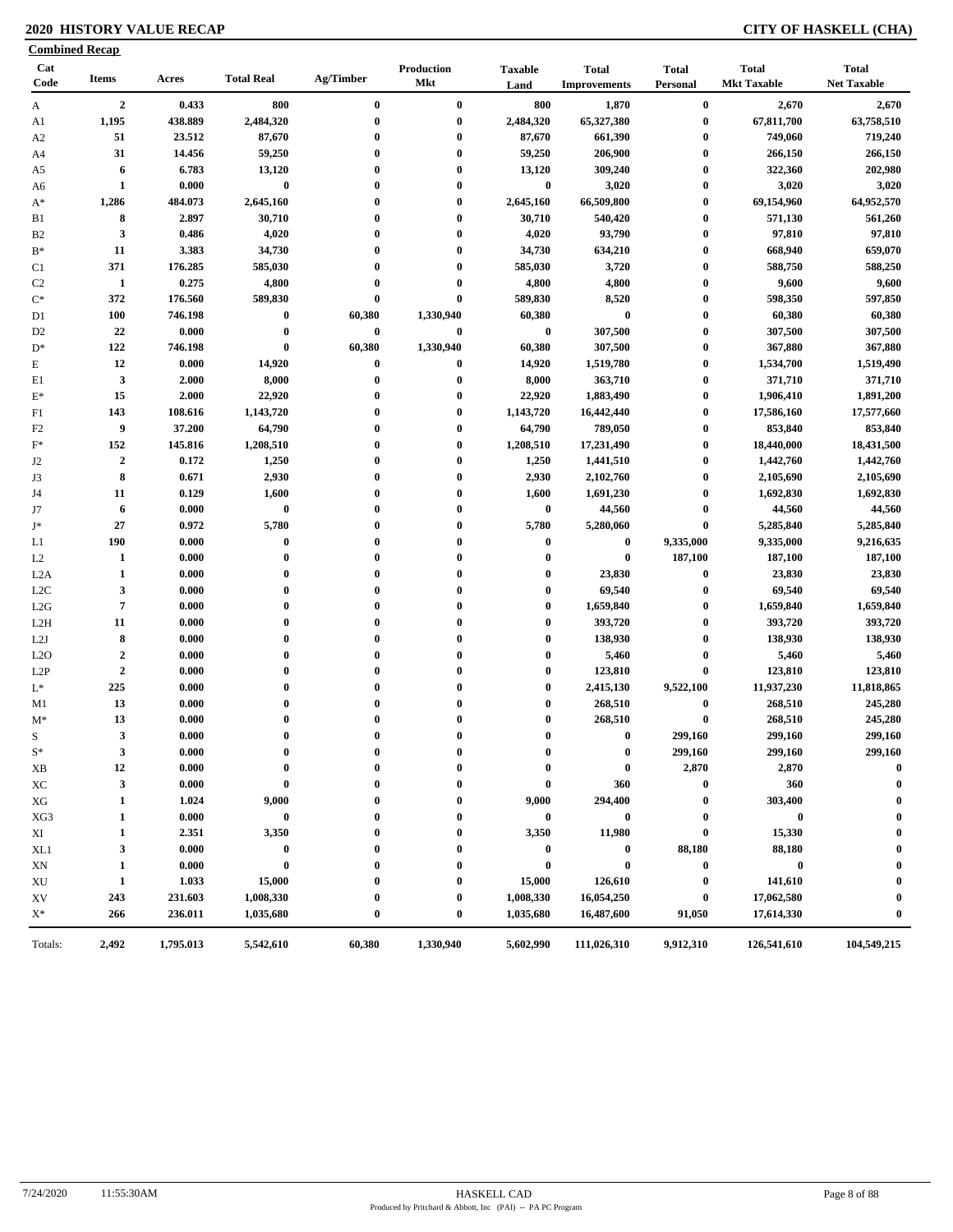## 2020 HISTORY VALUE RECAP

## CITY OF HASKELL (CHA)

**Combined Recap**

| Cat Code | Items | Acres | Total Real | Ag/Timber | Production Mkt | Taxable Land | Total Improvements | Total Personal | Total Mkt Taxable | Total Net Taxable |
|---|---|---|---|---|---|---|---|---|---|---|
| A | 2 | 0.433 | 800 | 0 | 0 | 800 | 1,870 | 0 | 2,670 | 2,670 |
| A1 | 1,195 | 438.889 | 2,484,320 | 0 | 0 | 2,484,320 | 65,327,380 | 0 | 67,811,700 | 63,758,510 |
| A2 | 51 | 23.512 | 87,670 | 0 | 0 | 87,670 | 661,390 | 0 | 749,060 | 719,240 |
| A4 | 31 | 14.456 | 59,250 | 0 | 0 | 59,250 | 206,900 | 0 | 266,150 | 266,150 |
| A5 | 6 | 6.783 | 13,120 | 0 | 0 | 13,120 | 309,240 | 0 | 322,360 | 202,980 |
| A6 | 1 | 0.000 | 0 | 0 | 0 | 0 | 3,020 | 0 | 3,020 | 3,020 |
| A* | 1,286 | 484.073 | 2,645,160 | 0 | 0 | 2,645,160 | 66,509,800 | 0 | 69,154,960 | 64,952,570 |
| B1 | 8 | 2.897 | 30,710 | 0 | 0 | 30,710 | 540,420 | 0 | 571,130 | 561,260 |
| B2 | 3 | 0.486 | 4,020 | 0 | 0 | 4,020 | 93,790 | 0 | 97,810 | 97,810 |
| B* | 11 | 3.383 | 34,730 | 0 | 0 | 34,730 | 634,210 | 0 | 668,940 | 659,070 |
| C1 | 371 | 176.285 | 585,030 | 0 | 0 | 585,030 | 3,720 | 0 | 588,750 | 588,250 |
| C2 | 1 | 0.275 | 4,800 | 0 | 0 | 4,800 | 4,800 | 0 | 9,600 | 9,600 |
| C* | 372 | 176.560 | 589,830 | 0 | 0 | 589,830 | 8,520 | 0 | 598,350 | 597,850 |
| D1 | 100 | 746.198 | 0 | 60,380 | 1,330,940 | 60,380 | 0 | 0 | 60,380 | 60,380 |
| D2 | 22 | 0.000 | 0 | 0 | 0 | 0 | 307,500 | 0 | 307,500 | 307,500 |
| D* | 122 | 746.198 | 0 | 60,380 | 1,330,940 | 60,380 | 307,500 | 0 | 367,880 | 367,880 |
| E | 12 | 0.000 | 14,920 | 0 | 0 | 14,920 | 1,519,780 | 0 | 1,534,700 | 1,519,490 |
| E1 | 3 | 2.000 | 8,000 | 0 | 0 | 8,000 | 363,710 | 0 | 371,710 | 371,710 |
| E* | 15 | 2.000 | 22,920 | 0 | 0 | 22,920 | 1,883,490 | 0 | 1,906,410 | 1,891,200 |
| F1 | 143 | 108.616 | 1,143,720 | 0 | 0 | 1,143,720 | 16,442,440 | 0 | 17,586,160 | 17,577,660 |
| F2 | 9 | 37.200 | 64,790 | 0 | 0 | 64,790 | 789,050 | 0 | 853,840 | 853,840 |
| F* | 152 | 145.816 | 1,208,510 | 0 | 0 | 1,208,510 | 17,231,490 | 0 | 18,440,000 | 18,431,500 |
| J2 | 2 | 0.172 | 1,250 | 0 | 0 | 1,250 | 1,441,510 | 0 | 1,442,760 | 1,442,760 |
| J3 | 8 | 0.671 | 2,930 | 0 | 0 | 2,930 | 2,102,760 | 0 | 2,105,690 | 2,105,690 |
| J4 | 11 | 0.129 | 1,600 | 0 | 0 | 1,600 | 1,691,230 | 0 | 1,692,830 | 1,692,830 |
| J7 | 6 | 0.000 | 0 | 0 | 0 | 0 | 44,560 | 0 | 44,560 | 44,560 |
| J* | 27 | 0.972 | 5,780 | 0 | 0 | 5,780 | 5,280,060 | 0 | 5,285,840 | 5,285,840 |
| L1 | 190 | 0.000 | 0 | 0 | 0 | 0 | 0 | 9,335,000 | 9,335,000 | 9,216,635 |
| L2 | 1 | 0.000 | 0 | 0 | 0 | 0 | 0 | 187,100 | 187,100 | 187,100 |
| L2A | 1 | 0.000 | 0 | 0 | 0 | 0 | 23,830 | 0 | 23,830 | 23,830 |
| L2C | 3 | 0.000 | 0 | 0 | 0 | 0 | 69,540 | 0 | 69,540 | 69,540 |
| L2G | 7 | 0.000 | 0 | 0 | 0 | 0 | 1,659,840 | 0 | 1,659,840 | 1,659,840 |
| L2H | 11 | 0.000 | 0 | 0 | 0 | 0 | 393,720 | 0 | 393,720 | 393,720 |
| L2J | 8 | 0.000 | 0 | 0 | 0 | 0 | 138,930 | 0 | 138,930 | 138,930 |
| L2O | 2 | 0.000 | 0 | 0 | 0 | 0 | 5,460 | 0 | 5,460 | 5,460 |
| L2P | 2 | 0.000 | 0 | 0 | 0 | 0 | 123,810 | 0 | 123,810 | 123,810 |
| L* | 225 | 0.000 | 0 | 0 | 0 | 0 | 2,415,130 | 9,522,100 | 11,937,230 | 11,818,865 |
| M1 | 13 | 0.000 | 0 | 0 | 0 | 0 | 268,510 | 0 | 268,510 | 245,280 |
| M* | 13 | 0.000 | 0 | 0 | 0 | 0 | 268,510 | 0 | 268,510 | 245,280 |
| S | 3 | 0.000 | 0 | 0 | 0 | 0 | 0 | 299,160 | 299,160 | 299,160 |
| S* | 3 | 0.000 | 0 | 0 | 0 | 0 | 0 | 299,160 | 299,160 | 299,160 |
| XB | 12 | 0.000 | 0 | 0 | 0 | 0 | 0 | 2,870 | 2,870 | 0 |
| XC | 3 | 0.000 | 0 | 0 | 0 | 0 | 360 | 0 | 360 | 0 |
| XG | 1 | 1.024 | 9,000 | 0 | 0 | 9,000 | 294,400 | 0 | 303,400 | 0 |
| XG3 | 1 | 0.000 | 0 | 0 | 0 | 0 | 0 | 0 | 0 | 0 |
| XI | 1 | 2.351 | 3,350 | 0 | 0 | 3,350 | 11,980 | 0 | 15,330 | 0 |
| XL1 | 3 | 0.000 | 0 | 0 | 0 | 0 | 0 | 88,180 | 88,180 | 0 |
| XN | 1 | 0.000 | 0 | 0 | 0 | 0 | 0 | 0 | 0 | 0 |
| XU | 1 | 1.033 | 15,000 | 0 | 0 | 15,000 | 126,610 | 0 | 141,610 | 0 |
| XV | 243 | 231.603 | 1,008,330 | 0 | 0 | 1,008,330 | 16,054,250 | 0 | 17,062,580 | 0 |
| X* | 266 | 236.011 | 1,035,680 | 0 | 0 | 1,035,680 | 16,487,600 | 91,050 | 17,614,330 | 0 |
| Totals: | 2,492 | 1,795.013 | 5,542,610 | 60,380 | 1,330,940 | 5,602,990 | 111,026,310 | 9,912,310 | 126,541,610 | 104,549,215 |

7/24/2020 11:55:30AM HASKELL CAD

Produced by Pritchard & Abbott, Inc (PAI) -- PA PC Program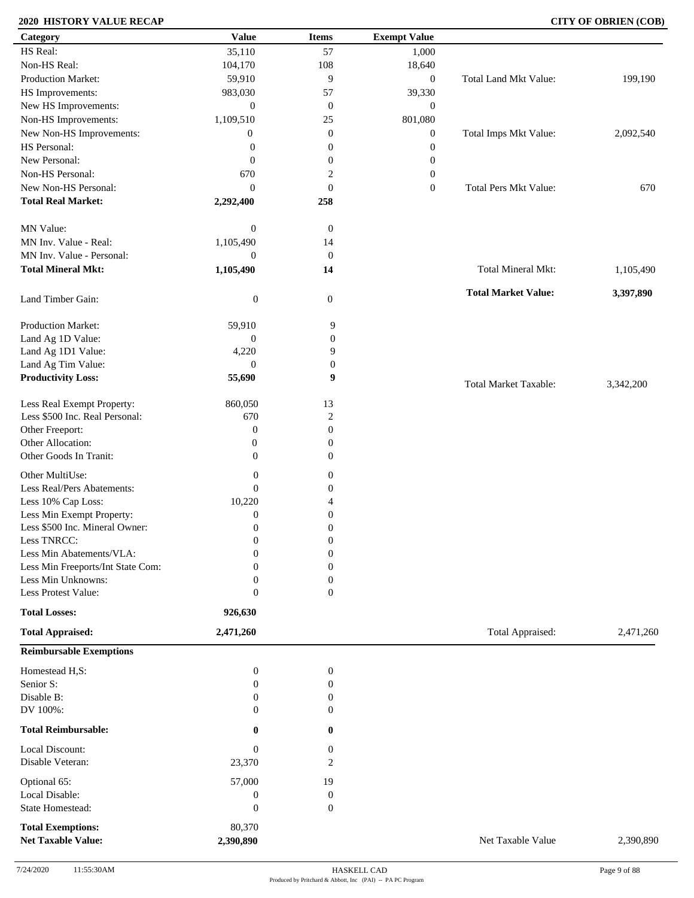## 2020 HISTORY VALUE RECAP

**CITY OF OBRIEN (COB)**

| Category | Value | Items | Exempt Value | | |
|---|---|---|---|---|---|
| HS Real: | 35,110 | 57 | 1,000 | | |
| Non-HS Real: | 104,170 | 108 | 18,640 | | |
| Production Market: | 59,910 | 9 | 0 | Total Land Mkt Value: | 199,190 |
| HS Improvements: | 983,030 | 57 | 39,330 | | |
| New HS Improvements: | 0 | 0 | 0 | | |
| Non-HS Improvements: | 1,109,510 | 25 | 801,080 | | |
| New Non-HS Improvements: | 0 | 0 | 0 | Total Imps Mkt Value: | 2,092,540 |
| HS Personal: | 0 | 0 | 0 | | |
| New Personal: | 0 | 0 | 0 | | |
| Non-HS Personal: | 670 | 2 | 0 | | |
| New Non-HS Personal: | 0 | 0 | 0 | Total Pers Mkt Value: | 670 |
| **Total Real Market:** | **2,292,400** | **258** | | | |
| MN Value: | 0 | 0 | | | |
| MN Inv. Value - Real: | 1,105,490 | 14 | | | |
| MN Inv. Value - Personal: | 0 | 0 | | | |
| **Total Mineral Mkt:** | **1,105,490** | **14** | | Total Mineral Mkt: | 1,105,490 |
| | | | | **Total Market Value:** | **3,397,890** |
| Land Timber Gain: | 0 | 0 | | | |
| Production Market: | 59,910 | 9 | | | |
| Land Ag 1D Value: | 0 | 0 | | | |
| Land Ag 1D1 Value: | 4,220 | 9 | | | |
| Land Ag Tim Value: | 0 | 0 | | | |
| **Productivity Loss:** | **55,690** | **9** | | Total Market Taxable: | 3,342,200 |
| Less Real Exempt Property: | 860,050 | 13 | | | |
| Less $500 Inc. Real Personal: | 670 | 2 | | | |
| Other Freeport: | 0 | 0 | | | |
| Other Allocation: | 0 | 0 | | | |
| Other Goods In Tranit: | 0 | 0 | | | |
| Other MultiUse: | 0 | 0 | | | |
| Less Real/Pers Abatements: | 0 | 0 | | | |
| Less 10% Cap Loss: | 10,220 | 4 | | | |
| Less Min Exempt Property: | 0 | 0 | | | |
| Less $500 Inc. Mineral Owner: | 0 | 0 | | | |
| Less TNRCC: | 0 | 0 | | | |
| Less Min Abatements/VLA: | 0 | 0 | | | |
| Less Min Freeports/Int State Com: | 0 | 0 | | | |
| Less Min Unknowns: | 0 | 0 | | | |
| Less Protest Value: | 0 | 0 | | | |
| **Total Losses:** | **926,630** | | | | |
| **Total Appraised:** | **2,471,260** | | | Total Appraised: | 2,471,260 |

**Reimbursable Exemptions**

| Category | Value | Items | | |
|---|---|---|---|---|
| Homestead H,S: | 0 | 0 | | |
| Senior S: | 0 | 0 | | |
| Disable B: | 0 | 0 | | |
| DV 100%: | 0 | 0 | | |
| **Total Reimbursable:** | **0** | **0** | | |
| Local Discount: | 0 | 0 | | |
| Disable Veteran: | 23,370 | 2 | | |
| Optional 65: | 57,000 | 19 | | |
| Local Disable: | 0 | 0 | | |
| State Homestead: | 0 | 0 | | |
| **Total Exemptions:** | 80,370 | | | |
| **Net Taxable Value:** | **2,390,890** | | Net Taxable Value | 2,390,890 |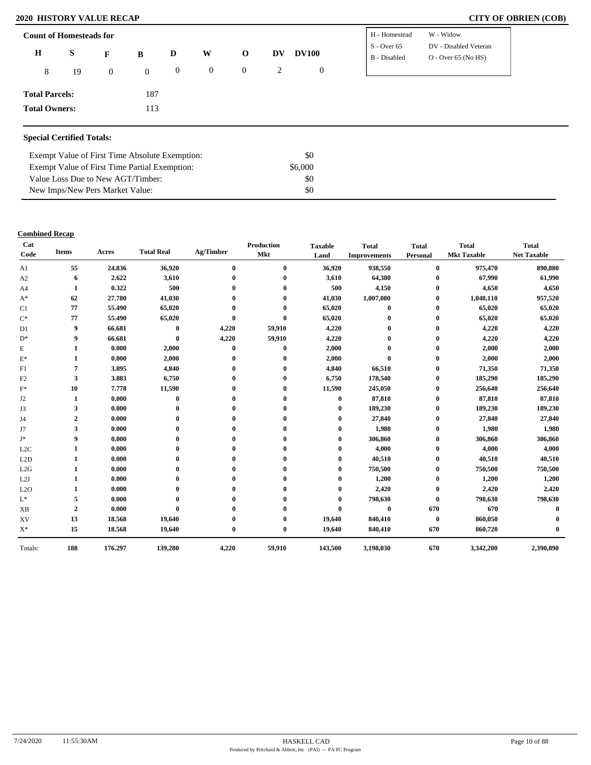## 2020 HISTORY VALUE RECAP

**CITY OF OBRIEN (COB)**

### Count of Homesteads for

| H | S | F | B | D | W | O | DV | DV100 |
|---|---|---|---|---|---|---|---|---|
| 8 | 19 | 0 | 0 | 0 | 0 | 0 | 2 | 0 |

| | |
|---|---|
| H - Homestead | W - Widow |
| S - Over 65 | DV - Disabled Veteran |
| B - Disabled | O - Over 65 (No HS) |

**Total Parcels:** 187

**Total Owners:** 113

### Special Certified Totals:

| | |
|---|---|
| Exempt Value of First Time Absolute Exemption: | $0 |
| Exempt Value of First Time Partial Exemption: | $6,000 |
| Value Loss Due to New AGT/Timber: | $0 |
| New Imps/New Pers Market Value: | $0 |

### Combined Recap

| Cat Code | Items | Acres | Total Real | Ag/Timber | Production Mkt | Taxable Land | Total Improvements | Total Personal | Total Mkt Taxable | Total Net Taxable |
|---|---|---|---|---|---|---|---|---|---|---|
| A1 | 55 | 24.836 | 36,920 | 0 | 0 | 36,920 | 938,550 | 0 | 975,470 | 890,880 |
| A2 | 6 | 2.622 | 3,610 | 0 | 0 | 3,610 | 64,380 | 0 | 67,990 | 61,990 |
| A4 | 1 | 0.322 | 500 | 0 | 0 | 500 | 4,150 | 0 | 4,650 | 4,650 |
| A* | 62 | 27.780 | 41,030 | 0 | 0 | 41,030 | 1,007,080 | 0 | 1,048,110 | 957,520 |
| C1 | 77 | 55.490 | 65,020 | 0 | 0 | 65,020 | 0 | 0 | 65,020 | 65,020 |
| C* | 77 | 55.490 | 65,020 | 0 | 0 | 65,020 | 0 | 0 | 65,020 | 65,020 |
| D1 | 9 | 66.681 | 0 | 4,220 | 59,910 | 4,220 | 0 | 0 | 4,220 | 4,220 |
| D* | 9 | 66.681 | 0 | 4,220 | 59,910 | 4,220 | 0 | 0 | 4,220 | 4,220 |
| E | 1 | 0.000 | 2,000 | 0 | 0 | 2,000 | 0 | 0 | 2,000 | 2,000 |
| E* | 1 | 0.000 | 2,000 | 0 | 0 | 2,000 | 0 | 0 | 2,000 | 2,000 |
| F1 | 7 | 3.895 | 4,840 | 0 | 0 | 4,840 | 66,510 | 0 | 71,350 | 71,350 |
| F2 | 3 | 3.883 | 6,750 | 0 | 0 | 6,750 | 178,540 | 0 | 185,290 | 185,290 |
| F* | 10 | 7.778 | 11,590 | 0 | 0 | 11,590 | 245,050 | 0 | 256,640 | 256,640 |
| J2 | 1 | 0.000 | 0 | 0 | 0 | 0 | 87,810 | 0 | 87,810 | 87,810 |
| J3 | 3 | 0.000 | 0 | 0 | 0 | 0 | 189,230 | 0 | 189,230 | 189,230 |
| J4 | 2 | 0.000 | 0 | 0 | 0 | 0 | 27,840 | 0 | 27,840 | 27,840 |
| J7 | 3 | 0.000 | 0 | 0 | 0 | 0 | 1,980 | 0 | 1,980 | 1,980 |
| J* | 9 | 0.000 | 0 | 0 | 0 | 0 | 306,860 | 0 | 306,860 | 306,860 |
| L2C | 1 | 0.000 | 0 | 0 | 0 | 0 | 4,000 | 0 | 4,000 | 4,000 |
| L2D | 1 | 0.000 | 0 | 0 | 0 | 0 | 40,510 | 0 | 40,510 | 40,510 |
| L2G | 1 | 0.000 | 0 | 0 | 0 | 0 | 750,500 | 0 | 750,500 | 750,500 |
| L2J | 1 | 0.000 | 0 | 0 | 0 | 0 | 1,200 | 0 | 1,200 | 1,200 |
| L2O | 1 | 0.000 | 0 | 0 | 0 | 0 | 2,420 | 0 | 2,420 | 2,420 |
| L* | 5 | 0.000 | 0 | 0 | 0 | 0 | 798,630 | 0 | 798,630 | 798,630 |
| XB | 2 | 0.000 | 0 | 0 | 0 | 0 | 0 | 670 | 670 | 0 |
| XV | 13 | 18.568 | 19,640 | 0 | 0 | 19,640 | 840,410 | 0 | 860,050 | 0 |
| X* | 15 | 18.568 | 19,640 | 0 | 0 | 19,640 | 840,410 | 670 | 860,720 | 0 |
| Totals: | 188 | 176.297 | 139,280 | 4,220 | 59,910 | 143,500 | 3,198,030 | 670 | 3,342,200 | 2,390,890 |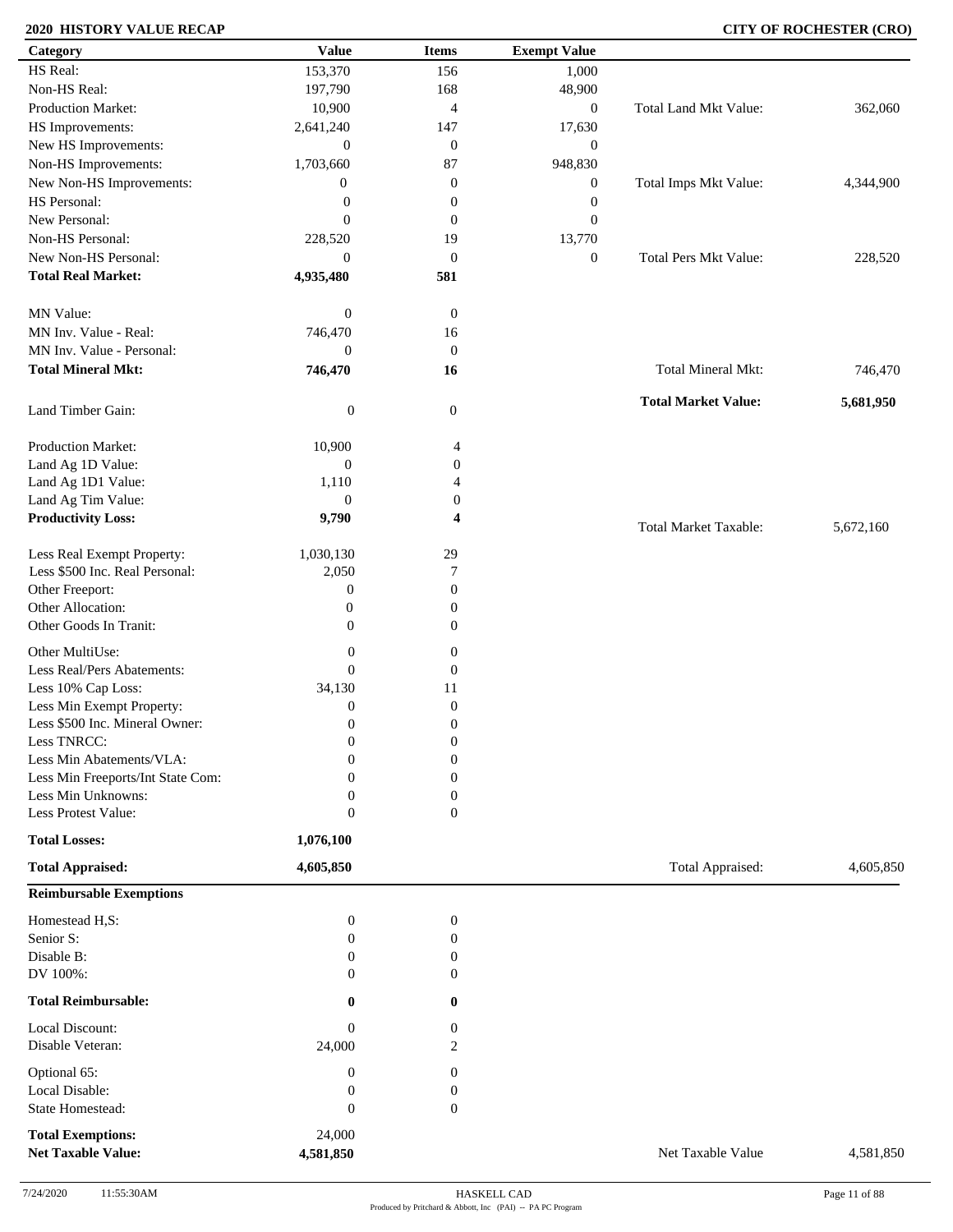## 2020 HISTORY VALUE RECAP

## CITY OF ROCHESTER (CRO)

| Category | Value | Items | Exempt Value | | |
|---|---|---|---|---|---|
| HS Real: | 153,370 | 156 | 1,000 | | |
| Non-HS Real: | 197,790 | 168 | 48,900 | | |
| Production Market: | 10,900 | 4 | 0 | Total Land Mkt Value: | 362,060 |
| HS Improvements: | 2,641,240 | 147 | 17,630 | | |
| New HS Improvements: | 0 | 0 | 0 | | |
| Non-HS Improvements: | 1,703,660 | 87 | 948,830 | | |
| New Non-HS Improvements: | 0 | 0 | 0 | Total Imps Mkt Value: | 4,344,900 |
| HS Personal: | 0 | 0 | 0 | | |
| New Personal: | 0 | 0 | 0 | | |
| Non-HS Personal: | 228,520 | 19 | 13,770 | | |
| New Non-HS Personal: | 0 | 0 | 0 | Total Pers Mkt Value: | 228,520 |
| **Total Real Market:** | **4,935,480** | **581** | | | |
| MN Value: | 0 | 0 | | | |
| MN Inv. Value - Real: | 746,470 | 16 | | | |
| MN Inv. Value - Personal: | 0 | 0 | | | |
| **Total Mineral Mkt:** | **746,470** | **16** | | Total Mineral Mkt: | 746,470 |
| Land Timber Gain: | 0 | 0 | | **Total Market Value:** | **5,681,950** |
| Production Market: | 10,900 | 4 | | | |
| Land Ag 1D Value: | 0 | 0 | | | |
| Land Ag 1D1 Value: | 1,110 | 4 | | | |
| Land Ag Tim Value: | 0 | 0 | | | |
| **Productivity Loss:** | **9,790** | **4** | | Total Market Taxable: | 5,672,160 |
| Less Real Exempt Property: | 1,030,130 | 29 | | | |
| Less $500 Inc. Real Personal: | 2,050 | 7 | | | |
| Other Freeport: | 0 | 0 | | | |
| Other Allocation: | 0 | 0 | | | |
| Other Goods In Tranit: | 0 | 0 | | | |
| Other MultiUse: | 0 | 0 | | | |
| Less Real/Pers Abatements: | 0 | 0 | | | |
| Less 10% Cap Loss: | 34,130 | 11 | | | |
| Less Min Exempt Property: | 0 | 0 | | | |
| Less $500 Inc. Mineral Owner: | 0 | 0 | | | |
| Less TNRCC: | 0 | 0 | | | |
| Less Min Abatements/VLA: | 0 | 0 | | | |
| Less Min Freeports/Int State Com: | 0 | 0 | | | |
| Less Min Unknowns: | 0 | 0 | | | |
| Less Protest Value: | 0 | 0 | | | |
| **Total Losses:** | **1,076,100** | | | | |
| **Total Appraised:** | **4,605,850** | | | Total Appraised: | 4,605,850 |

**Reimbursable Exemptions**

| Category | Value | Items | | |
|---|---|---|---|---|
| Homestead H,S: | 0 | 0 | | |
| Senior S: | 0 | 0 | | |
| Disable B: | 0 | 0 | | |
| DV 100%: | 0 | 0 | | |
| **Total Reimbursable:** | **0** | **0** | | |
| Local Discount: | 0 | 0 | | |
| Disable Veteran: | 24,000 | 2 | | |
| Optional 65: | 0 | 0 | | |
| Local Disable: | 0 | 0 | | |
| State Homestead: | 0 | 0 | | |
| **Total Exemptions:** | 24,000 | | | |
| **Net Taxable Value:** | **4,581,850** | | Net Taxable Value | 4,581,850 |

7/24/2020 11:55:30AM

HASKELL CAD

Produced by Pritchard & Abbott, Inc (PAI) -- PA PC Program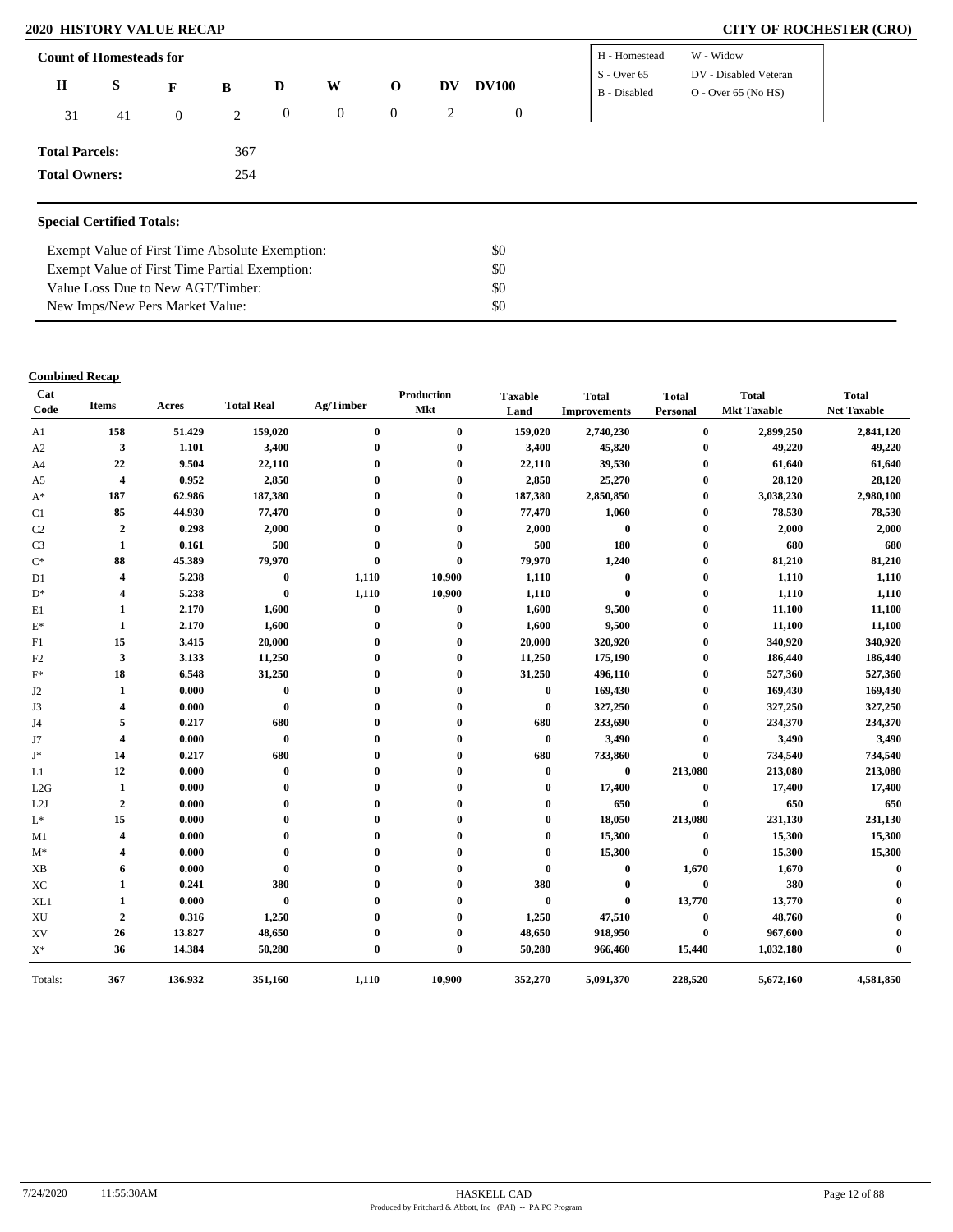## 2020 HISTORY VALUE RECAP

## CITY OF ROCHESTER (CRO)

**Count of Homesteads for**

| H | S | F | B | D | W | O | DV | DV100 |
|---|---|---|---|---|---|---|---|---|
| 31 | 41 | 0 | 2 | 0 | 0 | 0 | 2 | 0 |

| | |
|---|---|
| H - Homestead | W - Widow |
| S - Over 65 | DV - Disabled Veteran |
| B - Disabled | O - Over 65 (No HS) |

**Total Parcels:** 367

**Total Owners:** 254

**Special Certified Totals:**

| | |
|---|---|
| Exempt Value of First Time Absolute Exemption: | $0 |
| Exempt Value of First Time Partial Exemption: | $0 |
| Value Loss Due to New AGT/Timber: | $0 |
| New Imps/New Pers Market Value: | $0 |

**Combined Recap**

| Cat Code | Items | Acres | Total Real | Ag/Timber | Production Mkt | Taxable Land | Total Improvements | Total Personal | Total Mkt Taxable | Total Net Taxable |
|---|---|---|---|---|---|---|---|---|---|---|
| A1 | 158 | 51.429 | 159,020 | 0 | 0 | 159,020 | 2,740,230 | 0 | 2,899,250 | 2,841,120 |
| A2 | 3 | 1.101 | 3,400 | 0 | 0 | 3,400 | 45,820 | 0 | 49,220 | 49,220 |
| A4 | 22 | 9.504 | 22,110 | 0 | 0 | 22,110 | 39,530 | 0 | 61,640 | 61,640 |
| A5 | 4 | 0.952 | 2,850 | 0 | 0 | 2,850 | 25,270 | 0 | 28,120 | 28,120 |
| A* | 187 | 62.986 | 187,380 | 0 | 0 | 187,380 | 2,850,850 | 0 | 3,038,230 | 2,980,100 |
| C1 | 85 | 44.930 | 77,470 | 0 | 0 | 77,470 | 1,060 | 0 | 78,530 | 78,530 |
| C2 | 2 | 0.298 | 2,000 | 0 | 0 | 2,000 | 0 | 0 | 2,000 | 2,000 |
| C3 | 1 | 0.161 | 500 | 0 | 0 | 500 | 180 | 0 | 680 | 680 |
| C* | 88 | 45.389 | 79,970 | 0 | 0 | 79,970 | 1,240 | 0 | 81,210 | 81,210 |
| D1 | 4 | 5.238 | 0 | 1,110 | 10,900 | 1,110 | 0 | 0 | 1,110 | 1,110 |
| D* | 4 | 5.238 | 0 | 1,110 | 10,900 | 1,110 | 0 | 0 | 1,110 | 1,110 |
| E1 | 1 | 2.170 | 1,600 | 0 | 0 | 1,600 | 9,500 | 0 | 11,100 | 11,100 |
| E* | 1 | 2.170 | 1,600 | 0 | 0 | 1,600 | 9,500 | 0 | 11,100 | 11,100 |
| F1 | 15 | 3.415 | 20,000 | 0 | 0 | 20,000 | 320,920 | 0 | 340,920 | 340,920 |
| F2 | 3 | 3.133 | 11,250 | 0 | 0 | 11,250 | 175,190 | 0 | 186,440 | 186,440 |
| F* | 18 | 6.548 | 31,250 | 0 | 0 | 31,250 | 496,110 | 0 | 527,360 | 527,360 |
| J2 | 1 | 0.000 | 0 | 0 | 0 | 0 | 169,430 | 0 | 169,430 | 169,430 |
| J3 | 4 | 0.000 | 0 | 0 | 0 | 0 | 327,250 | 0 | 327,250 | 327,250 |
| J4 | 5 | 0.217 | 680 | 0 | 0 | 680 | 233,690 | 0 | 234,370 | 234,370 |
| J7 | 4 | 0.000 | 0 | 0 | 0 | 0 | 3,490 | 0 | 3,490 | 3,490 |
| J* | 14 | 0.217 | 680 | 0 | 0 | 680 | 733,860 | 0 | 734,540 | 734,540 |
| L1 | 12 | 0.000 | 0 | 0 | 0 | 0 | 0 | 213,080 | 213,080 | 213,080 |
| L2G | 1 | 0.000 | 0 | 0 | 0 | 0 | 17,400 | 0 | 17,400 | 17,400 |
| L2J | 2 | 0.000 | 0 | 0 | 0 | 0 | 650 | 0 | 650 | 650 |
| L* | 15 | 0.000 | 0 | 0 | 0 | 0 | 18,050 | 213,080 | 231,130 | 231,130 |
| M1 | 4 | 0.000 | 0 | 0 | 0 | 0 | 15,300 | 0 | 15,300 | 15,300 |
| M* | 4 | 0.000 | 0 | 0 | 0 | 0 | 15,300 | 0 | 15,300 | 15,300 |
| XB | 6 | 0.000 | 0 | 0 | 0 | 0 | 0 | 1,670 | 1,670 | 0 |
| XC | 1 | 0.241 | 380 | 0 | 0 | 380 | 0 | 0 | 380 | 0 |
| XL1 | 1 | 0.000 | 0 | 0 | 0 | 0 | 0 | 13,770 | 13,770 | 0 |
| XU | 2 | 0.316 | 1,250 | 0 | 0 | 1,250 | 47,510 | 0 | 48,760 | 0 |
| XV | 26 | 13.827 | 48,650 | 0 | 0 | 48,650 | 918,950 | 0 | 967,600 | 0 |
| X* | 36 | 14.384 | 50,280 | 0 | 0 | 50,280 | 966,460 | 15,440 | 1,032,180 | 0 |
| Totals: | 367 | 136.932 | 351,160 | 1,110 | 10,900 | 352,270 | 5,091,370 | 228,520 | 5,672,160 | 4,581,850 |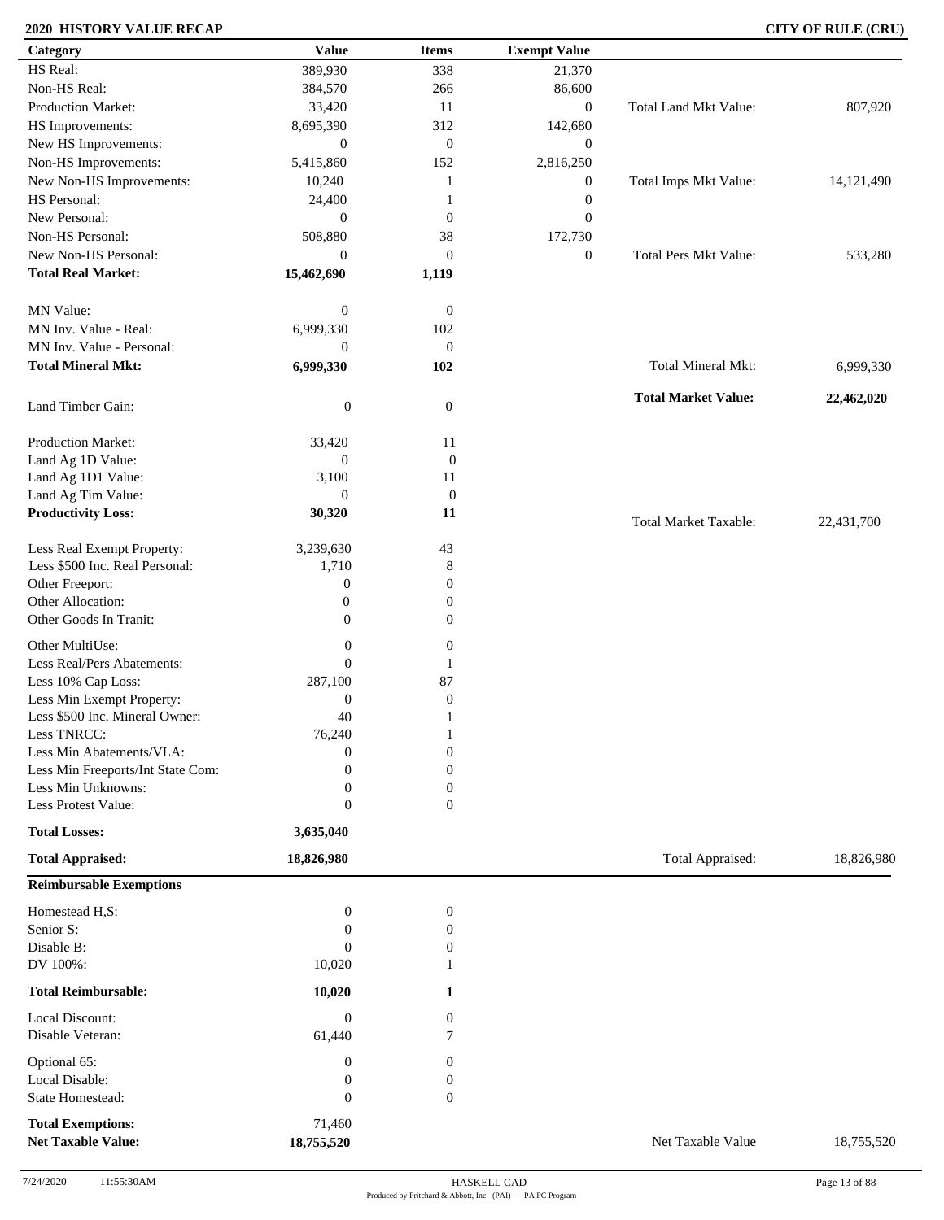**2020 HISTORY VALUE RECAP** **CITY OF RULE (CRU)**

| Category | Value | Items | Exempt Value | | |
|---|---|---|---|---|---|
| HS Real: | 389,930 | 338 | 21,370 | | |
| Non-HS Real: | 384,570 | 266 | 86,600 | | |
| Production Market: | 33,420 | 11 | 0 | Total Land Mkt Value: | 807,920 |
| HS Improvements: | 8,695,390 | 312 | 142,680 | | |
| New HS Improvements: | 0 | 0 | 0 | | |
| Non-HS Improvements: | 5,415,860 | 152 | 2,816,250 | | |
| New Non-HS Improvements: | 10,240 | 1 | 0 | Total Imps Mkt Value: | 14,121,490 |
| HS Personal: | 24,400 | 1 | 0 | | |
| New Personal: | 0 | 0 | 0 | | |
| Non-HS Personal: | 508,880 | 38 | 172,730 | | |
| New Non-HS Personal: | 0 | 0 | 0 | Total Pers Mkt Value: | 533,280 |
| **Total Real Market:** | **15,462,690** | **1,119** | | | |
| MN Value: | 0 | 0 | | | |
| MN Inv. Value - Real: | 6,999,330 | 102 | | | |
| MN Inv. Value - Personal: | 0 | 0 | | | |
| **Total Mineral Mkt:** | **6,999,330** | **102** | | Total Mineral Mkt: | 6,999,330 |
| | | | | **Total Market Value:** | **22,462,020** |
| Land Timber Gain: | 0 | 0 | | | |
| Production Market: | 33,420 | 11 | | | |
| Land Ag 1D Value: | 0 | 0 | | | |
| Land Ag 1D1 Value: | 3,100 | 11 | | | |
| Land Ag Tim Value: | 0 | 0 | | | |
| **Productivity Loss:** | **30,320** | **11** | | Total Market Taxable: | 22,431,700 |
| Less Real Exempt Property: | 3,239,630 | 43 | | | |
| Less $500 Inc. Real Personal: | 1,710 | 8 | | | |
| Other Freeport: | 0 | 0 | | | |
| Other Allocation: | 0 | 0 | | | |
| Other Goods In Tranit: | 0 | 0 | | | |
| Other MultiUse: | 0 | 0 | | | |
| Less Real/Pers Abatements: | 0 | 1 | | | |
| Less 10% Cap Loss: | 287,100 | 87 | | | |
| Less Min Exempt Property: | 0 | 0 | | | |
| Less $500 Inc. Mineral Owner: | 40 | 1 | | | |
| Less TNRCC: | 76,240 | 1 | | | |
| Less Min Abatements/VLA: | 0 | 0 | | | |
| Less Min Freeports/Int State Com: | 0 | 0 | | | |
| Less Min Unknowns: | 0 | 0 | | | |
| Less Protest Value: | 0 | 0 | | | |
| **Total Losses:** | **3,635,040** | | | | |
| **Total Appraised:** | **18,826,980** | | | Total Appraised: | 18,826,980 |
| **Reimbursable Exemptions** | | | | | |
| Homestead H,S: | 0 | 0 | | | |
| Senior S: | 0 | 0 | | | |
| Disable B: | 0 | 0 | | | |
| DV 100%: | 10,020 | 1 | | | |
| **Total Reimbursable:** | **10,020** | **1** | | | |
| Local Discount: | 0 | 0 | | | |
| Disable Veteran: | 61,440 | 7 | | | |
| Optional 65: | 0 | 0 | | | |
| Local Disable: | 0 | 0 | | | |
| State Homestead: | 0 | 0 | | | |
| **Total Exemptions:** | 71,460 | | | | |
| **Net Taxable Value:** | **18,755,520** | | | Net Taxable Value | 18,755,520 |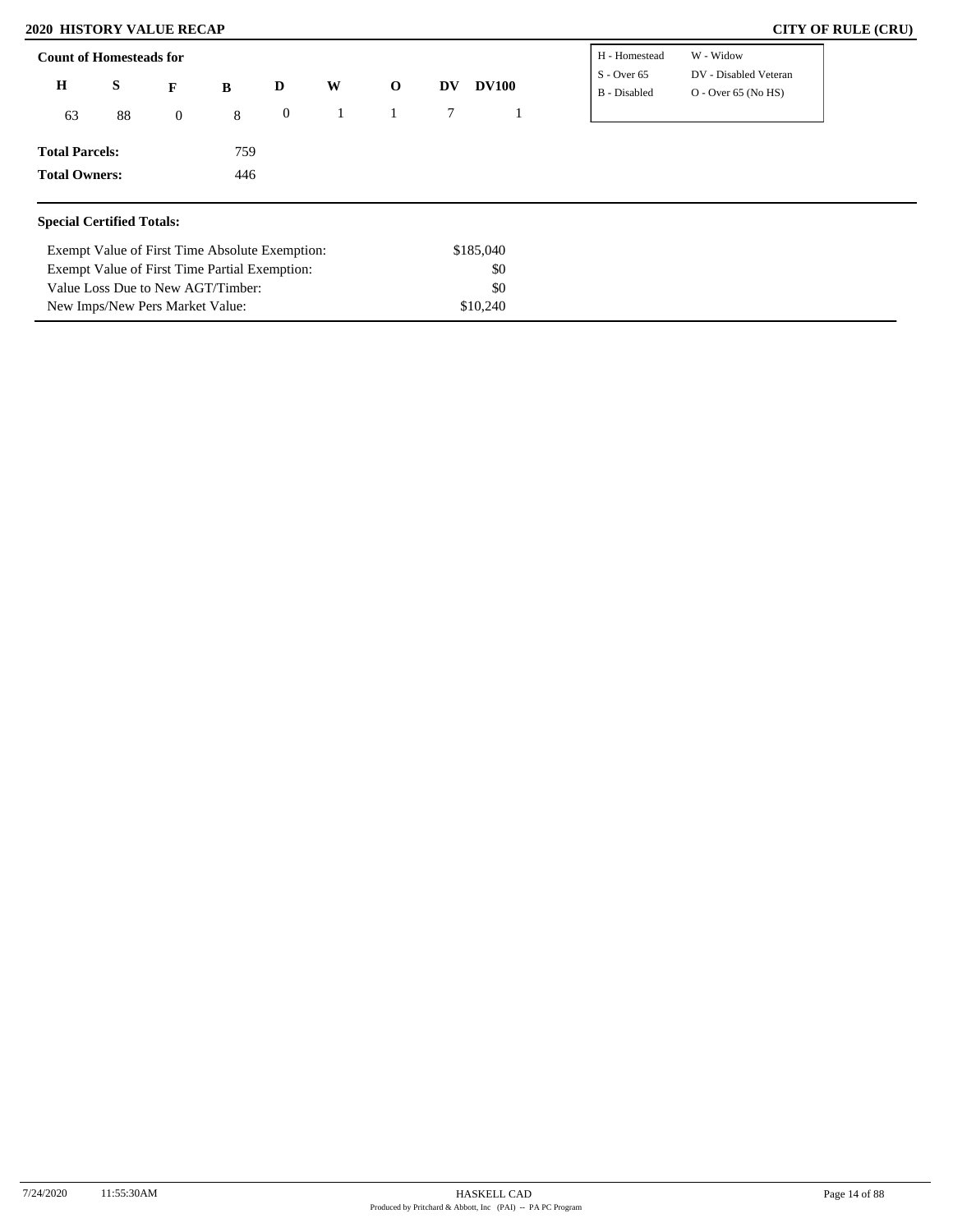## 2020 HISTORY VALUE RECAP

**CITY OF RULE (CRU)**

### Count of Homesteads for

| H | S | F | B | D | W | O | DV | DV100 |
|---|---|---|---|---|---|---|---|---|
| 63 | 88 | 0 | 8 | 0 | 1 | 1 | 7 | 1 |

| | |
|---|---|
| H - Homestead | W - Widow |
| S - Over 65 | DV - Disabled Veteran |
| B - Disabled | O - Over 65 (No HS) |

**Total Parcels:** 759

**Total Owners:** 446

### Special Certified Totals:

| | |
|---|---|
| Exempt Value of First Time Absolute Exemption: | $185,040 |
| Exempt Value of First Time Partial Exemption: | $0 |
| Value Loss Due to New AGT/Timber: | $0 |
| New Imps/New Pers Market Value: | $10,240 |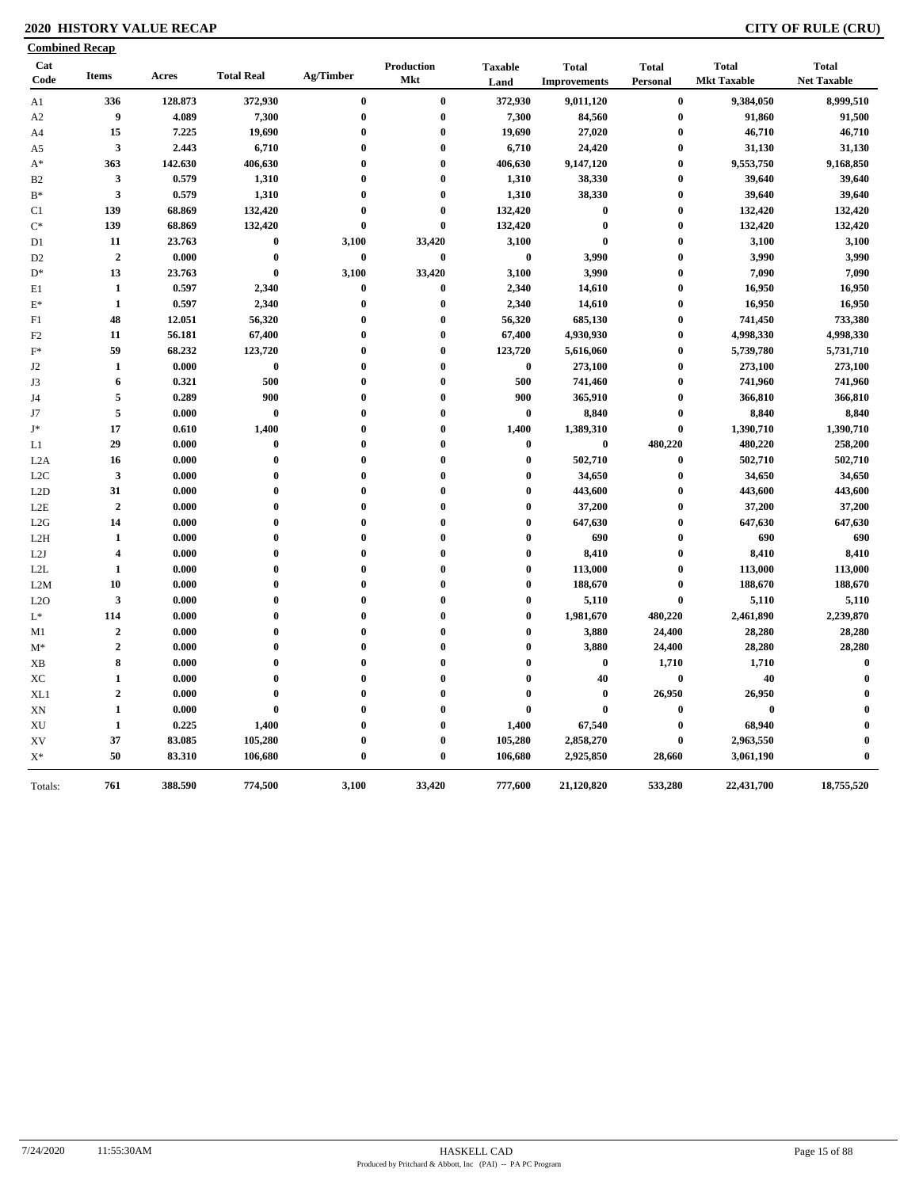## 2020 HISTORY VALUE RECAP

## CITY OF RULE (CRU)

**Combined Recap**

| Cat Code | Items | Acres | Total Real | Ag/Timber | Production Mkt | Taxable Land | Total Improvements | Total Personal | Total Mkt Taxable | Total Net Taxable |
|---|---|---|---|---|---|---|---|---|---|---|
| A1 | 336 | 128.873 | 372,930 | 0 | 0 | 372,930 | 9,011,120 | 0 | 9,384,050 | 8,999,510 |
| A2 | 9 | 4.089 | 7,300 | 0 | 0 | 7,300 | 84,560 | 0 | 91,860 | 91,500 |
| A4 | 15 | 7.225 | 19,690 | 0 | 0 | 19,690 | 27,020 | 0 | 46,710 | 46,710 |
| A5 | 3 | 2.443 | 6,710 | 0 | 0 | 6,710 | 24,420 | 0 | 31,130 | 31,130 |
| A* | 363 | 142.630 | 406,630 | 0 | 0 | 406,630 | 9,147,120 | 0 | 9,553,750 | 9,168,850 |
| B2 | 3 | 0.579 | 1,310 | 0 | 0 | 1,310 | 38,330 | 0 | 39,640 | 39,640 |
| B* | 3 | 0.579 | 1,310 | 0 | 0 | 1,310 | 38,330 | 0 | 39,640 | 39,640 |
| C1 | 139 | 68.869 | 132,420 | 0 | 0 | 132,420 | 0 | 0 | 132,420 | 132,420 |
| C* | 139 | 68.869 | 132,420 | 0 | 0 | 132,420 | 0 | 0 | 132,420 | 132,420 |
| D1 | 11 | 23.763 | 0 | 3,100 | 33,420 | 3,100 | 0 | 0 | 3,100 | 3,100 |
| D2 | 2 | 0.000 | 0 | 0 | 0 | 0 | 3,990 | 0 | 3,990 | 3,990 |
| D* | 13 | 23.763 | 0 | 3,100 | 33,420 | 3,100 | 3,990 | 0 | 7,090 | 7,090 |
| E1 | 1 | 0.597 | 2,340 | 0 | 0 | 2,340 | 14,610 | 0 | 16,950 | 16,950 |
| E* | 1 | 0.597 | 2,340 | 0 | 0 | 2,340 | 14,610 | 0 | 16,950 | 16,950 |
| F1 | 48 | 12.051 | 56,320 | 0 | 0 | 56,320 | 685,130 | 0 | 741,450 | 733,380 |
| F2 | 11 | 56.181 | 67,400 | 0 | 0 | 67,400 | 4,930,930 | 0 | 4,998,330 | 4,998,330 |
| F* | 59 | 68.232 | 123,720 | 0 | 0 | 123,720 | 5,616,060 | 0 | 5,739,780 | 5,731,710 |
| J2 | 1 | 0.000 | 0 | 0 | 0 | 0 | 273,100 | 0 | 273,100 | 273,100 |
| J3 | 6 | 0.321 | 500 | 0 | 0 | 500 | 741,460 | 0 | 741,960 | 741,960 |
| J4 | 5 | 0.289 | 900 | 0 | 0 | 900 | 365,910 | 0 | 366,810 | 366,810 |
| J7 | 5 | 0.000 | 0 | 0 | 0 | 0 | 8,840 | 0 | 8,840 | 8,840 |
| J* | 17 | 0.610 | 1,400 | 0 | 0 | 1,400 | 1,389,310 | 0 | 1,390,710 | 1,390,710 |
| L1 | 29 | 0.000 | 0 | 0 | 0 | 0 | 0 | 480,220 | 480,220 | 258,200 |
| L2A | 16 | 0.000 | 0 | 0 | 0 | 0 | 502,710 | 0 | 502,710 | 502,710 |
| L2C | 3 | 0.000 | 0 | 0 | 0 | 0 | 34,650 | 0 | 34,650 | 34,650 |
| L2D | 31 | 0.000 | 0 | 0 | 0 | 0 | 443,600 | 0 | 443,600 | 443,600 |
| L2E | 2 | 0.000 | 0 | 0 | 0 | 0 | 37,200 | 0 | 37,200 | 37,200 |
| L2G | 14 | 0.000 | 0 | 0 | 0 | 0 | 647,630 | 0 | 647,630 | 647,630 |
| L2H | 1 | 0.000 | 0 | 0 | 0 | 0 | 690 | 0 | 690 | 690 |
| L2J | 4 | 0.000 | 0 | 0 | 0 | 0 | 8,410 | 0 | 8,410 | 8,410 |
| L2L | 1 | 0.000 | 0 | 0 | 0 | 0 | 113,000 | 0 | 113,000 | 113,000 |
| L2M | 10 | 0.000 | 0 | 0 | 0 | 0 | 188,670 | 0 | 188,670 | 188,670 |
| L2O | 3 | 0.000 | 0 | 0 | 0 | 0 | 5,110 | 0 | 5,110 | 5,110 |
| L* | 114 | 0.000 | 0 | 0 | 0 | 0 | 1,981,670 | 480,220 | 2,461,890 | 2,239,870 |
| M1 | 2 | 0.000 | 0 | 0 | 0 | 0 | 3,880 | 24,400 | 28,280 | 28,280 |
| M* | 2 | 0.000 | 0 | 0 | 0 | 0 | 3,880 | 24,400 | 28,280 | 28,280 |
| XB | 8 | 0.000 | 0 | 0 | 0 | 0 | 0 | 1,710 | 1,710 | 0 |
| XC | 1 | 0.000 | 0 | 0 | 0 | 0 | 40 | 0 | 40 | 0 |
| XL1 | 2 | 0.000 | 0 | 0 | 0 | 0 | 0 | 26,950 | 26,950 | 0 |
| XN | 1 | 0.000 | 0 | 0 | 0 | 0 | 0 | 0 | 0 | 0 |
| XU | 1 | 0.225 | 1,400 | 0 | 0 | 1,400 | 67,540 | 0 | 68,940 | 0 |
| XV | 37 | 83.085 | 105,280 | 0 | 0 | 105,280 | 2,858,270 | 0 | 2,963,550 | 0 |
| X* | 50 | 83.310 | 106,680 | 0 | 0 | 106,680 | 2,925,850 | 28,660 | 3,061,190 | 0 |
| Totals: | 761 | 388.590 | 774,500 | 3,100 | 33,420 | 777,600 | 21,120,820 | 533,280 | 22,431,700 | 18,755,520 |

7/24/2020 11:55:30AM HASKELL CAD
Produced by Pritchard & Abbott, Inc (PAI) -- PA PC Program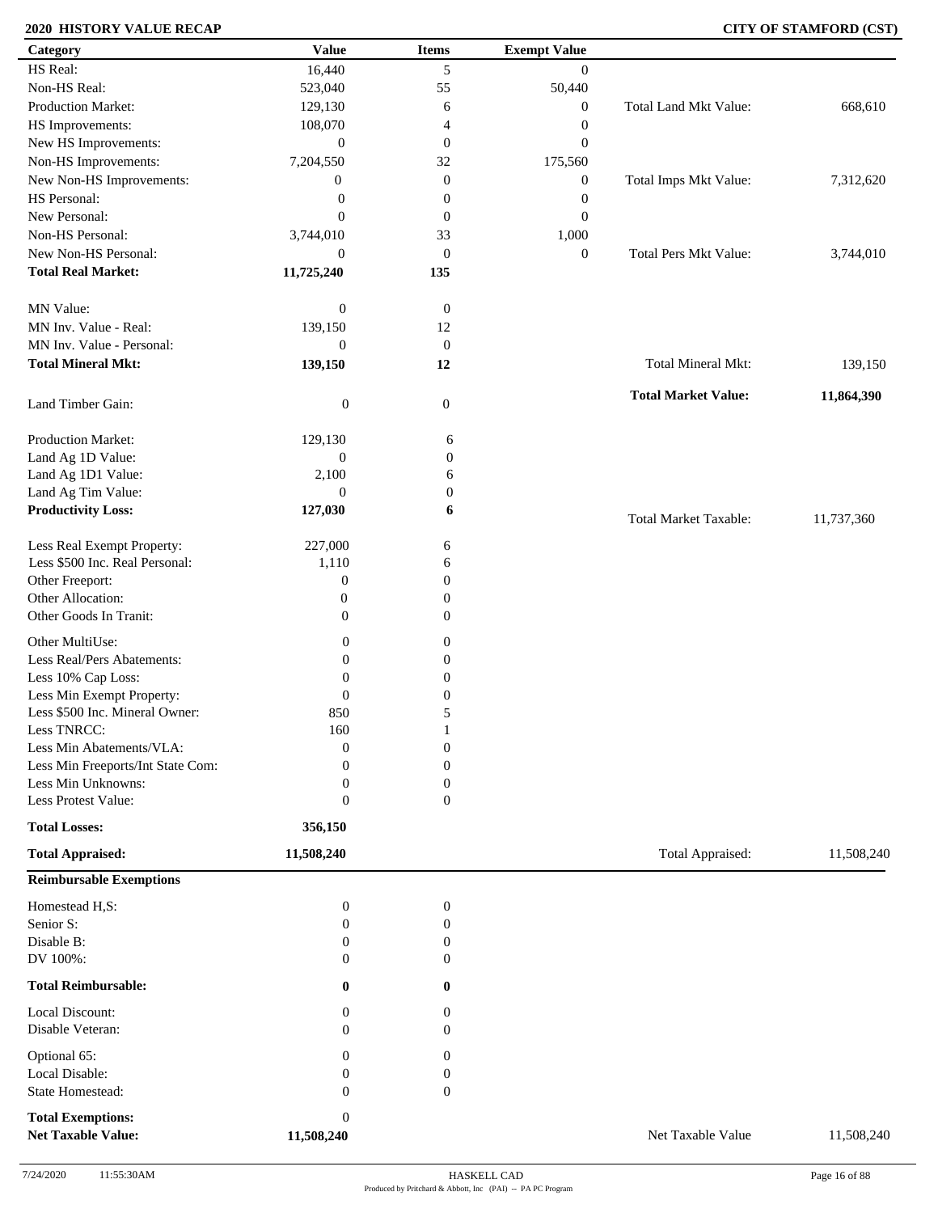**2020 HISTORY VALUE RECAP** **CITY OF STAMFORD (CST)**

| Category | Value | Items | Exempt Value | | |
|---|---|---|---|---|---|
| HS Real: | 16,440 | 5 | 0 | | |
| Non-HS Real: | 523,040 | 55 | 50,440 | | |
| Production Market: | 129,130 | 6 | 0 | Total Land Mkt Value: | 668,610 |
| HS Improvements: | 108,070 | 4 | 0 | | |
| New HS Improvements: | 0 | 0 | 0 | | |
| Non-HS Improvements: | 7,204,550 | 32 | 175,560 | | |
| New Non-HS Improvements: | 0 | 0 | 0 | Total Imps Mkt Value: | 7,312,620 |
| HS Personal: | 0 | 0 | 0 | | |
| New Personal: | 0 | 0 | 0 | | |
| Non-HS Personal: | 3,744,010 | 33 | 1,000 | | |
| New Non-HS Personal: | 0 | 0 | 0 | Total Pers Mkt Value: | 3,744,010 |
| **Total Real Market:** | **11,725,240** | **135** | | | |
| MN Value: | 0 | 0 | | | |
| MN Inv. Value - Real: | 139,150 | 12 | | | |
| MN Inv. Value - Personal: | 0 | 0 | | | |
| **Total Mineral Mkt:** | **139,150** | **12** | | Total Mineral Mkt: | 139,150 |
| Land Timber Gain: | 0 | 0 | | **Total Market Value:** | **11,864,390** |
| Production Market: | 129,130 | 6 | | | |
| Land Ag 1D Value: | 0 | 0 | | | |
| Land Ag 1D1 Value: | 2,100 | 6 | | | |
| Land Ag Tim Value: | 0 | 0 | | | |
| **Productivity Loss:** | **127,030** | **6** | | Total Market Taxable: | 11,737,360 |
| Less Real Exempt Property: | 227,000 | 6 | | | |
| Less $500 Inc. Real Personal: | 1,110 | 6 | | | |
| Other Freeport: | 0 | 0 | | | |
| Other Allocation: | 0 | 0 | | | |
| Other Goods In Tranit: | 0 | 0 | | | |
| Other MultiUse: | 0 | 0 | | | |
| Less Real/Pers Abatements: | 0 | 0 | | | |
| Less 10% Cap Loss: | 0 | 0 | | | |
| Less Min Exempt Property: | 0 | 0 | | | |
| Less $500 Inc. Mineral Owner: | 850 | 5 | | | |
| Less TNRCC: | 160 | 1 | | | |
| Less Min Abatements/VLA: | 0 | 0 | | | |
| Less Min Freeports/Int State Com: | 0 | 0 | | | |
| Less Min Unknowns: | 0 | 0 | | | |
| Less Protest Value: | 0 | 0 | | | |
| **Total Losses:** | **356,150** | | | | |
| **Total Appraised:** | **11,508,240** | | | Total Appraised: | 11,508,240 |

**Reimbursable Exemptions**

| Category | Value | Items | | |
|---|---|---|---|---|
| Homestead H,S: | 0 | 0 | | |
| Senior S: | 0 | 0 | | |
| Disable B: | 0 | 0 | | |
| DV 100%: | 0 | 0 | | |
| **Total Reimbursable:** | **0** | **0** | | |
| Local Discount: | 0 | 0 | | |
| Disable Veteran: | 0 | 0 | | |
| Optional 65: | 0 | 0 | | |
| Local Disable: | 0 | 0 | | |
| State Homestead: | 0 | 0 | | |
| **Total Exemptions:** | 0 | | | |
| **Net Taxable Value:** | **11,508,240** | | Net Taxable Value | 11,508,240 |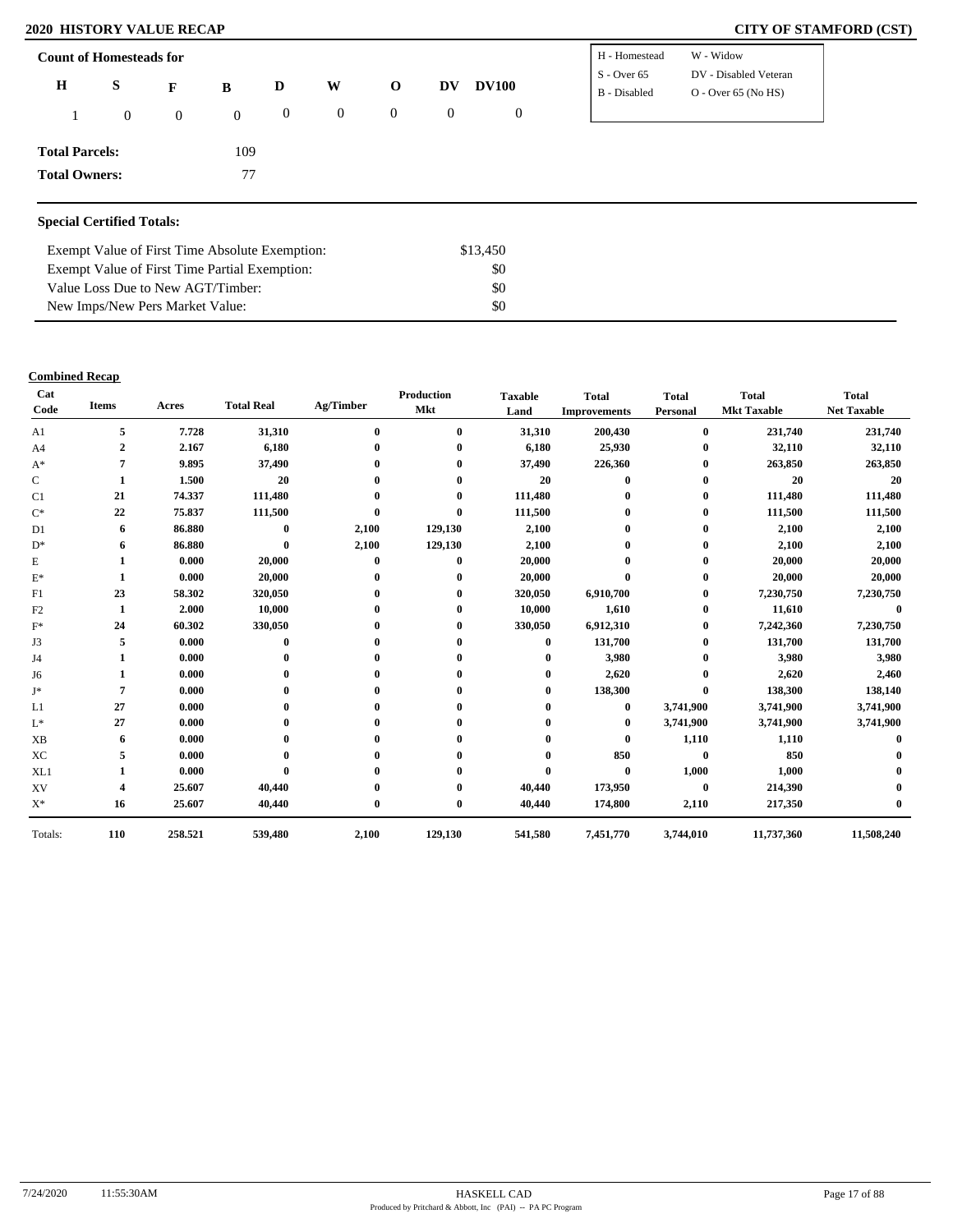# 2020 HISTORY VALUE RECAP

**CITY OF STAMFORD (CST)**

## Count of Homesteads for

| H | S | F | B | D | W | O | DV | DV100 |
|---|---|---|---|---|---|---|---|---|
| 1 | 0 | 0 | 0 | 0 | 0 | 0 | 0 | 0 |

| | |
|---|---|
| H - Homestead | W - Widow |
| S - Over 65 | DV - Disabled Veteran |
| B - Disabled | O - Over 65 (No HS) |

**Total Parcels:** 109

**Total Owners:** 77

## Special Certified Totals:

| | |
|---|---|
| Exempt Value of First Time Absolute Exemption: | $13,450 |
| Exempt Value of First Time Partial Exemption: | $0 |
| Value Loss Due to New AGT/Timber: | $0 |
| New Imps/New Pers Market Value: | $0 |

## Combined Recap

| Cat Code | Items | Acres | Total Real | Ag/Timber | Production Mkt | Taxable Land | Total Improvements | Total Personal | Total Mkt Taxable | Total Net Taxable |
|---|---|---|---|---|---|---|---|---|---|---|
| A1 | 5 | 7.728 | 31,310 | 0 | 0 | 31,310 | 200,430 | 0 | 231,740 | 231,740 |
| A4 | 2 | 2.167 | 6,180 | 0 | 0 | 6,180 | 25,930 | 0 | 32,110 | 32,110 |
| A* | 7 | 9.895 | 37,490 | 0 | 0 | 37,490 | 226,360 | 0 | 263,850 | 263,850 |
| C | 1 | 1.500 | 20 | 0 | 0 | 20 | 0 | 0 | 20 | 20 |
| C1 | 21 | 74.337 | 111,480 | 0 | 0 | 111,480 | 0 | 0 | 111,480 | 111,480 |
| C* | 22 | 75.837 | 111,500 | 0 | 0 | 111,500 | 0 | 0 | 111,500 | 111,500 |
| D1 | 6 | 86.880 | 0 | 2,100 | 129,130 | 2,100 | 0 | 0 | 2,100 | 2,100 |
| D* | 6 | 86.880 | 0 | 2,100 | 129,130 | 2,100 | 0 | 0 | 2,100 | 2,100 |
| E | 1 | 0.000 | 20,000 | 0 | 0 | 20,000 | 0 | 0 | 20,000 | 20,000 |
| E* | 1 | 0.000 | 20,000 | 0 | 0 | 20,000 | 0 | 0 | 20,000 | 20,000 |
| F1 | 23 | 58.302 | 320,050 | 0 | 0 | 320,050 | 6,910,700 | 0 | 7,230,750 | 7,230,750 |
| F2 | 1 | 2.000 | 10,000 | 0 | 0 | 10,000 | 1,610 | 0 | 11,610 | 0 |
| F* | 24 | 60.302 | 330,050 | 0 | 0 | 330,050 | 6,912,310 | 0 | 7,242,360 | 7,230,750 |
| J3 | 5 | 0.000 | 0 | 0 | 0 | 0 | 131,700 | 0 | 131,700 | 131,700 |
| J4 | 1 | 0.000 | 0 | 0 | 0 | 0 | 3,980 | 0 | 3,980 | 3,980 |
| J6 | 1 | 0.000 | 0 | 0 | 0 | 0 | 2,620 | 0 | 2,620 | 2,460 |
| J* | 7 | 0.000 | 0 | 0 | 0 | 0 | 138,300 | 0 | 138,300 | 138,140 |
| L1 | 27 | 0.000 | 0 | 0 | 0 | 0 | 0 | 3,741,900 | 3,741,900 | 3,741,900 |
| L* | 27 | 0.000 | 0 | 0 | 0 | 0 | 0 | 3,741,900 | 3,741,900 | 3,741,900 |
| XB | 6 | 0.000 | 0 | 0 | 0 | 0 | 0 | 1,110 | 1,110 | 0 |
| XC | 5 | 0.000 | 0 | 0 | 0 | 0 | 850 | 0 | 850 | 0 |
| XL1 | 1 | 0.000 | 0 | 0 | 0 | 0 | 0 | 1,000 | 1,000 | 0 |
| XV | 4 | 25.607 | 40,440 | 0 | 0 | 40,440 | 173,950 | 0 | 214,390 | 0 |
| X* | 16 | 25.607 | 40,440 | 0 | 0 | 40,440 | 174,800 | 2,110 | 217,350 | 0 |
| Totals: | 110 | 258.521 | 539,480 | 2,100 | 129,130 | 541,580 | 7,451,770 | 3,744,010 | 11,737,360 | 11,508,240 |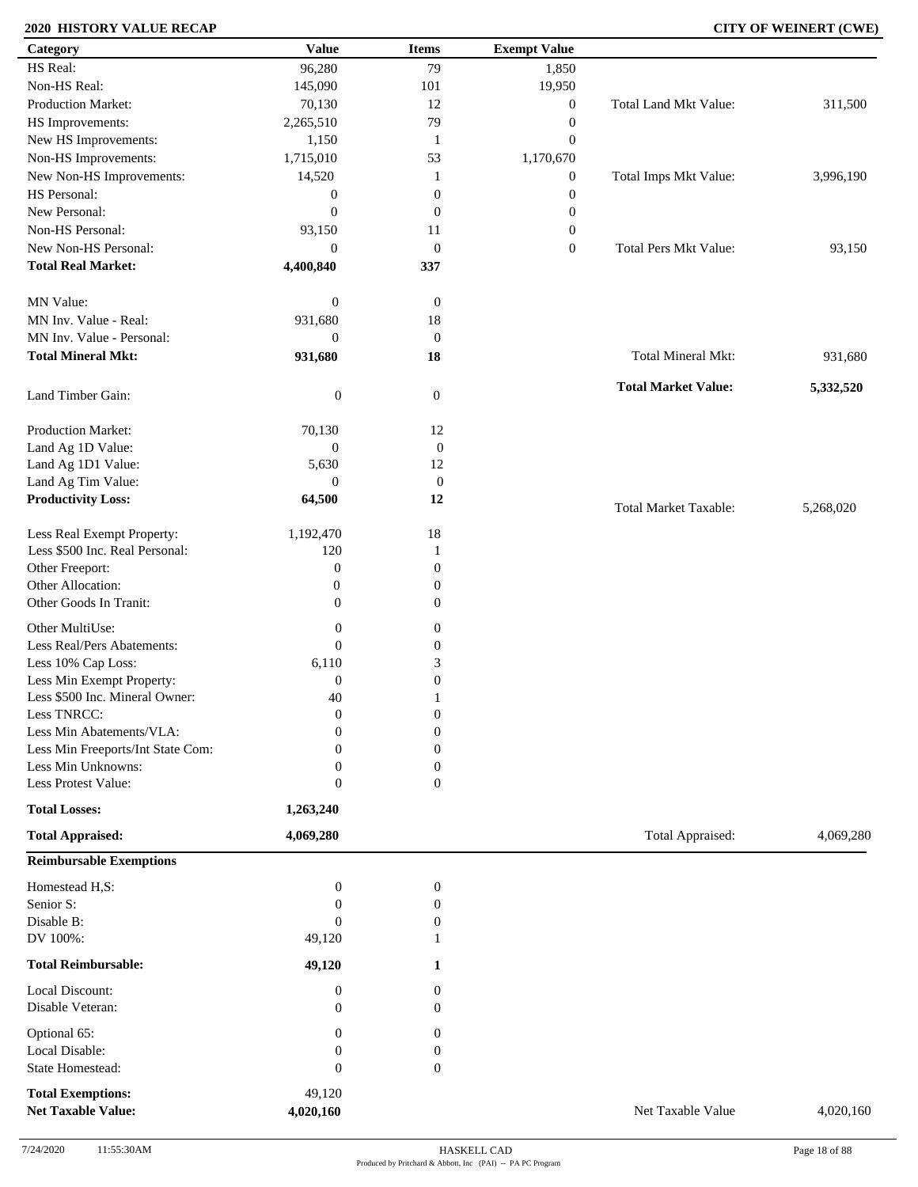**2020 HISTORY VALUE RECAP** **CITY OF WEINERT (CWE)**

| Category | Value | Items | Exempt Value | | |
|---|---|---|---|---|---|
| HS Real: | 96,280 | 79 | 1,850 | | |
| Non-HS Real: | 145,090 | 101 | 19,950 | | |
| Production Market: | 70,130 | 12 | 0 | Total Land Mkt Value: | 311,500 |
| HS Improvements: | 2,265,510 | 79 | 0 | | |
| New HS Improvements: | 1,150 | 1 | 0 | | |
| Non-HS Improvements: | 1,715,010 | 53 | 1,170,670 | | |
| New Non-HS Improvements: | 14,520 | 1 | 0 | Total Imps Mkt Value: | 3,996,190 |
| HS Personal: | 0 | 0 | 0 | | |
| New Personal: | 0 | 0 | 0 | | |
| Non-HS Personal: | 93,150 | 11 | 0 | | |
| New Non-HS Personal: | 0 | 0 | 0 | Total Pers Mkt Value: | 93,150 |
| **Total Real Market:** | **4,400,840** | **337** | | | |
| MN Value: | 0 | 0 | | | |
| MN Inv. Value - Real: | 931,680 | 18 | | | |
| MN Inv. Value - Personal: | 0 | 0 | | | |
| **Total Mineral Mkt:** | **931,680** | **18** | | Total Mineral Mkt: | 931,680 |
| | | | | **Total Market Value:** | **5,332,520** |
| Land Timber Gain: | 0 | 0 | | | |
| Production Market: | 70,130 | 12 | | | |
| Land Ag 1D Value: | 0 | 0 | | | |
| Land Ag 1D1 Value: | 5,630 | 12 | | | |
| Land Ag Tim Value: | 0 | 0 | | | |
| **Productivity Loss:** | **64,500** | **12** | | Total Market Taxable: | 5,268,020 |
| Less Real Exempt Property: | 1,192,470 | 18 | | | |
| Less $500 Inc. Real Personal: | 120 | 1 | | | |
| Other Freeport: | 0 | 0 | | | |
| Other Allocation: | 0 | 0 | | | |
| Other Goods In Tranit: | 0 | 0 | | | |
| Other MultiUse: | 0 | 0 | | | |
| Less Real/Pers Abatements: | 0 | 0 | | | |
| Less 10% Cap Loss: | 6,110 | 3 | | | |
| Less Min Exempt Property: | 0 | 0 | | | |
| Less $500 Inc. Mineral Owner: | 40 | 1 | | | |
| Less TNRCC: | 0 | 0 | | | |
| Less Min Abatements/VLA: | 0 | 0 | | | |
| Less Min Freeports/Int State Com: | 0 | 0 | | | |
| Less Min Unknowns: | 0 | 0 | | | |
| Less Protest Value: | 0 | 0 | | | |
| **Total Losses:** | **1,263,240** | | | | |
| **Total Appraised:** | **4,069,280** | | | Total Appraised: | 4,069,280 |

**Reimbursable Exemptions**

| Category | Value | Items | | |
|---|---|---|---|---|
| Homestead H,S: | 0 | 0 | | |
| Senior S: | 0 | 0 | | |
| Disable B: | 0 | 0 | | |
| DV 100%: | 49,120 | 1 | | |
| **Total Reimbursable:** | **49,120** | **1** | | |
| Local Discount: | 0 | 0 | | |
| Disable Veteran: | 0 | 0 | | |
| Optional 65: | 0 | 0 | | |
| Local Disable: | 0 | 0 | | |
| State Homestead: | 0 | 0 | | |
| **Total Exemptions:** | 49,120 | | | |
| **Net Taxable Value:** | **4,020,160** | | Net Taxable Value | 4,020,160 |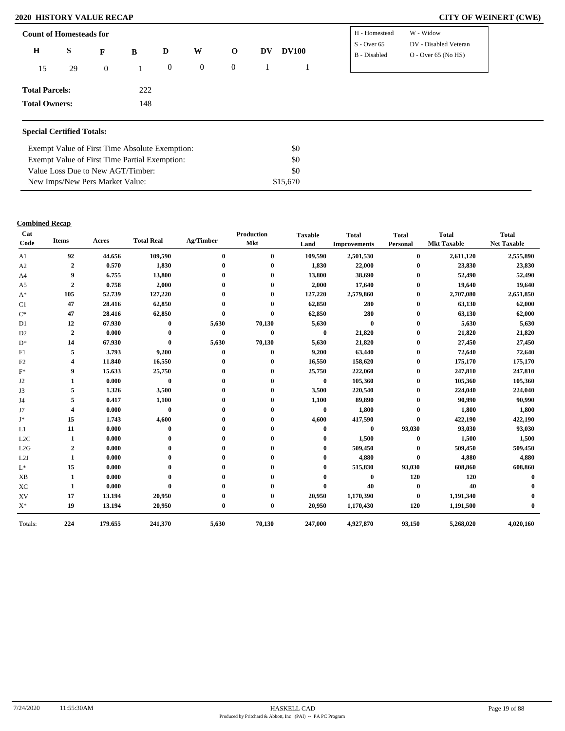## 2020 HISTORY VALUE RECAP

**CITY OF WEINERT (CWE)**

### Count of Homesteads for

| H | S | F | B | D | W | O | DV | DV100 |
|---|---|---|---|---|---|---|---|---|
| 15 | 29 | 0 | 1 | 0 | 0 | 0 | 1 | 1 |

| | |
|---|---|
| H - Homestead | W - Widow |
| S - Over 65 | DV - Disabled Veteran |
| B - Disabled | O - Over 65 (No HS) |

**Total Parcels:** 222

**Total Owners:** 148

### Special Certified Totals:

| | |
|---|---|
| Exempt Value of First Time Absolute Exemption: | $0 |
| Exempt Value of First Time Partial Exemption: | $0 |
| Value Loss Due to New AGT/Timber: | $0 |
| New Imps/New Pers Market Value: | $15,670 |

### Combined Recap

| Cat Code | Items | Acres | Total Real | Ag/Timber | Production Mkt | Taxable Land | Total Improvements | Total Personal | Total Mkt Taxable | Total Net Taxable |
|---|---|---|---|---|---|---|---|---|---|---|
| A1 | 92 | 44.656 | 109,590 | 0 | 0 | 109,590 | 2,501,530 | 0 | 2,611,120 | 2,555,890 |
| A2 | 2 | 0.570 | 1,830 | 0 | 0 | 1,830 | 22,000 | 0 | 23,830 | 23,830 |
| A4 | 9 | 6.755 | 13,800 | 0 | 0 | 13,800 | 38,690 | 0 | 52,490 | 52,490 |
| A5 | 2 | 0.758 | 2,000 | 0 | 0 | 2,000 | 17,640 | 0 | 19,640 | 19,640 |
| A* | 105 | 52.739 | 127,220 | 0 | 0 | 127,220 | 2,579,860 | 0 | 2,707,080 | 2,651,850 |
| C1 | 47 | 28.416 | 62,850 | 0 | 0 | 62,850 | 280 | 0 | 63,130 | 62,000 |
| C* | 47 | 28.416 | 62,850 | 0 | 0 | 62,850 | 280 | 0 | 63,130 | 62,000 |
| D1 | 12 | 67.930 | 0 | 5,630 | 70,130 | 5,630 | 0 | 0 | 5,630 | 5,630 |
| D2 | 2 | 0.000 | 0 | 0 | 0 | 0 | 21,820 | 0 | 21,820 | 21,820 |
| D* | 14 | 67.930 | 0 | 5,630 | 70,130 | 5,630 | 21,820 | 0 | 27,450 | 27,450 |
| F1 | 5 | 3.793 | 9,200 | 0 | 0 | 9,200 | 63,440 | 0 | 72,640 | 72,640 |
| F2 | 4 | 11.840 | 16,550 | 0 | 0 | 16,550 | 158,620 | 0 | 175,170 | 175,170 |
| F* | 9 | 15.633 | 25,750 | 0 | 0 | 25,750 | 222,060 | 0 | 247,810 | 247,810 |
| J2 | 1 | 0.000 | 0 | 0 | 0 | 0 | 105,360 | 0 | 105,360 | 105,360 |
| J3 | 5 | 1.326 | 3,500 | 0 | 0 | 3,500 | 220,540 | 0 | 224,040 | 224,040 |
| J4 | 5 | 0.417 | 1,100 | 0 | 0 | 1,100 | 89,890 | 0 | 90,990 | 90,990 |
| J7 | 4 | 0.000 | 0 | 0 | 0 | 0 | 1,800 | 0 | 1,800 | 1,800 |
| J* | 15 | 1.743 | 4,600 | 0 | 0 | 4,600 | 417,590 | 0 | 422,190 | 422,190 |
| L1 | 11 | 0.000 | 0 | 0 | 0 | 0 | 0 | 93,030 | 93,030 | 93,030 |
| L2C | 1 | 0.000 | 0 | 0 | 0 | 0 | 1,500 | 0 | 1,500 | 1,500 |
| L2G | 2 | 0.000 | 0 | 0 | 0 | 0 | 509,450 | 0 | 509,450 | 509,450 |
| L2J | 1 | 0.000 | 0 | 0 | 0 | 0 | 4,880 | 0 | 4,880 | 4,880 |
| L* | 15 | 0.000 | 0 | 0 | 0 | 0 | 515,830 | 93,030 | 608,860 | 608,860 |
| XB | 1 | 0.000 | 0 | 0 | 0 | 0 | 0 | 120 | 120 | 0 |
| XC | 1 | 0.000 | 0 | 0 | 0 | 0 | 40 | 0 | 40 | 0 |
| XV | 17 | 13.194 | 20,950 | 0 | 0 | 20,950 | 1,170,390 | 0 | 1,191,340 | 0 |
| X* | 19 | 13.194 | 20,950 | 0 | 0 | 20,950 | 1,170,430 | 120 | 1,191,500 | 0 |
| Totals: | 224 | 179.655 | 241,370 | 5,630 | 70,130 | 247,000 | 4,927,870 | 93,150 | 5,268,020 | 4,020,160 |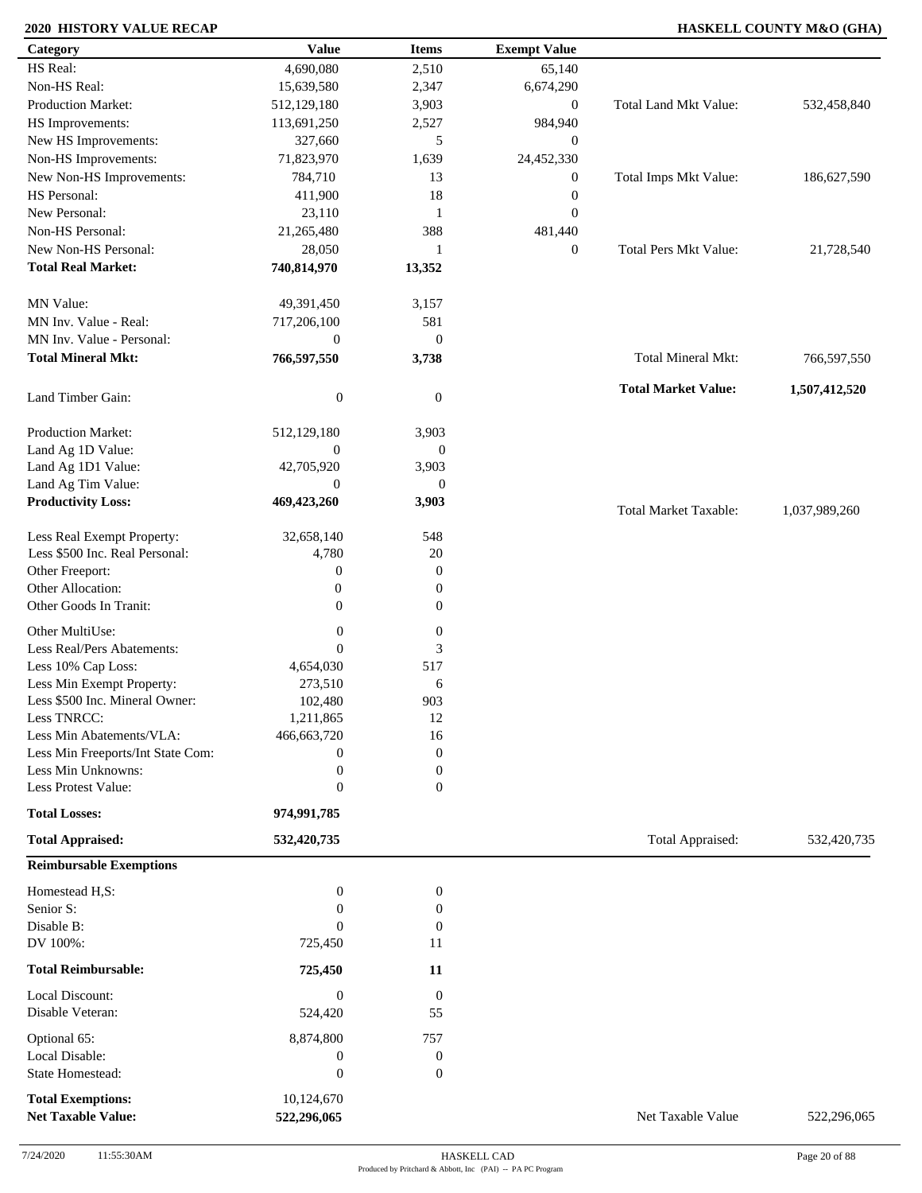**2020 HISTORY VALUE RECAP** **HASKELL COUNTY M&O (GHA)**

| Category | Value | Items | Exempt Value | | |
|---|---|---|---|---|---|
| HS Real: | 4,690,080 | 2,510 | 65,140 | | |
| Non-HS Real: | 15,639,580 | 2,347 | 6,674,290 | | |
| Production Market: | 512,129,180 | 3,903 | 0 | Total Land Mkt Value: | 532,458,840 |
| HS Improvements: | 113,691,250 | 2,527 | 984,940 | | |
| New HS Improvements: | 327,660 | 5 | 0 | | |
| Non-HS Improvements: | 71,823,970 | 1,639 | 24,452,330 | | |
| New Non-HS Improvements: | 784,710 | 13 | 0 | Total Imps Mkt Value: | 186,627,590 |
| HS Personal: | 411,900 | 18 | 0 | | |
| New Personal: | 23,110 | 1 | 0 | | |
| Non-HS Personal: | 21,265,480 | 388 | 481,440 | | |
| New Non-HS Personal: | 28,050 | 1 | 0 | Total Pers Mkt Value: | 21,728,540 |
| **Total Real Market:** | **740,814,970** | **13,352** | | | |
| MN Value: | 49,391,450 | 3,157 | | | |
| MN Inv. Value - Real: | 717,206,100 | 581 | | | |
| MN Inv. Value - Personal: | 0 | 0 | | | |
| **Total Mineral Mkt:** | **766,597,550** | **3,738** | | Total Mineral Mkt: | 766,597,550 |
| | | | | **Total Market Value:** | **1,507,412,520** |
| Land Timber Gain: | 0 | 0 | | | |
| Production Market: | 512,129,180 | 3,903 | | | |
| Land Ag 1D Value: | 0 | 0 | | | |
| Land Ag 1D1 Value: | 42,705,920 | 3,903 | | | |
| Land Ag Tim Value: | 0 | 0 | | | |
| **Productivity Loss:** | **469,423,260** | **3,903** | | Total Market Taxable: | 1,037,989,260 |
| Less Real Exempt Property: | 32,658,140 | 548 | | | |
| Less $500 Inc. Real Personal: | 4,780 | 20 | | | |
| Other Freeport: | 0 | 0 | | | |
| Other Allocation: | 0 | 0 | | | |
| Other Goods In Tranit: | 0 | 0 | | | |
| Other MultiUse: | 0 | 0 | | | |
| Less Real/Pers Abatements: | 0 | 3 | | | |
| Less 10% Cap Loss: | 4,654,030 | 517 | | | |
| Less Min Exempt Property: | 273,510 | 6 | | | |
| Less $500 Inc. Mineral Owner: | 102,480 | 903 | | | |
| Less TNRCC: | 1,211,865 | 12 | | | |
| Less Min Abatements/VLA: | 466,663,720 | 16 | | | |
| Less Min Freeports/Int State Com: | 0 | 0 | | | |
| Less Min Unknowns: | 0 | 0 | | | |
| Less Protest Value: | 0 | 0 | | | |
| **Total Losses:** | **974,991,785** | | | | |
| **Total Appraised:** | **532,420,735** | | | Total Appraised: | 532,420,735 |

**Reimbursable Exemptions**

| Category | Value | Items | | |
|---|---|---|---|---|
| Homestead H,S: | 0 | 0 | | |
| Senior S: | 0 | 0 | | |
| Disable B: | 0 | 0 | | |
| DV 100%: | 725,450 | 11 | | |
| **Total Reimbursable:** | **725,450** | **11** | | |
| Local Discount: | 0 | 0 | | |
| Disable Veteran: | 524,420 | 55 | | |
| Optional 65: | 8,874,800 | 757 | | |
| Local Disable: | 0 | 0 | | |
| State Homestead: | 0 | 0 | | |
| **Total Exemptions:** | 10,124,670 | | | |
| **Net Taxable Value:** | **522,296,065** | | Net Taxable Value | 522,296,065 |

7/24/2020 11:55:30AM

HASKELL CAD
Produced by Pritchard & Abbott, Inc (PAI) -- PA PC Program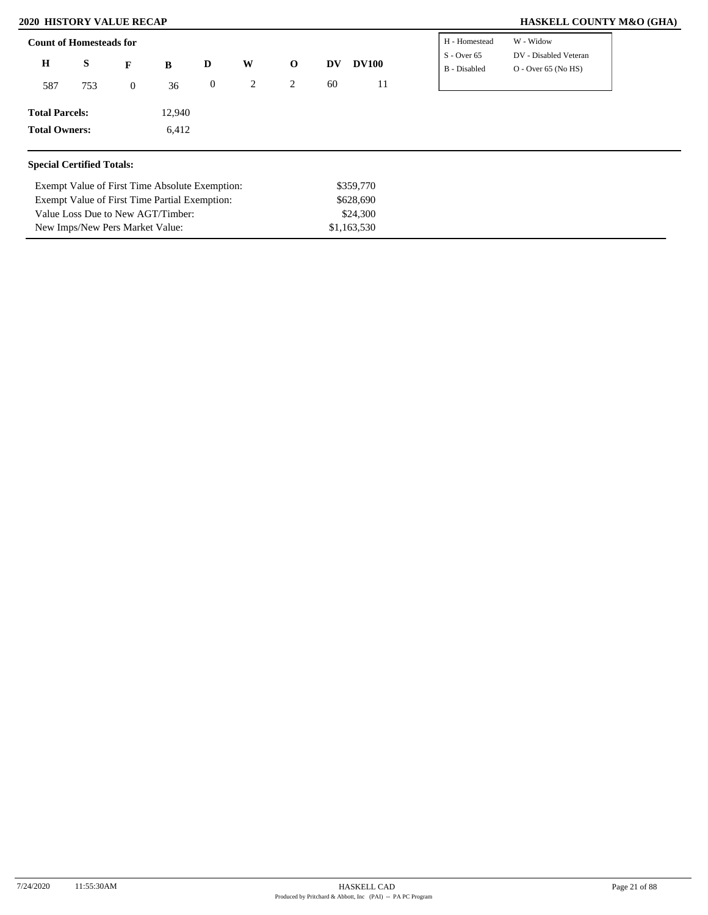# 2020 HISTORY VALUE RECAP

## HASKELL COUNTY M&O (GHA)

**Count of Homesteads for**

| H | S | F | B | D | W | O | DV | DV100 |
|---|---|---|---|---|---|---|---|---|
| 587 | 753 | 0 | 36 | 0 | 2 | 2 | 60 | 11 |

| | |
|---|---|
| H - Homestead | W - Widow |
| S - Over 65 | DV - Disabled Veteran |
| B - Disabled | O - Over 65 (No HS) |

**Total Parcels:** 12,940

**Total Owners:** 6,412

**Special Certified Totals:**

| | |
|---|---|
| Exempt Value of First Time Absolute Exemption: | $359,770 |
| Exempt Value of First Time Partial Exemption: | $628,690 |
| Value Loss Due to New AGT/Timber: | $24,300 |
| New Imps/New Pers Market Value: | $1,163,530 |

7/24/2020 11:55:30AM

HASKELL CAD

Produced by Pritchard & Abbott, Inc (PAI) -- PA PC Program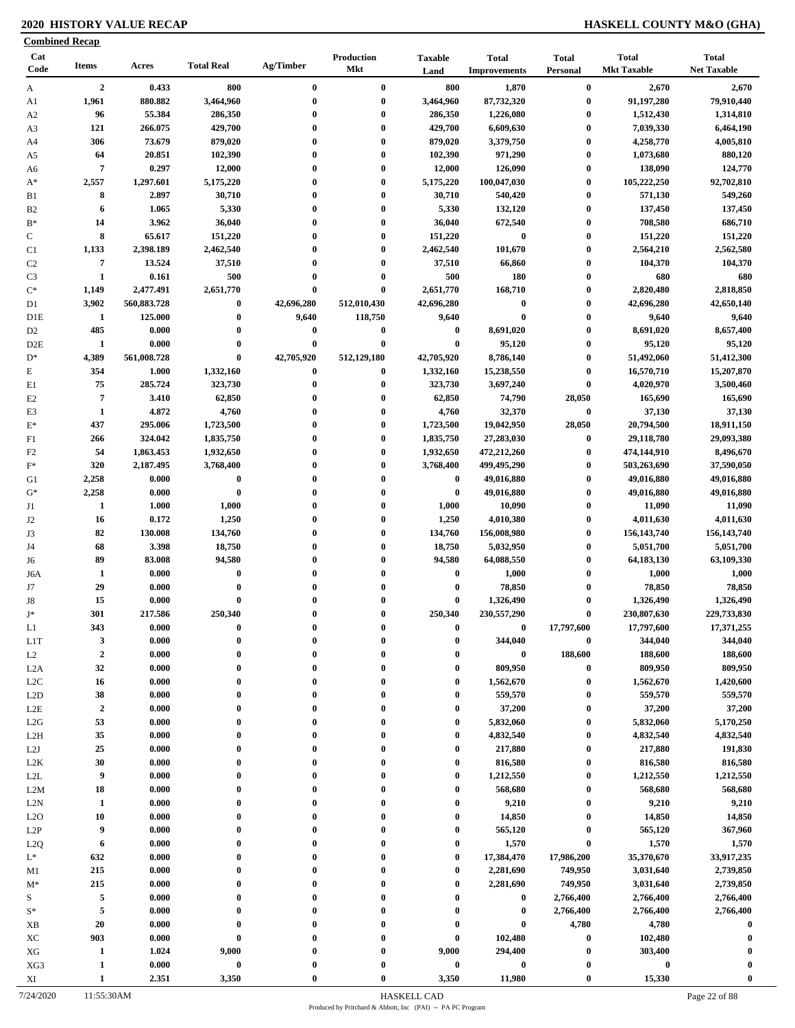**2020 HISTORY VALUE RECAP** — **HASKELL COUNTY M&O (GHA)**

**Combined Recap**

| Cat Code | Items | Acres | Total Real | Ag/Timber | Production Mkt | Taxable Land | Total Improvements | Total Personal | Total Mkt Taxable | Total Net Taxable |
|---|---|---|---|---|---|---|---|---|---|---|
| A | 2 | 0.433 | 800 | 0 | 0 | 800 | 1,870 | 0 | 2,670 | 2,670 |
| A1 | 1,961 | 880.882 | 3,464,960 | 0 | 0 | 3,464,960 | 87,732,320 | 0 | 91,197,280 | 79,910,440 |
| A2 | 96 | 55.384 | 286,350 | 0 | 0 | 286,350 | 1,226,080 | 0 | 1,512,430 | 1,314,810 |
| A3 | 121 | 266.075 | 429,700 | 0 | 0 | 429,700 | 6,609,630 | 0 | 7,039,330 | 6,464,190 |
| A4 | 306 | 73.679 | 879,020 | 0 | 0 | 879,020 | 3,379,750 | 0 | 4,258,770 | 4,005,810 |
| A5 | 64 | 20.851 | 102,390 | 0 | 0 | 102,390 | 971,290 | 0 | 1,073,680 | 880,120 |
| A6 | 7 | 0.297 | 12,000 | 0 | 0 | 12,000 | 126,090 | 0 | 138,090 | 124,770 |
| A* | 2,557 | 1,297.601 | 5,175,220 | 0 | 0 | 5,175,220 | 100,047,030 | 0 | 105,222,250 | 92,702,810 |
| B1 | 8 | 2.897 | 30,710 | 0 | 0 | 30,710 | 540,420 | 0 | 571,130 | 549,260 |
| B2 | 6 | 1.065 | 5,330 | 0 | 0 | 5,330 | 132,120 | 0 | 137,450 | 137,450 |
| B* | 14 | 3.962 | 36,040 | 0 | 0 | 36,040 | 672,540 | 0 | 708,580 | 686,710 |
| C | 8 | 65.617 | 151,220 | 0 | 0 | 151,220 | 0 | 0 | 151,220 | 151,220 |
| C1 | 1,133 | 2,398.189 | 2,462,540 | 0 | 0 | 2,462,540 | 101,670 | 0 | 2,564,210 | 2,562,580 |
| C2 | 7 | 13.524 | 37,510 | 0 | 0 | 37,510 | 66,860 | 0 | 104,370 | 104,370 |
| C3 | 1 | 0.161 | 500 | 0 | 0 | 500 | 180 | 0 | 680 | 680 |
| C* | 1,149 | 2,477.491 | 2,651,770 | 0 | 0 | 2,651,770 | 168,710 | 0 | 2,820,480 | 2,818,850 |
| D1 | 3,902 | 560,883.728 | 0 | 42,696,280 | 512,010,430 | 42,696,280 | 0 | 0 | 42,696,280 | 42,650,140 |
| D1E | 1 | 125.000 | 0 | 9,640 | 118,750 | 9,640 | 0 | 0 | 9,640 | 9,640 |
| D2 | 485 | 0.000 | 0 | 0 | 0 | 0 | 8,691,020 | 0 | 8,691,020 | 8,657,400 |
| D2E | 1 | 0.000 | 0 | 0 | 0 | 0 | 95,120 | 0 | 95,120 | 95,120 |
| D* | 4,389 | 561,008.728 | 0 | 42,705,920 | 512,129,180 | 42,705,920 | 8,786,140 | 0 | 51,492,060 | 51,412,300 |
| E | 354 | 1.000 | 1,332,160 | 0 | 0 | 1,332,160 | 15,238,550 | 0 | 16,570,710 | 15,207,870 |
| E1 | 75 | 285.724 | 323,730 | 0 | 0 | 323,730 | 3,697,240 | 0 | 4,020,970 | 3,500,460 |
| E2 | 7 | 3.410 | 62,850 | 0 | 0 | 62,850 | 74,790 | 28,050 | 165,690 | 165,690 |
| E3 | 1 | 4.872 | 4,760 | 0 | 0 | 4,760 | 32,370 | 0 | 37,130 | 37,130 |
| E* | 437 | 295.006 | 1,723,500 | 0 | 0 | 1,723,500 | 19,042,950 | 28,050 | 20,794,500 | 18,911,150 |
| F1 | 266 | 324.042 | 1,835,750 | 0 | 0 | 1,835,750 | 27,283,030 | 0 | 29,118,780 | 29,093,380 |
| F2 | 54 | 1,863.453 | 1,932,650 | 0 | 0 | 1,932,650 | 472,212,260 | 0 | 474,144,910 | 8,496,670 |
| F* | 320 | 2,187.495 | 3,768,400 | 0 | 0 | 3,768,400 | 499,495,290 | 0 | 503,263,690 | 37,590,050 |
| G1 | 2,258 | 0.000 | 0 | 0 | 0 | 0 | 49,016,880 | 0 | 49,016,880 | 49,016,880 |
| G* | 2,258 | 0.000 | 0 | 0 | 0 | 0 | 49,016,880 | 0 | 49,016,880 | 49,016,880 |
| J1 | 1 | 1.000 | 1,000 | 0 | 0 | 1,000 | 10,090 | 0 | 11,090 | 11,090 |
| J2 | 16 | 0.172 | 1,250 | 0 | 0 | 1,250 | 4,010,380 | 0 | 4,011,630 | 4,011,630 |
| J3 | 82 | 130.008 | 134,760 | 0 | 0 | 134,760 | 156,008,980 | 0 | 156,143,740 | 156,143,740 |
| J4 | 68 | 3.398 | 18,750 | 0 | 0 | 18,750 | 5,032,950 | 0 | 5,051,700 | 5,051,700 |
| J6 | 89 | 83.008 | 94,580 | 0 | 0 | 94,580 | 64,088,550 | 0 | 64,183,130 | 63,109,330 |
| J6A | 1 | 0.000 | 0 | 0 | 0 | 0 | 1,000 | 0 | 1,000 | 1,000 |
| J7 | 29 | 0.000 | 0 | 0 | 0 | 0 | 78,850 | 0 | 78,850 | 78,850 |
| J8 | 15 | 0.000 | 0 | 0 | 0 | 0 | 1,326,490 | 0 | 1,326,490 | 1,326,490 |
| J* | 301 | 217.586 | 250,340 | 0 | 0 | 250,340 | 230,557,290 | 0 | 230,807,630 | 229,733,830 |
| L1 | 343 | 0.000 | 0 | 0 | 0 | 0 | 0 | 17,797,600 | 17,797,600 | 17,371,255 |
| L1T | 3 | 0.000 | 0 | 0 | 0 | 0 | 344,040 | 0 | 344,040 | 344,040 |
| L2 | 2 | 0.000 | 0 | 0 | 0 | 0 | 0 | 188,600 | 188,600 | 188,600 |
| L2A | 32 | 0.000 | 0 | 0 | 0 | 0 | 809,950 | 0 | 809,950 | 809,950 |
| L2C | 16 | 0.000 | 0 | 0 | 0 | 0 | 1,562,670 | 0 | 1,562,670 | 1,420,600 |
| L2D | 38 | 0.000 | 0 | 0 | 0 | 0 | 559,570 | 0 | 559,570 | 559,570 |
| L2E | 2 | 0.000 | 0 | 0 | 0 | 0 | 37,200 | 0 | 37,200 | 37,200 |
| L2G | 53 | 0.000 | 0 | 0 | 0 | 0 | 5,832,060 | 0 | 5,832,060 | 5,170,250 |
| L2H | 35 | 0.000 | 0 | 0 | 0 | 0 | 4,832,540 | 0 | 4,832,540 | 4,832,540 |
| L2J | 25 | 0.000 | 0 | 0 | 0 | 0 | 217,880 | 0 | 217,880 | 191,830 |
| L2K | 30 | 0.000 | 0 | 0 | 0 | 0 | 816,580 | 0 | 816,580 | 816,580 |
| L2L | 9 | 0.000 | 0 | 0 | 0 | 0 | 1,212,550 | 0 | 1,212,550 | 1,212,550 |
| L2M | 18 | 0.000 | 0 | 0 | 0 | 0 | 568,680 | 0 | 568,680 | 568,680 |
| L2N | 1 | 0.000 | 0 | 0 | 0 | 0 | 9,210 | 0 | 9,210 | 9,210 |
| L2O | 10 | 0.000 | 0 | 0 | 0 | 0 | 14,850 | 0 | 14,850 | 14,850 |
| L2P | 9 | 0.000 | 0 | 0 | 0 | 0 | 565,120 | 0 | 565,120 | 367,960 |
| L2Q | 6 | 0.000 | 0 | 0 | 0 | 0 | 1,570 | 0 | 1,570 | 1,570 |
| L* | 632 | 0.000 | 0 | 0 | 0 | 0 | 17,384,470 | 17,986,200 | 35,370,670 | 33,917,235 |
| M1 | 215 | 0.000 | 0 | 0 | 0 | 0 | 2,281,690 | 749,950 | 3,031,640 | 2,739,850 |
| M* | 215 | 0.000 | 0 | 0 | 0 | 0 | 2,281,690 | 749,950 | 3,031,640 | 2,739,850 |
| S | 5 | 0.000 | 0 | 0 | 0 | 0 | 0 | 2,766,400 | 2,766,400 | 2,766,400 |
| S* | 5 | 0.000 | 0 | 0 | 0 | 0 | 0 | 2,766,400 | 2,766,400 | 2,766,400 |
| XB | 20 | 0.000 | 0 | 0 | 0 | 0 | 0 | 4,780 | 4,780 | 0 |
| XC | 903 | 0.000 | 0 | 0 | 0 | 0 | 102,480 | 0 | 102,480 | 0 |
| XG | 1 | 1.024 | 9,000 | 0 | 0 | 9,000 | 294,400 | 0 | 303,400 | 0 |
| XG3 | 1 | 0.000 | 0 | 0 | 0 | 0 | 0 | 0 | 0 | 0 |
| XI | 1 | 2.351 | 3,350 | 0 | 0 | 3,350 | 11,980 | 0 | 15,330 | 0 |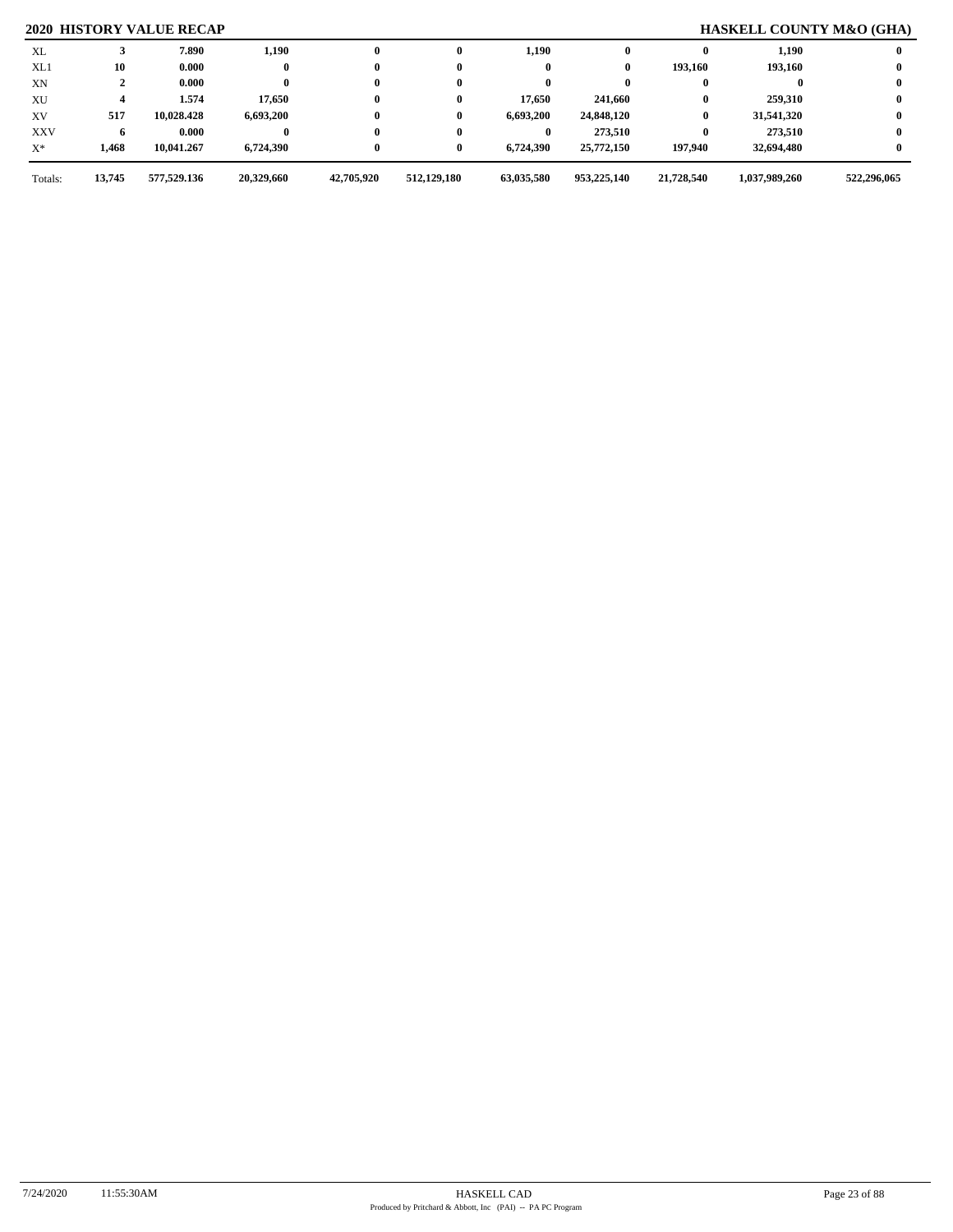## 2020 HISTORY VALUE RECAP

## HASKELL COUNTY M&O (GHA)

| | | | | | | | | | | |
|---|---|---|---|---|---|---|---|---|---|---|
| XL | 3 | 7.890 | 1,190 | 0 | 0 | 1,190 | 0 | 0 | 1,190 | 0 |
| XL1 | 10 | 0.000 | 0 | 0 | 0 | 0 | 0 | 193,160 | 193,160 | 0 |
| XN | 2 | 0.000 | 0 | 0 | 0 | 0 | 0 | 0 | 0 | 0 |
| XU | 4 | 1.574 | 17,650 | 0 | 0 | 17,650 | 241,660 | 0 | 259,310 | 0 |
| XV | 517 | 10,028.428 | 6,693,200 | 0 | 0 | 6,693,200 | 24,848,120 | 0 | 31,541,320 | 0 |
| XXV | 6 | 0.000 | 0 | 0 | 0 | 0 | 273,510 | 0 | 273,510 | 0 |
| X* | 1,468 | 10,041.267 | 6,724,390 | 0 | 0 | 6,724,390 | 25,772,150 | 197,940 | 32,694,480 | 0 |
| Totals: | 13,745 | 577,529.136 | 20,329,660 | 42,705,920 | 512,129,180 | 63,035,580 | 953,225,140 | 21,728,540 | 1,037,989,260 | 522,296,065 |

7/24/2020 11:55:30AM HASKELL CAD

Produced by Pritchard & Abbott, Inc (PAI) -- PA PC Program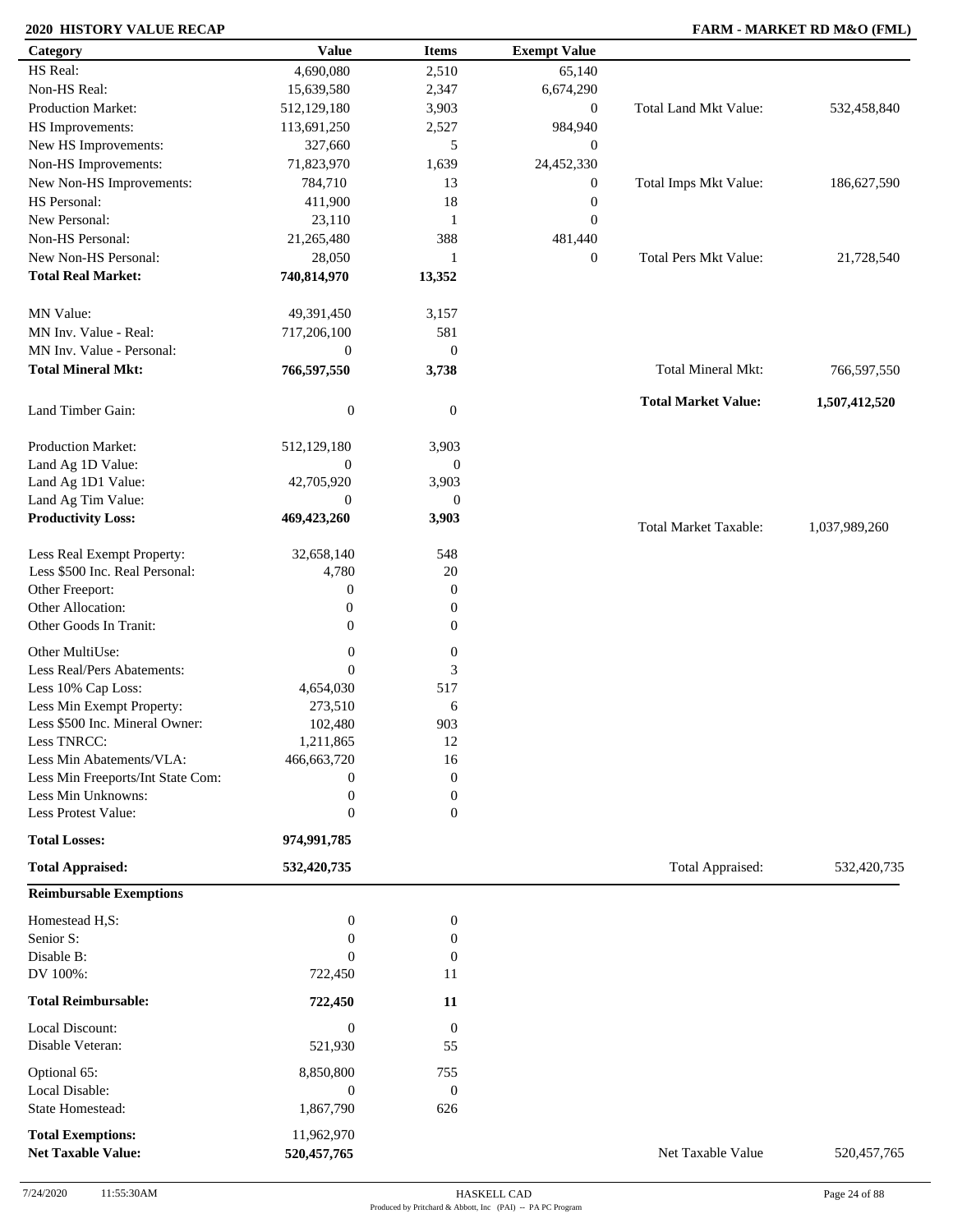**2020 HISTORY VALUE RECAP** — **FARM - MARKET RD M&O (FML)**

| Category | Value | Items | Exempt Value | | |
|---|---|---|---|---|---|
| HS Real: | 4,690,080 | 2,510 | 65,140 | | |
| Non-HS Real: | 15,639,580 | 2,347 | 6,674,290 | | |
| Production Market: | 512,129,180 | 3,903 | 0 | Total Land Mkt Value: | 532,458,840 |
| HS Improvements: | 113,691,250 | 2,527 | 984,940 | | |
| New HS Improvements: | 327,660 | 5 | 0 | | |
| Non-HS Improvements: | 71,823,970 | 1,639 | 24,452,330 | | |
| New Non-HS Improvements: | 784,710 | 13 | 0 | Total Imps Mkt Value: | 186,627,590 |
| HS Personal: | 411,900 | 18 | 0 | | |
| New Personal: | 23,110 | 1 | 0 | | |
| Non-HS Personal: | 21,265,480 | 388 | 481,440 | | |
| New Non-HS Personal: | 28,050 | 1 | 0 | Total Pers Mkt Value: | 21,728,540 |
| **Total Real Market:** | **740,814,970** | **13,352** | | | |
| MN Value: | 49,391,450 | 3,157 | | | |
| MN Inv. Value - Real: | 717,206,100 | 581 | | | |
| MN Inv. Value - Personal: | 0 | 0 | | | |
| **Total Mineral Mkt:** | **766,597,550** | **3,738** | | Total Mineral Mkt: | 766,597,550 |
| Land Timber Gain: | 0 | 0 | | **Total Market Value:** | **1,507,412,520** |
| Production Market: | 512,129,180 | 3,903 | | | |
| Land Ag 1D Value: | 0 | 0 | | | |
| Land Ag 1D1 Value: | 42,705,920 | 3,903 | | | |
| Land Ag Tim Value: | 0 | 0 | | | |
| **Productivity Loss:** | **469,423,260** | **3,903** | | Total Market Taxable: | 1,037,989,260 |
| Less Real Exempt Property: | 32,658,140 | 548 | | | |
| Less $500 Inc. Real Personal: | 4,780 | 20 | | | |
| Other Freeport: | 0 | 0 | | | |
| Other Allocation: | 0 | 0 | | | |
| Other Goods In Tranit: | 0 | 0 | | | |
| Other MultiUse: | 0 | 0 | | | |
| Less Real/Pers Abatements: | 0 | 3 | | | |
| Less 10% Cap Loss: | 4,654,030 | 517 | | | |
| Less Min Exempt Property: | 273,510 | 6 | | | |
| Less $500 Inc. Mineral Owner: | 102,480 | 903 | | | |
| Less TNRCC: | 1,211,865 | 12 | | | |
| Less Min Abatements/VLA: | 466,663,720 | 16 | | | |
| Less Min Freeports/Int State Com: | 0 | 0 | | | |
| Less Min Unknowns: | 0 | 0 | | | |
| Less Protest Value: | 0 | 0 | | | |
| **Total Losses:** | **974,991,785** | | | | |
| **Total Appraised:** | **532,420,735** | | | Total Appraised: | 532,420,735 |

**Reimbursable Exemptions**

| Category | Value | Items | | |
|---|---|---|---|---|
| Homestead H,S: | 0 | 0 | | |
| Senior S: | 0 | 0 | | |
| Disable B: | 0 | 0 | | |
| DV 100%: | 722,450 | 11 | | |
| **Total Reimbursable:** | **722,450** | **11** | | |
| Local Discount: | 0 | 0 | | |
| Disable Veteran: | 521,930 | 55 | | |
| Optional 65: | 8,850,800 | 755 | | |
| Local Disable: | 0 | 0 | | |
| State Homestead: | 1,867,790 | 626 | | |
| **Total Exemptions:** | 11,962,970 | | | |
| **Net Taxable Value:** | **520,457,765** | | Net Taxable Value | 520,457,765 |

7/24/2020 11:55:30AM — HASKELL CAD — Produced by Pritchard & Abbott, Inc (PAI) -- PA PC Program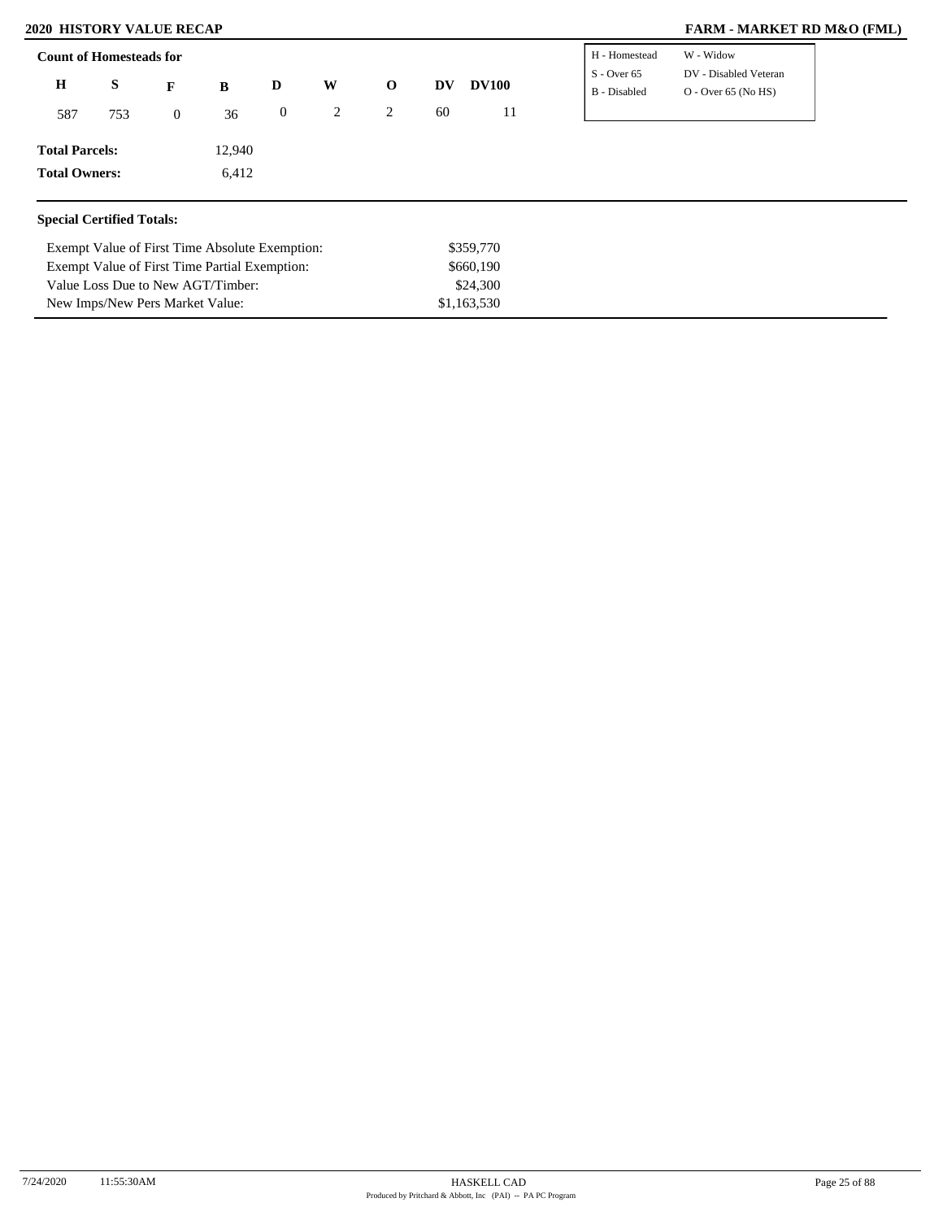## Count of Homesteads for

| H | S | F | B | D | W | O | DV | DV100 |
|---|---|---|---|---|---|---|---|---|
| 587 | 753 | 0 | 36 | 0 | 2 | 2 | 60 | 11 |

| | |
|---|---|
| H - Homestead | W - Widow |
| S - Over 65 | DV - Disabled Veteran |
| B - Disabled | O - Over 65 (No HS) |

**Total Parcels:** 12,940

**Total Owners:** 6,412

## Special Certified Totals:

| | |
|---|---|
| Exempt Value of First Time Absolute Exemption: | $359,770 |
| Exempt Value of First Time Partial Exemption: | $660,190 |
| Value Loss Due to New AGT/Timber: | $24,300 |
| New Imps/New Pers Market Value: | $1,163,530 |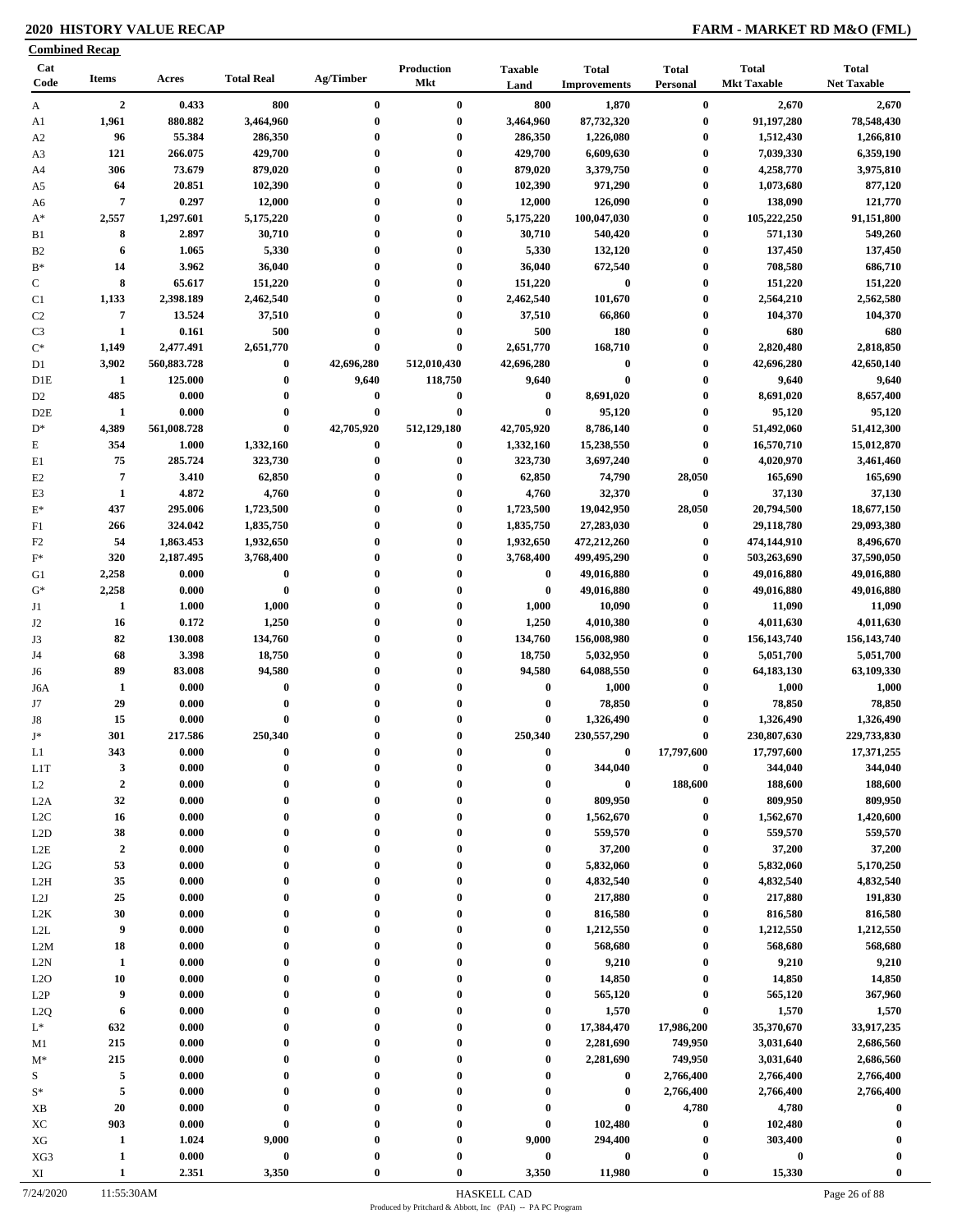## 2020 HISTORY VALUE RECAP

## FARM - MARKET RD M&O (FML)

**Combined Recap**

| Cat Code | Items | Acres | Total Real | Ag/Timber | Production Mkt | Taxable Land | Total Improvements | Total Personal | Total Mkt Taxable | Total Net Taxable |
|---|---|---|---|---|---|---|---|---|---|---|
| A | 2 | 0.433 | 800 | 0 | 0 | 800 | 1,870 | 0 | 2,670 | 2,670 |
| A1 | 1,961 | 880.882 | 3,464,960 | 0 | 0 | 3,464,960 | 87,732,320 | 0 | 91,197,280 | 78,548,430 |
| A2 | 96 | 55.384 | 286,350 | 0 | 0 | 286,350 | 1,226,080 | 0 | 1,512,430 | 1,266,810 |
| A3 | 121 | 266.075 | 429,700 | 0 | 0 | 429,700 | 6,609,630 | 0 | 7,039,330 | 6,359,190 |
| A4 | 306 | 73.679 | 879,020 | 0 | 0 | 879,020 | 3,379,750 | 0 | 4,258,770 | 3,975,810 |
| A5 | 64 | 20.851 | 102,390 | 0 | 0 | 102,390 | 971,290 | 0 | 1,073,680 | 877,120 |
| A6 | 7 | 0.297 | 12,000 | 0 | 0 | 12,000 | 126,090 | 0 | 138,090 | 121,770 |
| A* | 2,557 | 1,297.601 | 5,175,220 | 0 | 0 | 5,175,220 | 100,047,030 | 0 | 105,222,250 | 91,151,800 |
| B1 | 8 | 2.897 | 30,710 | 0 | 0 | 30,710 | 540,420 | 0 | 571,130 | 549,260 |
| B2 | 6 | 1.065 | 5,330 | 0 | 0 | 5,330 | 132,120 | 0 | 137,450 | 137,450 |
| B* | 14 | 3.962 | 36,040 | 0 | 0 | 36,040 | 672,540 | 0 | 708,580 | 686,710 |
| C | 8 | 65.617 | 151,220 | 0 | 0 | 151,220 | 0 | 0 | 151,220 | 151,220 |
| C1 | 1,133 | 2,398.189 | 2,462,540 | 0 | 0 | 2,462,540 | 101,670 | 0 | 2,564,210 | 2,562,580 |
| C2 | 7 | 13.524 | 37,510 | 0 | 0 | 37,510 | 66,860 | 0 | 104,370 | 104,370 |
| C3 | 1 | 0.161 | 500 | 0 | 0 | 500 | 180 | 0 | 680 | 680 |
| C* | 1,149 | 2,477.491 | 2,651,770 | 0 | 0 | 2,651,770 | 168,710 | 0 | 2,820,480 | 2,818,850 |
| D1 | 3,902 | 560,883.728 | 0 | 42,696,280 | 512,010,430 | 42,696,280 | 0 | 0 | 42,696,280 | 42,650,140 |
| D1E | 1 | 125.000 | 0 | 9,640 | 118,750 | 9,640 | 0 | 0 | 9,640 | 9,640 |
| D2 | 485 | 0.000 | 0 | 0 | 0 | 0 | 8,691,020 | 0 | 8,691,020 | 8,657,400 |
| D2E | 1 | 0.000 | 0 | 0 | 0 | 0 | 95,120 | 0 | 95,120 | 95,120 |
| D* | 4,389 | 561,008.728 | 0 | 42,705,920 | 512,129,180 | 42,705,920 | 8,786,140 | 0 | 51,492,060 | 51,412,300 |
| E | 354 | 1.000 | 1,332,160 | 0 | 0 | 1,332,160 | 15,238,550 | 0 | 16,570,710 | 15,012,870 |
| E1 | 75 | 285.724 | 323,730 | 0 | 0 | 323,730 | 3,697,240 | 0 | 4,020,970 | 3,461,460 |
| E2 | 7 | 3.410 | 62,850 | 0 | 0 | 62,850 | 74,790 | 28,050 | 165,690 | 165,690 |
| E3 | 1 | 4.872 | 4,760 | 0 | 0 | 4,760 | 32,370 | 0 | 37,130 | 37,130 |
| E* | 437 | 295.006 | 1,723,500 | 0 | 0 | 1,723,500 | 19,042,950 | 28,050 | 20,794,500 | 18,677,150 |
| F1 | 266 | 324.042 | 1,835,750 | 0 | 0 | 1,835,750 | 27,283,030 | 0 | 29,118,780 | 29,093,380 |
| F2 | 54 | 1,863.453 | 1,932,650 | 0 | 0 | 1,932,650 | 472,212,260 | 0 | 474,144,910 | 8,496,670 |
| F* | 320 | 2,187.495 | 3,768,400 | 0 | 0 | 3,768,400 | 499,495,290 | 0 | 503,263,690 | 37,590,050 |
| G1 | 2,258 | 0.000 | 0 | 0 | 0 | 0 | 49,016,880 | 0 | 49,016,880 | 49,016,880 |
| G* | 2,258 | 0.000 | 0 | 0 | 0 | 0 | 49,016,880 | 0 | 49,016,880 | 49,016,880 |
| J1 | 1 | 1.000 | 1,000 | 0 | 0 | 1,000 | 10,090 | 0 | 11,090 | 11,090 |
| J2 | 16 | 0.172 | 1,250 | 0 | 0 | 1,250 | 4,010,380 | 0 | 4,011,630 | 4,011,630 |
| J3 | 82 | 130.008 | 134,760 | 0 | 0 | 134,760 | 156,008,980 | 0 | 156,143,740 | 156,143,740 |
| J4 | 68 | 3.398 | 18,750 | 0 | 0 | 18,750 | 5,032,950 | 0 | 5,051,700 | 5,051,700 |
| J6 | 89 | 83.008 | 94,580 | 0 | 0 | 94,580 | 64,088,550 | 0 | 64,183,130 | 63,109,330 |
| J6A | 1 | 0.000 | 0 | 0 | 0 | 0 | 1,000 | 0 | 1,000 | 1,000 |
| J7 | 29 | 0.000 | 0 | 0 | 0 | 0 | 78,850 | 0 | 78,850 | 78,850 |
| J8 | 15 | 0.000 | 0 | 0 | 0 | 0 | 1,326,490 | 0 | 1,326,490 | 1,326,490 |
| J* | 301 | 217.586 | 250,340 | 0 | 0 | 250,340 | 230,557,290 | 0 | 230,807,630 | 229,733,830 |
| L1 | 343 | 0.000 | 0 | 0 | 0 | 0 | 0 | 17,797,600 | 17,797,600 | 17,371,255 |
| L1T | 3 | 0.000 | 0 | 0 | 0 | 0 | 344,040 | 0 | 344,040 | 344,040 |
| L2 | 2 | 0.000 | 0 | 0 | 0 | 0 | 0 | 188,600 | 188,600 | 188,600 |
| L2A | 32 | 0.000 | 0 | 0 | 0 | 0 | 809,950 | 0 | 809,950 | 809,950 |
| L2C | 16 | 0.000 | 0 | 0 | 0 | 0 | 1,562,670 | 0 | 1,562,670 | 1,420,600 |
| L2D | 38 | 0.000 | 0 | 0 | 0 | 0 | 559,570 | 0 | 559,570 | 559,570 |
| L2E | 2 | 0.000 | 0 | 0 | 0 | 0 | 37,200 | 0 | 37,200 | 37,200 |
| L2G | 53 | 0.000 | 0 | 0 | 0 | 0 | 5,832,060 | 0 | 5,832,060 | 5,170,250 |
| L2H | 35 | 0.000 | 0 | 0 | 0 | 0 | 4,832,540 | 0 | 4,832,540 | 4,832,540 |
| L2J | 25 | 0.000 | 0 | 0 | 0 | 0 | 217,880 | 0 | 217,880 | 191,830 |
| L2K | 30 | 0.000 | 0 | 0 | 0 | 0 | 816,580 | 0 | 816,580 | 816,580 |
| L2L | 9 | 0.000 | 0 | 0 | 0 | 0 | 1,212,550 | 0 | 1,212,550 | 1,212,550 |
| L2M | 18 | 0.000 | 0 | 0 | 0 | 0 | 568,680 | 0 | 568,680 | 568,680 |
| L2N | 1 | 0.000 | 0 | 0 | 0 | 0 | 9,210 | 0 | 9,210 | 9,210 |
| L2O | 10 | 0.000 | 0 | 0 | 0 | 0 | 14,850 | 0 | 14,850 | 14,850 |
| L2P | 9 | 0.000 | 0 | 0 | 0 | 0 | 565,120 | 0 | 565,120 | 367,960 |
| L2Q | 6 | 0.000 | 0 | 0 | 0 | 0 | 1,570 | 0 | 1,570 | 1,570 |
| L* | 632 | 0.000 | 0 | 0 | 0 | 0 | 17,384,470 | 17,986,200 | 35,370,670 | 33,917,235 |
| M1 | 215 | 0.000 | 0 | 0 | 0 | 0 | 2,281,690 | 749,950 | 3,031,640 | 2,686,560 |
| M* | 215 | 0.000 | 0 | 0 | 0 | 0 | 2,281,690 | 749,950 | 3,031,640 | 2,686,560 |
| S | 5 | 0.000 | 0 | 0 | 0 | 0 | 0 | 2,766,400 | 2,766,400 | 2,766,400 |
| S* | 5 | 0.000 | 0 | 0 | 0 | 0 | 0 | 2,766,400 | 2,766,400 | 2,766,400 |
| XB | 20 | 0.000 | 0 | 0 | 0 | 0 | 0 | 4,780 | 4,780 | 0 |
| XC | 903 | 0.000 | 0 | 0 | 0 | 0 | 102,480 | 0 | 102,480 | 0 |
| XG | 1 | 1.024 | 9,000 | 0 | 0 | 9,000 | 294,400 | 0 | 303,400 | 0 |
| XG3 | 1 | 0.000 | 0 | 0 | 0 | 0 | 0 | 0 | 0 | 0 |
| XI | 1 | 2.351 | 3,350 | 0 | 0 | 3,350 | 11,980 | 0 | 15,330 | 0 |

7/24/2020 11:55:30AM HASKELL CAD

Produced by Pritchard & Abbott, Inc (PAI) -- PA PC Program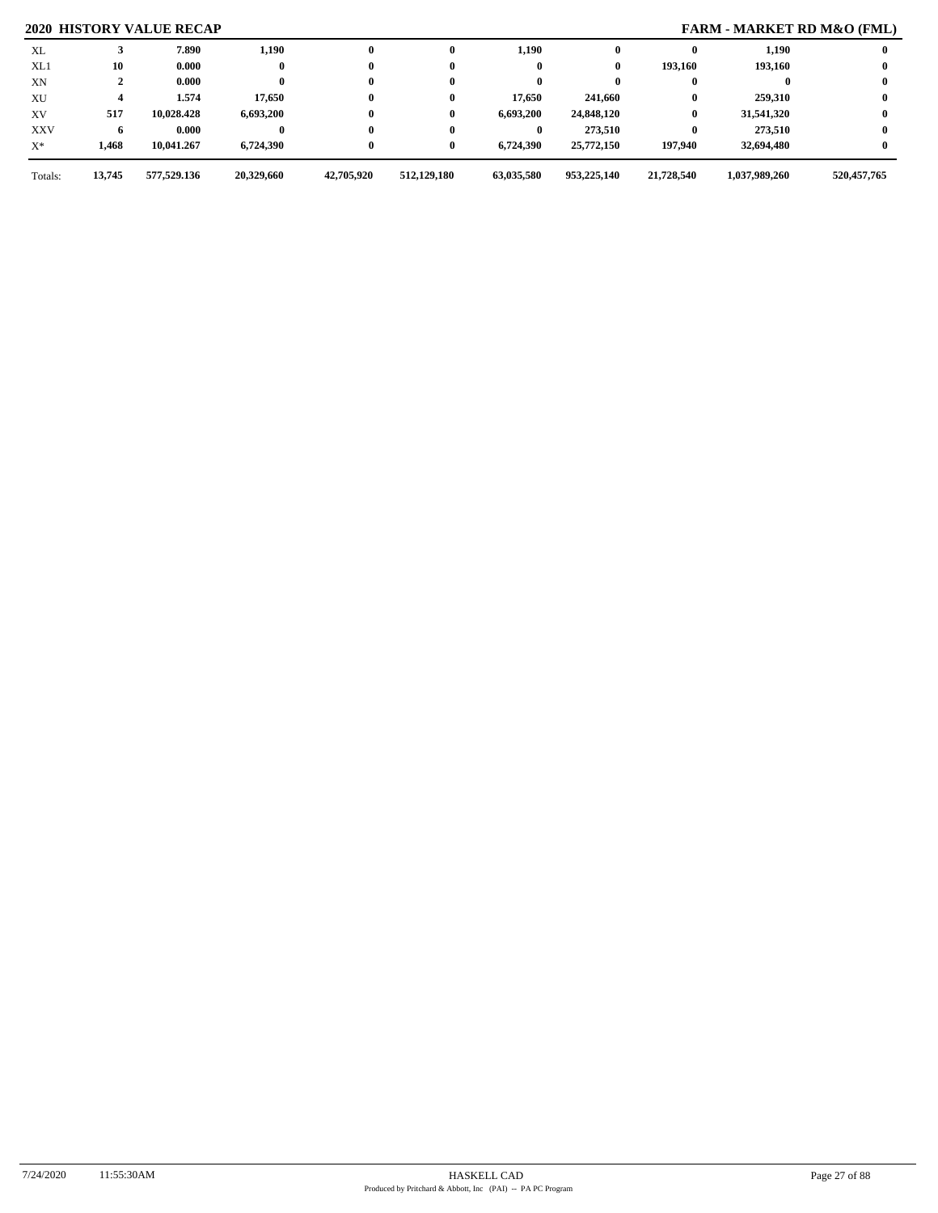## 2020 HISTORY VALUE RECAP

## FARM - MARKET RD M&O (FML)

| | | | | | | | | | | |
|---|---|---|---|---|---|---|---|---|---|---|
| XL | 3 | 7.890 | 1,190 | 0 | 0 | 1,190 | 0 | 0 | 1,190 | 0 |
| XL1 | 10 | 0.000 | 0 | 0 | 0 | 0 | 0 | 193,160 | 193,160 | 0 |
| XN | 2 | 0.000 | 0 | 0 | 0 | 0 | 0 | 0 | 0 | 0 |
| XU | 4 | 1.574 | 17,650 | 0 | 0 | 17,650 | 241,660 | 0 | 259,310 | 0 |
| XV | 517 | 10,028.428 | 6,693,200 | 0 | 0 | 6,693,200 | 24,848,120 | 0 | 31,541,320 | 0 |
| XXV | 6 | 0.000 | 0 | 0 | 0 | 0 | 273,510 | 0 | 273,510 | 0 |
| X* | 1,468 | 10,041.267 | 6,724,390 | 0 | 0 | 6,724,390 | 25,772,150 | 197,940 | 32,694,480 | 0 |
| Totals: | 13,745 | 577,529.136 | 20,329,660 | 42,705,920 | 512,129,180 | 63,035,580 | 953,225,140 | 21,728,540 | 1,037,989,260 | 520,457,765 |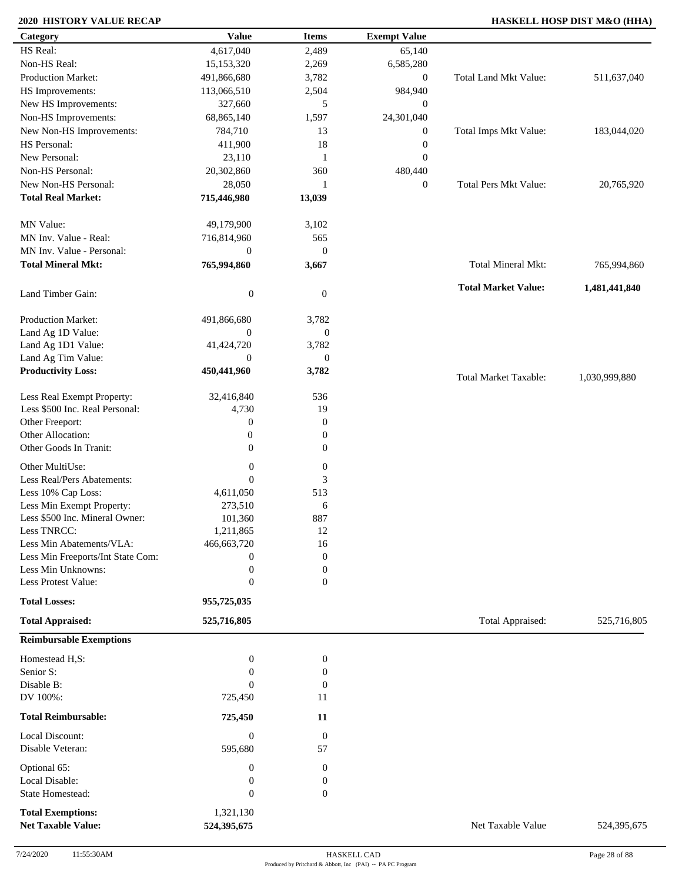**2020 HISTORY VALUE RECAP** **HASKELL HOSP DIST M&O (HHA)**

| Category | Value | Items | Exempt Value | | |
|---|---|---|---|---|---|
| HS Real: | 4,617,040 | 2,489 | 65,140 | | |
| Non-HS Real: | 15,153,320 | 2,269 | 6,585,280 | | |
| Production Market: | 491,866,680 | 3,782 | 0 | Total Land Mkt Value: | 511,637,040 |
| HS Improvements: | 113,066,510 | 2,504 | 984,940 | | |
| New HS Improvements: | 327,660 | 5 | 0 | | |
| Non-HS Improvements: | 68,865,140 | 1,597 | 24,301,040 | | |
| New Non-HS Improvements: | 784,710 | 13 | 0 | Total Imps Mkt Value: | 183,044,020 |
| HS Personal: | 411,900 | 18 | 0 | | |
| New Personal: | 23,110 | 1 | 0 | | |
| Non-HS Personal: | 20,302,860 | 360 | 480,440 | | |
| New Non-HS Personal: | 28,050 | 1 | 0 | Total Pers Mkt Value: | 20,765,920 |
| **Total Real Market:** | **715,446,980** | **13,039** | | | |
| MN Value: | 49,179,900 | 3,102 | | | |
| MN Inv. Value - Real: | 716,814,960 | 565 | | | |
| MN Inv. Value - Personal: | 0 | 0 | | | |
| **Total Mineral Mkt:** | **765,994,860** | **3,667** | | Total Mineral Mkt: | 765,994,860 |
| Land Timber Gain: | 0 | 0 | | **Total Market Value:** | **1,481,441,840** |
| Production Market: | 491,866,680 | 3,782 | | | |
| Land Ag 1D Value: | 0 | 0 | | | |
| Land Ag 1D1 Value: | 41,424,720 | 3,782 | | | |
| Land Ag Tim Value: | 0 | 0 | | | |
| **Productivity Loss:** | **450,441,960** | **3,782** | | Total Market Taxable: | 1,030,999,880 |
| Less Real Exempt Property: | 32,416,840 | 536 | | | |
| Less $500 Inc. Real Personal: | 4,730 | 19 | | | |
| Other Freeport: | 0 | 0 | | | |
| Other Allocation: | 0 | 0 | | | |
| Other Goods In Tranit: | 0 | 0 | | | |
| Other MultiUse: | 0 | 0 | | | |
| Less Real/Pers Abatements: | 0 | 3 | | | |
| Less 10% Cap Loss: | 4,611,050 | 513 | | | |
| Less Min Exempt Property: | 273,510 | 6 | | | |
| Less $500 Inc. Mineral Owner: | 101,360 | 887 | | | |
| Less TNRCC: | 1,211,865 | 12 | | | |
| Less Min Abatements/VLA: | 466,663,720 | 16 | | | |
| Less Min Freeports/Int State Com: | 0 | 0 | | | |
| Less Min Unknowns: | 0 | 0 | | | |
| Less Protest Value: | 0 | 0 | | | |
| **Total Losses:** | **955,725,035** | | | | |
| **Total Appraised:** | **525,716,805** | | | Total Appraised: | 525,716,805 |

**Reimbursable Exemptions**

| Category | Value | Items | | |
|---|---|---|---|---|
| Homestead H,S: | 0 | 0 | | |
| Senior S: | 0 | 0 | | |
| Disable B: | 0 | 0 | | |
| DV 100%: | 725,450 | 11 | | |
| **Total Reimbursable:** | **725,450** | **11** | | |
| Local Discount: | 0 | 0 | | |
| Disable Veteran: | 595,680 | 57 | | |
| Optional 65: | 0 | 0 | | |
| Local Disable: | 0 | 0 | | |
| State Homestead: | 0 | 0 | | |
| **Total Exemptions:** | 1,321,130 | | | |
| **Net Taxable Value:** | **524,395,675** | | Net Taxable Value | 524,395,675 |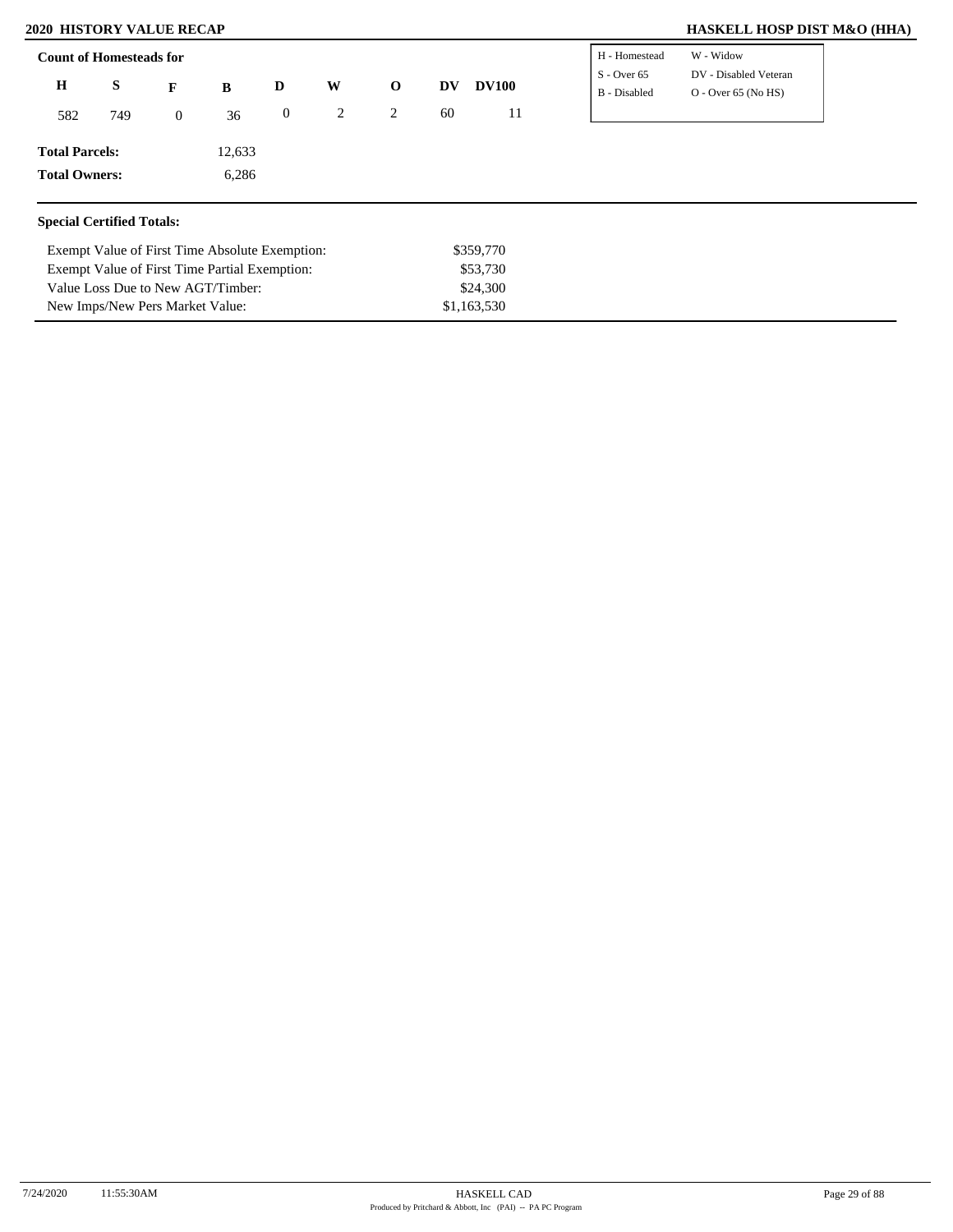## Count of Homesteads for

| H | S | F | B | D | W | O | DV | DV100 |
|---|---|---|---|---|---|---|---|---|
| 582 | 749 | 0 | 36 | 0 | 2 | 2 | 60 | 11 |

| | |
|---|---|
| H - Homestead | W - Widow |
| S - Over 65 | DV - Disabled Veteran |
| B - Disabled | O - Over 65 (No HS) |

**Total Parcels:** 12,633

**Total Owners:** 6,286

## Special Certified Totals:

| | |
|---|---|
| Exempt Value of First Time Absolute Exemption: | $359,770 |
| Exempt Value of First Time Partial Exemption: | $53,730 |
| Value Loss Due to New AGT/Timber: | $24,300 |
| New Imps/New Pers Market Value: | $1,163,530 |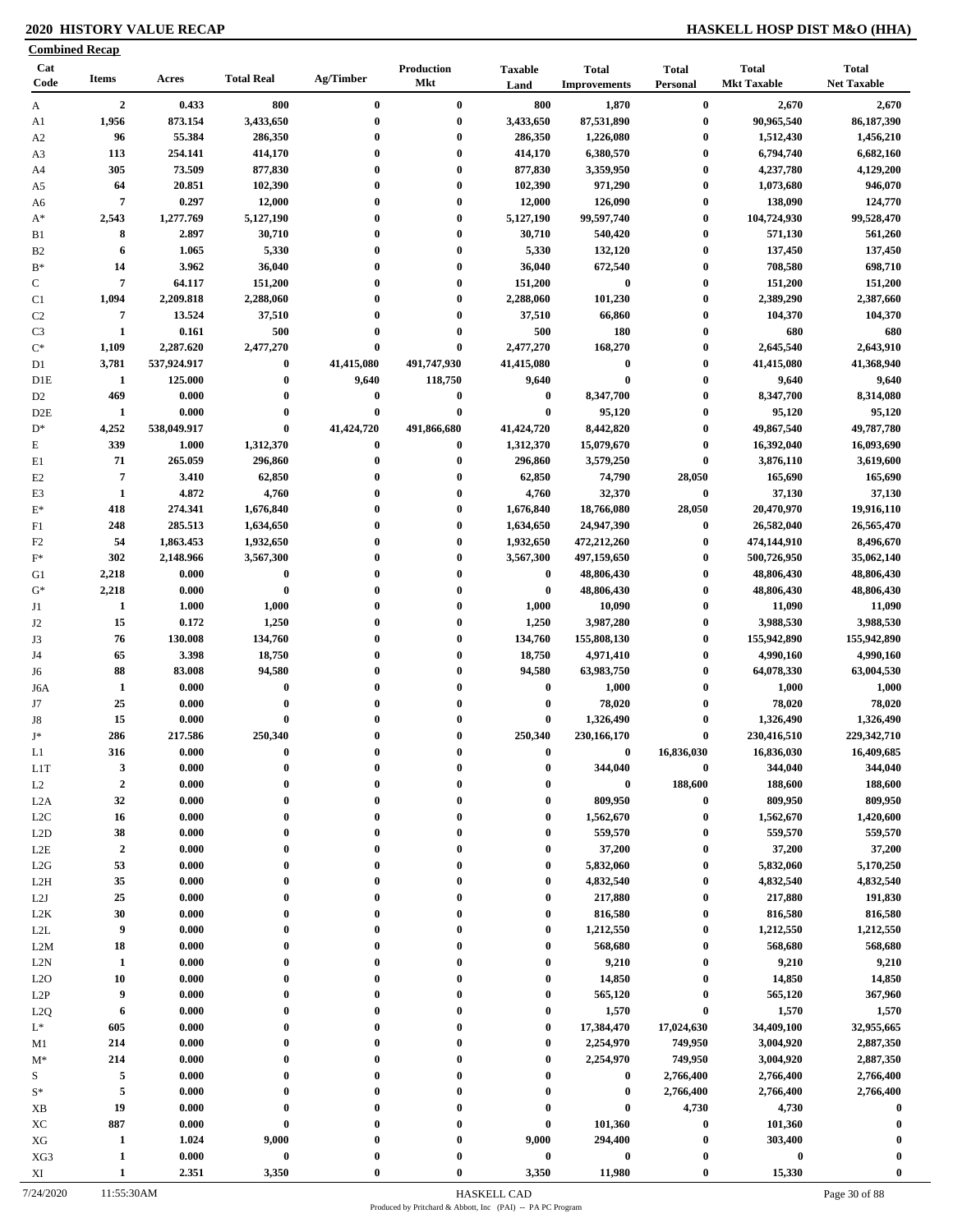**2020 HISTORY VALUE RECAP** **HASKELL HOSP DIST M&O (HHA)**

**Combined Recap**

| Cat Code | Items | Acres | Total Real | Ag/Timber | Production Mkt | Taxable Land | Total Improvements | Total Personal | Total Mkt Taxable | Total Net Taxable |
|---|---|---|---|---|---|---|---|---|---|---|
| A | 2 | 0.433 | 800 | 0 | 0 | 800 | 1,870 | 0 | 2,670 | 2,670 |
| A1 | 1,956 | 873.154 | 3,433,650 | 0 | 0 | 3,433,650 | 87,531,890 | 0 | 90,965,540 | 86,187,390 |
| A2 | 96 | 55.384 | 286,350 | 0 | 0 | 286,350 | 1,226,080 | 0 | 1,512,430 | 1,456,210 |
| A3 | 113 | 254.141 | 414,170 | 0 | 0 | 414,170 | 6,380,570 | 0 | 6,794,740 | 6,682,160 |
| A4 | 305 | 73.509 | 877,830 | 0 | 0 | 877,830 | 3,359,950 | 0 | 4,237,780 | 4,129,200 |
| A5 | 64 | 20.851 | 102,390 | 0 | 0 | 102,390 | 971,290 | 0 | 1,073,680 | 946,070 |
| A6 | 7 | 0.297 | 12,000 | 0 | 0 | 12,000 | 126,090 | 0 | 138,090 | 124,770 |
| A* | 2,543 | 1,277.769 | 5,127,190 | 0 | 0 | 5,127,190 | 99,597,740 | 0 | 104,724,930 | 99,528,470 |
| B1 | 8 | 2.897 | 30,710 | 0 | 0 | 30,710 | 540,420 | 0 | 571,130 | 561,260 |
| B2 | 6 | 1.065 | 5,330 | 0 | 0 | 5,330 | 132,120 | 0 | 137,450 | 137,450 |
| B* | 14 | 3.962 | 36,040 | 0 | 0 | 36,040 | 672,540 | 0 | 708,580 | 698,710 |
| C | 7 | 64.117 | 151,200 | 0 | 0 | 151,200 | 0 | 0 | 151,200 | 151,200 |
| C1 | 1,094 | 2,209.818 | 2,288,060 | 0 | 0 | 2,288,060 | 101,230 | 0 | 2,389,290 | 2,387,660 |
| C2 | 7 | 13.524 | 37,510 | 0 | 0 | 37,510 | 66,860 | 0 | 104,370 | 104,370 |
| C3 | 1 | 0.161 | 500 | 0 | 0 | 500 | 180 | 0 | 680 | 680 |
| C* | 1,109 | 2,287.620 | 2,477,270 | 0 | 0 | 2,477,270 | 168,270 | 0 | 2,645,540 | 2,643,910 |
| D1 | 3,781 | 537,924.917 | 0 | 41,415,080 | 491,747,930 | 41,415,080 | 0 | 0 | 41,415,080 | 41,368,940 |
| D1E | 1 | 125.000 | 0 | 9,640 | 118,750 | 9,640 | 0 | 0 | 9,640 | 9,640 |
| D2 | 469 | 0.000 | 0 | 0 | 0 | 0 | 8,347,700 | 0 | 8,347,700 | 8,314,080 |
| D2E | 1 | 0.000 | 0 | 0 | 0 | 0 | 95,120 | 0 | 95,120 | 95,120 |
| D* | 4,252 | 538,049.917 | 0 | 41,424,720 | 491,866,680 | 41,424,720 | 8,442,820 | 0 | 49,867,540 | 49,787,780 |
| E | 339 | 1.000 | 1,312,370 | 0 | 0 | 1,312,370 | 15,079,670 | 0 | 16,392,040 | 16,093,690 |
| E1 | 71 | 265.059 | 296,860 | 0 | 0 | 296,860 | 3,579,250 | 0 | 3,876,110 | 3,619,600 |
| E2 | 7 | 3.410 | 62,850 | 0 | 0 | 62,850 | 74,790 | 28,050 | 165,690 | 165,690 |
| E3 | 1 | 4.872 | 4,760 | 0 | 0 | 4,760 | 32,370 | 0 | 37,130 | 37,130 |
| E* | 418 | 274.341 | 1,676,840 | 0 | 0 | 1,676,840 | 18,766,080 | 28,050 | 20,470,970 | 19,916,110 |
| F1 | 248 | 285.513 | 1,634,650 | 0 | 0 | 1,634,650 | 24,947,390 | 0 | 26,582,040 | 26,565,470 |
| F2 | 54 | 1,863.453 | 1,932,650 | 0 | 0 | 1,932,650 | 472,212,260 | 0 | 474,144,910 | 8,496,670 |
| F* | 302 | 2,148.966 | 3,567,300 | 0 | 0 | 3,567,300 | 497,159,650 | 0 | 500,726,950 | 35,062,140 |
| G1 | 2,218 | 0.000 | 0 | 0 | 0 | 0 | 48,806,430 | 0 | 48,806,430 | 48,806,430 |
| G* | 2,218 | 0.000 | 0 | 0 | 0 | 0 | 48,806,430 | 0 | 48,806,430 | 48,806,430 |
| J1 | 1 | 1.000 | 1,000 | 0 | 0 | 1,000 | 10,090 | 0 | 11,090 | 11,090 |
| J2 | 15 | 0.172 | 1,250 | 0 | 0 | 1,250 | 3,987,280 | 0 | 3,988,530 | 3,988,530 |
| J3 | 76 | 130.008 | 134,760 | 0 | 0 | 134,760 | 155,808,130 | 0 | 155,942,890 | 155,942,890 |
| J4 | 65 | 3.398 | 18,750 | 0 | 0 | 18,750 | 4,971,410 | 0 | 4,990,160 | 4,990,160 |
| J6 | 88 | 83.008 | 94,580 | 0 | 0 | 94,580 | 63,983,750 | 0 | 64,078,330 | 63,004,530 |
| J6A | 1 | 0.000 | 0 | 0 | 0 | 0 | 1,000 | 0 | 1,000 | 1,000 |
| J7 | 25 | 0.000 | 0 | 0 | 0 | 0 | 78,020 | 0 | 78,020 | 78,020 |
| J8 | 15 | 0.000 | 0 | 0 | 0 | 0 | 1,326,490 | 0 | 1,326,490 | 1,326,490 |
| J* | 286 | 217.586 | 250,340 | 0 | 0 | 250,340 | 230,166,170 | 0 | 230,416,510 | 229,342,710 |
| L1 | 316 | 0.000 | 0 | 0 | 0 | 0 | 0 | 16,836,030 | 16,836,030 | 16,409,685 |
| L1T | 3 | 0.000 | 0 | 0 | 0 | 0 | 344,040 | 0 | 344,040 | 344,040 |
| L2 | 2 | 0.000 | 0 | 0 | 0 | 0 | 0 | 188,600 | 188,600 | 188,600 |
| L2A | 32 | 0.000 | 0 | 0 | 0 | 0 | 809,950 | 0 | 809,950 | 809,950 |
| L2C | 16 | 0.000 | 0 | 0 | 0 | 0 | 1,562,670 | 0 | 1,562,670 | 1,420,600 |
| L2D | 38 | 0.000 | 0 | 0 | 0 | 0 | 559,570 | 0 | 559,570 | 559,570 |
| L2E | 2 | 0.000 | 0 | 0 | 0 | 0 | 37,200 | 0 | 37,200 | 37,200 |
| L2G | 53 | 0.000 | 0 | 0 | 0 | 0 | 5,832,060 | 0 | 5,832,060 | 5,170,250 |
| L2H | 35 | 0.000 | 0 | 0 | 0 | 0 | 4,832,540 | 0 | 4,832,540 | 4,832,540 |
| L2J | 25 | 0.000 | 0 | 0 | 0 | 0 | 217,880 | 0 | 217,880 | 191,830 |
| L2K | 30 | 0.000 | 0 | 0 | 0 | 0 | 816,580 | 0 | 816,580 | 816,580 |
| L2L | 9 | 0.000 | 0 | 0 | 0 | 0 | 1,212,550 | 0 | 1,212,550 | 1,212,550 |
| L2M | 18 | 0.000 | 0 | 0 | 0 | 0 | 568,680 | 0 | 568,680 | 568,680 |
| L2N | 1 | 0.000 | 0 | 0 | 0 | 0 | 9,210 | 0 | 9,210 | 9,210 |
| L2O | 10 | 0.000 | 0 | 0 | 0 | 0 | 14,850 | 0 | 14,850 | 14,850 |
| L2P | 9 | 0.000 | 0 | 0 | 0 | 0 | 565,120 | 0 | 565,120 | 367,960 |
| L2Q | 6 | 0.000 | 0 | 0 | 0 | 0 | 1,570 | 0 | 1,570 | 1,570 |
| L* | 605 | 0.000 | 0 | 0 | 0 | 0 | 17,384,470 | 17,024,630 | 34,409,100 | 32,955,665 |
| M1 | 214 | 0.000 | 0 | 0 | 0 | 0 | 2,254,970 | 749,950 | 3,004,920 | 2,887,350 |
| M* | 214 | 0.000 | 0 | 0 | 0 | 0 | 2,254,970 | 749,950 | 3,004,920 | 2,887,350 |
| S | 5 | 0.000 | 0 | 0 | 0 | 0 | 0 | 2,766,400 | 2,766,400 | 2,766,400 |
| S* | 5 | 0.000 | 0 | 0 | 0 | 0 | 0 | 2,766,400 | 2,766,400 | 2,766,400 |
| XB | 19 | 0.000 | 0 | 0 | 0 | 0 | 0 | 4,730 | 4,730 | 0 |
| XC | 887 | 0.000 | 0 | 0 | 0 | 0 | 101,360 | 0 | 101,360 | 0 |
| XG | 1 | 1.024 | 9,000 | 0 | 0 | 9,000 | 294,400 | 0 | 303,400 | 0 |
| XG3 | 1 | 0.000 | 0 | 0 | 0 | 0 | 0 | 0 | 0 | 0 |
| XI | 1 | 2.351 | 3,350 | 0 | 0 | 3,350 | 11,980 | 0 | 15,330 | 0 |

7/24/2020 11:55:30AM HASKELL CAD

Produced by Pritchard & Abbott, Inc (PAI) -- PA PC Program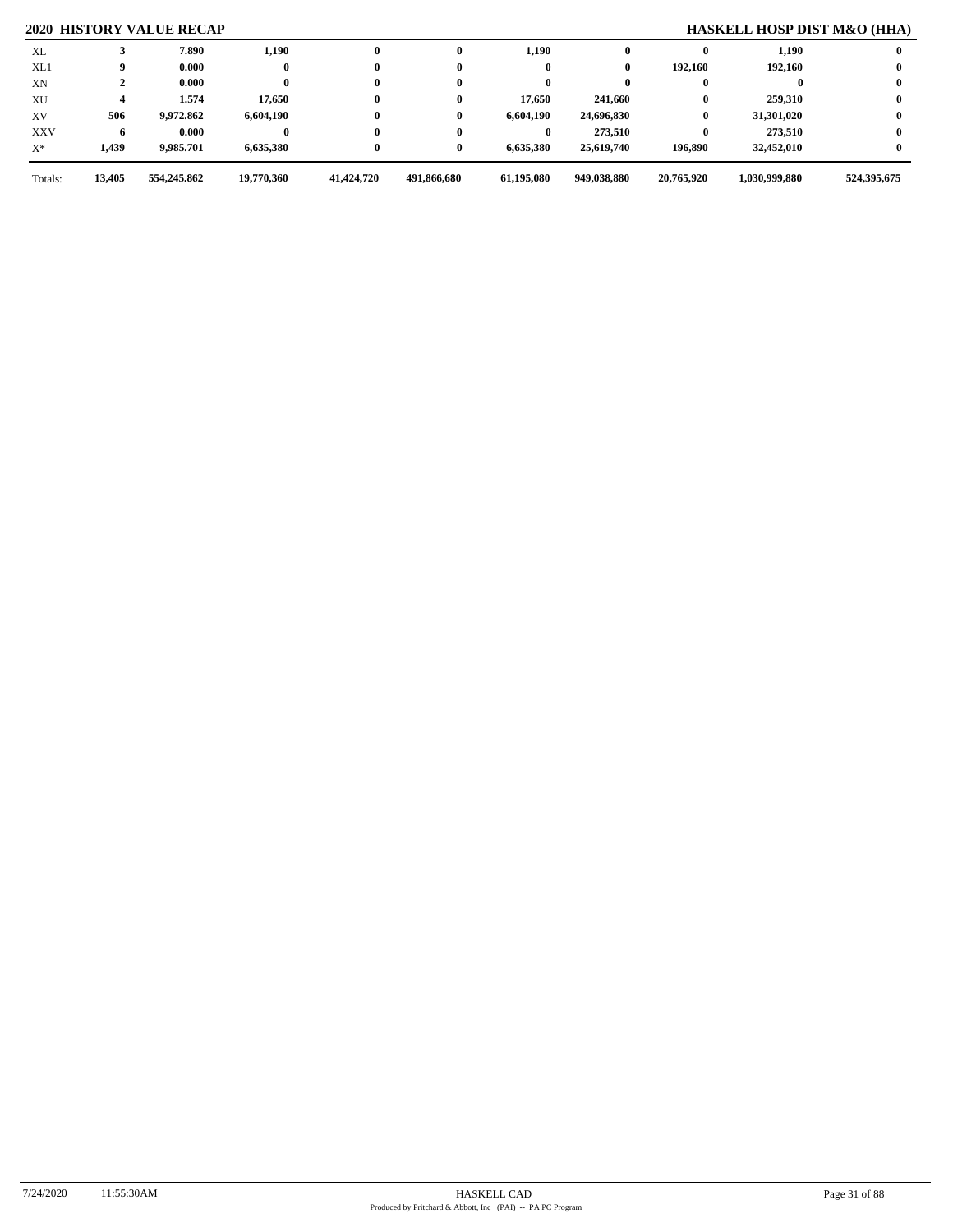## 2020 HISTORY VALUE RECAP

## HASKELL HOSP DIST M&O (HHA)

| | | | | | | | | | | |
|---|---|---|---|---|---|---|---|---|---|---|
| XL | 3 | 7.890 | 1,190 | 0 | 0 | 1,190 | 0 | 0 | 1,190 | 0 |
| XL1 | 9 | 0.000 | 0 | 0 | 0 | 0 | 0 | 192,160 | 192,160 | 0 |
| XN | 2 | 0.000 | 0 | 0 | 0 | 0 | 0 | 0 | 0 | 0 |
| XU | 4 | 1.574 | 17,650 | 0 | 0 | 17,650 | 241,660 | 0 | 259,310 | 0 |
| XV | 506 | 9,972.862 | 6,604,190 | 0 | 0 | 6,604,190 | 24,696,830 | 0 | 31,301,020 | 0 |
| XXV | 6 | 0.000 | 0 | 0 | 0 | 0 | 273,510 | 0 | 273,510 | 0 |
| X* | 1,439 | 9,985.701 | 6,635,380 | 0 | 0 | 6,635,380 | 25,619,740 | 196,890 | 32,452,010 | 0 |
| Totals: | 13,405 | 554,245.862 | 19,770,360 | 41,424,720 | 491,866,680 | 61,195,080 | 949,038,880 | 20,765,920 | 1,030,999,880 | 524,395,675 |

7/24/2020 11:55:30AM HASKELL CAD

Produced by Pritchard & Abbott, Inc (PAI) -- PA PC Program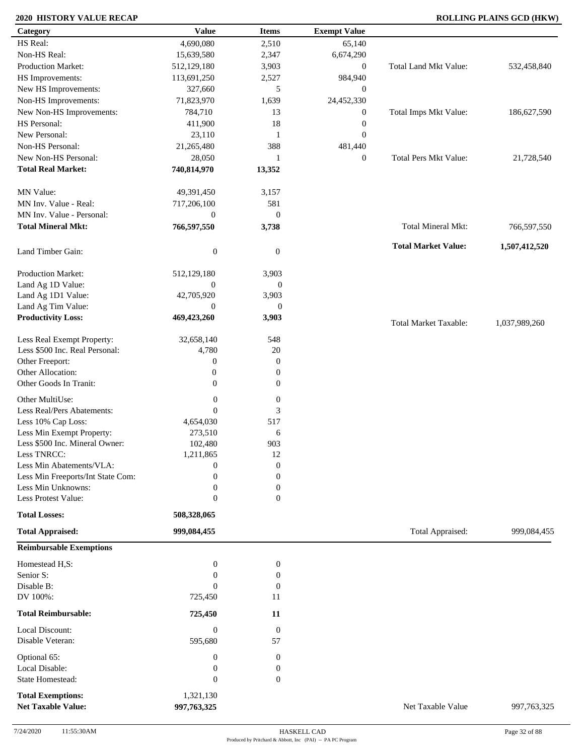**2020 HISTORY VALUE RECAP** **ROLLING PLAINS GCD (HKW)**

| Category | Value | Items | Exempt Value | | |
|---|---|---|---|---|---|
| HS Real: | 4,690,080 | 2,510 | 65,140 | | |
| Non-HS Real: | 15,639,580 | 2,347 | 6,674,290 | | |
| Production Market: | 512,129,180 | 3,903 | 0 | Total Land Mkt Value: | 532,458,840 |
| HS Improvements: | 113,691,250 | 2,527 | 984,940 | | |
| New HS Improvements: | 327,660 | 5 | 0 | | |
| Non-HS Improvements: | 71,823,970 | 1,639 | 24,452,330 | | |
| New Non-HS Improvements: | 784,710 | 13 | 0 | Total Imps Mkt Value: | 186,627,590 |
| HS Personal: | 411,900 | 18 | 0 | | |
| New Personal: | 23,110 | 1 | 0 | | |
| Non-HS Personal: | 21,265,480 | 388 | 481,440 | | |
| New Non-HS Personal: | 28,050 | 1 | 0 | Total Pers Mkt Value: | 21,728,540 |
| **Total Real Market:** | **740,814,970** | **13,352** | | | |
| MN Value: | 49,391,450 | 3,157 | | | |
| MN Inv. Value - Real: | 717,206,100 | 581 | | | |
| MN Inv. Value - Personal: | 0 | 0 | | | |
| **Total Mineral Mkt:** | **766,597,550** | **3,738** | | Total Mineral Mkt: | 766,597,550 |
| | | | | **Total Market Value:** | **1,507,412,520** |
| Land Timber Gain: | 0 | 0 | | | |
| Production Market: | 512,129,180 | 3,903 | | | |
| Land Ag 1D Value: | 0 | 0 | | | |
| Land Ag 1D1 Value: | 42,705,920 | 3,903 | | | |
| Land Ag Tim Value: | 0 | 0 | | | |
| **Productivity Loss:** | **469,423,260** | **3,903** | | Total Market Taxable: | 1,037,989,260 |
| Less Real Exempt Property: | 32,658,140 | 548 | | | |
| Less $500 Inc. Real Personal: | 4,780 | 20 | | | |
| Other Freeport: | 0 | 0 | | | |
| Other Allocation: | 0 | 0 | | | |
| Other Goods In Tranit: | 0 | 0 | | | |
| Other MultiUse: | 0 | 0 | | | |
| Less Real/Pers Abatements: | 0 | 3 | | | |
| Less 10% Cap Loss: | 4,654,030 | 517 | | | |
| Less Min Exempt Property: | 273,510 | 6 | | | |
| Less $500 Inc. Mineral Owner: | 102,480 | 903 | | | |
| Less TNRCC: | 1,211,865 | 12 | | | |
| Less Min Abatements/VLA: | 0 | 0 | | | |
| Less Min Freeports/Int State Com: | 0 | 0 | | | |
| Less Min Unknowns: | 0 | 0 | | | |
| Less Protest Value: | 0 | 0 | | | |
| **Total Losses:** | **508,328,065** | | | | |
| **Total Appraised:** | **999,084,455** | | | Total Appraised: | 999,084,455 |
| **Reimbursable Exemptions** | | | | | |
| Homestead H,S: | 0 | 0 | | | |
| Senior S: | 0 | 0 | | | |
| Disable B: | 0 | 0 | | | |
| DV 100%: | 725,450 | 11 | | | |
| **Total Reimbursable:** | **725,450** | **11** | | | |
| Local Discount: | 0 | 0 | | | |
| Disable Veteran: | 595,680 | 57 | | | |
| Optional 65: | 0 | 0 | | | |
| Local Disable: | 0 | 0 | | | |
| State Homestead: | 0 | 0 | | | |
| **Total Exemptions:** | 1,321,130 | | | | |
| **Net Taxable Value:** | **997,763,325** | | | Net Taxable Value | 997,763,325 |

7/24/2020 11:55:30AM HASKELL CAD

Produced by Pritchard & Abbott, Inc (PAI) -- PA PC Program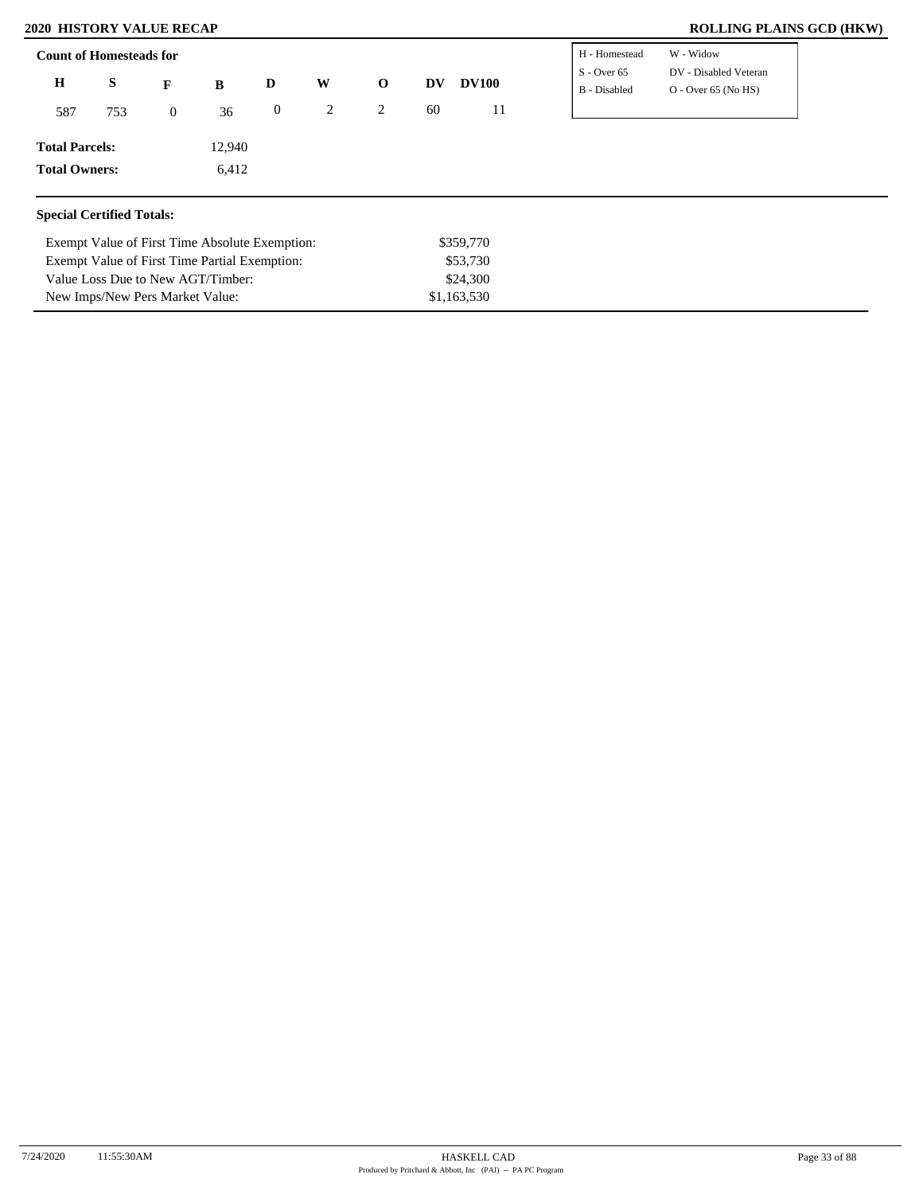**2020 HISTORY VALUE RECAP** | **ROLLING PLAINS GCD (HKW)**

**Count of Homesteads for**

| H | S | F | B | D | W | O | DV | DV100 |
|---|---|---|---|---|---|---|---|---|
| 587 | 753 | 0 | 36 | 0 | 2 | 2 | 60 | 11 |

| | |
|---|---|
| H - Homestead | W - Widow |
| S - Over 65 | DV - Disabled Veteran |
| B - Disabled | O - Over 65 (No HS) |

**Total Parcels:** 12,940

**Total Owners:** 6,412

**Special Certified Totals:**

| | |
|---|---|
| Exempt Value of First Time Absolute Exemption: | $359,770 |
| Exempt Value of First Time Partial Exemption: | $53,730 |
| Value Loss Due to New AGT/Timber: | $24,300 |
| New Imps/New Pers Market Value: | $1,163,530 |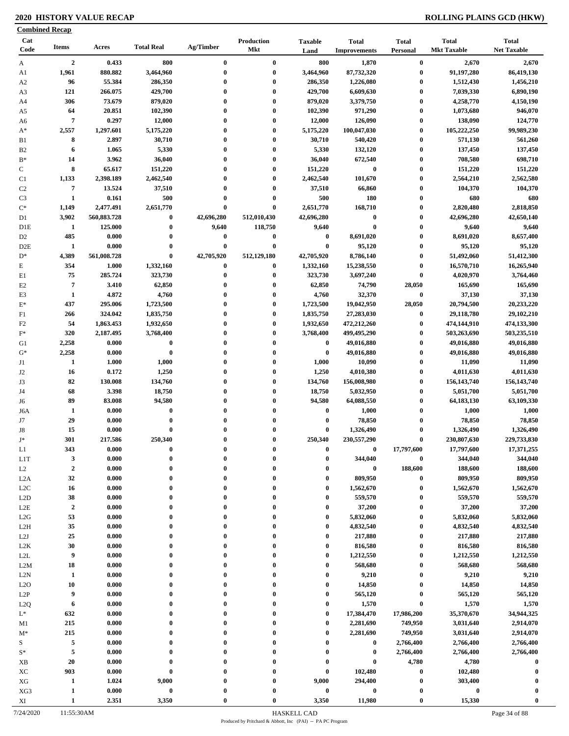**2020 HISTORY VALUE RECAP** — **ROLLING PLAINS GCD (HKW)**

**Combined Recap**

| Cat Code | Items | Acres | Total Real | Ag/Timber | Production Mkt | Taxable Land | Total Improvements | Total Personal | Total Mkt Taxable | Total Net Taxable |
|---|---|---|---|---|---|---|---|---|---|---|
| A | 2 | 0.433 | 800 | 0 | 0 | 800 | 1,870 | 0 | 2,670 | 2,670 |
| A1 | 1,961 | 880.882 | 3,464,960 | 0 | 0 | 3,464,960 | 87,732,320 | 0 | 91,197,280 | 86,419,130 |
| A2 | 96 | 55.384 | 286,350 | 0 | 0 | 286,350 | 1,226,080 | 0 | 1,512,430 | 1,456,210 |
| A3 | 121 | 266.075 | 429,700 | 0 | 0 | 429,700 | 6,609,630 | 0 | 7,039,330 | 6,890,190 |
| A4 | 306 | 73.679 | 879,020 | 0 | 0 | 879,020 | 3,379,750 | 0 | 4,258,770 | 4,150,190 |
| A5 | 64 | 20.851 | 102,390 | 0 | 0 | 102,390 | 971,290 | 0 | 1,073,680 | 946,070 |
| A6 | 7 | 0.297 | 12,000 | 0 | 0 | 12,000 | 126,090 | 0 | 138,090 | 124,770 |
| A* | 2,557 | 1,297.601 | 5,175,220 | 0 | 0 | 5,175,220 | 100,047,030 | 0 | 105,222,250 | 99,989,230 |
| B1 | 8 | 2.897 | 30,710 | 0 | 0 | 30,710 | 540,420 | 0 | 571,130 | 561,260 |
| B2 | 6 | 1.065 | 5,330 | 0 | 0 | 5,330 | 132,120 | 0 | 137,450 | 137,450 |
| B* | 14 | 3.962 | 36,040 | 0 | 0 | 36,040 | 672,540 | 0 | 708,580 | 698,710 |
| C | 8 | 65.617 | 151,220 | 0 | 0 | 151,220 | 0 | 0 | 151,220 | 151,220 |
| C1 | 1,133 | 2,398.189 | 2,462,540 | 0 | 0 | 2,462,540 | 101,670 | 0 | 2,564,210 | 2,562,580 |
| C2 | 7 | 13.524 | 37,510 | 0 | 0 | 37,510 | 66,860 | 0 | 104,370 | 104,370 |
| C3 | 1 | 0.161 | 500 | 0 | 0 | 500 | 180 | 0 | 680 | 680 |
| C* | 1,149 | 2,477.491 | 2,651,770 | 0 | 0 | 2,651,770 | 168,710 | 0 | 2,820,480 | 2,818,850 |
| D1 | 3,902 | 560,883.728 | 0 | 42,696,280 | 512,010,430 | 42,696,280 | 0 | 0 | 42,696,280 | 42,650,140 |
| D1E | 1 | 125.000 | 0 | 9,640 | 118,750 | 9,640 | 0 | 0 | 9,640 | 9,640 |
| D2 | 485 | 0.000 | 0 | 0 | 0 | 0 | 8,691,020 | 0 | 8,691,020 | 8,657,400 |
| D2E | 1 | 0.000 | 0 | 0 | 0 | 0 | 95,120 | 0 | 95,120 | 95,120 |
| D* | 4,389 | 561,008.728 | 0 | 42,705,920 | 512,129,180 | 42,705,920 | 8,786,140 | 0 | 51,492,060 | 51,412,300 |
| E | 354 | 1.000 | 1,332,160 | 0 | 0 | 1,332,160 | 15,238,550 | 0 | 16,570,710 | 16,265,940 |
| E1 | 75 | 285.724 | 323,730 | 0 | 0 | 323,730 | 3,697,240 | 0 | 4,020,970 | 3,764,460 |
| E2 | 7 | 3.410 | 62,850 | 0 | 0 | 62,850 | 74,790 | 28,050 | 165,690 | 165,690 |
| E3 | 1 | 4.872 | 4,760 | 0 | 0 | 4,760 | 32,370 | 0 | 37,130 | 37,130 |
| E* | 437 | 295.006 | 1,723,500 | 0 | 0 | 1,723,500 | 19,042,950 | 28,050 | 20,794,500 | 20,233,220 |
| F1 | 266 | 324.042 | 1,835,750 | 0 | 0 | 1,835,750 | 27,283,030 | 0 | 29,118,780 | 29,102,210 |
| F2 | 54 | 1,863.453 | 1,932,650 | 0 | 0 | 1,932,650 | 472,212,260 | 0 | 474,144,910 | 474,133,300 |
| F* | 320 | 2,187.495 | 3,768,400 | 0 | 0 | 3,768,400 | 499,495,290 | 0 | 503,263,690 | 503,235,510 |
| G1 | 2,258 | 0.000 | 0 | 0 | 0 | 0 | 49,016,880 | 0 | 49,016,880 | 49,016,880 |
| G* | 2,258 | 0.000 | 0 | 0 | 0 | 0 | 49,016,880 | 0 | 49,016,880 | 49,016,880 |
| J1 | 1 | 1.000 | 1,000 | 0 | 0 | 1,000 | 10,090 | 0 | 11,090 | 11,090 |
| J2 | 16 | 0.172 | 1,250 | 0 | 0 | 1,250 | 4,010,380 | 0 | 4,011,630 | 4,011,630 |
| J3 | 82 | 130.008 | 134,760 | 0 | 0 | 134,760 | 156,008,980 | 0 | 156,143,740 | 156,143,740 |
| J4 | 68 | 3.398 | 18,750 | 0 | 0 | 18,750 | 5,032,950 | 0 | 5,051,700 | 5,051,700 |
| J6 | 89 | 83.008 | 94,580 | 0 | 0 | 94,580 | 64,088,550 | 0 | 64,183,130 | 63,109,330 |
| J6A | 1 | 0.000 | 0 | 0 | 0 | 0 | 1,000 | 0 | 1,000 | 1,000 |
| J7 | 29 | 0.000 | 0 | 0 | 0 | 0 | 78,850 | 0 | 78,850 | 78,850 |
| J8 | 15 | 0.000 | 0 | 0 | 0 | 0 | 1,326,490 | 0 | 1,326,490 | 1,326,490 |
| J* | 301 | 217.586 | 250,340 | 0 | 0 | 250,340 | 230,557,290 | 0 | 230,807,630 | 229,733,830 |
| L1 | 343 | 0.000 | 0 | 0 | 0 | 0 | 0 | 17,797,600 | 17,797,600 | 17,371,255 |
| L1T | 3 | 0.000 | 0 | 0 | 0 | 0 | 344,040 | 0 | 344,040 | 344,040 |
| L2 | 2 | 0.000 | 0 | 0 | 0 | 0 | 0 | 188,600 | 188,600 | 188,600 |
| L2A | 32 | 0.000 | 0 | 0 | 0 | 0 | 809,950 | 0 | 809,950 | 809,950 |
| L2C | 16 | 0.000 | 0 | 0 | 0 | 0 | 1,562,670 | 0 | 1,562,670 | 1,562,670 |
| L2D | 38 | 0.000 | 0 | 0 | 0 | 0 | 559,570 | 0 | 559,570 | 559,570 |
| L2E | 2 | 0.000 | 0 | 0 | 0 | 0 | 37,200 | 0 | 37,200 | 37,200 |
| L2G | 53 | 0.000 | 0 | 0 | 0 | 0 | 5,832,060 | 0 | 5,832,060 | 5,832,060 |
| L2H | 35 | 0.000 | 0 | 0 | 0 | 0 | 4,832,540 | 0 | 4,832,540 | 4,832,540 |
| L2J | 25 | 0.000 | 0 | 0 | 0 | 0 | 217,880 | 0 | 217,880 | 217,880 |
| L2K | 30 | 0.000 | 0 | 0 | 0 | 0 | 816,580 | 0 | 816,580 | 816,580 |
| L2L | 9 | 0.000 | 0 | 0 | 0 | 0 | 1,212,550 | 0 | 1,212,550 | 1,212,550 |
| L2M | 18 | 0.000 | 0 | 0 | 0 | 0 | 568,680 | 0 | 568,680 | 568,680 |
| L2N | 1 | 0.000 | 0 | 0 | 0 | 0 | 9,210 | 0 | 9,210 | 9,210 |
| L2O | 10 | 0.000 | 0 | 0 | 0 | 0 | 14,850 | 0 | 14,850 | 14,850 |
| L2P | 9 | 0.000 | 0 | 0 | 0 | 0 | 565,120 | 0 | 565,120 | 565,120 |
| L2Q | 6 | 0.000 | 0 | 0 | 0 | 0 | 1,570 | 0 | 1,570 | 1,570 |
| L* | 632 | 0.000 | 0 | 0 | 0 | 0 | 17,384,470 | 17,986,200 | 35,370,670 | 34,944,325 |
| M1 | 215 | 0.000 | 0 | 0 | 0 | 0 | 2,281,690 | 749,950 | 3,031,640 | 2,914,070 |
| M* | 215 | 0.000 | 0 | 0 | 0 | 0 | 2,281,690 | 749,950 | 3,031,640 | 2,914,070 |
| S | 5 | 0.000 | 0 | 0 | 0 | 0 | 0 | 2,766,400 | 2,766,400 | 2,766,400 |
| S* | 5 | 0.000 | 0 | 0 | 0 | 0 | 0 | 2,766,400 | 2,766,400 | 2,766,400 |
| XB | 20 | 0.000 | 0 | 0 | 0 | 0 | 0 | 4,780 | 4,780 | 0 |
| XC | 903 | 0.000 | 0 | 0 | 0 | 0 | 102,480 | 0 | 102,480 | 0 |
| XG | 1 | 1.024 | 9,000 | 0 | 0 | 9,000 | 294,400 | 0 | 303,400 | 0 |
| XG3 | 1 | 0.000 | 0 | 0 | 0 | 0 | 0 | 0 | 0 | 0 |
| XI | 1 | 2.351 | 3,350 | 0 | 0 | 3,350 | 11,980 | 0 | 15,330 | 0 |

7/24/2020 11:55:30AM — HASKELL CAD

Produced by Pritchard & Abbott, Inc (PAI) -- PA PC Program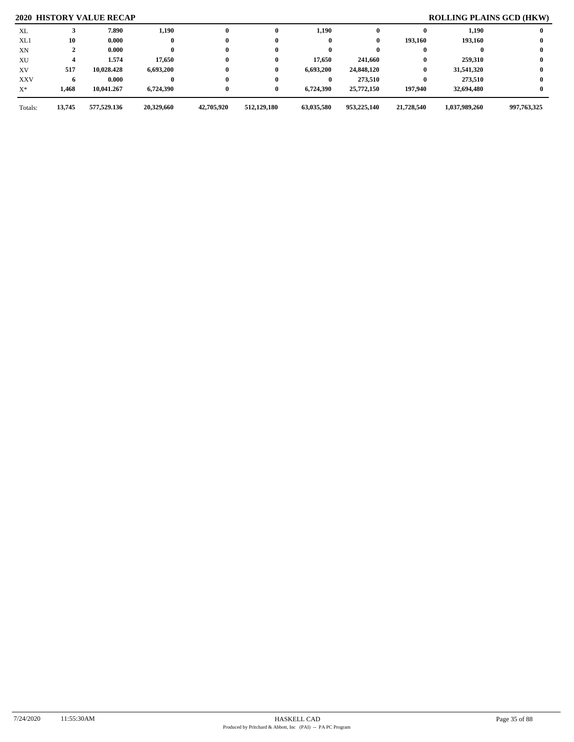## 2020 HISTORY VALUE RECAP

## ROLLING PLAINS GCD (HKW)

| | | | | | | | | | | |
|---|---|---|---|---|---|---|---|---|---|---|
| XL | 3 | 7.890 | 1,190 | 0 | 0 | 1,190 | 0 | 0 | 1,190 | 0 |
| XL1 | 10 | 0.000 | 0 | 0 | 0 | 0 | 0 | 193,160 | 193,160 | 0 |
| XN | 2 | 0.000 | 0 | 0 | 0 | 0 | 0 | 0 | 0 | 0 |
| XU | 4 | 1.574 | 17,650 | 0 | 0 | 17,650 | 241,660 | 0 | 259,310 | 0 |
| XV | 517 | 10,028.428 | 6,693,200 | 0 | 0 | 6,693,200 | 24,848,120 | 0 | 31,541,320 | 0 |
| XXV | 6 | 0.000 | 0 | 0 | 0 | 0 | 273,510 | 0 | 273,510 | 0 |
| X* | 1,468 | 10,041.267 | 6,724,390 | 0 | 0 | 6,724,390 | 25,772,150 | 197,940 | 32,694,480 | 0 |
| Totals: | 13,745 | 577,529.136 | 20,329,660 | 42,705,920 | 512,129,180 | 63,035,580 | 953,225,140 | 21,728,540 | 1,037,989,260 | 997,763,325 |

7/24/2020 11:55:30AM HASKELL CAD
Produced by Pritchard & Abbott, Inc (PAI) -- PA PC Program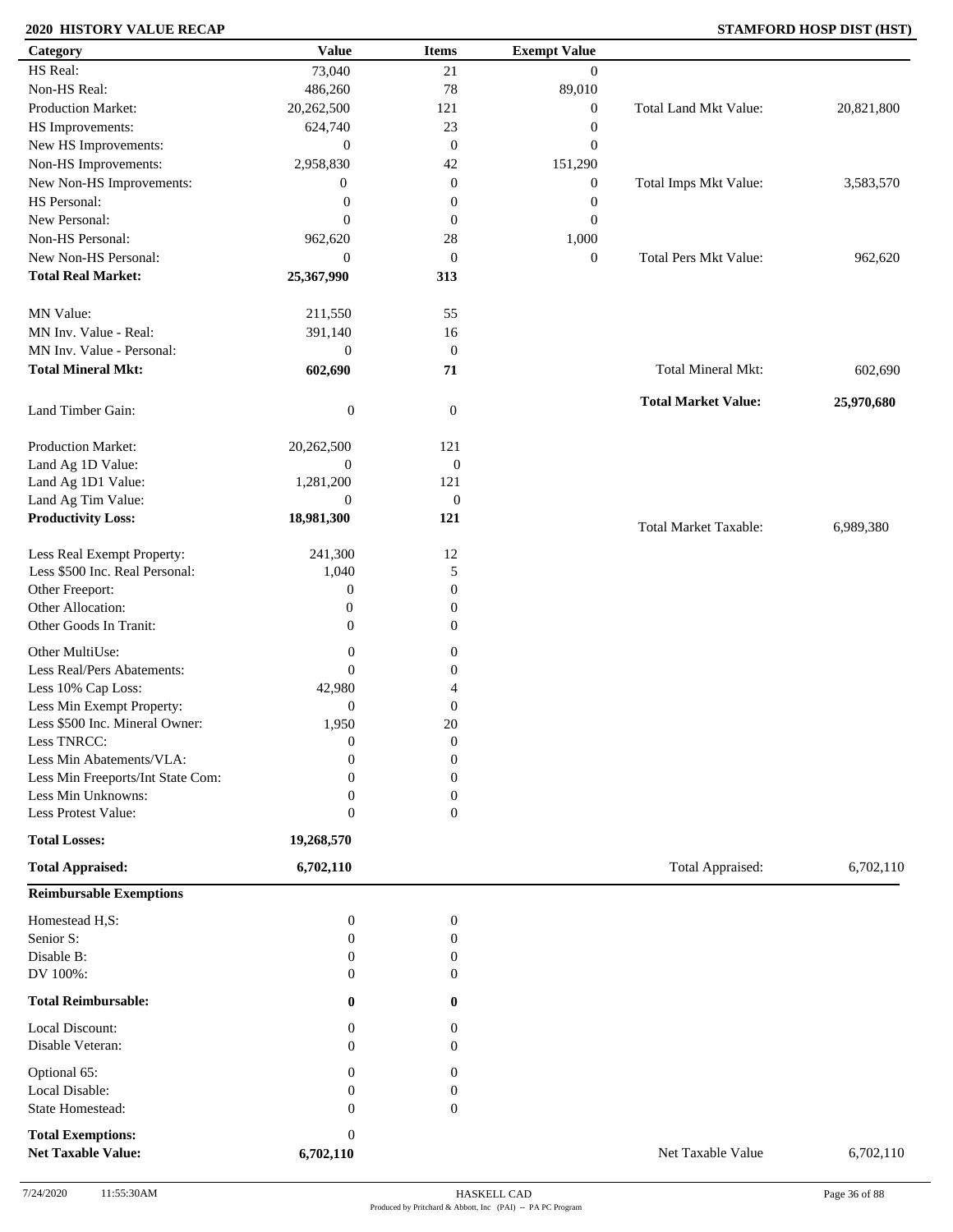**2020 HISTORY VALUE RECAP** **STAMFORD HOSP DIST (HST)**

| Category | Value | Items | Exempt Value | | |
|---|---|---|---|---|---|
| HS Real: | 73,040 | 21 | 0 | | |
| Non-HS Real: | 486,260 | 78 | 89,010 | | |
| Production Market: | 20,262,500 | 121 | 0 | Total Land Mkt Value: | 20,821,800 |
| HS Improvements: | 624,740 | 23 | 0 | | |
| New HS Improvements: | 0 | 0 | 0 | | |
| Non-HS Improvements: | 2,958,830 | 42 | 151,290 | | |
| New Non-HS Improvements: | 0 | 0 | 0 | Total Imps Mkt Value: | 3,583,570 |
| HS Personal: | 0 | 0 | 0 | | |
| New Personal: | 0 | 0 | 0 | | |
| Non-HS Personal: | 962,620 | 28 | 1,000 | | |
| New Non-HS Personal: | 0 | 0 | 0 | Total Pers Mkt Value: | 962,620 |
| **Total Real Market:** | **25,367,990** | **313** | | | |
| MN Value: | 211,550 | 55 | | | |
| MN Inv. Value - Real: | 391,140 | 16 | | | |
| MN Inv. Value - Personal: | 0 | 0 | | | |
| **Total Mineral Mkt:** | **602,690** | **71** | | Total Mineral Mkt: | 602,690 |
| Land Timber Gain: | 0 | 0 | | **Total Market Value:** | **25,970,680** |
| Production Market: | 20,262,500 | 121 | | | |
| Land Ag 1D Value: | 0 | 0 | | | |
| Land Ag 1D1 Value: | 1,281,200 | 121 | | | |
| Land Ag Tim Value: | 0 | 0 | | | |
| **Productivity Loss:** | **18,981,300** | **121** | | Total Market Taxable: | 6,989,380 |
| Less Real Exempt Property: | 241,300 | 12 | | | |
| Less $500 Inc. Real Personal: | 1,040 | 5 | | | |
| Other Freeport: | 0 | 0 | | | |
| Other Allocation: | 0 | 0 | | | |
| Other Goods In Tranit: | 0 | 0 | | | |
| Other MultiUse: | 0 | 0 | | | |
| Less Real/Pers Abatements: | 0 | 0 | | | |
| Less 10% Cap Loss: | 42,980 | 4 | | | |
| Less Min Exempt Property: | 0 | 0 | | | |
| Less $500 Inc. Mineral Owner: | 1,950 | 20 | | | |
| Less TNRCC: | 0 | 0 | | | |
| Less Min Abatements/VLA: | 0 | 0 | | | |
| Less Min Freeports/Int State Com: | 0 | 0 | | | |
| Less Min Unknowns: | 0 | 0 | | | |
| Less Protest Value: | 0 | 0 | | | |
| **Total Losses:** | **19,268,570** | | | | |
| **Total Appraised:** | **6,702,110** | | | Total Appraised: | 6,702,110 |

**Reimbursable Exemptions**

| Category | Value | Items | | |
|---|---|---|---|---|
| Homestead H,S: | 0 | 0 | | |
| Senior S: | 0 | 0 | | |
| Disable B: | 0 | 0 | | |
| DV 100%: | 0 | 0 | | |
| **Total Reimbursable:** | **0** | **0** | | |
| Local Discount: | 0 | 0 | | |
| Disable Veteran: | 0 | 0 | | |
| Optional 65: | 0 | 0 | | |
| Local Disable: | 0 | 0 | | |
| State Homestead: | 0 | 0 | | |
| **Total Exemptions:** | 0 | | | |
| **Net Taxable Value:** | **6,702,110** | | Net Taxable Value | 6,702,110 |

7/24/2020 11:55:30AM HASKELL CAD
Produced by Pritchard & Abbott, Inc (PAI) -- PA PC Program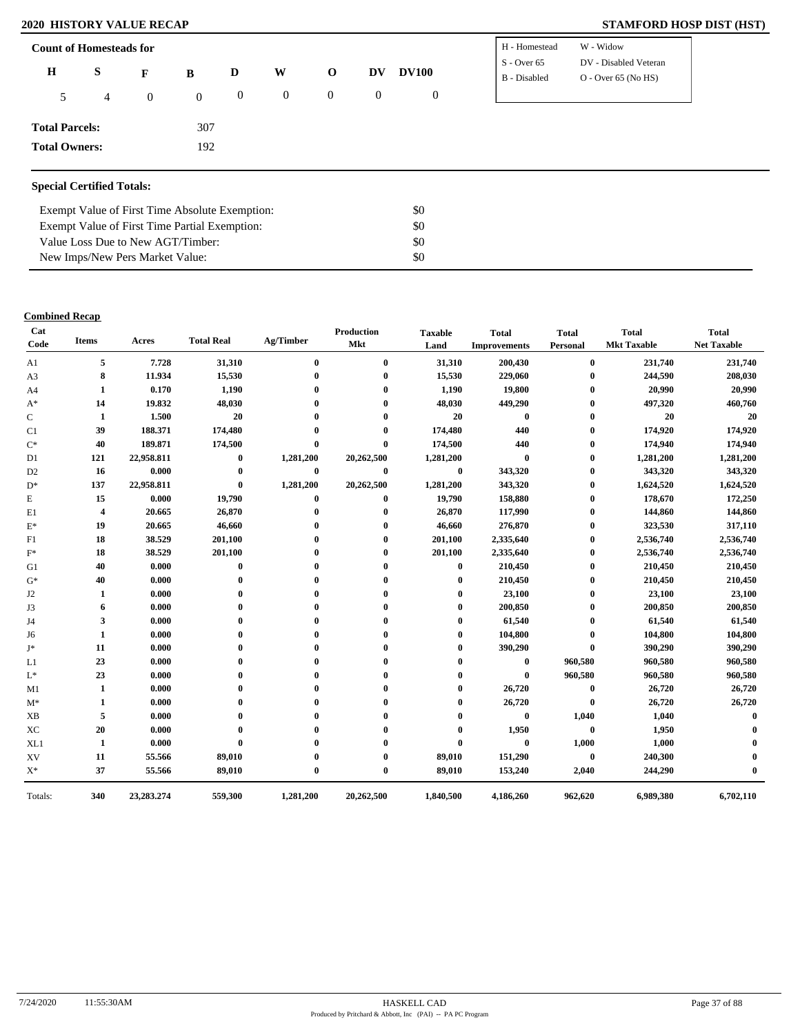## 2020 HISTORY VALUE RECAP

**STAMFORD HOSP DIST (HST)**

**Count of Homesteads for**

| H | S | F | B | D | W | O | DV | DV100 |
|---|---|---|---|---|---|---|---|---|
| 5 | 4 | 0 | 0 | 0 | 0 | 0 | 0 | 0 |

| | |
|---|---|
| H - Homestead | W - Widow |
| S - Over 65 | DV - Disabled Veteran |
| B - Disabled | O - Over 65 (No HS) |

**Total Parcels:** 307

**Total Owners:** 192

### Special Certified Totals:

| | |
|---|---|
| Exempt Value of First Time Absolute Exemption: | $0 |
| Exempt Value of First Time Partial Exemption: | $0 |
| Value Loss Due to New AGT/Timber: | $0 |
| New Imps/New Pers Market Value: | $0 |

**Combined Recap**

| Cat Code | Items | Acres | Total Real | Ag/Timber | Production Mkt | Taxable Land | Total Improvements | Total Personal | Total Mkt Taxable | Total Net Taxable |
|---|---|---|---|---|---|---|---|---|---|---|
| A1 | 5 | 7.728 | 31,310 | 0 | 0 | 31,310 | 200,430 | 0 | 231,740 | 231,740 |
| A3 | 8 | 11.934 | 15,530 | 0 | 0 | 15,530 | 229,060 | 0 | 244,590 | 208,030 |
| A4 | 1 | 0.170 | 1,190 | 0 | 0 | 1,190 | 19,800 | 0 | 20,990 | 20,990 |
| A* | 14 | 19.832 | 48,030 | 0 | 0 | 48,030 | 449,290 | 0 | 497,320 | 460,760 |
| C | 1 | 1.500 | 20 | 0 | 0 | 20 | 0 | 0 | 20 | 20 |
| C1 | 39 | 188.371 | 174,480 | 0 | 0 | 174,480 | 440 | 0 | 174,920 | 174,920 |
| C* | 40 | 189.871 | 174,500 | 0 | 0 | 174,500 | 440 | 0 | 174,940 | 174,940 |
| D1 | 121 | 22,958.811 | 0 | 1,281,200 | 20,262,500 | 1,281,200 | 0 | 0 | 1,281,200 | 1,281,200 |
| D2 | 16 | 0.000 | 0 | 0 | 0 | 0 | 343,320 | 0 | 343,320 | 343,320 |
| D* | 137 | 22,958.811 | 0 | 1,281,200 | 20,262,500 | 1,281,200 | 343,320 | 0 | 1,624,520 | 1,624,520 |
| E | 15 | 0.000 | 19,790 | 0 | 0 | 19,790 | 158,880 | 0 | 178,670 | 172,250 |
| E1 | 4 | 20.665 | 26,870 | 0 | 0 | 26,870 | 117,990 | 0 | 144,860 | 144,860 |
| E* | 19 | 20.665 | 46,660 | 0 | 0 | 46,660 | 276,870 | 0 | 323,530 | 317,110 |
| F1 | 18 | 38.529 | 201,100 | 0 | 0 | 201,100 | 2,335,640 | 0 | 2,536,740 | 2,536,740 |
| F* | 18 | 38.529 | 201,100 | 0 | 0 | 201,100 | 2,335,640 | 0 | 2,536,740 | 2,536,740 |
| G1 | 40 | 0.000 | 0 | 0 | 0 | 0 | 210,450 | 0 | 210,450 | 210,450 |
| G* | 40 | 0.000 | 0 | 0 | 0 | 0 | 210,450 | 0 | 210,450 | 210,450 |
| J2 | 1 | 0.000 | 0 | 0 | 0 | 0 | 23,100 | 0 | 23,100 | 23,100 |
| J3 | 6 | 0.000 | 0 | 0 | 0 | 0 | 200,850 | 0 | 200,850 | 200,850 |
| J4 | 3 | 0.000 | 0 | 0 | 0 | 0 | 61,540 | 0 | 61,540 | 61,540 |
| J6 | 1 | 0.000 | 0 | 0 | 0 | 0 | 104,800 | 0 | 104,800 | 104,800 |
| J* | 11 | 0.000 | 0 | 0 | 0 | 0 | 390,290 | 0 | 390,290 | 390,290 |
| L1 | 23 | 0.000 | 0 | 0 | 0 | 0 | 0 | 960,580 | 960,580 | 960,580 |
| L* | 23 | 0.000 | 0 | 0 | 0 | 0 | 0 | 960,580 | 960,580 | 960,580 |
| M1 | 1 | 0.000 | 0 | 0 | 0 | 0 | 26,720 | 0 | 26,720 | 26,720 |
| M* | 1 | 0.000 | 0 | 0 | 0 | 0 | 26,720 | 0 | 26,720 | 26,720 |
| XB | 5 | 0.000 | 0 | 0 | 0 | 0 | 0 | 1,040 | 1,040 | 0 |
| XC | 20 | 0.000 | 0 | 0 | 0 | 0 | 1,950 | 0 | 1,950 | 0 |
| XL1 | 1 | 0.000 | 0 | 0 | 0 | 0 | 0 | 1,000 | 1,000 | 0 |
| XV | 11 | 55.566 | 89,010 | 0 | 0 | 89,010 | 151,290 | 0 | 240,300 | 0 |
| X* | 37 | 55.566 | 89,010 | 0 | 0 | 89,010 | 153,240 | 2,040 | 244,290 | 0 |
| Totals: | 340 | 23,283.274 | 559,300 | 1,281,200 | 20,262,500 | 1,840,500 | 4,186,260 | 962,620 | 6,989,380 | 6,702,110 |

7/24/2020 11:55:30AM

HASKELL CAD

Produced by Pritchard & Abbott, Inc (PAI) -- PA PC Program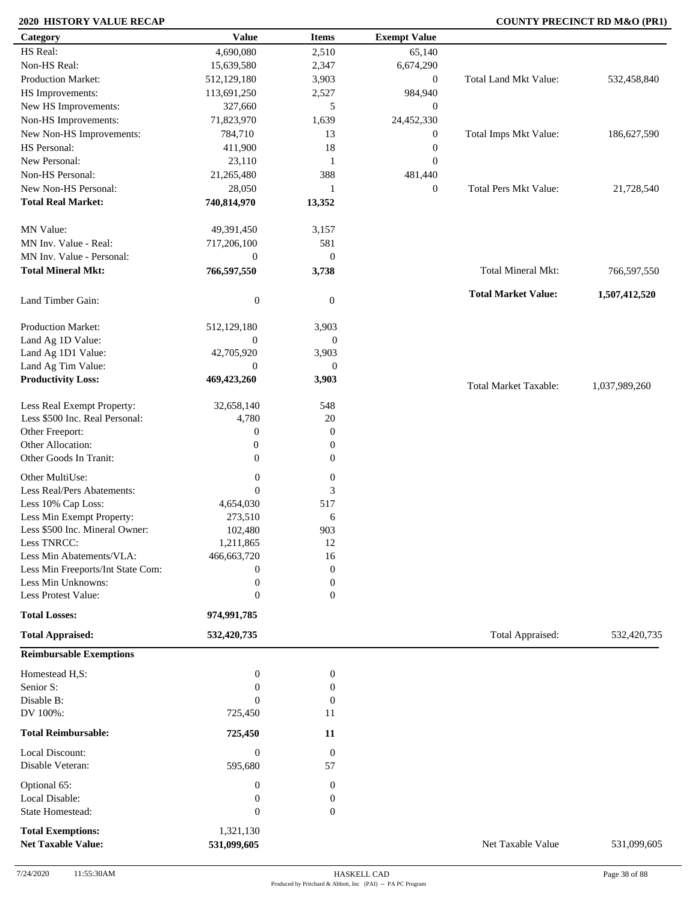**2020 HISTORY VALUE RECAP** — **COUNTY PRECINCT RD M&O (PR1)**

| Category | Value | Items | Exempt Value | | |
|---|---|---|---|---|---|
| HS Real: | 4,690,080 | 2,510 | 65,140 | | |
| Non-HS Real: | 15,639,580 | 2,347 | 6,674,290 | | |
| Production Market: | 512,129,180 | 3,903 | 0 | Total Land Mkt Value: | 532,458,840 |
| HS Improvements: | 113,691,250 | 2,527 | 984,940 | | |
| New HS Improvements: | 327,660 | 5 | 0 | | |
| Non-HS Improvements: | 71,823,970 | 1,639 | 24,452,330 | | |
| New Non-HS Improvements: | 784,710 | 13 | 0 | Total Imps Mkt Value: | 186,627,590 |
| HS Personal: | 411,900 | 18 | 0 | | |
| New Personal: | 23,110 | 1 | 0 | | |
| Non-HS Personal: | 21,265,480 | 388 | 481,440 | | |
| New Non-HS Personal: | 28,050 | 1 | 0 | Total Pers Mkt Value: | 21,728,540 |
| **Total Real Market:** | **740,814,970** | **13,352** | | | |
| MN Value: | 49,391,450 | 3,157 | | | |
| MN Inv. Value - Real: | 717,206,100 | 581 | | | |
| MN Inv. Value - Personal: | 0 | 0 | | | |
| **Total Mineral Mkt:** | **766,597,550** | **3,738** | | Total Mineral Mkt: | 766,597,550 |
| Land Timber Gain: | 0 | 0 | | **Total Market Value:** | **1,507,412,520** |
| Production Market: | 512,129,180 | 3,903 | | | |
| Land Ag 1D Value: | 0 | 0 | | | |
| Land Ag 1D1 Value: | 42,705,920 | 3,903 | | | |
| Land Ag Tim Value: | 0 | 0 | | | |
| **Productivity Loss:** | **469,423,260** | **3,903** | | Total Market Taxable: | 1,037,989,260 |
| Less Real Exempt Property: | 32,658,140 | 548 | | | |
| Less $500 Inc. Real Personal: | 4,780 | 20 | | | |
| Other Freeport: | 0 | 0 | | | |
| Other Allocation: | 0 | 0 | | | |
| Other Goods In Tranit: | 0 | 0 | | | |
| Other MultiUse: | 0 | 0 | | | |
| Less Real/Pers Abatements: | 0 | 3 | | | |
| Less 10% Cap Loss: | 4,654,030 | 517 | | | |
| Less Min Exempt Property: | 273,510 | 6 | | | |
| Less $500 Inc. Mineral Owner: | 102,480 | 903 | | | |
| Less TNRCC: | 1,211,865 | 12 | | | |
| Less Min Abatements/VLA: | 466,663,720 | 16 | | | |
| Less Min Freeports/Int State Com: | 0 | 0 | | | |
| Less Min Unknowns: | 0 | 0 | | | |
| Less Protest Value: | 0 | 0 | | | |
| **Total Losses:** | **974,991,785** | | | | |
| **Total Appraised:** | **532,420,735** | | | Total Appraised: | 532,420,735 |

**Reimbursable Exemptions**

| Category | Value | Items | | |
|---|---|---|---|---|
| Homestead H,S: | 0 | 0 | | |
| Senior S: | 0 | 0 | | |
| Disable B: | 0 | 0 | | |
| DV 100%: | 725,450 | 11 | | |
| **Total Reimbursable:** | **725,450** | **11** | | |
| Local Discount: | 0 | 0 | | |
| Disable Veteran: | 595,680 | 57 | | |
| Optional 65: | 0 | 0 | | |
| Local Disable: | 0 | 0 | | |
| State Homestead: | 0 | 0 | | |
| **Total Exemptions:** | 1,321,130 | | | |
| **Net Taxable Value:** | **531,099,605** | | Net Taxable Value | 531,099,605 |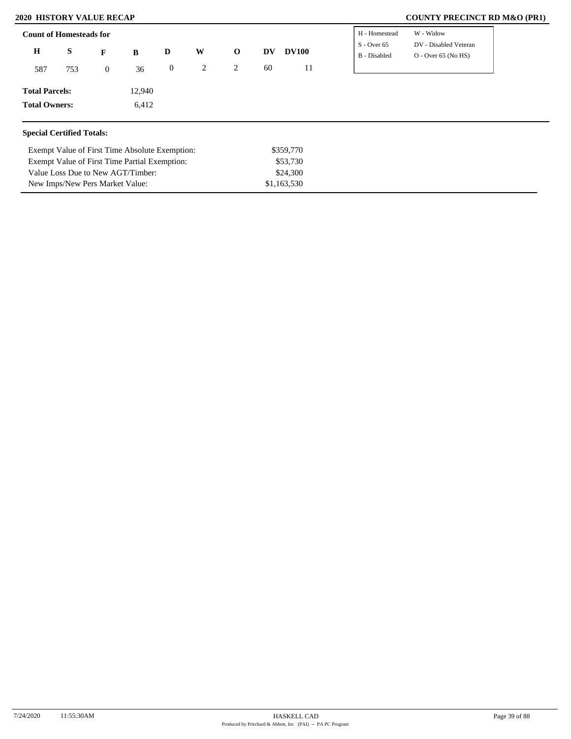## 2020 HISTORY VALUE RECAP

## COUNTY PRECINCT RD M&O (PR1)

**Count of Homesteads for**

| H | S | F | B | D | W | O | DV | DV100 |
|---|---|---|---|---|---|---|---|---|
| 587 | 753 | 0 | 36 | 0 | 2 | 2 | 60 | 11 |

| | |
|---|---|
| H - Homestead | W - Widow |
| S - Over 65 | DV - Disabled Veteran |
| B - Disabled | O - Over 65 (No HS) |

**Total Parcels:** 12,940

**Total Owners:** 6,412

**Special Certified Totals:**

| | |
|---|---|
| Exempt Value of First Time Absolute Exemption: | $359,770 |
| Exempt Value of First Time Partial Exemption: | $53,730 |
| Value Loss Due to New AGT/Timber: | $24,300 |
| New Imps/New Pers Market Value: | $1,163,530 |

7/24/2020 11:55:30AM

HASKELL CAD

Produced by Pritchard & Abbott, Inc (PAI) -- PA PC Program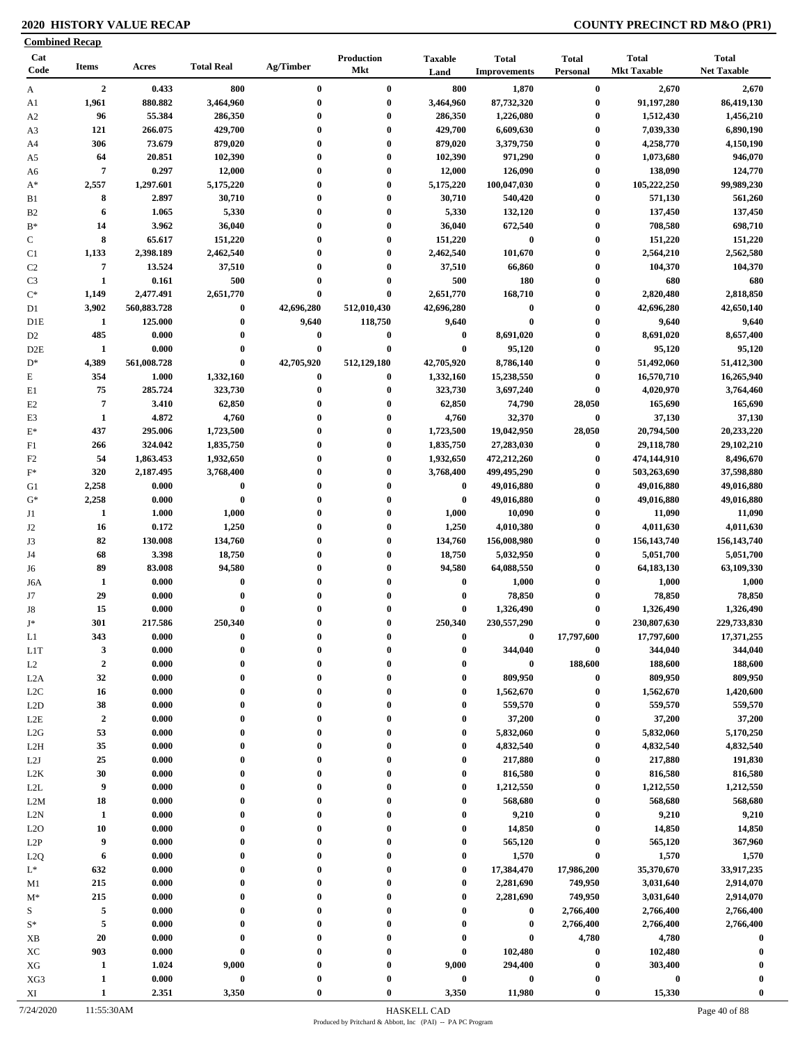## 2020 HISTORY VALUE RECAP

## COUNTY PRECINCT RD M&O (PR1)

**Combined Recap**

| Cat Code | Items | Acres | Total Real | Ag/Timber | Production Mkt | Taxable Land | Total Improvements | Total Personal | Total Mkt Taxable | Total Net Taxable |
|---|---|---|---|---|---|---|---|---|---|---|
| A | 2 | 0.433 | 800 | 0 | 0 | 800 | 1,870 | 0 | 2,670 | 2,670 |
| A1 | 1,961 | 880.882 | 3,464,960 | 0 | 0 | 3,464,960 | 87,732,320 | 0 | 91,197,280 | 86,419,130 |
| A2 | 96 | 55.384 | 286,350 | 0 | 0 | 286,350 | 1,226,080 | 0 | 1,512,430 | 1,456,210 |
| A3 | 121 | 266.075 | 429,700 | 0 | 0 | 429,700 | 6,609,630 | 0 | 7,039,330 | 6,890,190 |
| A4 | 306 | 73.679 | 879,020 | 0 | 0 | 879,020 | 3,379,750 | 0 | 4,258,770 | 4,150,190 |
| A5 | 64 | 20.851 | 102,390 | 0 | 0 | 102,390 | 971,290 | 0 | 1,073,680 | 946,070 |
| A6 | 7 | 0.297 | 12,000 | 0 | 0 | 12,000 | 126,090 | 0 | 138,090 | 124,770 |
| A* | 2,557 | 1,297.601 | 5,175,220 | 0 | 0 | 5,175,220 | 100,047,030 | 0 | 105,222,250 | 99,989,230 |
| B1 | 8 | 2.897 | 30,710 | 0 | 0 | 30,710 | 540,420 | 0 | 571,130 | 561,260 |
| B2 | 6 | 1.065 | 5,330 | 0 | 0 | 5,330 | 132,120 | 0 | 137,450 | 137,450 |
| B* | 14 | 3.962 | 36,040 | 0 | 0 | 36,040 | 672,540 | 0 | 708,580 | 698,710 |
| C | 8 | 65.617 | 151,220 | 0 | 0 | 151,220 | 0 | 0 | 151,220 | 151,220 |
| C1 | 1,133 | 2,398.189 | 2,462,540 | 0 | 0 | 2,462,540 | 101,670 | 0 | 2,564,210 | 2,562,580 |
| C2 | 7 | 13.524 | 37,510 | 0 | 0 | 37,510 | 66,860 | 0 | 104,370 | 104,370 |
| C3 | 1 | 0.161 | 500 | 0 | 0 | 500 | 180 | 0 | 680 | 680 |
| C* | 1,149 | 2,477.491 | 2,651,770 | 0 | 0 | 2,651,770 | 168,710 | 0 | 2,820,480 | 2,818,850 |
| D1 | 3,902 | 560,883.728 | 0 | 42,696,280 | 512,010,430 | 42,696,280 | 0 | 0 | 42,696,280 | 42,650,140 |
| D1E | 1 | 125.000 | 0 | 9,640 | 118,750 | 9,640 | 0 | 0 | 9,640 | 9,640 |
| D2 | 485 | 0.000 | 0 | 0 | 0 | 0 | 8,691,020 | 0 | 8,691,020 | 8,657,400 |
| D2E | 1 | 0.000 | 0 | 0 | 0 | 0 | 95,120 | 0 | 95,120 | 95,120 |
| D* | 4,389 | 561,008.728 | 0 | 42,705,920 | 512,129,180 | 42,705,920 | 8,786,140 | 0 | 51,492,060 | 51,412,300 |
| E | 354 | 1.000 | 1,332,160 | 0 | 0 | 1,332,160 | 15,238,550 | 0 | 16,570,710 | 16,265,940 |
| E1 | 75 | 285.724 | 323,730 | 0 | 0 | 323,730 | 3,697,240 | 0 | 4,020,970 | 3,764,460 |
| E2 | 7 | 3.410 | 62,850 | 0 | 0 | 62,850 | 74,790 | 28,050 | 165,690 | 165,690 |
| E3 | 1 | 4.872 | 4,760 | 0 | 0 | 4,760 | 32,370 | 0 | 37,130 | 37,130 |
| E* | 437 | 295.006 | 1,723,500 | 0 | 0 | 1,723,500 | 19,042,950 | 28,050 | 20,794,500 | 20,233,220 |
| F1 | 266 | 324.042 | 1,835,750 | 0 | 0 | 1,835,750 | 27,283,030 | 0 | 29,118,780 | 29,102,210 |
| F2 | 54 | 1,863.453 | 1,932,650 | 0 | 0 | 1,932,650 | 472,212,260 | 0 | 474,144,910 | 8,496,670 |
| F* | 320 | 2,187.495 | 3,768,400 | 0 | 0 | 3,768,400 | 499,495,290 | 0 | 503,263,690 | 37,598,880 |
| G1 | 2,258 | 0.000 | 0 | 0 | 0 | 0 | 49,016,880 | 0 | 49,016,880 | 49,016,880 |
| G* | 2,258 | 0.000 | 0 | 0 | 0 | 0 | 49,016,880 | 0 | 49,016,880 | 49,016,880 |
| J1 | 1 | 1.000 | 1,000 | 0 | 0 | 1,000 | 10,090 | 0 | 11,090 | 11,090 |
| J2 | 16 | 0.172 | 1,250 | 0 | 0 | 1,250 | 4,010,380 | 0 | 4,011,630 | 4,011,630 |
| J3 | 82 | 130.008 | 134,760 | 0 | 0 | 134,760 | 156,008,980 | 0 | 156,143,740 | 156,143,740 |
| J4 | 68 | 3.398 | 18,750 | 0 | 0 | 18,750 | 5,032,950 | 0 | 5,051,700 | 5,051,700 |
| J6 | 89 | 83.008 | 94,580 | 0 | 0 | 94,580 | 64,088,550 | 0 | 64,183,130 | 63,109,330 |
| J6A | 1 | 0.000 | 0 | 0 | 0 | 0 | 1,000 | 0 | 1,000 | 1,000 |
| J7 | 29 | 0.000 | 0 | 0 | 0 | 0 | 78,850 | 0 | 78,850 | 78,850 |
| J8 | 15 | 0.000 | 0 | 0 | 0 | 0 | 1,326,490 | 0 | 1,326,490 | 1,326,490 |
| J* | 301 | 217.586 | 250,340 | 0 | 0 | 250,340 | 230,557,290 | 0 | 230,807,630 | 229,733,830 |
| L1 | 343 | 0.000 | 0 | 0 | 0 | 0 | 0 | 17,797,600 | 17,797,600 | 17,371,255 |
| L1T | 3 | 0.000 | 0 | 0 | 0 | 0 | 344,040 | 0 | 344,040 | 344,040 |
| L2 | 2 | 0.000 | 0 | 0 | 0 | 0 | 0 | 188,600 | 188,600 | 188,600 |
| L2A | 32 | 0.000 | 0 | 0 | 0 | 0 | 809,950 | 0 | 809,950 | 809,950 |
| L2C | 16 | 0.000 | 0 | 0 | 0 | 0 | 1,562,670 | 0 | 1,562,670 | 1,420,600 |
| L2D | 38 | 0.000 | 0 | 0 | 0 | 0 | 559,570 | 0 | 559,570 | 559,570 |
| L2E | 2 | 0.000 | 0 | 0 | 0 | 0 | 37,200 | 0 | 37,200 | 37,200 |
| L2G | 53 | 0.000 | 0 | 0 | 0 | 0 | 5,832,060 | 0 | 5,832,060 | 5,170,250 |
| L2H | 35 | 0.000 | 0 | 0 | 0 | 0 | 4,832,540 | 0 | 4,832,540 | 4,832,540 |
| L2J | 25 | 0.000 | 0 | 0 | 0 | 0 | 217,880 | 0 | 217,880 | 191,830 |
| L2K | 30 | 0.000 | 0 | 0 | 0 | 0 | 816,580 | 0 | 816,580 | 816,580 |
| L2L | 9 | 0.000 | 0 | 0 | 0 | 0 | 1,212,550 | 0 | 1,212,550 | 1,212,550 |
| L2M | 18 | 0.000 | 0 | 0 | 0 | 0 | 568,680 | 0 | 568,680 | 568,680 |
| L2N | 1 | 0.000 | 0 | 0 | 0 | 0 | 9,210 | 0 | 9,210 | 9,210 |
| L2O | 10 | 0.000 | 0 | 0 | 0 | 0 | 14,850 | 0 | 14,850 | 14,850 |
| L2P | 9 | 0.000 | 0 | 0 | 0 | 0 | 565,120 | 0 | 565,120 | 367,960 |
| L2Q | 6 | 0.000 | 0 | 0 | 0 | 0 | 1,570 | 0 | 1,570 | 1,570 |
| L* | 632 | 0.000 | 0 | 0 | 0 | 0 | 17,384,470 | 17,986,200 | 35,370,670 | 33,917,235 |
| M1 | 215 | 0.000 | 0 | 0 | 0 | 0 | 2,281,690 | 749,950 | 3,031,640 | 2,914,070 |
| M* | 215 | 0.000 | 0 | 0 | 0 | 0 | 2,281,690 | 749,950 | 3,031,640 | 2,914,070 |
| S | 5 | 0.000 | 0 | 0 | 0 | 0 | 0 | 2,766,400 | 2,766,400 | 2,766,400 |
| S* | 5 | 0.000 | 0 | 0 | 0 | 0 | 0 | 2,766,400 | 2,766,400 | 2,766,400 |
| XB | 20 | 0.000 | 0 | 0 | 0 | 0 | 0 | 4,780 | 4,780 | 0 |
| XC | 903 | 0.000 | 0 | 0 | 0 | 0 | 102,480 | 0 | 102,480 | 0 |
| XG | 1 | 1.024 | 9,000 | 0 | 0 | 9,000 | 294,400 | 0 | 303,400 | 0 |
| XG3 | 1 | 0.000 | 0 | 0 | 0 | 0 | 0 | 0 | 0 | 0 |
| XI | 1 | 2.351 | 3,350 | 0 | 0 | 3,350 | 11,980 | 0 | 15,330 | 0 |

7/24/2020 11:55:30AM HASKELL CAD

Produced by Pritchard & Abbott, Inc (PAI) -- PA PC Program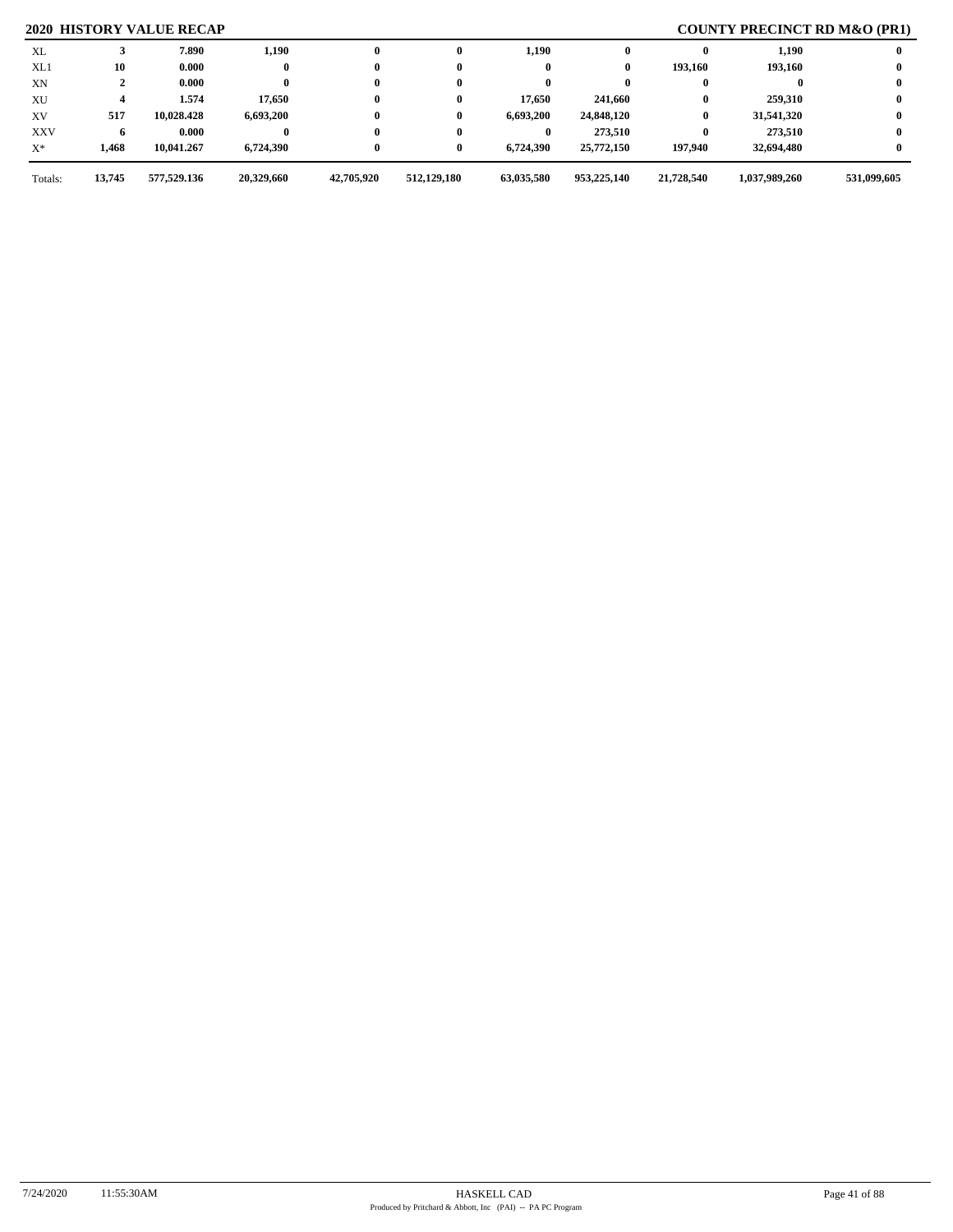## 2020 HISTORY VALUE RECAP

## COUNTY PRECINCT RD M&O (PR1)

| | | | | | | | | | | |
|---|---|---|---|---|---|---|---|---|---|---|
| XL | 3 | 7.890 | 1,190 | 0 | 0 | 1,190 | 0 | 0 | 1,190 | 0 |
| XL1 | 10 | 0.000 | 0 | 0 | 0 | 0 | 0 | 193,160 | 193,160 | 0 |
| XN | 2 | 0.000 | 0 | 0 | 0 | 0 | 0 | 0 | 0 | 0 |
| XU | 4 | 1.574 | 17,650 | 0 | 0 | 17,650 | 241,660 | 0 | 259,310 | 0 |
| XV | 517 | 10,028.428 | 6,693,200 | 0 | 0 | 6,693,200 | 24,848,120 | 0 | 31,541,320 | 0 |
| XXV | 6 | 0.000 | 0 | 0 | 0 | 0 | 273,510 | 0 | 273,510 | 0 |
| X* | 1,468 | 10,041.267 | 6,724,390 | 0 | 0 | 6,724,390 | 25,772,150 | 197,940 | 32,694,480 | 0 |
| Totals: | 13,745 | 577,529.136 | 20,329,660 | 42,705,920 | 512,129,180 | 63,035,580 | 953,225,140 | 21,728,540 | 1,037,989,260 | 531,099,605 |

7/24/2020 11:55:30AM HASKELL CAD
Produced by Pritchard & Abbott, Inc (PAI) -- PA PC Program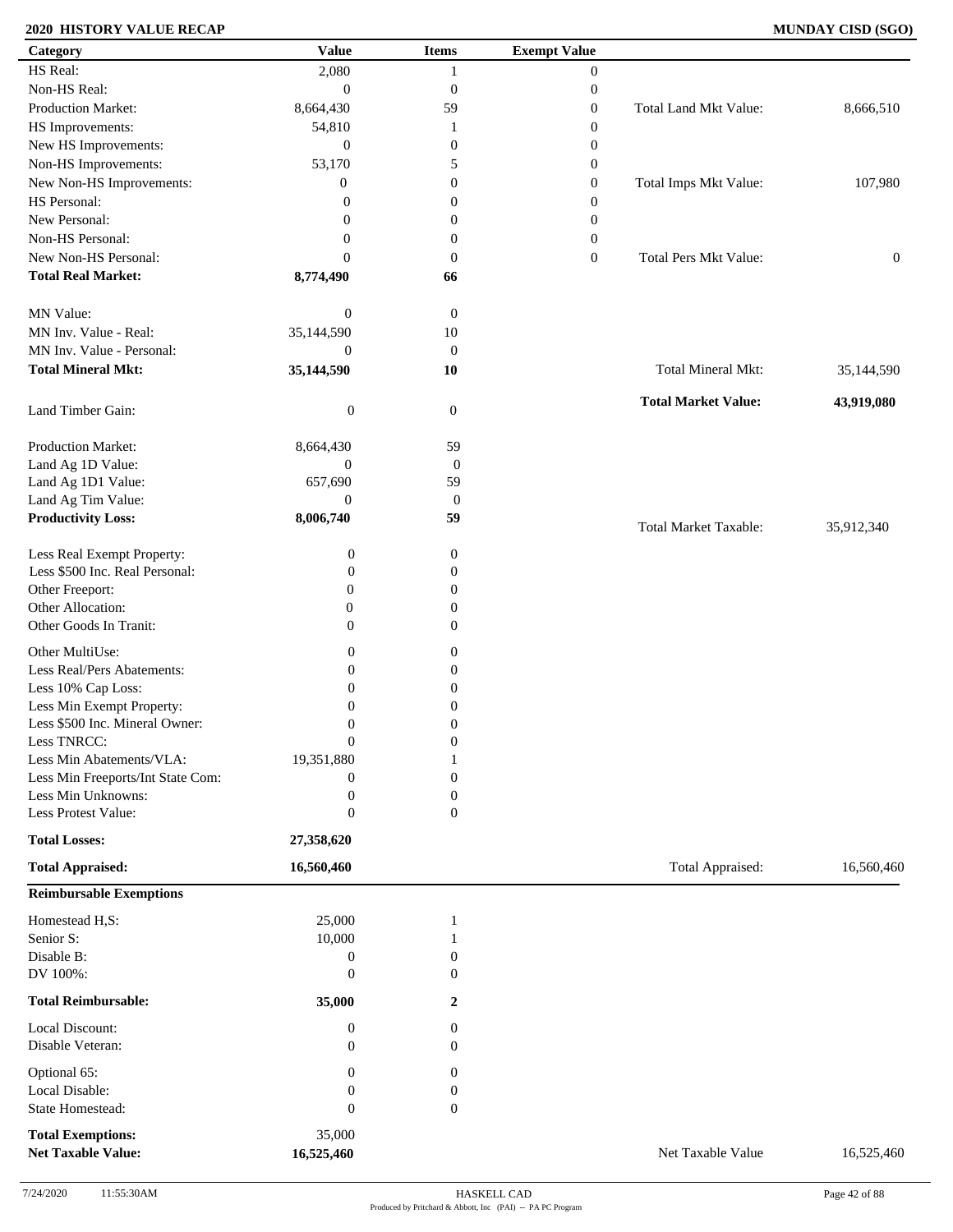## 2020 HISTORY VALUE RECAP

**MUNDAY CISD (SGO)**

| Category | Value | Items | Exempt Value | | |
|---|---|---|---|---|---|
| HS Real: | 2,080 | 1 | 0 | | |
| Non-HS Real: | 0 | 0 | 0 | | |
| Production Market: | 8,664,430 | 59 | 0 | Total Land Mkt Value: | 8,666,510 |
| HS Improvements: | 54,810 | 1 | 0 | | |
| New HS Improvements: | 0 | 0 | 0 | | |
| Non-HS Improvements: | 53,170 | 5 | 0 | | |
| New Non-HS Improvements: | 0 | 0 | 0 | Total Imps Mkt Value: | 107,980 |
| HS Personal: | 0 | 0 | 0 | | |
| New Personal: | 0 | 0 | 0 | | |
| Non-HS Personal: | 0 | 0 | 0 | | |
| New Non-HS Personal: | 0 | 0 | 0 | Total Pers Mkt Value: | 0 |
| **Total Real Market:** | **8,774,490** | **66** | | | |
| MN Value: | 0 | 0 | | | |
| MN Inv. Value - Real: | 35,144,590 | 10 | | | |
| MN Inv. Value - Personal: | 0 | 0 | | | |
| **Total Mineral Mkt:** | **35,144,590** | **10** | | Total Mineral Mkt: | 35,144,590 |
| Land Timber Gain: | 0 | 0 | | **Total Market Value:** | **43,919,080** |
| Production Market: | 8,664,430 | 59 | | | |
| Land Ag 1D Value: | 0 | 0 | | | |
| Land Ag 1D1 Value: | 657,690 | 59 | | | |
| Land Ag Tim Value: | 0 | 0 | | | |
| **Productivity Loss:** | **8,006,740** | **59** | | Total Market Taxable: | 35,912,340 |
| Less Real Exempt Property: | 0 | 0 | | | |
| Less $500 Inc. Real Personal: | 0 | 0 | | | |
| Other Freeport: | 0 | 0 | | | |
| Other Allocation: | 0 | 0 | | | |
| Other Goods In Tranit: | 0 | 0 | | | |
| Other MultiUse: | 0 | 0 | | | |
| Less Real/Pers Abatements: | 0 | 0 | | | |
| Less 10% Cap Loss: | 0 | 0 | | | |
| Less Min Exempt Property: | 0 | 0 | | | |
| Less $500 Inc. Mineral Owner: | 0 | 0 | | | |
| Less TNRCC: | 0 | 0 | | | |
| Less Min Abatements/VLA: | 19,351,880 | 1 | | | |
| Less Min Freeports/Int State Com: | 0 | 0 | | | |
| Less Min Unknowns: | 0 | 0 | | | |
| Less Protest Value: | 0 | 0 | | | |
| **Total Losses:** | **27,358,620** | | | | |
| **Total Appraised:** | **16,560,460** | | | Total Appraised: | 16,560,460 |

**Reimbursable Exemptions**

| Category | Value | Items | | |
|---|---|---|---|---|
| Homestead H,S: | 25,000 | 1 | | |
| Senior S: | 10,000 | 1 | | |
| Disable B: | 0 | 0 | | |
| DV 100%: | 0 | 0 | | |
| **Total Reimbursable:** | **35,000** | **2** | | |
| Local Discount: | 0 | 0 | | |
| Disable Veteran: | 0 | 0 | | |
| Optional 65: | 0 | 0 | | |
| Local Disable: | 0 | 0 | | |
| State Homestead: | 0 | 0 | | |
| **Total Exemptions:** | 35,000 | | | |
| **Net Taxable Value:** | **16,525,460** | | Net Taxable Value | 16,525,460 |

7/24/2020 11:55:30AM HASKELL CAD

Produced by Pritchard & Abbott, Inc (PAI) -- PA PC Program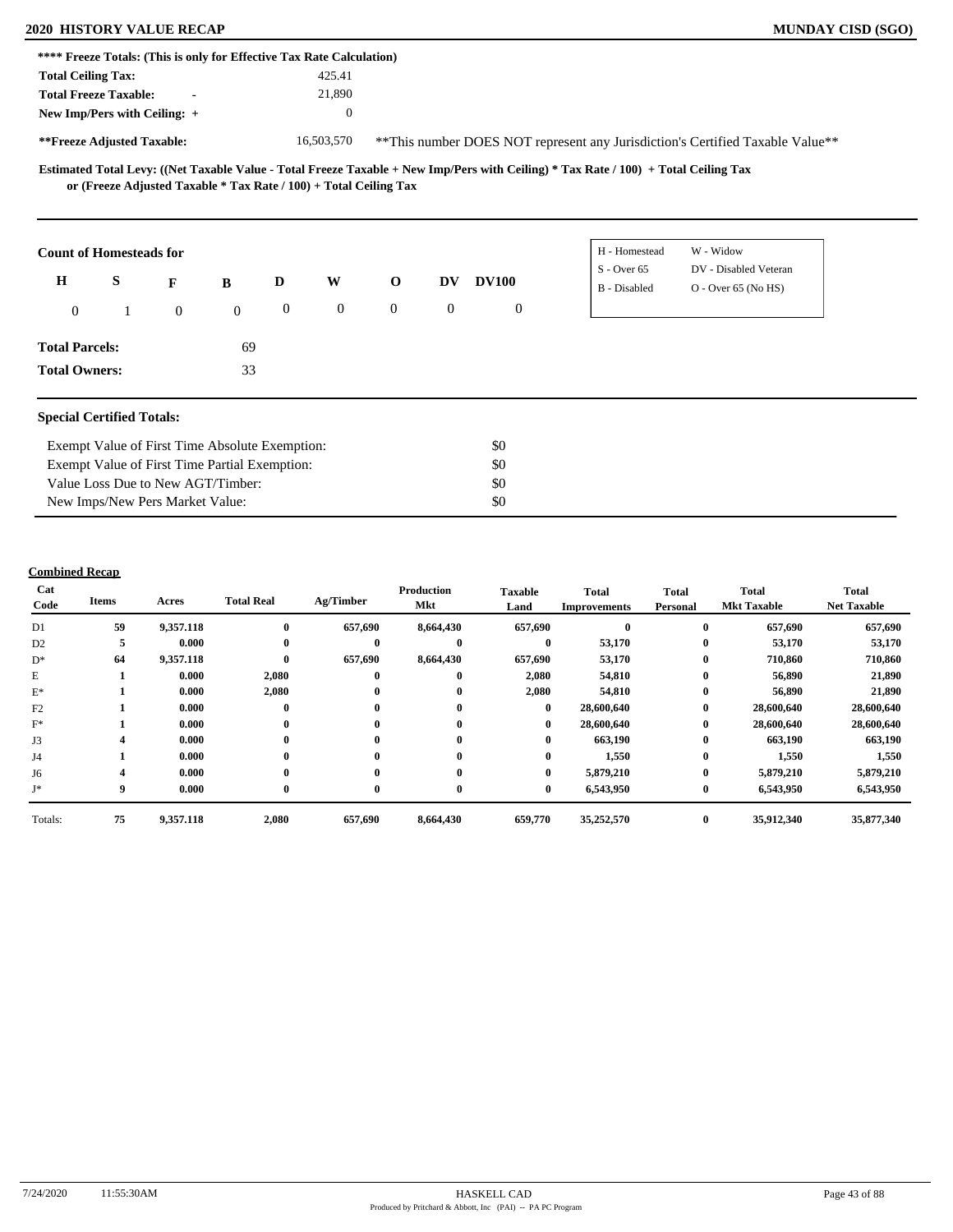**2020 HISTORY VALUE RECAP** — **MUNDAY CISD (SGO)**

**\*\*\*\* Freeze Totals: (This is only for Effective Tax Rate Calculation)**

| | |
|---|---|
| **Total Ceiling Tax:** | 425.41 |
| **Total Freeze Taxable:** - | 21,890 |
| **New Imp/Pers with Ceiling:** + | 0 |
| **\*\*Freeze Adjusted Taxable:** | 16,503,570 |

\*\*This number DOES NOT represent any Jurisdiction's Certified Taxable Value\*\*

**Estimated Total Levy: ((Net Taxable Value - Total Freeze Taxable + New Imp/Pers with Ceiling) \* Tax Rate / 100) + Total Ceiling Tax or (Freeze Adjusted Taxable \* Tax Rate / 100) + Total Ceiling Tax**

**Count of Homesteads for**

| H | S | F | B | D | W | O | DV | DV100 |
|---|---|---|---|---|---|---|---|---|
| 0 | 1 | 0 | 0 | 0 | 0 | 0 | 0 | 0 |

| | |
|---|---|
| H - Homestead | W - Widow |
| S - Over 65 | DV - Disabled Veteran |
| B - Disabled | O - Over 65 (No HS) |

**Total Parcels:** 69

**Total Owners:** 33

**Special Certified Totals:**

| | |
|---|---|
| Exempt Value of First Time Absolute Exemption: | $0 |
| Exempt Value of First Time Partial Exemption: | $0 |
| Value Loss Due to New AGT/Timber: | $0 |
| New Imps/New Pers Market Value: | $0 |

**Combined Recap**

| Cat Code | Items | Acres | Total Real | Ag/Timber | Production Mkt | Taxable Land | Total Improvements | Total Personal | Total Mkt Taxable | Total Net Taxable |
|---|---|---|---|---|---|---|---|---|---|---|
| D1 | 59 | 9,357.118 | 0 | 657,690 | 8,664,430 | 657,690 | 0 | 0 | 657,690 | 657,690 |
| D2 | 5 | 0.000 | 0 | 0 | 0 | 0 | 53,170 | 0 | 53,170 | 53,170 |
| D* | 64 | 9,357.118 | 0 | 657,690 | 8,664,430 | 657,690 | 53,170 | 0 | 710,860 | 710,860 |
| E | 1 | 0.000 | 2,080 | 0 | 0 | 2,080 | 54,810 | 0 | 56,890 | 21,890 |
| E* | 1 | 0.000 | 2,080 | 0 | 0 | 2,080 | 54,810 | 0 | 56,890 | 21,890 |
| F2 | 1 | 0.000 | 0 | 0 | 0 | 0 | 28,600,640 | 0 | 28,600,640 | 28,600,640 |
| F* | 1 | 0.000 | 0 | 0 | 0 | 0 | 28,600,640 | 0 | 28,600,640 | 28,600,640 |
| J3 | 4 | 0.000 | 0 | 0 | 0 | 0 | 663,190 | 0 | 663,190 | 663,190 |
| J4 | 1 | 0.000 | 0 | 0 | 0 | 0 | 1,550 | 0 | 1,550 | 1,550 |
| J6 | 4 | 0.000 | 0 | 0 | 0 | 0 | 5,879,210 | 0 | 5,879,210 | 5,879,210 |
| J* | 9 | 0.000 | 0 | 0 | 0 | 0 | 6,543,950 | 0 | 6,543,950 | 6,543,950 |
| Totals: | 75 | 9,357.118 | 2,080 | 657,690 | 8,664,430 | 659,770 | 35,252,570 | 0 | 35,912,340 | 35,877,340 |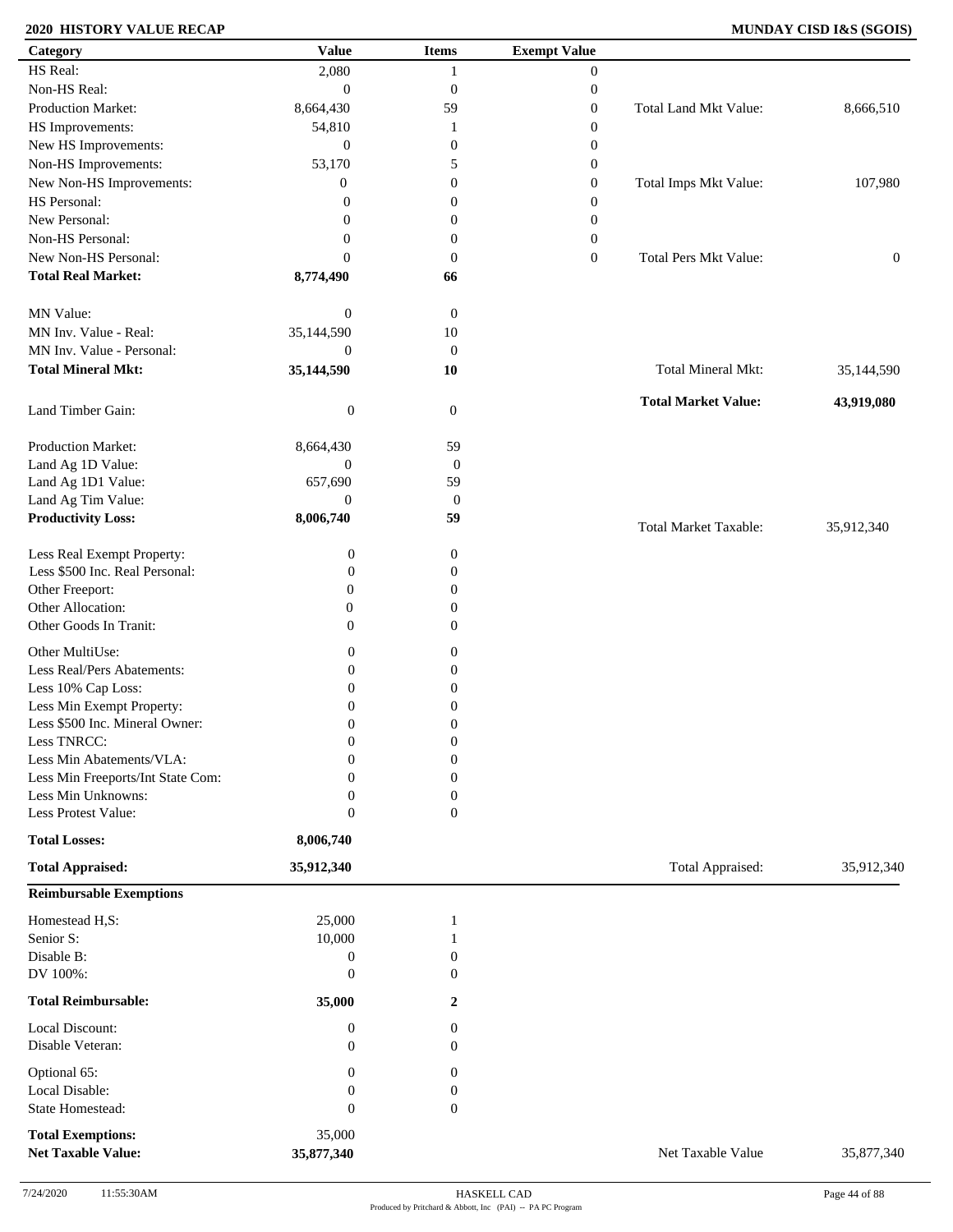## 2020 HISTORY VALUE RECAP

**MUNDAY CISD I&S (SGOIS)**

| Category | Value | Items | Exempt Value | | |
|---|---|---|---|---|---|
| HS Real: | 2,080 | 1 | 0 | | |
| Non-HS Real: | 0 | 0 | 0 | | |
| Production Market: | 8,664,430 | 59 | 0 | Total Land Mkt Value: | 8,666,510 |
| HS Improvements: | 54,810 | 1 | 0 | | |
| New HS Improvements: | 0 | 0 | 0 | | |
| Non-HS Improvements: | 53,170 | 5 | 0 | | |
| New Non-HS Improvements: | 0 | 0 | 0 | Total Imps Mkt Value: | 107,980 |
| HS Personal: | 0 | 0 | 0 | | |
| New Personal: | 0 | 0 | 0 | | |
| Non-HS Personal: | 0 | 0 | 0 | | |
| New Non-HS Personal: | 0 | 0 | 0 | Total Pers Mkt Value: | 0 |
| **Total Real Market:** | **8,774,490** | **66** | | | |
| MN Value: | 0 | 0 | | | |
| MN Inv. Value - Real: | 35,144,590 | 10 | | | |
| MN Inv. Value - Personal: | 0 | 0 | | | |
| **Total Mineral Mkt:** | **35,144,590** | **10** | | Total Mineral Mkt: | 35,144,590 |
| Land Timber Gain: | 0 | 0 | | **Total Market Value:** | **43,919,080** |
| Production Market: | 8,664,430 | 59 | | | |
| Land Ag 1D Value: | 0 | 0 | | | |
| Land Ag 1D1 Value: | 657,690 | 59 | | | |
| Land Ag Tim Value: | 0 | 0 | | | |
| **Productivity Loss:** | **8,006,740** | **59** | | Total Market Taxable: | 35,912,340 |
| Less Real Exempt Property: | 0 | 0 | | | |
| Less $500 Inc. Real Personal: | 0 | 0 | | | |
| Other Freeport: | 0 | 0 | | | |
| Other Allocation: | 0 | 0 | | | |
| Other Goods In Tranit: | 0 | 0 | | | |
| Other MultiUse: | 0 | 0 | | | |
| Less Real/Pers Abatements: | 0 | 0 | | | |
| Less 10% Cap Loss: | 0 | 0 | | | |
| Less Min Exempt Property: | 0 | 0 | | | |
| Less $500 Inc. Mineral Owner: | 0 | 0 | | | |
| Less TNRCC: | 0 | 0 | | | |
| Less Min Abatements/VLA: | 0 | 0 | | | |
| Less Min Freeports/Int State Com: | 0 | 0 | | | |
| Less Min Unknowns: | 0 | 0 | | | |
| Less Protest Value: | 0 | 0 | | | |
| **Total Losses:** | **8,006,740** | | | | |
| **Total Appraised:** | **35,912,340** | | | Total Appraised: | 35,912,340 |

**Reimbursable Exemptions**

| Category | Value | Items | | |
|---|---|---|---|---|
| Homestead H,S: | 25,000 | 1 | | |
| Senior S: | 10,000 | 1 | | |
| Disable B: | 0 | 0 | | |
| DV 100%: | 0 | 0 | | |
| **Total Reimbursable:** | **35,000** | **2** | | |
| Local Discount: | 0 | 0 | | |
| Disable Veteran: | 0 | 0 | | |
| Optional 65: | 0 | 0 | | |
| Local Disable: | 0 | 0 | | |
| State Homestead: | 0 | 0 | | |
| **Total Exemptions:** | 35,000 | | | |
| **Net Taxable Value:** | **35,877,340** | | Net Taxable Value | 35,877,340 |

7/24/2020 11:55:30AM HASKELL CAD

Produced by Pritchard & Abbott, Inc (PAI) -- PA PC Program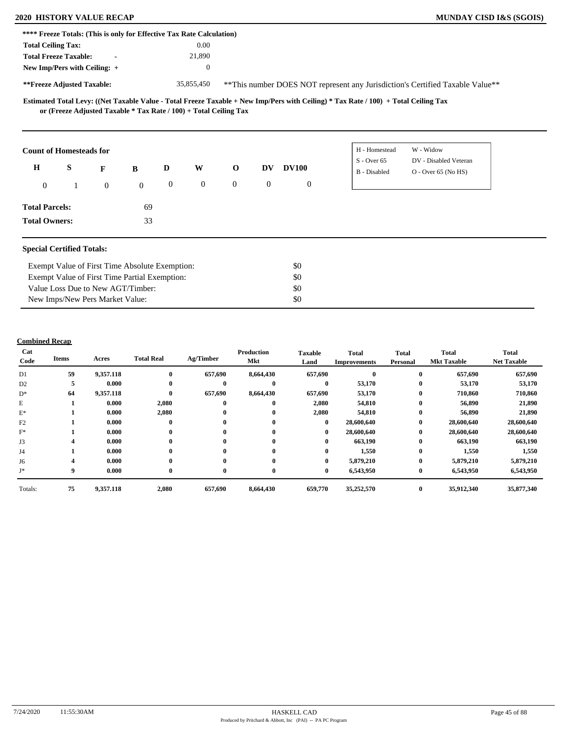**\*\*\*\* Freeze Totals: (This is only for Effective Tax Rate Calculation)**

| | |
|---|---|
| **Total Ceiling Tax:** | 0.00 |
| **Total Freeze Taxable:** - | 21,890 |
| **New Imp/Pers with Ceiling:** + | 0 |
| **\*\*Freeze Adjusted Taxable:** | 35,855,450 |

\*\*This number DOES NOT represent any Jurisdiction's Certified Taxable Value\*\*

**Estimated Total Levy: ((Net Taxable Value - Total Freeze Taxable + New Imp/Pers with Ceiling) * Tax Rate / 100) + Total Ceiling Tax or (Freeze Adjusted Taxable * Tax Rate / 100) + Total Ceiling Tax**

**Count of Homesteads for**

| H | S | F | B | D | W | O | DV | DV100 |
|---|---|---|---|---|---|---|---|---|
| 0 | 1 | 0 | 0 | 0 | 0 | 0 | 0 | 0 |

| | |
|---|---|
| H - Homestead | W - Widow |
| S - Over 65 | DV - Disabled Veteran |
| B - Disabled | O - Over 65 (No HS) |

**Total Parcels:** 69

**Total Owners:** 33

**Special Certified Totals:**

| | |
|---|---|
| Exempt Value of First Time Absolute Exemption: | $0 |
| Exempt Value of First Time Partial Exemption: | $0 |
| Value Loss Due to New AGT/Timber: | $0 |
| New Imps/New Pers Market Value: | $0 |

**Combined Recap**

| Cat Code | Items | Acres | Total Real | Ag/Timber | Production Mkt | Taxable Land | Total Improvements | Total Personal | Total Mkt Taxable | Total Net Taxable |
|---|---|---|---|---|---|---|---|---|---|---|
| D1 | 59 | 9,357.118 | 0 | 657,690 | 8,664,430 | 657,690 | 0 | 0 | 657,690 | 657,690 |
| D2 | 5 | 0.000 | 0 | 0 | 0 | 0 | 53,170 | 0 | 53,170 | 53,170 |
| D* | 64 | 9,357.118 | 0 | 657,690 | 8,664,430 | 657,690 | 53,170 | 0 | 710,860 | 710,860 |
| E | 1 | 0.000 | 2,080 | 0 | 0 | 2,080 | 54,810 | 0 | 56,890 | 21,890 |
| E* | 1 | 0.000 | 2,080 | 0 | 0 | 2,080 | 54,810 | 0 | 56,890 | 21,890 |
| F2 | 1 | 0.000 | 0 | 0 | 0 | 0 | 28,600,640 | 0 | 28,600,640 | 28,600,640 |
| F* | 1 | 0.000 | 0 | 0 | 0 | 0 | 28,600,640 | 0 | 28,600,640 | 28,600,640 |
| J3 | 4 | 0.000 | 0 | 0 | 0 | 0 | 663,190 | 0 | 663,190 | 663,190 |
| J4 | 1 | 0.000 | 0 | 0 | 0 | 0 | 1,550 | 0 | 1,550 | 1,550 |
| J6 | 4 | 0.000 | 0 | 0 | 0 | 0 | 5,879,210 | 0 | 5,879,210 | 5,879,210 |
| J* | 9 | 0.000 | 0 | 0 | 0 | 0 | 6,543,950 | 0 | 6,543,950 | 6,543,950 |
| Totals: | 75 | 9,357.118 | 2,080 | 657,690 | 8,664,430 | 659,770 | 35,252,570 | 0 | 35,912,340 | 35,877,340 |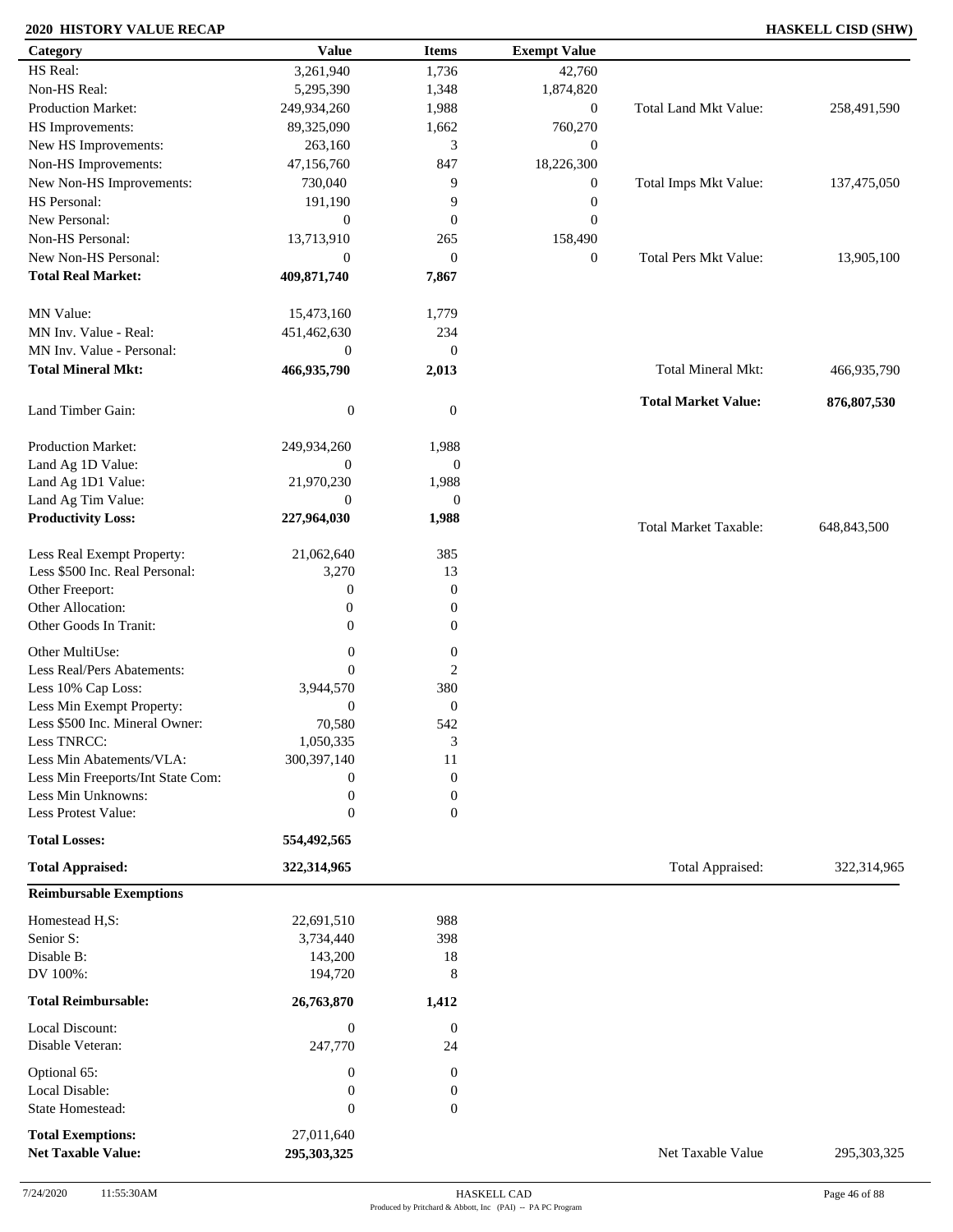## 2020 HISTORY VALUE RECAP

**HASKELL CISD (SHW)**

| Category | Value | Items | Exempt Value | | |
|---|---|---|---|---|---|
| HS Real: | 3,261,940 | 1,736 | 42,760 | | |
| Non-HS Real: | 5,295,390 | 1,348 | 1,874,820 | | |
| Production Market: | 249,934,260 | 1,988 | 0 | Total Land Mkt Value: | 258,491,590 |
| HS Improvements: | 89,325,090 | 1,662 | 760,270 | | |
| New HS Improvements: | 263,160 | 3 | 0 | | |
| Non-HS Improvements: | 47,156,760 | 847 | 18,226,300 | | |
| New Non-HS Improvements: | 730,040 | 9 | 0 | Total Imps Mkt Value: | 137,475,050 |
| HS Personal: | 191,190 | 9 | 0 | | |
| New Personal: | 0 | 0 | 0 | | |
| Non-HS Personal: | 13,713,910 | 265 | 158,490 | | |
| New Non-HS Personal: | 0 | 0 | 0 | Total Pers Mkt Value: | 13,905,100 |
| **Total Real Market:** | **409,871,740** | **7,867** | | | |
| MN Value: | 15,473,160 | 1,779 | | | |
| MN Inv. Value - Real: | 451,462,630 | 234 | | | |
| MN Inv. Value - Personal: | 0 | 0 | | | |
| **Total Mineral Mkt:** | **466,935,790** | **2,013** | | Total Mineral Mkt: | 466,935,790 |
| | | | | **Total Market Value:** | **876,807,530** |
| Land Timber Gain: | 0 | 0 | | | |
| Production Market: | 249,934,260 | 1,988 | | | |
| Land Ag 1D Value: | 0 | 0 | | | |
| Land Ag 1D1 Value: | 21,970,230 | 1,988 | | | |
| Land Ag Tim Value: | 0 | 0 | | | |
| **Productivity Loss:** | **227,964,030** | **1,988** | | Total Market Taxable: | 648,843,500 |
| Less Real Exempt Property: | 21,062,640 | 385 | | | |
| Less $500 Inc. Real Personal: | 3,270 | 13 | | | |
| Other Freeport: | 0 | 0 | | | |
| Other Allocation: | 0 | 0 | | | |
| Other Goods In Tranit: | 0 | 0 | | | |
| Other MultiUse: | 0 | 0 | | | |
| Less Real/Pers Abatements: | 0 | 2 | | | |
| Less 10% Cap Loss: | 3,944,570 | 380 | | | |
| Less Min Exempt Property: | 0 | 0 | | | |
| Less $500 Inc. Mineral Owner: | 70,580 | 542 | | | |
| Less TNRCC: | 1,050,335 | 3 | | | |
| Less Min Abatements/VLA: | 300,397,140 | 11 | | | |
| Less Min Freeports/Int State Com: | 0 | 0 | | | |
| Less Min Unknowns: | 0 | 0 | | | |
| Less Protest Value: | 0 | 0 | | | |
| **Total Losses:** | **554,492,565** | | | | |
| **Total Appraised:** | **322,314,965** | | | Total Appraised: | 322,314,965 |
| **Reimbursable Exemptions** | | | | | |
| Homestead H,S: | 22,691,510 | 988 | | | |
| Senior S: | 3,734,440 | 398 | | | |
| Disable B: | 143,200 | 18 | | | |
| DV 100%: | 194,720 | 8 | | | |
| **Total Reimbursable:** | **26,763,870** | **1,412** | | | |
| Local Discount: | 0 | 0 | | | |
| Disable Veteran: | 247,770 | 24 | | | |
| Optional 65: | 0 | 0 | | | |
| Local Disable: | 0 | 0 | | | |
| State Homestead: | 0 | 0 | | | |
| **Total Exemptions:** | 27,011,640 | | | | |
| **Net Taxable Value:** | **295,303,325** | | | Net Taxable Value | 295,303,325 |

7/24/2020 11:55:30AM HASKELL CAD

Produced by Pritchard & Abbott, Inc (PAI) -- PA PC Program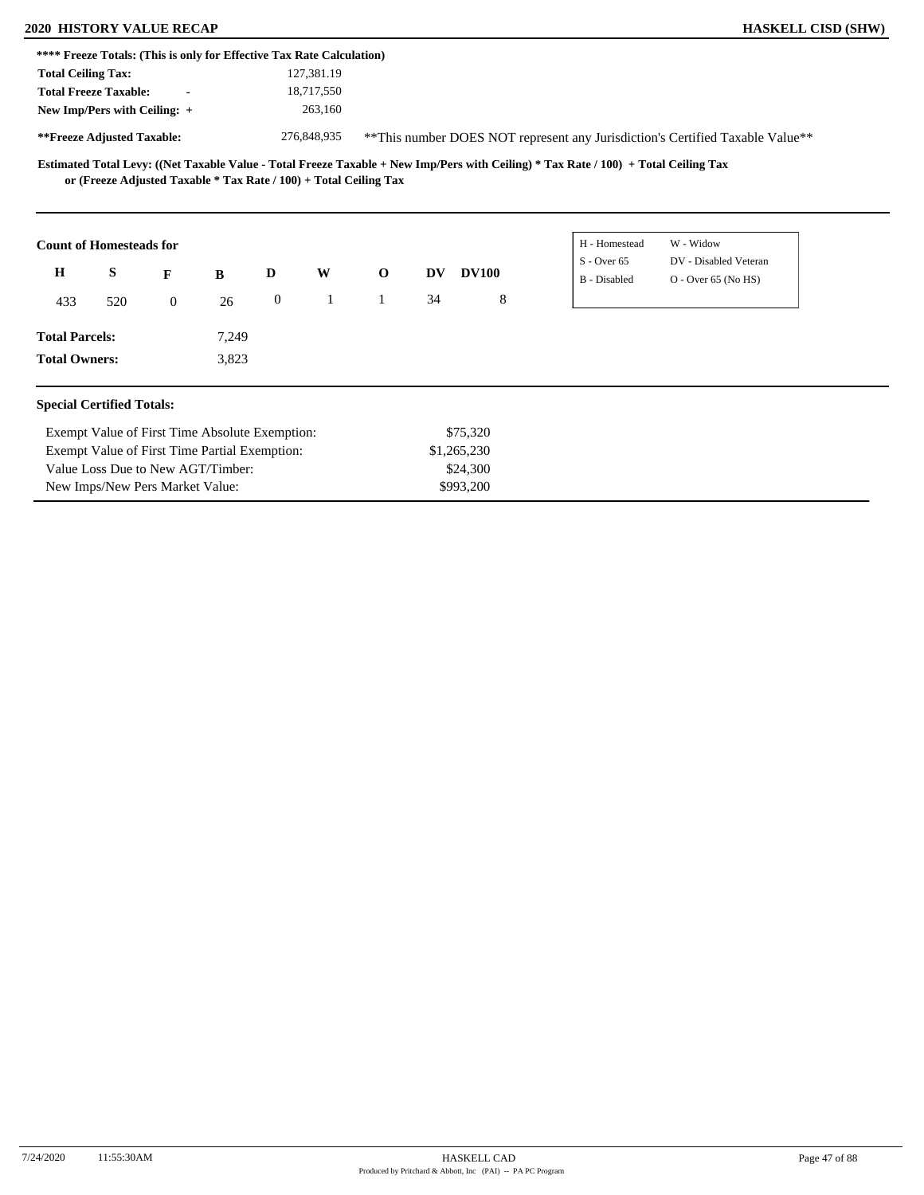**\*\*\*\* Freeze Totals: (This is only for Effective Tax Rate Calculation)**

| | | |
|---|---|---|
| **Total Ceiling Tax:** | | 127,381.19 |
| **Total Freeze Taxable:** | - | 18,717,550 |
| **New Imp/Pers with Ceiling:** | + | 263,160 |
| **\*\*Freeze Adjusted Taxable:** | | 276,848,935 |

\*\*This number DOES NOT represent any Jurisdiction's Certified Taxable Value\*\*

**Estimated Total Levy: ((Net Taxable Value - Total Freeze Taxable + New Imp/Pers with Ceiling) \* Tax Rate / 100) + Total Ceiling Tax or (Freeze Adjusted Taxable \* Tax Rate / 100) + Total Ceiling Tax**

**Count of Homesteads for**

| H | S | F | B | D | W | O | DV | DV100 |
|---|---|---|---|---|---|---|---|---|
| 433 | 520 | 0 | 26 | 0 | 1 | 1 | 34 | 8 |

| | |
|---|---|
| H - Homestead | W - Widow |
| S - Over 65 | DV - Disabled Veteran |
| B - Disabled | O - Over 65 (No HS) |

**Total Parcels:** 7,249

**Total Owners:** 3,823

**Special Certified Totals:**

| | |
|---|---|
| Exempt Value of First Time Absolute Exemption: | $75,320 |
| Exempt Value of First Time Partial Exemption: | $1,265,230 |
| Value Loss Due to New AGT/Timber: | $24,300 |
| New Imps/New Pers Market Value: | $993,200 |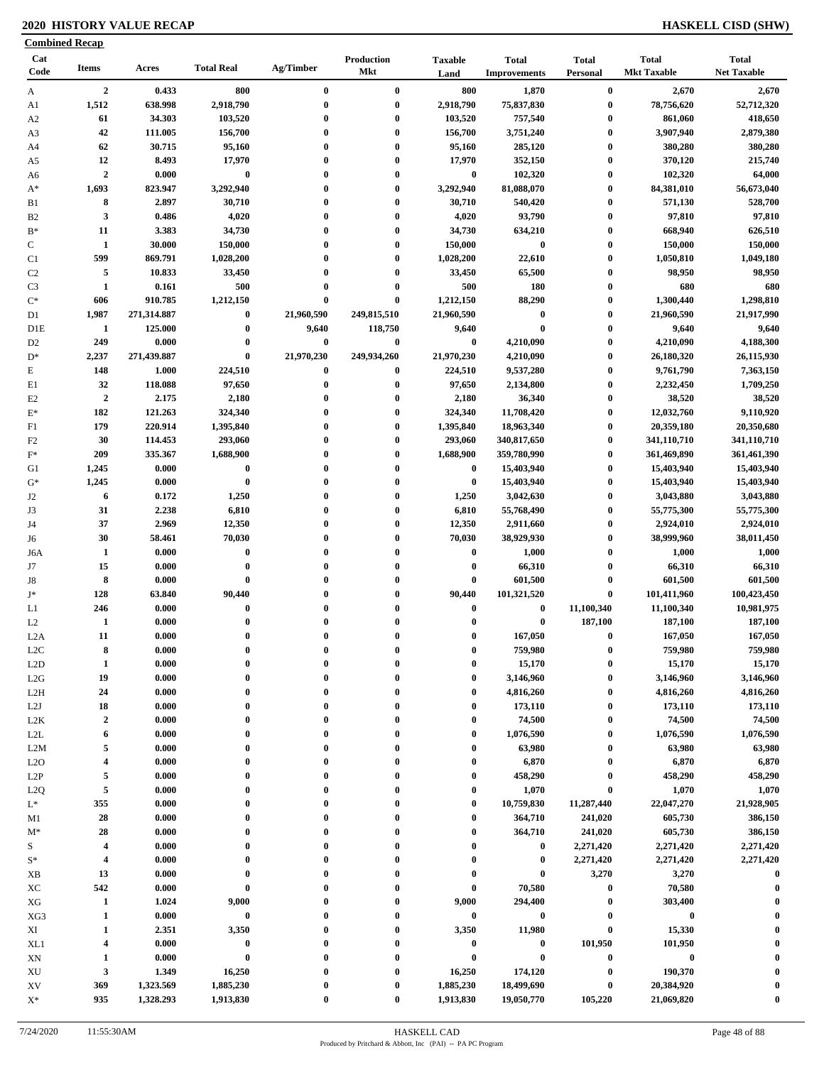## 2020 HISTORY VALUE RECAP

## HASKELL CISD (SHW)

### Combined Recap

| Cat Code | Items | Acres | Total Real | Ag/Timber | Production Mkt | Taxable Land | Total Improvements | Total Personal | Total Mkt Taxable | Total Net Taxable |
|---|---|---|---|---|---|---|---|---|---|---|
| A | 2 | 0.433 | 800 | 0 | 0 | 800 | 1,870 | 0 | 2,670 | 2,670 |
| A1 | 1,512 | 638.998 | 2,918,790 | 0 | 0 | 2,918,790 | 75,837,830 | 0 | 78,756,620 | 52,712,320 |
| A2 | 61 | 34.303 | 103,520 | 0 | 0 | 103,520 | 757,540 | 0 | 861,060 | 418,650 |
| A3 | 42 | 111.005 | 156,700 | 0 | 0 | 156,700 | 3,751,240 | 0 | 3,907,940 | 2,879,380 |
| A4 | 62 | 30.715 | 95,160 | 0 | 0 | 95,160 | 285,120 | 0 | 380,280 | 380,280 |
| A5 | 12 | 8.493 | 17,970 | 0 | 0 | 17,970 | 352,150 | 0 | 370,120 | 215,740 |
| A6 | 2 | 0.000 | 0 | 0 | 0 | 0 | 102,320 | 0 | 102,320 | 64,000 |
| A* | 1,693 | 823.947 | 3,292,940 | 0 | 0 | 3,292,940 | 81,088,070 | 0 | 84,381,010 | 56,673,040 |
| B1 | 8 | 2.897 | 30,710 | 0 | 0 | 30,710 | 540,420 | 0 | 571,130 | 528,700 |
| B2 | 3 | 0.486 | 4,020 | 0 | 0 | 4,020 | 93,790 | 0 | 97,810 | 97,810 |
| B* | 11 | 3.383 | 34,730 | 0 | 0 | 34,730 | 634,210 | 0 | 668,940 | 626,510 |
| C | 1 | 30.000 | 150,000 | 0 | 0 | 150,000 | 0 | 0 | 150,000 | 150,000 |
| C1 | 599 | 869.791 | 1,028,200 | 0 | 0 | 1,028,200 | 22,610 | 0 | 1,050,810 | 1,049,180 |
| C2 | 5 | 10.833 | 33,450 | 0 | 0 | 33,450 | 65,500 | 0 | 98,950 | 98,950 |
| C3 | 1 | 0.161 | 500 | 0 | 0 | 500 | 180 | 0 | 680 | 680 |
| C* | 606 | 910.785 | 1,212,150 | 0 | 0 | 1,212,150 | 88,290 | 0 | 1,300,440 | 1,298,810 |
| D1 | 1,987 | 271,314.887 | 0 | 21,960,590 | 249,815,510 | 21,960,590 | 0 | 0 | 21,960,590 | 21,917,990 |
| D1E | 1 | 125.000 | 0 | 9,640 | 118,750 | 9,640 | 0 | 0 | 9,640 | 9,640 |
| D2 | 249 | 0.000 | 0 | 0 | 0 | 0 | 4,210,090 | 0 | 4,210,090 | 4,188,300 |
| D* | 2,237 | 271,439.887 | 0 | 21,970,230 | 249,934,260 | 21,970,230 | 4,210,090 | 0 | 26,180,320 | 26,115,930 |
| E | 148 | 1.000 | 224,510 | 0 | 0 | 224,510 | 9,537,280 | 0 | 9,761,790 | 7,363,150 |
| E1 | 32 | 118.088 | 97,650 | 0 | 0 | 97,650 | 2,134,800 | 0 | 2,232,450 | 1,709,250 |
| E2 | 2 | 2.175 | 2,180 | 0 | 0 | 2,180 | 36,340 | 0 | 38,520 | 38,520 |
| E* | 182 | 121.263 | 324,340 | 0 | 0 | 324,340 | 11,708,420 | 0 | 12,032,760 | 9,110,920 |
| F1 | 179 | 220.914 | 1,395,840 | 0 | 0 | 1,395,840 | 18,963,340 | 0 | 20,359,180 | 20,350,680 |
| F2 | 30 | 114.453 | 293,060 | 0 | 0 | 293,060 | 340,817,650 | 0 | 341,110,710 | 341,110,710 |
| F* | 209 | 335.367 | 1,688,900 | 0 | 0 | 1,688,900 | 359,780,990 | 0 | 361,469,890 | 361,461,390 |
| G1 | 1,245 | 0.000 | 0 | 0 | 0 | 0 | 15,403,940 | 0 | 15,403,940 | 15,403,940 |
| G* | 1,245 | 0.000 | 0 | 0 | 0 | 0 | 15,403,940 | 0 | 15,403,940 | 15,403,940 |
| J2 | 6 | 0.172 | 1,250 | 0 | 0 | 1,250 | 3,042,630 | 0 | 3,043,880 | 3,043,880 |
| J3 | 31 | 2.238 | 6,810 | 0 | 0 | 6,810 | 55,768,490 | 0 | 55,775,300 | 55,775,300 |
| J4 | 37 | 2.969 | 12,350 | 0 | 0 | 12,350 | 2,911,660 | 0 | 2,924,010 | 2,924,010 |
| J6 | 30 | 58.461 | 70,030 | 0 | 0 | 70,030 | 38,929,930 | 0 | 38,999,960 | 38,011,450 |
| J6A | 1 | 0.000 | 0 | 0 | 0 | 0 | 1,000 | 0 | 1,000 | 1,000 |
| J7 | 15 | 0.000 | 0 | 0 | 0 | 0 | 66,310 | 0 | 66,310 | 66,310 |
| J8 | 8 | 0.000 | 0 | 0 | 0 | 0 | 601,500 | 0 | 601,500 | 601,500 |
| J* | 128 | 63.840 | 90,440 | 0 | 0 | 90,440 | 101,321,520 | 0 | 101,411,960 | 100,423,450 |
| L1 | 246 | 0.000 | 0 | 0 | 0 | 0 | 0 | 11,100,340 | 11,100,340 | 10,981,975 |
| L2 | 1 | 0.000 | 0 | 0 | 0 | 0 | 0 | 187,100 | 187,100 | 187,100 |
| L2A | 11 | 0.000 | 0 | 0 | 0 | 0 | 167,050 | 0 | 167,050 | 167,050 |
| L2C | 8 | 0.000 | 0 | 0 | 0 | 0 | 759,980 | 0 | 759,980 | 759,980 |
| L2D | 1 | 0.000 | 0 | 0 | 0 | 0 | 15,170 | 0 | 15,170 | 15,170 |
| L2G | 19 | 0.000 | 0 | 0 | 0 | 0 | 3,146,960 | 0 | 3,146,960 | 3,146,960 |
| L2H | 24 | 0.000 | 0 | 0 | 0 | 0 | 4,816,260 | 0 | 4,816,260 | 4,816,260 |
| L2J | 18 | 0.000 | 0 | 0 | 0 | 0 | 173,110 | 0 | 173,110 | 173,110 |
| L2K | 2 | 0.000 | 0 | 0 | 0 | 0 | 74,500 | 0 | 74,500 | 74,500 |
| L2L | 6 | 0.000 | 0 | 0 | 0 | 0 | 1,076,590 | 0 | 1,076,590 | 1,076,590 |
| L2M | 5 | 0.000 | 0 | 0 | 0 | 0 | 63,980 | 0 | 63,980 | 63,980 |
| L2O | 4 | 0.000 | 0 | 0 | 0 | 0 | 6,870 | 0 | 6,870 | 6,870 |
| L2P | 5 | 0.000 | 0 | 0 | 0 | 0 | 458,290 | 0 | 458,290 | 458,290 |
| L2Q | 5 | 0.000 | 0 | 0 | 0 | 0 | 1,070 | 0 | 1,070 | 1,070 |
| L* | 355 | 0.000 | 0 | 0 | 0 | 0 | 10,759,830 | 11,287,440 | 22,047,270 | 21,928,905 |
| M1 | 28 | 0.000 | 0 | 0 | 0 | 0 | 364,710 | 241,020 | 605,730 | 386,150 |
| M* | 28 | 0.000 | 0 | 0 | 0 | 0 | 364,710 | 241,020 | 605,730 | 386,150 |
| S | 4 | 0.000 | 0 | 0 | 0 | 0 | 0 | 2,271,420 | 2,271,420 | 2,271,420 |
| S* | 4 | 0.000 | 0 | 0 | 0 | 0 | 0 | 2,271,420 | 2,271,420 | 2,271,420 |
| XB | 13 | 0.000 | 0 | 0 | 0 | 0 | 0 | 3,270 | 3,270 | 0 |
| XC | 542 | 0.000 | 0 | 0 | 0 | 0 | 70,580 | 0 | 70,580 | 0 |
| XG | 1 | 1.024 | 9,000 | 0 | 0 | 9,000 | 294,400 | 0 | 303,400 | 0 |
| XG3 | 1 | 0.000 | 0 | 0 | 0 | 0 | 0 | 0 | 0 | 0 |
| XI | 1 | 2.351 | 3,350 | 0 | 0 | 3,350 | 11,980 | 0 | 15,330 | 0 |
| XL1 | 4 | 0.000 | 0 | 0 | 0 | 0 | 0 | 101,950 | 101,950 | 0 |
| XN | 1 | 0.000 | 0 | 0 | 0 | 0 | 0 | 0 | 0 | 0 |
| XU | 3 | 1.349 | 16,250 | 0 | 0 | 16,250 | 174,120 | 0 | 190,370 | 0 |
| XV | 369 | 1,323.569 | 1,885,230 | 0 | 0 | 1,885,230 | 18,499,690 | 0 | 20,384,920 | 0 |
| X* | 935 | 1,328.293 | 1,913,830 | 0 | 0 | 1,913,830 | 19,050,770 | 105,220 | 21,069,820 | 0 |

7/24/2020 11:55:30AM HASKELL CAD
Produced by Pritchard & Abbott, Inc (PAI) -- PA PC Program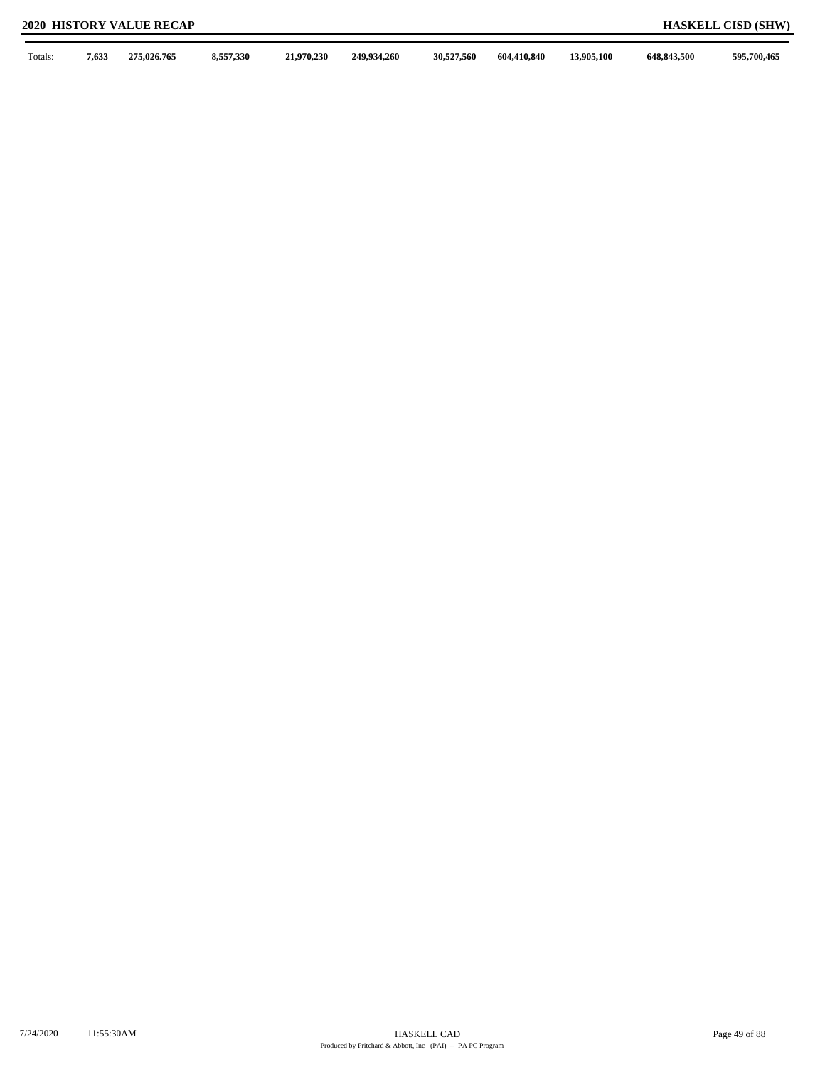| | | | | | | | | | |
|---|---|---|---|---|---|---|---|---|---|
| Totals: | **7,633** | **275,026.765** | **8,557,330** | **21,970,230** | **249,934,260** | **30,527,560** | **604,410,840** | **13,905,100** | **648,843,500** | **595,700,465** |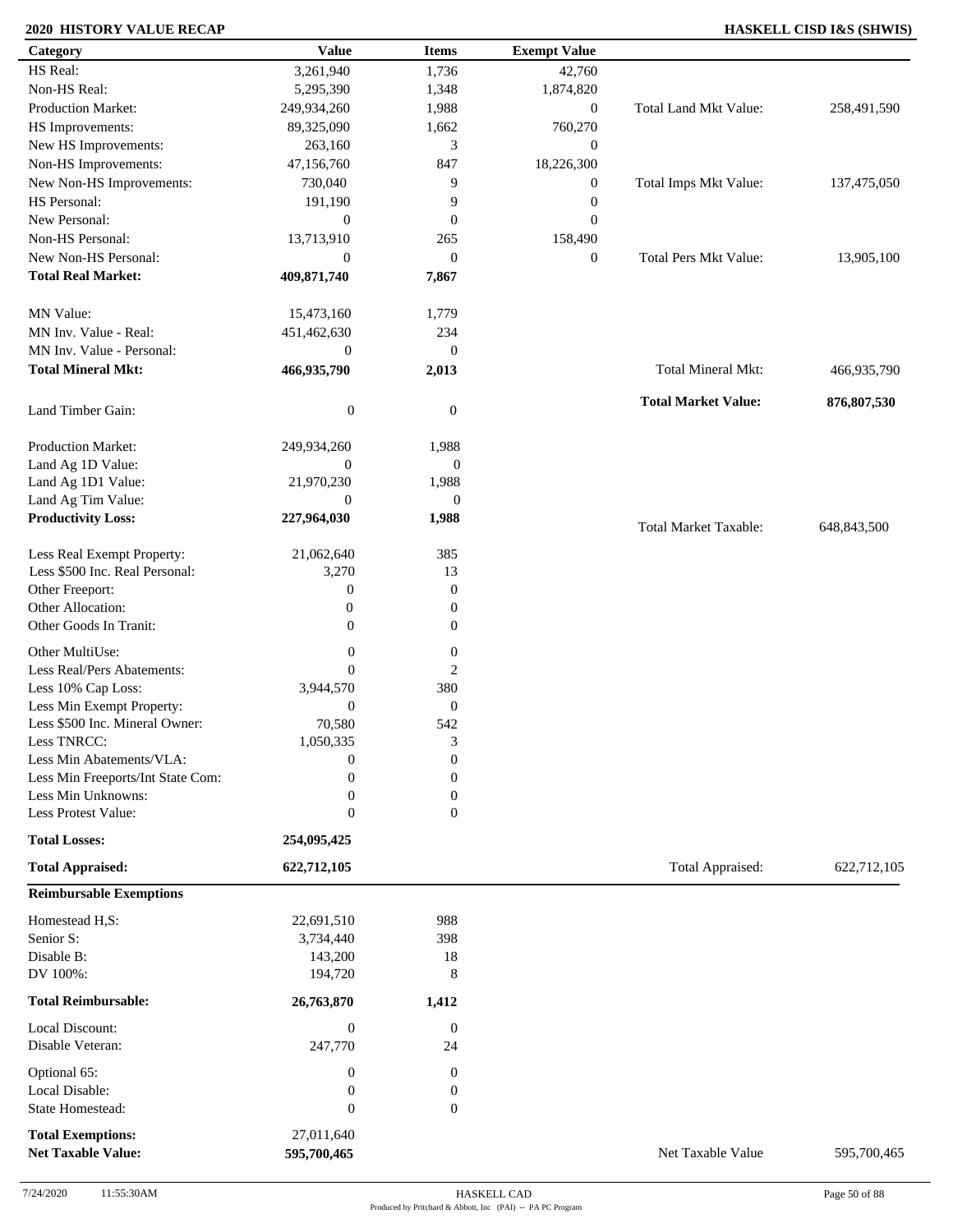**2020 HISTORY VALUE RECAP** — **HASKELL CISD I&S (SHWIS)**

| Category | Value | Items | Exempt Value | | |
|---|---|---|---|---|---|
| HS Real: | 3,261,940 | 1,736 | 42,760 | | |
| Non-HS Real: | 5,295,390 | 1,348 | 1,874,820 | | |
| Production Market: | 249,934,260 | 1,988 | 0 | Total Land Mkt Value: | 258,491,590 |
| HS Improvements: | 89,325,090 | 1,662 | 760,270 | | |
| New HS Improvements: | 263,160 | 3 | 0 | | |
| Non-HS Improvements: | 47,156,760 | 847 | 18,226,300 | | |
| New Non-HS Improvements: | 730,040 | 9 | 0 | Total Imps Mkt Value: | 137,475,050 |
| HS Personal: | 191,190 | 9 | 0 | | |
| New Personal: | 0 | 0 | 0 | | |
| Non-HS Personal: | 13,713,910 | 265 | 158,490 | | |
| New Non-HS Personal: | 0 | 0 | 0 | Total Pers Mkt Value: | 13,905,100 |
| **Total Real Market:** | **409,871,740** | **7,867** | | | |
| MN Value: | 15,473,160 | 1,779 | | | |
| MN Inv. Value - Real: | 451,462,630 | 234 | | | |
| MN Inv. Value - Personal: | 0 | 0 | | | |
| **Total Mineral Mkt:** | **466,935,790** | **2,013** | | Total Mineral Mkt: | 466,935,790 |
| Land Timber Gain: | 0 | 0 | | **Total Market Value:** | **876,807,530** |
| Production Market: | 249,934,260 | 1,988 | | | |
| Land Ag 1D Value: | 0 | 0 | | | |
| Land Ag 1D1 Value: | 21,970,230 | 1,988 | | | |
| Land Ag Tim Value: | 0 | 0 | | | |
| **Productivity Loss:** | **227,964,030** | **1,988** | | Total Market Taxable: | 648,843,500 |
| Less Real Exempt Property: | 21,062,640 | 385 | | | |
| Less $500 Inc. Real Personal: | 3,270 | 13 | | | |
| Other Freeport: | 0 | 0 | | | |
| Other Allocation: | 0 | 0 | | | |
| Other Goods In Tranit: | 0 | 0 | | | |
| Other MultiUse: | 0 | 0 | | | |
| Less Real/Pers Abatements: | 0 | 2 | | | |
| Less 10% Cap Loss: | 3,944,570 | 380 | | | |
| Less Min Exempt Property: | 0 | 0 | | | |
| Less $500 Inc. Mineral Owner: | 70,580 | 542 | | | |
| Less TNRCC: | 1,050,335 | 3 | | | |
| Less Min Abatements/VLA: | 0 | 0 | | | |
| Less Min Freeports/Int State Com: | 0 | 0 | | | |
| Less Min Unknowns: | 0 | 0 | | | |
| Less Protest Value: | 0 | 0 | | | |
| **Total Losses:** | **254,095,425** | | | | |
| **Total Appraised:** | **622,712,105** | | | Total Appraised: | 622,712,105 |

**Reimbursable Exemptions**

| Category | Value | Items | | |
|---|---|---|---|---|
| Homestead H,S: | 22,691,510 | 988 | | |
| Senior S: | 3,734,440 | 398 | | |
| Disable B: | 143,200 | 18 | | |
| DV 100%: | 194,720 | 8 | | |
| **Total Reimbursable:** | **26,763,870** | **1,412** | | |
| Local Discount: | 0 | 0 | | |
| Disable Veteran: | 247,770 | 24 | | |
| Optional 65: | 0 | 0 | | |
| Local Disable: | 0 | 0 | | |
| State Homestead: | 0 | 0 | | |
| **Total Exemptions:** | 27,011,640 | | | |
| **Net Taxable Value:** | **595,700,465** | | Net Taxable Value | 595,700,465 |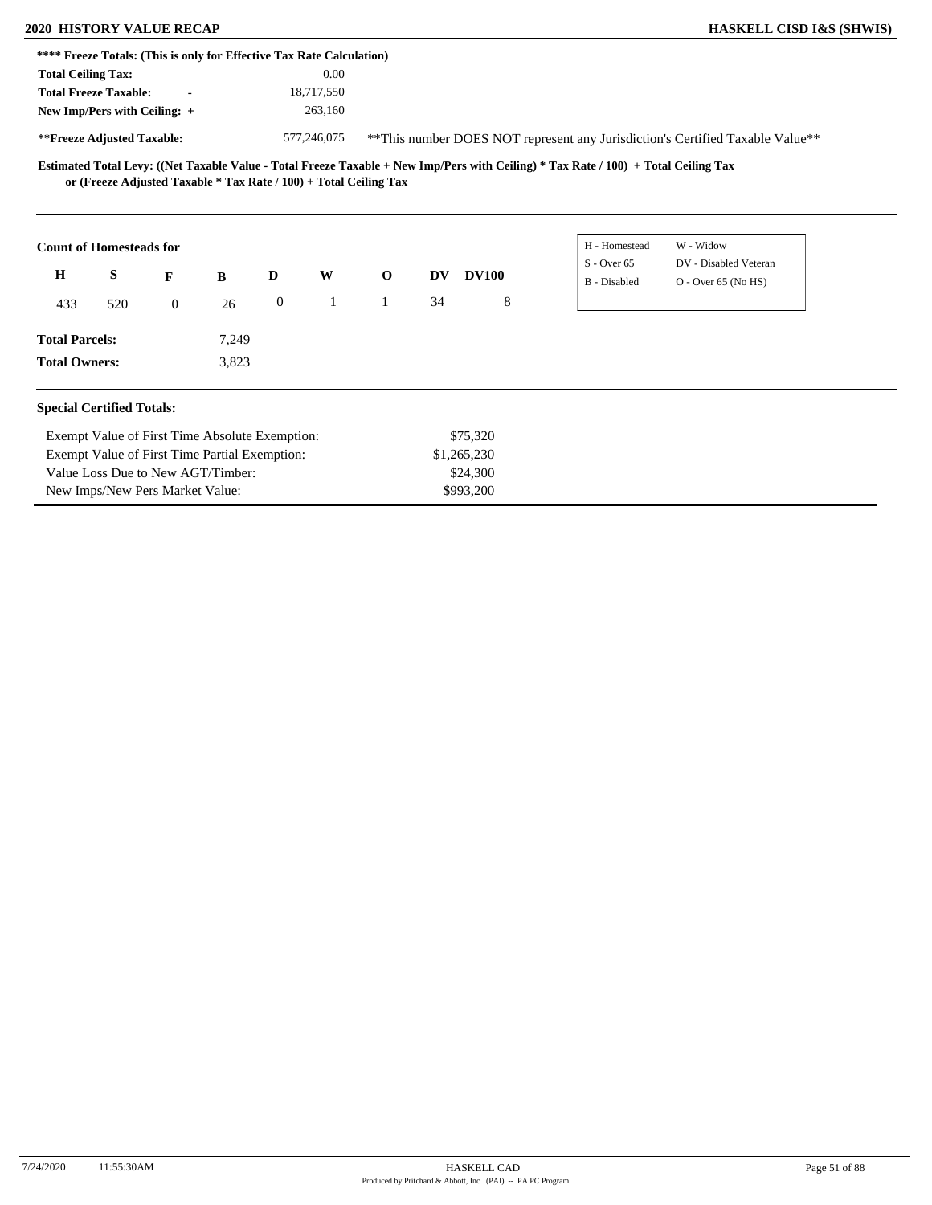**\*\*\*\* Freeze Totals: (This is only for Effective Tax Rate Calculation)**

| | |
|---|---|
| **Total Ceiling Tax:** | 0.00 |
| **Total Freeze Taxable:** - | 18,717,550 |
| **New Imp/Pers with Ceiling:** + | 263,160 |
| **\*\*Freeze Adjusted Taxable:** | 577,246,075 |

\*\*This number DOES NOT represent any Jurisdiction's Certified Taxable Value\*\*

**Estimated Total Levy: ((Net Taxable Value - Total Freeze Taxable + New Imp/Pers with Ceiling) \* Tax Rate / 100) + Total Ceiling Tax or (Freeze Adjusted Taxable \* Tax Rate / 100) + Total Ceiling Tax**

**Count of Homesteads for**

| H | S | F | B | D | W | O | DV | DV100 |
|---|---|---|---|---|---|---|---|---|
| 433 | 520 | 0 | 26 | 0 | 1 | 1 | 34 | 8 |

| | |
|---|---|
| H - Homestead | W - Widow |
| S - Over 65 | DV - Disabled Veteran |
| B - Disabled | O - Over 65 (No HS) |

**Total Parcels:** 7,249

**Total Owners:** 3,823

**Special Certified Totals:**

| | |
|---|---|
| Exempt Value of First Time Absolute Exemption: | $75,320 |
| Exempt Value of First Time Partial Exemption: | $1,265,230 |
| Value Loss Due to New AGT/Timber: | $24,300 |
| New Imps/New Pers Market Value: | $993,200 |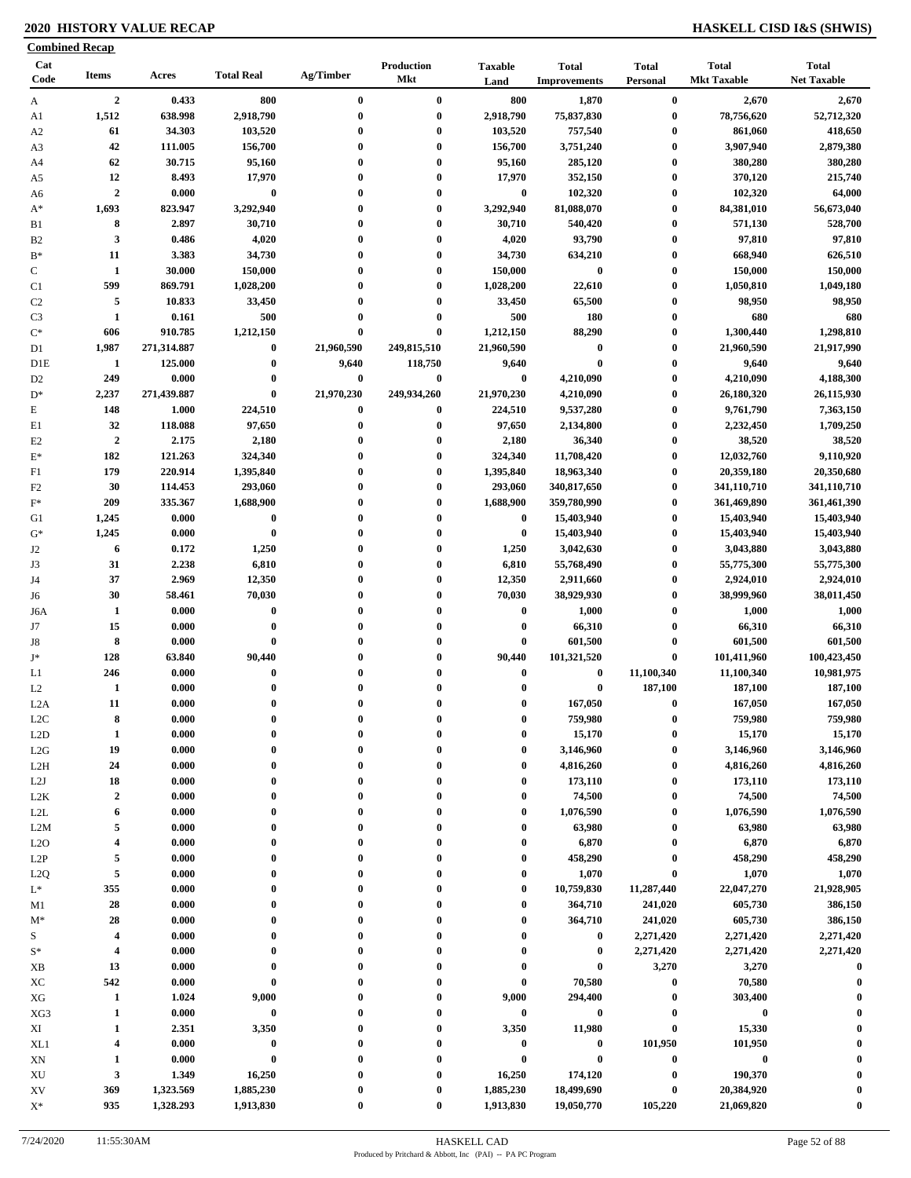## 2020 HISTORY VALUE RECAP

**HASKELL CISD I&S (SHWIS)**

**Combined Recap**

| Cat Code | Items | Acres | Total Real | Ag/Timber | Production Mkt | Taxable Land | Total Improvements | Total Personal | Total Mkt Taxable | Total Net Taxable |
|---|---|---|---|---|---|---|---|---|---|---|
| A | 2 | 0.433 | 800 | 0 | 0 | 800 | 1,870 | 0 | 2,670 | 2,670 |
| A1 | 1,512 | 638.998 | 2,918,790 | 0 | 0 | 2,918,790 | 75,837,830 | 0 | 78,756,620 | 52,712,320 |
| A2 | 61 | 34.303 | 103,520 | 0 | 0 | 103,520 | 757,540 | 0 | 861,060 | 418,650 |
| A3 | 42 | 111.005 | 156,700 | 0 | 0 | 156,700 | 3,751,240 | 0 | 3,907,940 | 2,879,380 |
| A4 | 62 | 30.715 | 95,160 | 0 | 0 | 95,160 | 285,120 | 0 | 380,280 | 380,280 |
| A5 | 12 | 8.493 | 17,970 | 0 | 0 | 17,970 | 352,150 | 0 | 370,120 | 215,740 |
| A6 | 2 | 0.000 | 0 | 0 | 0 | 0 | 102,320 | 0 | 102,320 | 64,000 |
| A* | 1,693 | 823.947 | 3,292,940 | 0 | 0 | 3,292,940 | 81,088,070 | 0 | 84,381,010 | 56,673,040 |
| B1 | 8 | 2.897 | 30,710 | 0 | 0 | 30,710 | 540,420 | 0 | 571,130 | 528,700 |
| B2 | 3 | 0.486 | 4,020 | 0 | 0 | 4,020 | 93,790 | 0 | 97,810 | 97,810 |
| B* | 11 | 3.383 | 34,730 | 0 | 0 | 34,730 | 634,210 | 0 | 668,940 | 626,510 |
| C | 1 | 30.000 | 150,000 | 0 | 0 | 150,000 | 0 | 0 | 150,000 | 150,000 |
| C1 | 599 | 869.791 | 1,028,200 | 0 | 0 | 1,028,200 | 22,610 | 0 | 1,050,810 | 1,049,180 |
| C2 | 5 | 10.833 | 33,450 | 0 | 0 | 33,450 | 65,500 | 0 | 98,950 | 98,950 |
| C3 | 1 | 0.161 | 500 | 0 | 0 | 500 | 180 | 0 | 680 | 680 |
| C* | 606 | 910.785 | 1,212,150 | 0 | 0 | 1,212,150 | 88,290 | 0 | 1,300,440 | 1,298,810 |
| D1 | 1,987 | 271,314.887 | 0 | 21,960,590 | 249,815,510 | 21,960,590 | 0 | 0 | 21,960,590 | 21,917,990 |
| D1E | 1 | 125.000 | 0 | 9,640 | 118,750 | 9,640 | 0 | 0 | 9,640 | 9,640 |
| D2 | 249 | 0.000 | 0 | 0 | 0 | 0 | 4,210,090 | 0 | 4,210,090 | 4,188,300 |
| D* | 2,237 | 271,439.887 | 0 | 21,970,230 | 249,934,260 | 21,970,230 | 4,210,090 | 0 | 26,180,320 | 26,115,930 |
| E | 148 | 1.000 | 224,510 | 0 | 0 | 224,510 | 9,537,280 | 0 | 9,761,790 | 7,363,150 |
| E1 | 32 | 118.088 | 97,650 | 0 | 0 | 97,650 | 2,134,800 | 0 | 2,232,450 | 1,709,250 |
| E2 | 2 | 2.175 | 2,180 | 0 | 0 | 2,180 | 36,340 | 0 | 38,520 | 38,520 |
| E* | 182 | 121.263 | 324,340 | 0 | 0 | 324,340 | 11,708,420 | 0 | 12,032,760 | 9,110,920 |
| F1 | 179 | 220.914 | 1,395,840 | 0 | 0 | 1,395,840 | 18,963,340 | 0 | 20,359,180 | 20,350,680 |
| F2 | 30 | 114.453 | 293,060 | 0 | 0 | 293,060 | 340,817,650 | 0 | 341,110,710 | 341,110,710 |
| F* | 209 | 335.367 | 1,688,900 | 0 | 0 | 1,688,900 | 359,780,990 | 0 | 361,469,890 | 361,461,390 |
| G1 | 1,245 | 0.000 | 0 | 0 | 0 | 0 | 15,403,940 | 0 | 15,403,940 | 15,403,940 |
| G* | 1,245 | 0.000 | 0 | 0 | 0 | 0 | 15,403,940 | 0 | 15,403,940 | 15,403,940 |
| J2 | 6 | 0.172 | 1,250 | 0 | 0 | 1,250 | 3,042,630 | 0 | 3,043,880 | 3,043,880 |
| J3 | 31 | 2.238 | 6,810 | 0 | 0 | 6,810 | 55,768,490 | 0 | 55,775,300 | 55,775,300 |
| J4 | 37 | 2.969 | 12,350 | 0 | 0 | 12,350 | 2,911,660 | 0 | 2,924,010 | 2,924,010 |
| J6 | 30 | 58.461 | 70,030 | 0 | 0 | 70,030 | 38,929,930 | 0 | 38,999,960 | 38,011,450 |
| J6A | 1 | 0.000 | 0 | 0 | 0 | 0 | 1,000 | 0 | 1,000 | 1,000 |
| J7 | 15 | 0.000 | 0 | 0 | 0 | 0 | 66,310 | 0 | 66,310 | 66,310 |
| J8 | 8 | 0.000 | 0 | 0 | 0 | 0 | 601,500 | 0 | 601,500 | 601,500 |
| J* | 128 | 63.840 | 90,440 | 0 | 0 | 90,440 | 101,321,520 | 0 | 101,411,960 | 100,423,450 |
| L1 | 246 | 0.000 | 0 | 0 | 0 | 0 | 0 | 11,100,340 | 11,100,340 | 10,981,975 |
| L2 | 1 | 0.000 | 0 | 0 | 0 | 0 | 0 | 187,100 | 187,100 | 187,100 |
| L2A | 11 | 0.000 | 0 | 0 | 0 | 0 | 167,050 | 0 | 167,050 | 167,050 |
| L2C | 8 | 0.000 | 0 | 0 | 0 | 0 | 759,980 | 0 | 759,980 | 759,980 |
| L2D | 1 | 0.000 | 0 | 0 | 0 | 0 | 15,170 | 0 | 15,170 | 15,170 |
| L2G | 19 | 0.000 | 0 | 0 | 0 | 0 | 3,146,960 | 0 | 3,146,960 | 3,146,960 |
| L2H | 24 | 0.000 | 0 | 0 | 0 | 0 | 4,816,260 | 0 | 4,816,260 | 4,816,260 |
| L2J | 18 | 0.000 | 0 | 0 | 0 | 0 | 173,110 | 0 | 173,110 | 173,110 |
| L2K | 2 | 0.000 | 0 | 0 | 0 | 0 | 74,500 | 0 | 74,500 | 74,500 |
| L2L | 6 | 0.000 | 0 | 0 | 0 | 0 | 1,076,590 | 0 | 1,076,590 | 1,076,590 |
| L2M | 5 | 0.000 | 0 | 0 | 0 | 0 | 63,980 | 0 | 63,980 | 63,980 |
| L2O | 4 | 0.000 | 0 | 0 | 0 | 0 | 6,870 | 0 | 6,870 | 6,870 |
| L2P | 5 | 0.000 | 0 | 0 | 0 | 0 | 458,290 | 0 | 458,290 | 458,290 |
| L2Q | 5 | 0.000 | 0 | 0 | 0 | 0 | 1,070 | 0 | 1,070 | 1,070 |
| L* | 355 | 0.000 | 0 | 0 | 0 | 0 | 10,759,830 | 11,287,440 | 22,047,270 | 21,928,905 |
| M1 | 28 | 0.000 | 0 | 0 | 0 | 0 | 364,710 | 241,020 | 605,730 | 386,150 |
| M* | 28 | 0.000 | 0 | 0 | 0 | 0 | 364,710 | 241,020 | 605,730 | 386,150 |
| S | 4 | 0.000 | 0 | 0 | 0 | 0 | 0 | 2,271,420 | 2,271,420 | 2,271,420 |
| S* | 4 | 0.000 | 0 | 0 | 0 | 0 | 0 | 2,271,420 | 2,271,420 | 2,271,420 |
| XB | 13 | 0.000 | 0 | 0 | 0 | 0 | 0 | 3,270 | 3,270 | 0 |
| XC | 542 | 0.000 | 0 | 0 | 0 | 0 | 70,580 | 0 | 70,580 | 0 |
| XG | 1 | 1.024 | 9,000 | 0 | 0 | 9,000 | 294,400 | 0 | 303,400 | 0 |
| XG3 | 1 | 0.000 | 0 | 0 | 0 | 0 | 0 | 0 | 0 | 0 |
| XI | 1 | 2.351 | 3,350 | 0 | 0 | 3,350 | 11,980 | 0 | 15,330 | 0 |
| XL1 | 4 | 0.000 | 0 | 0 | 0 | 0 | 0 | 101,950 | 101,950 | 0 |
| XN | 1 | 0.000 | 0 | 0 | 0 | 0 | 0 | 0 | 0 | 0 |
| XU | 3 | 1.349 | 16,250 | 0 | 0 | 16,250 | 174,120 | 0 | 190,370 | 0 |
| XV | 369 | 1,323.569 | 1,885,230 | 0 | 0 | 1,885,230 | 18,499,690 | 0 | 20,384,920 | 0 |
| X* | 935 | 1,328.293 | 1,913,830 | 0 | 0 | 1,913,830 | 19,050,770 | 105,220 | 21,069,820 | 0 |

7/24/2020 11:55:30AM HASKELL CAD

Produced by Pritchard & Abbott, Inc (PAI) -- PA PC Program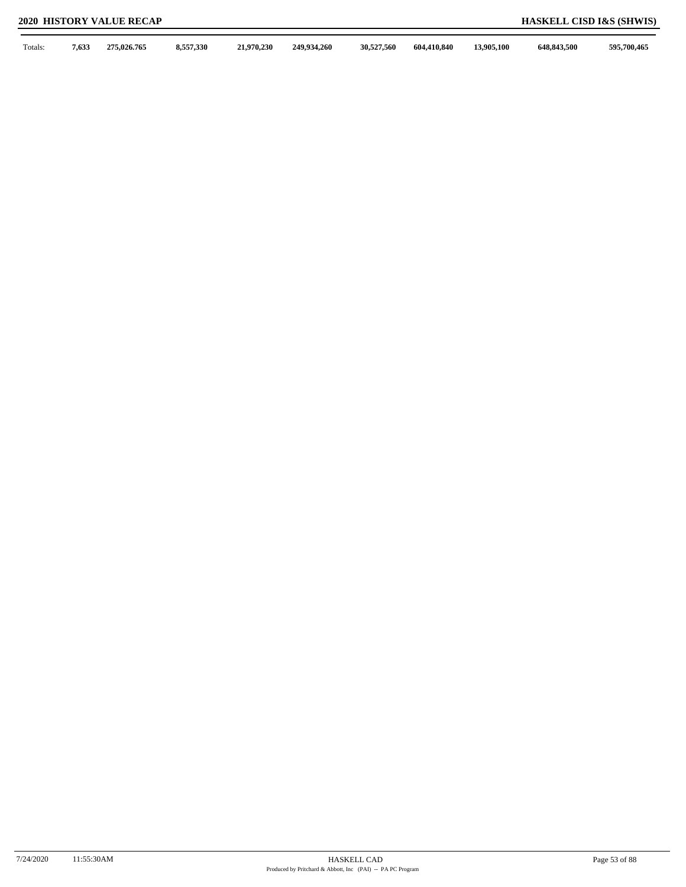| Totals: | 7,633 | 275,026.765 | 8,557,330 | 21,970,230 | 249,934,260 | 30,527,560 | 604,410,840 | 13,905,100 | 648,843,500 | 595,700,465 |
|---|---|---|---|---|---|---|---|---|---|---|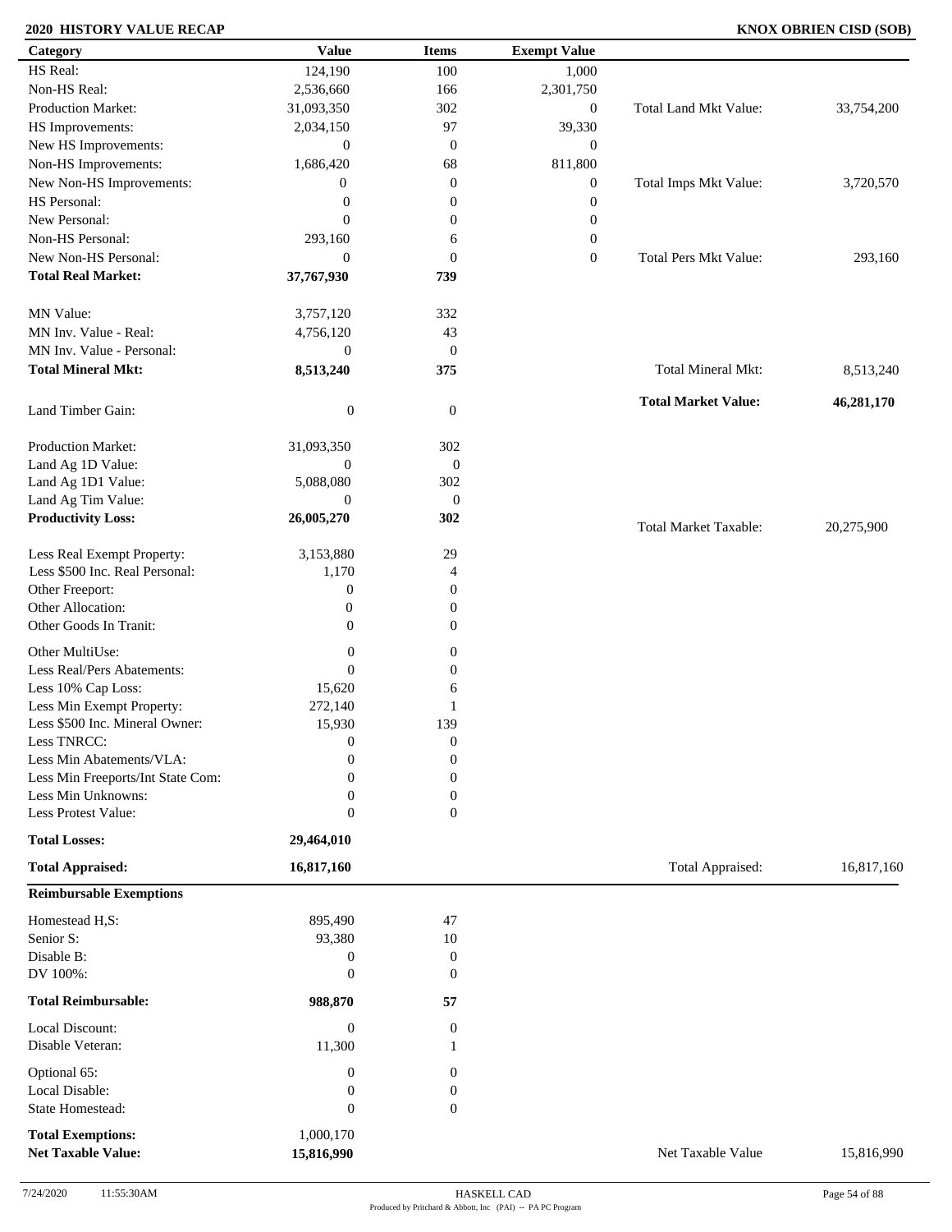**2020 HISTORY VALUE RECAP** **KNOX OBRIEN CISD (SOB)**

| Category | Value | Items | Exempt Value | | |
|---|---|---|---|---|---|
| HS Real: | 124,190 | 100 | 1,000 | | |
| Non-HS Real: | 2,536,660 | 166 | 2,301,750 | | |
| Production Market: | 31,093,350 | 302 | 0 | Total Land Mkt Value: | 33,754,200 |
| HS Improvements: | 2,034,150 | 97 | 39,330 | | |
| New HS Improvements: | 0 | 0 | 0 | | |
| Non-HS Improvements: | 1,686,420 | 68 | 811,800 | | |
| New Non-HS Improvements: | 0 | 0 | 0 | Total Imps Mkt Value: | 3,720,570 |
| HS Personal: | 0 | 0 | 0 | | |
| New Personal: | 0 | 0 | 0 | | |
| Non-HS Personal: | 293,160 | 6 | 0 | | |
| New Non-HS Personal: | 0 | 0 | 0 | Total Pers Mkt Value: | 293,160 |
| **Total Real Market:** | **37,767,930** | **739** | | | |
| MN Value: | 3,757,120 | 332 | | | |
| MN Inv. Value - Real: | 4,756,120 | 43 | | | |
| MN Inv. Value - Personal: | 0 | 0 | | | |
| **Total Mineral Mkt:** | **8,513,240** | **375** | | Total Mineral Mkt: | 8,513,240 |
| | | | | **Total Market Value:** | **46,281,170** |
| Land Timber Gain: | 0 | 0 | | | |
| Production Market: | 31,093,350 | 302 | | | |
| Land Ag 1D Value: | 0 | 0 | | | |
| Land Ag 1D1 Value: | 5,088,080 | 302 | | | |
| Land Ag Tim Value: | 0 | 0 | | | |
| **Productivity Loss:** | **26,005,270** | **302** | | Total Market Taxable: | 20,275,900 |
| Less Real Exempt Property: | 3,153,880 | 29 | | | |
| Less $500 Inc. Real Personal: | 1,170 | 4 | | | |
| Other Freeport: | 0 | 0 | | | |
| Other Allocation: | 0 | 0 | | | |
| Other Goods In Tranit: | 0 | 0 | | | |
| Other MultiUse: | 0 | 0 | | | |
| Less Real/Pers Abatements: | 0 | 0 | | | |
| Less 10% Cap Loss: | 15,620 | 6 | | | |
| Less Min Exempt Property: | 272,140 | 1 | | | |
| Less $500 Inc. Mineral Owner: | 15,930 | 139 | | | |
| Less TNRCC: | 0 | 0 | | | |
| Less Min Abatements/VLA: | 0 | 0 | | | |
| Less Min Freeports/Int State Com: | 0 | 0 | | | |
| Less Min Unknowns: | 0 | 0 | | | |
| Less Protest Value: | 0 | 0 | | | |
| **Total Losses:** | **29,464,010** | | | | |
| **Total Appraised:** | **16,817,160** | | | Total Appraised: | 16,817,160 |
| **Reimbursable Exemptions** | | | | | |
| Homestead H,S: | 895,490 | 47 | | | |
| Senior S: | 93,380 | 10 | | | |
| Disable B: | 0 | 0 | | | |
| DV 100%: | 0 | 0 | | | |
| **Total Reimbursable:** | **988,870** | **57** | | | |
| Local Discount: | 0 | 0 | | | |
| Disable Veteran: | 11,300 | 1 | | | |
| Optional 65: | 0 | 0 | | | |
| Local Disable: | 0 | 0 | | | |
| State Homestead: | 0 | 0 | | | |
| **Total Exemptions:** | 1,000,170 | | | | |
| **Net Taxable Value:** | **15,816,990** | | | Net Taxable Value | 15,816,990 |

7/24/2020 11:55:30AM HASKELL CAD

Produced by Pritchard & Abbott, Inc (PAI) -- PA PC Program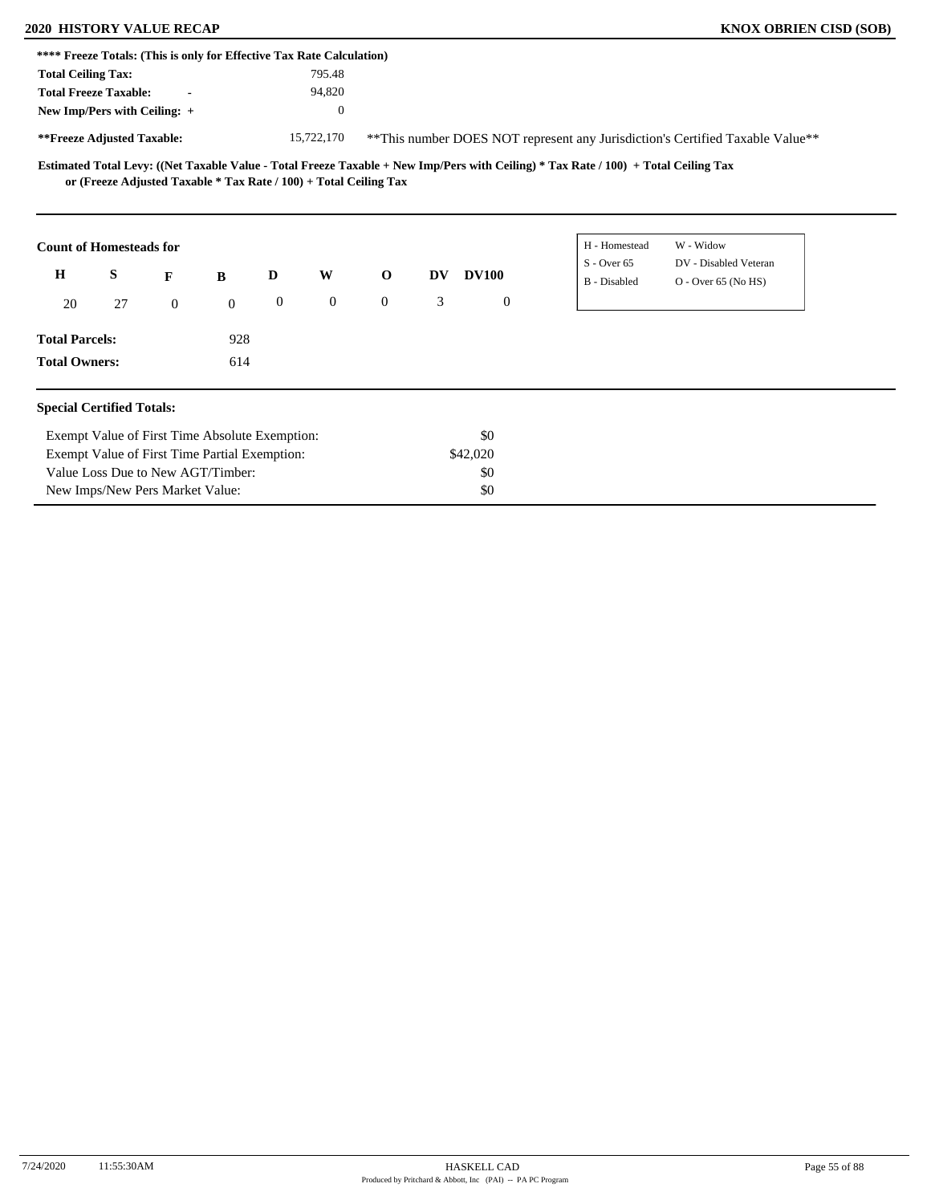**** Freeze Totals: (This is only for Effective Tax Rate Calculation)**

| | |
|---|---|
| **Total Ceiling Tax:** | 795.48 |
| **Total Freeze Taxable:** - | 94,820 |
| **New Imp/Pers with Ceiling:** + | 0 |
| ****Freeze Adjusted Taxable:** | 15,722,170 |

**This number DOES NOT represent any Jurisdiction's Certified Taxable Value**

**Estimated Total Levy: ((Net Taxable Value - Total Freeze Taxable + New Imp/Pers with Ceiling) * Tax Rate / 100) + Total Ceiling Tax or (Freeze Adjusted Taxable * Tax Rate / 100) + Total Ceiling Tax**

**Count of Homesteads for**

| H | S | F | B | D | W | O | DV | DV100 |
|---|---|---|---|---|---|---|---|---|
| 20 | 27 | 0 | 0 | 0 | 0 | 0 | 3 | 0 |

| | |
|---|---|
| H - Homestead | W - Widow |
| S - Over 65 | DV - Disabled Veteran |
| B - Disabled | O - Over 65 (No HS) |

**Total Parcels:** 928

**Total Owners:** 614

**Special Certified Totals:**

| | |
|---|---|
| Exempt Value of First Time Absolute Exemption: | $0 |
| Exempt Value of First Time Partial Exemption: | $42,020 |
| Value Loss Due to New AGT/Timber: | $0 |
| New Imps/New Pers Market Value: | $0 |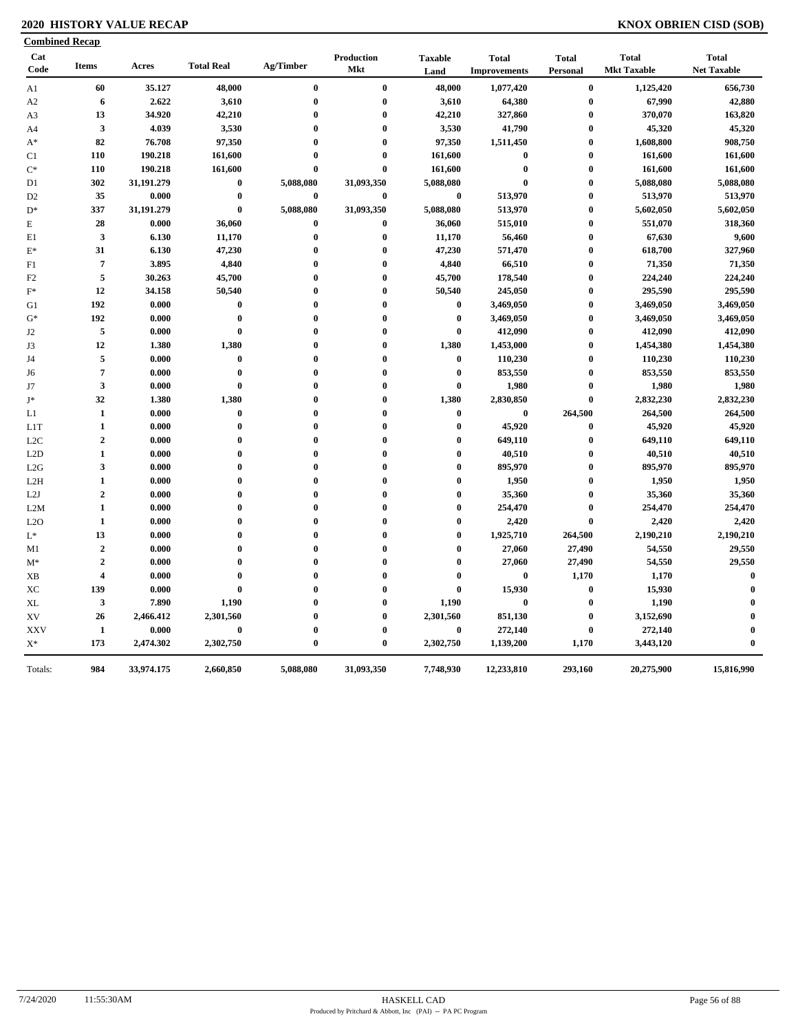## 2020 HISTORY VALUE RECAP

**KNOX OBRIEN CISD (SOB)**

**Combined Recap**

| Cat Code | Items | Acres | Total Real | Ag/Timber | Production Mkt | Taxable Land | Total Improvements | Total Personal | Total Mkt Taxable | Total Net Taxable |
|---|---|---|---|---|---|---|---|---|---|---|
| A1 | 60 | 35.127 | 48,000 | 0 | 0 | 48,000 | 1,077,420 | 0 | 1,125,420 | 656,730 |
| A2 | 6 | 2.622 | 3,610 | 0 | 0 | 3,610 | 64,380 | 0 | 67,990 | 42,880 |
| A3 | 13 | 34.920 | 42,210 | 0 | 0 | 42,210 | 327,860 | 0 | 370,070 | 163,820 |
| A4 | 3 | 4.039 | 3,530 | 0 | 0 | 3,530 | 41,790 | 0 | 45,320 | 45,320 |
| A* | 82 | 76.708 | 97,350 | 0 | 0 | 97,350 | 1,511,450 | 0 | 1,608,800 | 908,750 |
| C1 | 110 | 190.218 | 161,600 | 0 | 0 | 161,600 | 0 | 0 | 161,600 | 161,600 |
| C* | 110 | 190.218 | 161,600 | 0 | 0 | 161,600 | 0 | 0 | 161,600 | 161,600 |
| D1 | 302 | 31,191.279 | 0 | 5,088,080 | 31,093,350 | 5,088,080 | 0 | 0 | 5,088,080 | 5,088,080 |
| D2 | 35 | 0.000 | 0 | 0 | 0 | 0 | 513,970 | 0 | 513,970 | 513,970 |
| D* | 337 | 31,191.279 | 0 | 5,088,080 | 31,093,350 | 5,088,080 | 513,970 | 0 | 5,602,050 | 5,602,050 |
| E | 28 | 0.000 | 36,060 | 0 | 0 | 36,060 | 515,010 | 0 | 551,070 | 318,360 |
| E1 | 3 | 6.130 | 11,170 | 0 | 0 | 11,170 | 56,460 | 0 | 67,630 | 9,600 |
| E* | 31 | 6.130 | 47,230 | 0 | 0 | 47,230 | 571,470 | 0 | 618,700 | 327,960 |
| F1 | 7 | 3.895 | 4,840 | 0 | 0 | 4,840 | 66,510 | 0 | 71,350 | 71,350 |
| F2 | 5 | 30.263 | 45,700 | 0 | 0 | 45,700 | 178,540 | 0 | 224,240 | 224,240 |
| F* | 12 | 34.158 | 50,540 | 0 | 0 | 50,540 | 245,050 | 0 | 295,590 | 295,590 |
| G1 | 192 | 0.000 | 0 | 0 | 0 | 0 | 3,469,050 | 0 | 3,469,050 | 3,469,050 |
| G* | 192 | 0.000 | 0 | 0 | 0 | 0 | 3,469,050 | 0 | 3,469,050 | 3,469,050 |
| J2 | 5 | 0.000 | 0 | 0 | 0 | 0 | 412,090 | 0 | 412,090 | 412,090 |
| J3 | 12 | 1.380 | 1,380 | 0 | 0 | 1,380 | 1,453,000 | 0 | 1,454,380 | 1,454,380 |
| J4 | 5 | 0.000 | 0 | 0 | 0 | 0 | 110,230 | 0 | 110,230 | 110,230 |
| J6 | 7 | 0.000 | 0 | 0 | 0 | 0 | 853,550 | 0 | 853,550 | 853,550 |
| J7 | 3 | 0.000 | 0 | 0 | 0 | 0 | 1,980 | 0 | 1,980 | 1,980 |
| J* | 32 | 1.380 | 1,380 | 0 | 0 | 1,380 | 2,830,850 | 0 | 2,832,230 | 2,832,230 |
| L1 | 1 | 0.000 | 0 | 0 | 0 | 0 | 0 | 264,500 | 264,500 | 264,500 |
| L1T | 1 | 0.000 | 0 | 0 | 0 | 0 | 45,920 | 0 | 45,920 | 45,920 |
| L2C | 2 | 0.000 | 0 | 0 | 0 | 0 | 649,110 | 0 | 649,110 | 649,110 |
| L2D | 1 | 0.000 | 0 | 0 | 0 | 0 | 40,510 | 0 | 40,510 | 40,510 |
| L2G | 3 | 0.000 | 0 | 0 | 0 | 0 | 895,970 | 0 | 895,970 | 895,970 |
| L2H | 1 | 0.000 | 0 | 0 | 0 | 0 | 1,950 | 0 | 1,950 | 1,950 |
| L2J | 2 | 0.000 | 0 | 0 | 0 | 0 | 35,360 | 0 | 35,360 | 35,360 |
| L2M | 1 | 0.000 | 0 | 0 | 0 | 0 | 254,470 | 0 | 254,470 | 254,470 |
| L2O | 1 | 0.000 | 0 | 0 | 0 | 0 | 2,420 | 0 | 2,420 | 2,420 |
| L* | 13 | 0.000 | 0 | 0 | 0 | 0 | 1,925,710 | 264,500 | 2,190,210 | 2,190,210 |
| M1 | 2 | 0.000 | 0 | 0 | 0 | 0 | 27,060 | 27,490 | 54,550 | 29,550 |
| M* | 2 | 0.000 | 0 | 0 | 0 | 0 | 27,060 | 27,490 | 54,550 | 29,550 |
| XB | 4 | 0.000 | 0 | 0 | 0 | 0 | 0 | 1,170 | 1,170 | 0 |
| XC | 139 | 0.000 | 0 | 0 | 0 | 0 | 15,930 | 0 | 15,930 | 0 |
| XL | 3 | 7.890 | 1,190 | 0 | 0 | 1,190 | 0 | 0 | 1,190 | 0 |
| XV | 26 | 2,466.412 | 2,301,560 | 0 | 0 | 2,301,560 | 851,130 | 0 | 3,152,690 | 0 |
| XXV | 1 | 0.000 | 0 | 0 | 0 | 0 | 272,140 | 0 | 272,140 | 0 |
| X* | 173 | 2,474.302 | 2,302,750 | 0 | 0 | 2,302,750 | 1,139,200 | 1,170 | 3,443,120 | 0 |
| Totals: | 984 | 33,974.175 | 2,660,850 | 5,088,080 | 31,093,350 | 7,748,930 | 12,233,810 | 293,160 | 20,275,900 | 15,816,990 |

7/24/2020 11:55:30AM HASKELL CAD

Produced by Pritchard & Abbott, Inc (PAI) -- PA PC Program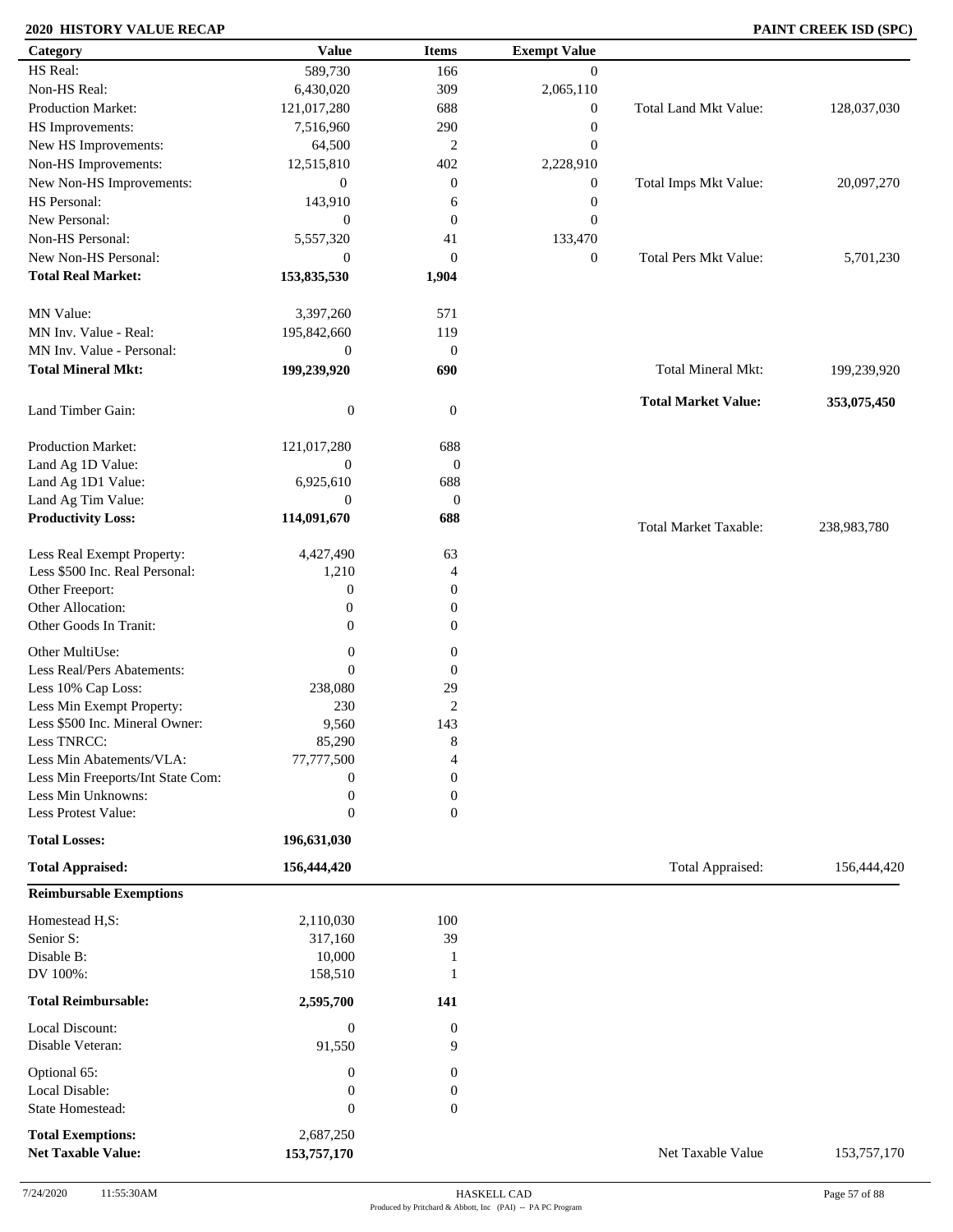## 2020 HISTORY VALUE RECAP

**PAINT CREEK ISD (SPC)**

| Category | Value | Items | Exempt Value | | |
|---|---|---|---|---|---|
| HS Real: | 589,730 | 166 | 0 | | |
| Non-HS Real: | 6,430,020 | 309 | 2,065,110 | | |
| Production Market: | 121,017,280 | 688 | 0 | Total Land Mkt Value: | 128,037,030 |
| HS Improvements: | 7,516,960 | 290 | 0 | | |
| New HS Improvements: | 64,500 | 2 | 0 | | |
| Non-HS Improvements: | 12,515,810 | 402 | 2,228,910 | | |
| New Non-HS Improvements: | 0 | 0 | 0 | Total Imps Mkt Value: | 20,097,270 |
| HS Personal: | 143,910 | 6 | 0 | | |
| New Personal: | 0 | 0 | 0 | | |
| Non-HS Personal: | 5,557,320 | 41 | 133,470 | | |
| New Non-HS Personal: | 0 | 0 | 0 | Total Pers Mkt Value: | 5,701,230 |
| **Total Real Market:** | **153,835,530** | **1,904** | | | |
| MN Value: | 3,397,260 | 571 | | | |
| MN Inv. Value - Real: | 195,842,660 | 119 | | | |
| MN Inv. Value - Personal: | 0 | 0 | | | |
| **Total Mineral Mkt:** | **199,239,920** | **690** | | Total Mineral Mkt: | 199,239,920 |
| Land Timber Gain: | 0 | 0 | | **Total Market Value:** | **353,075,450** |
| Production Market: | 121,017,280 | 688 | | | |
| Land Ag 1D Value: | 0 | 0 | | | |
| Land Ag 1D1 Value: | 6,925,610 | 688 | | | |
| Land Ag Tim Value: | 0 | 0 | | | |
| **Productivity Loss:** | **114,091,670** | **688** | | Total Market Taxable: | 238,983,780 |
| Less Real Exempt Property: | 4,427,490 | 63 | | | |
| Less $500 Inc. Real Personal: | 1,210 | 4 | | | |
| Other Freeport: | 0 | 0 | | | |
| Other Allocation: | 0 | 0 | | | |
| Other Goods In Tranit: | 0 | 0 | | | |
| Other MultiUse: | 0 | 0 | | | |
| Less Real/Pers Abatements: | 0 | 0 | | | |
| Less 10% Cap Loss: | 238,080 | 29 | | | |
| Less Min Exempt Property: | 230 | 2 | | | |
| Less $500 Inc. Mineral Owner: | 9,560 | 143 | | | |
| Less TNRCC: | 85,290 | 8 | | | |
| Less Min Abatements/VLA: | 77,777,500 | 4 | | | |
| Less Min Freeports/Int State Com: | 0 | 0 | | | |
| Less Min Unknowns: | 0 | 0 | | | |
| Less Protest Value: | 0 | 0 | | | |
| **Total Losses:** | **196,631,030** | | | | |
| **Total Appraised:** | **156,444,420** | | | Total Appraised: | 156,444,420 |
| **Reimbursable Exemptions** | | | | | |
| Homestead H,S: | 2,110,030 | 100 | | | |
| Senior S: | 317,160 | 39 | | | |
| Disable B: | 10,000 | 1 | | | |
| DV 100%: | 158,510 | 1 | | | |
| **Total Reimbursable:** | **2,595,700** | **141** | | | |
| Local Discount: | 0 | 0 | | | |
| Disable Veteran: | 91,550 | 9 | | | |
| Optional 65: | 0 | 0 | | | |
| Local Disable: | 0 | 0 | | | |
| State Homestead: | 0 | 0 | | | |
| **Total Exemptions:** | 2,687,250 | | | | |
| **Net Taxable Value:** | **153,757,170** | | | Net Taxable Value | 153,757,170 |

7/24/2020 11:55:30AM — HASKELL CAD — Produced by Pritchard & Abbott, Inc (PAI) -- PA PC Program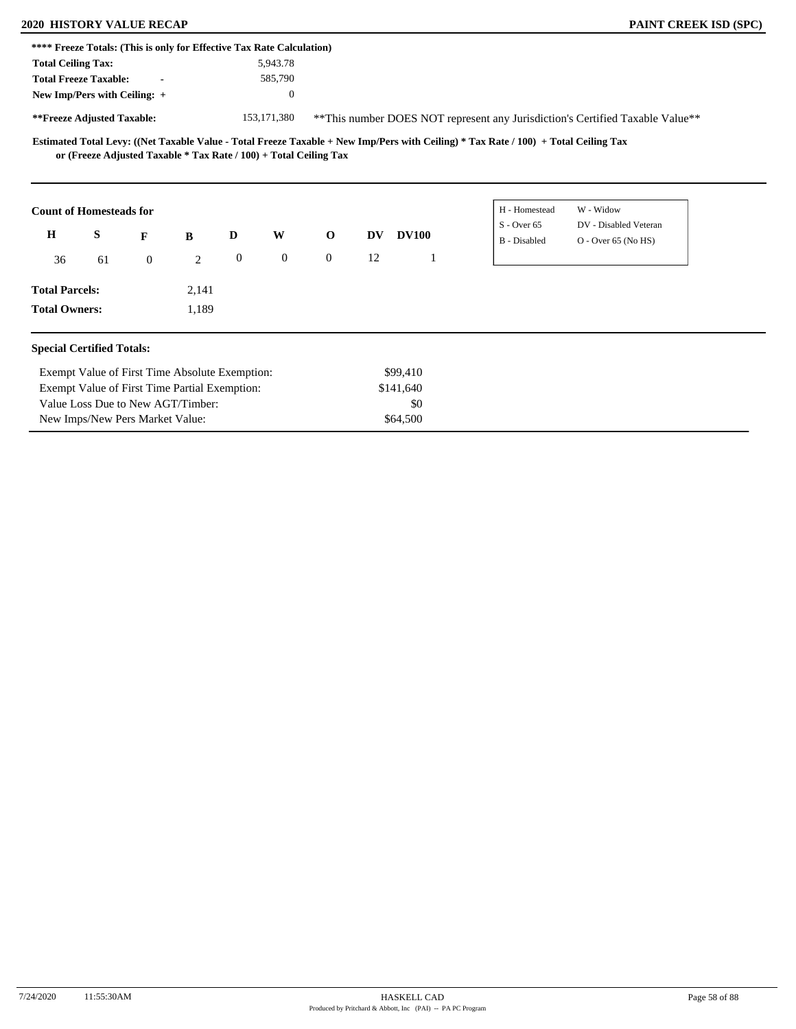**\*\*\*\* Freeze Totals: (This is only for Effective Tax Rate Calculation)**

| | |
|---|---|
| **Total Ceiling Tax:** | 5,943.78 |
| **Total Freeze Taxable:** - | 585,790 |
| **New Imp/Pers with Ceiling:** + | 0 |
| **\*\*Freeze Adjusted Taxable:** | 153,171,380 |

\*\*This number DOES NOT represent any Jurisdiction's Certified Taxable Value\*\*

**Estimated Total Levy: ((Net Taxable Value - Total Freeze Taxable + New Imp/Pers with Ceiling) * Tax Rate / 100) + Total Ceiling Tax or (Freeze Adjusted Taxable * Tax Rate / 100) + Total Ceiling Tax**

**Count of Homesteads for**

| H | S | F | B | D | W | O | DV | DV100 |
|---|---|---|---|---|---|---|---|---|
| 36 | 61 | 0 | 2 | 0 | 0 | 0 | 12 | 1 |

| | |
|---|---|
| H - Homestead | W - Widow |
| S - Over 65 | DV - Disabled Veteran |
| B - Disabled | O - Over 65 (No HS) |

**Total Parcels:** 2,141

**Total Owners:** 1,189

**Special Certified Totals:**

| | |
|---|---|
| Exempt Value of First Time Absolute Exemption: | $99,410 |
| Exempt Value of First Time Partial Exemption: | $141,640 |
| Value Loss Due to New AGT/Timber: | $0 |
| New Imps/New Pers Market Value: | $64,500 |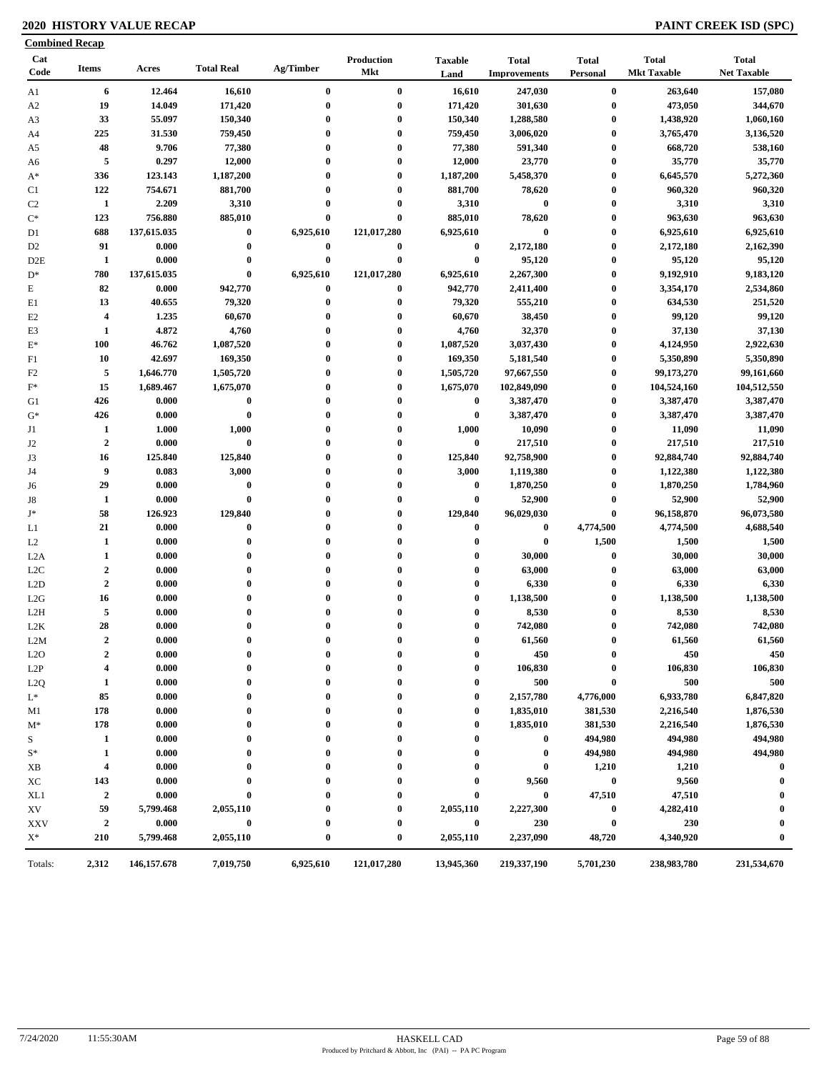## 2020 HISTORY VALUE RECAP

## PAINT CREEK ISD (SPC)

**Combined Recap**

| Cat Code | Items | Acres | Total Real | Ag/Timber | Production Mkt | Taxable Land | Total Improvements | Total Personal | Total Mkt Taxable | Total Net Taxable |
|---|---|---|---|---|---|---|---|---|---|---|
| A1 | 6 | 12.464 | 16,610 | 0 | 0 | 16,610 | 247,030 | 0 | 263,640 | 157,080 |
| A2 | 19 | 14.049 | 171,420 | 0 | 0 | 171,420 | 301,630 | 0 | 473,050 | 344,670 |
| A3 | 33 | 55.097 | 150,340 | 0 | 0 | 150,340 | 1,288,580 | 0 | 1,438,920 | 1,060,160 |
| A4 | 225 | 31.530 | 759,450 | 0 | 0 | 759,450 | 3,006,020 | 0 | 3,765,470 | 3,136,520 |
| A5 | 48 | 9.706 | 77,380 | 0 | 0 | 77,380 | 591,340 | 0 | 668,720 | 538,160 |
| A6 | 5 | 0.297 | 12,000 | 0 | 0 | 12,000 | 23,770 | 0 | 35,770 | 35,770 |
| A* | 336 | 123.143 | 1,187,200 | 0 | 0 | 1,187,200 | 5,458,370 | 0 | 6,645,570 | 5,272,360 |
| C1 | 122 | 754.671 | 881,700 | 0 | 0 | 881,700 | 78,620 | 0 | 960,320 | 960,320 |
| C2 | 1 | 2.209 | 3,310 | 0 | 0 | 3,310 | 0 | 0 | 3,310 | 3,310 |
| C* | 123 | 756.880 | 885,010 | 0 | 0 | 885,010 | 78,620 | 0 | 963,630 | 963,630 |
| D1 | 688 | 137,615.035 | 0 | 6,925,610 | 121,017,280 | 6,925,610 | 0 | 0 | 6,925,610 | 6,925,610 |
| D2 | 91 | 0.000 | 0 | 0 | 0 | 0 | 2,172,180 | 0 | 2,172,180 | 2,162,390 |
| D2E | 1 | 0.000 | 0 | 0 | 0 | 0 | 95,120 | 0 | 95,120 | 95,120 |
| D* | 780 | 137,615.035 | 0 | 6,925,610 | 121,017,280 | 6,925,610 | 2,267,300 | 0 | 9,192,910 | 9,183,120 |
| E | 82 | 0.000 | 942,770 | 0 | 0 | 942,770 | 2,411,400 | 0 | 3,354,170 | 2,534,860 |
| E1 | 13 | 40.655 | 79,320 | 0 | 0 | 79,320 | 555,210 | 0 | 634,530 | 251,520 |
| E2 | 4 | 1.235 | 60,670 | 0 | 0 | 60,670 | 38,450 | 0 | 99,120 | 99,120 |
| E3 | 1 | 4.872 | 4,760 | 0 | 0 | 4,760 | 32,370 | 0 | 37,130 | 37,130 |
| E* | 100 | 46.762 | 1,087,520 | 0 | 0 | 1,087,520 | 3,037,430 | 0 | 4,124,950 | 2,922,630 |
| F1 | 10 | 42.697 | 169,350 | 0 | 0 | 169,350 | 5,181,540 | 0 | 5,350,890 | 5,350,890 |
| F2 | 5 | 1,646.770 | 1,505,720 | 0 | 0 | 1,505,720 | 97,667,550 | 0 | 99,173,270 | 99,161,660 |
| F* | 15 | 1,689.467 | 1,675,070 | 0 | 0 | 1,675,070 | 102,849,090 | 0 | 104,524,160 | 104,512,550 |
| G1 | 426 | 0.000 | 0 | 0 | 0 | 0 | 3,387,470 | 0 | 3,387,470 | 3,387,470 |
| G* | 426 | 0.000 | 0 | 0 | 0 | 0 | 3,387,470 | 0 | 3,387,470 | 3,387,470 |
| J1 | 1 | 1.000 | 1,000 | 0 | 0 | 1,000 | 10,090 | 0 | 11,090 | 11,090 |
| J2 | 2 | 0.000 | 0 | 0 | 0 | 0 | 217,510 | 0 | 217,510 | 217,510 |
| J3 | 16 | 125.840 | 125,840 | 0 | 0 | 125,840 | 92,758,900 | 0 | 92,884,740 | 92,884,740 |
| J4 | 9 | 0.083 | 3,000 | 0 | 0 | 3,000 | 1,119,380 | 0 | 1,122,380 | 1,122,380 |
| J6 | 29 | 0.000 | 0 | 0 | 0 | 0 | 1,870,250 | 0 | 1,870,250 | 1,784,960 |
| J8 | 1 | 0.000 | 0 | 0 | 0 | 0 | 52,900 | 0 | 52,900 | 52,900 |
| J* | 58 | 126.923 | 129,840 | 0 | 0 | 129,840 | 96,029,030 | 0 | 96,158,870 | 96,073,580 |
| L1 | 21 | 0.000 | 0 | 0 | 0 | 0 | 0 | 4,774,500 | 4,774,500 | 4,688,540 |
| L2 | 1 | 0.000 | 0 | 0 | 0 | 0 | 0 | 1,500 | 1,500 | 1,500 |
| L2A | 1 | 0.000 | 0 | 0 | 0 | 0 | 30,000 | 0 | 30,000 | 30,000 |
| L2C | 2 | 0.000 | 0 | 0 | 0 | 0 | 63,000 | 0 | 63,000 | 63,000 |
| L2D | 2 | 0.000 | 0 | 0 | 0 | 0 | 6,330 | 0 | 6,330 | 6,330 |
| L2G | 16 | 0.000 | 0 | 0 | 0 | 0 | 1,138,500 | 0 | 1,138,500 | 1,138,500 |
| L2H | 5 | 0.000 | 0 | 0 | 0 | 0 | 8,530 | 0 | 8,530 | 8,530 |
| L2K | 28 | 0.000 | 0 | 0 | 0 | 0 | 742,080 | 0 | 742,080 | 742,080 |
| L2M | 2 | 0.000 | 0 | 0 | 0 | 0 | 61,560 | 0 | 61,560 | 61,560 |
| L2O | 2 | 0.000 | 0 | 0 | 0 | 0 | 450 | 0 | 450 | 450 |
| L2P | 4 | 0.000 | 0 | 0 | 0 | 0 | 106,830 | 0 | 106,830 | 106,830 |
| L2Q | 1 | 0.000 | 0 | 0 | 0 | 0 | 500 | 0 | 500 | 500 |
| L* | 85 | 0.000 | 0 | 0 | 0 | 0 | 2,157,780 | 4,776,000 | 6,933,780 | 6,847,820 |
| M1 | 178 | 0.000 | 0 | 0 | 0 | 0 | 1,835,010 | 381,530 | 2,216,540 | 1,876,530 |
| M* | 178 | 0.000 | 0 | 0 | 0 | 0 | 1,835,010 | 381,530 | 2,216,540 | 1,876,530 |
| S | 1 | 0.000 | 0 | 0 | 0 | 0 | 0 | 494,980 | 494,980 | 494,980 |
| S* | 1 | 0.000 | 0 | 0 | 0 | 0 | 0 | 494,980 | 494,980 | 494,980 |
| XB | 4 | 0.000 | 0 | 0 | 0 | 0 | 0 | 1,210 | 1,210 | 0 |
| XC | 143 | 0.000 | 0 | 0 | 0 | 0 | 9,560 | 0 | 9,560 | 0 |
| XL1 | 2 | 0.000 | 0 | 0 | 0 | 0 | 0 | 47,510 | 47,510 | 0 |
| XV | 59 | 5,799.468 | 2,055,110 | 0 | 0 | 2,055,110 | 2,227,300 | 0 | 4,282,410 | 0 |
| XXV | 2 | 0.000 | 0 | 0 | 0 | 0 | 230 | 0 | 230 | 0 |
| X* | 210 | 5,799.468 | 2,055,110 | 0 | 0 | 2,055,110 | 2,237,090 | 48,720 | 4,340,920 | 0 |
| Totals: | 2,312 | 146,157.678 | 7,019,750 | 6,925,610 | 121,017,280 | 13,945,360 | 219,337,190 | 5,701,230 | 238,983,780 | 231,534,670 |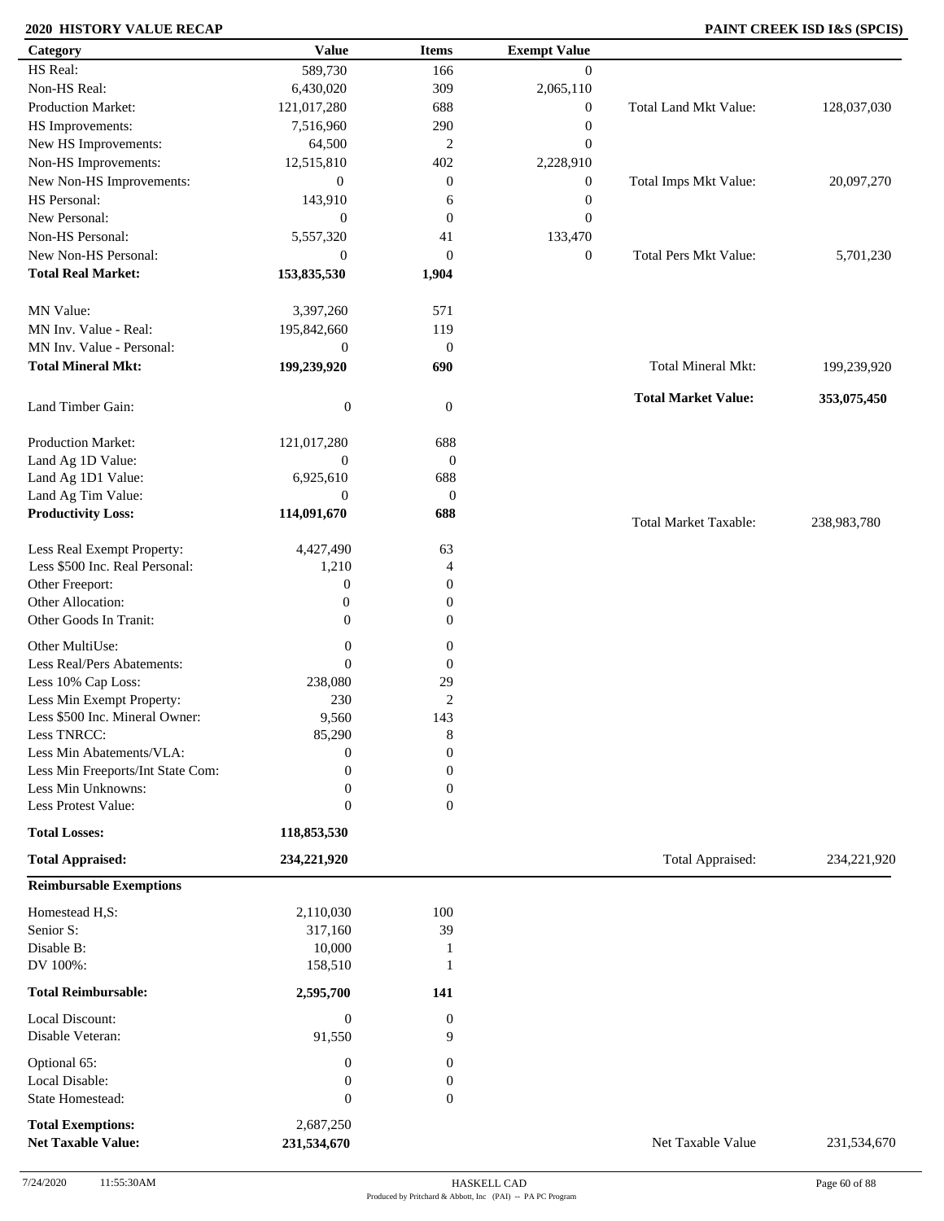## 2020 HISTORY VALUE RECAP

**PAINT CREEK ISD I&S (SPCIS)**

| Category | Value | Items | Exempt Value | | |
|---|---|---|---|---|---|
| HS Real: | 589,730 | 166 | 0 | | |
| Non-HS Real: | 6,430,020 | 309 | 2,065,110 | | |
| Production Market: | 121,017,280 | 688 | 0 | Total Land Mkt Value: | 128,037,030 |
| HS Improvements: | 7,516,960 | 290 | 0 | | |
| New HS Improvements: | 64,500 | 2 | 0 | | |
| Non-HS Improvements: | 12,515,810 | 402 | 2,228,910 | | |
| New Non-HS Improvements: | 0 | 0 | 0 | Total Imps Mkt Value: | 20,097,270 |
| HS Personal: | 143,910 | 6 | 0 | | |
| New Personal: | 0 | 0 | 0 | | |
| Non-HS Personal: | 5,557,320 | 41 | 133,470 | | |
| New Non-HS Personal: | 0 | 0 | 0 | Total Pers Mkt Value: | 5,701,230 |
| **Total Real Market:** | **153,835,530** | **1,904** | | | |
| MN Value: | 3,397,260 | 571 | | | |
| MN Inv. Value - Real: | 195,842,660 | 119 | | | |
| MN Inv. Value - Personal: | 0 | 0 | | | |
| **Total Mineral Mkt:** | **199,239,920** | **690** | | Total Mineral Mkt: | 199,239,920 |
| Land Timber Gain: | 0 | 0 | | **Total Market Value:** | **353,075,450** |
| Production Market: | 121,017,280 | 688 | | | |
| Land Ag 1D Value: | 0 | 0 | | | |
| Land Ag 1D1 Value: | 6,925,610 | 688 | | | |
| Land Ag Tim Value: | 0 | 0 | | | |
| **Productivity Loss:** | **114,091,670** | **688** | | Total Market Taxable: | 238,983,780 |
| Less Real Exempt Property: | 4,427,490 | 63 | | | |
| Less $500 Inc. Real Personal: | 1,210 | 4 | | | |
| Other Freeport: | 0 | 0 | | | |
| Other Allocation: | 0 | 0 | | | |
| Other Goods In Tranit: | 0 | 0 | | | |
| Other MultiUse: | 0 | 0 | | | |
| Less Real/Pers Abatements: | 0 | 0 | | | |
| Less 10% Cap Loss: | 238,080 | 29 | | | |
| Less Min Exempt Property: | 230 | 2 | | | |
| Less $500 Inc. Mineral Owner: | 9,560 | 143 | | | |
| Less TNRCC: | 85,290 | 8 | | | |
| Less Min Abatements/VLA: | 0 | 0 | | | |
| Less Min Freeports/Int State Com: | 0 | 0 | | | |
| Less Min Unknowns: | 0 | 0 | | | |
| Less Protest Value: | 0 | 0 | | | |
| **Total Losses:** | **118,853,530** | | | | |
| **Total Appraised:** | **234,221,920** | | | Total Appraised: | 234,221,920 |

**Reimbursable Exemptions**

| Category | Value | Items | | |
|---|---|---|---|---|
| Homestead H,S: | 2,110,030 | 100 | | |
| Senior S: | 317,160 | 39 | | |
| Disable B: | 10,000 | 1 | | |
| DV 100%: | 158,510 | 1 | | |
| **Total Reimbursable:** | **2,595,700** | **141** | | |
| Local Discount: | 0 | 0 | | |
| Disable Veteran: | 91,550 | 9 | | |
| Optional 65: | 0 | 0 | | |
| Local Disable: | 0 | 0 | | |
| State Homestead: | 0 | 0 | | |
| **Total Exemptions:** | 2,687,250 | | | |
| **Net Taxable Value:** | **231,534,670** | | Net Taxable Value | 231,534,670 |

7/24/2020 11:55:30AM

HASKELL CAD

Produced by Pritchard & Abbott, Inc (PAI) -- PA PC Program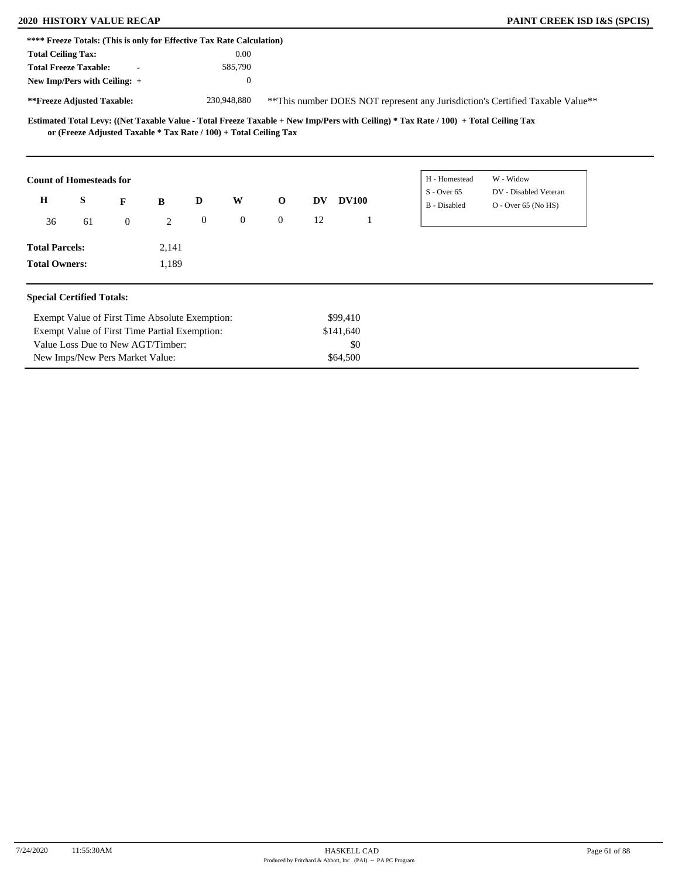**\*\*\*\* Freeze Totals: (This is only for Effective Tax Rate Calculation)**

| | |
|---|---|
| **Total Ceiling Tax:** | 0.00 |
| **Total Freeze Taxable:** - | 585,790 |
| **New Imp/Pers with Ceiling:** + | 0 |
| **\*\*Freeze Adjusted Taxable:** | 230,948,880 |

\*\*This number DOES NOT represent any Jurisdiction's Certified Taxable Value\*\*

**Estimated Total Levy: ((Net Taxable Value - Total Freeze Taxable + New Imp/Pers with Ceiling) * Tax Rate / 100) + Total Ceiling Tax or (Freeze Adjusted Taxable * Tax Rate / 100) + Total Ceiling Tax**

**Count of Homesteads for**

| H | S | F | B | D | W | O | DV | DV100 |
|---|---|---|---|---|---|---|---|---|
| 36 | 61 | 0 | 2 | 0 | 0 | 0 | 12 | 1 |

| | |
|---|---|
| H - Homestead | W - Widow |
| S - Over 65 | DV - Disabled Veteran |
| B - Disabled | O - Over 65 (No HS) |

| | |
|---|---|
| **Total Parcels:** | 2,141 |
| **Total Owners:** | 1,189 |

**Special Certified Totals:**

| | |
|---|---|
| Exempt Value of First Time Absolute Exemption: | $99,410 |
| Exempt Value of First Time Partial Exemption: | $141,640 |
| Value Loss Due to New AGT/Timber: | $0 |
| New Imps/New Pers Market Value: | $64,500 |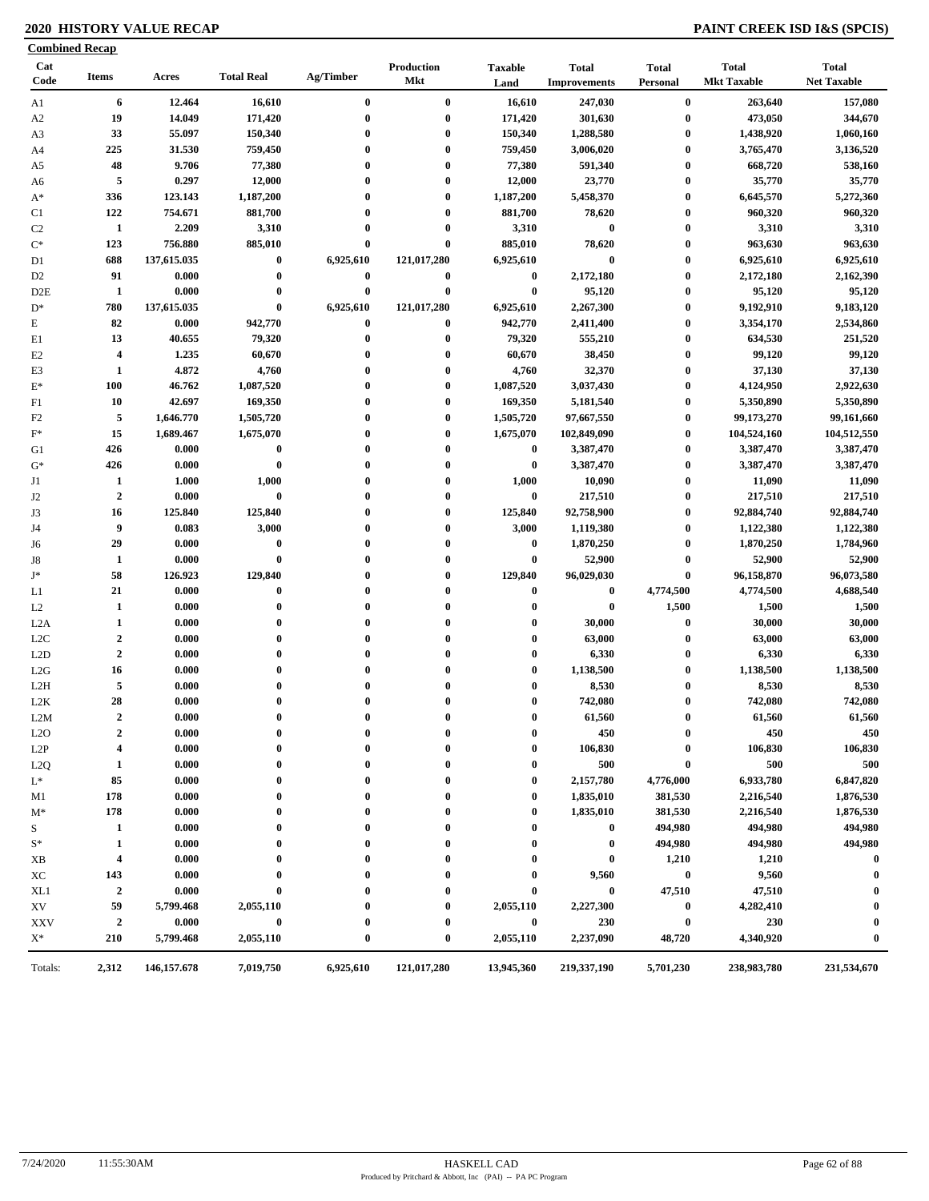# 2020 HISTORY VALUE RECAP

## PAINT CREEK ISD I&S (SPCIS)

**Combined Recap**

| Cat Code | Items | Acres | Total Real | Ag/Timber | Production Mkt | Taxable Land | Total Improvements | Total Personal | Total Mkt Taxable | Total Net Taxable |
|---|---|---|---|---|---|---|---|---|---|---|
| A1 | 6 | 12.464 | 16,610 | 0 | 0 | 16,610 | 247,030 | 0 | 263,640 | 157,080 |
| A2 | 19 | 14.049 | 171,420 | 0 | 0 | 171,420 | 301,630 | 0 | 473,050 | 344,670 |
| A3 | 33 | 55.097 | 150,340 | 0 | 0 | 150,340 | 1,288,580 | 0 | 1,438,920 | 1,060,160 |
| A4 | 225 | 31.530 | 759,450 | 0 | 0 | 759,450 | 3,006,020 | 0 | 3,765,470 | 3,136,520 |
| A5 | 48 | 9.706 | 77,380 | 0 | 0 | 77,380 | 591,340 | 0 | 668,720 | 538,160 |
| A6 | 5 | 0.297 | 12,000 | 0 | 0 | 12,000 | 23,770 | 0 | 35,770 | 35,770 |
| A* | 336 | 123.143 | 1,187,200 | 0 | 0 | 1,187,200 | 5,458,370 | 0 | 6,645,570 | 5,272,360 |
| C1 | 122 | 754.671 | 881,700 | 0 | 0 | 881,700 | 78,620 | 0 | 960,320 | 960,320 |
| C2 | 1 | 2.209 | 3,310 | 0 | 0 | 3,310 | 0 | 0 | 3,310 | 3,310 |
| C* | 123 | 756.880 | 885,010 | 0 | 0 | 885,010 | 78,620 | 0 | 963,630 | 963,630 |
| D1 | 688 | 137,615.035 | 0 | 6,925,610 | 121,017,280 | 6,925,610 | 0 | 0 | 6,925,610 | 6,925,610 |
| D2 | 91 | 0.000 | 0 | 0 | 0 | 0 | 2,172,180 | 0 | 2,172,180 | 2,162,390 |
| D2E | 1 | 0.000 | 0 | 0 | 0 | 0 | 95,120 | 0 | 95,120 | 95,120 |
| D* | 780 | 137,615.035 | 0 | 6,925,610 | 121,017,280 | 6,925,610 | 2,267,300 | 0 | 9,192,910 | 9,183,120 |
| E | 82 | 0.000 | 942,770 | 0 | 0 | 942,770 | 2,411,400 | 0 | 3,354,170 | 2,534,860 |
| E1 | 13 | 40.655 | 79,320 | 0 | 0 | 79,320 | 555,210 | 0 | 634,530 | 251,520 |
| E2 | 4 | 1.235 | 60,670 | 0 | 0 | 60,670 | 38,450 | 0 | 99,120 | 99,120 |
| E3 | 1 | 4.872 | 4,760 | 0 | 0 | 4,760 | 32,370 | 0 | 37,130 | 37,130 |
| E* | 100 | 46.762 | 1,087,520 | 0 | 0 | 1,087,520 | 3,037,430 | 0 | 4,124,950 | 2,922,630 |
| F1 | 10 | 42.697 | 169,350 | 0 | 0 | 169,350 | 5,181,540 | 0 | 5,350,890 | 5,350,890 |
| F2 | 5 | 1,646.770 | 1,505,720 | 0 | 0 | 1,505,720 | 97,667,550 | 0 | 99,173,270 | 99,161,660 |
| F* | 15 | 1,689.467 | 1,675,070 | 0 | 0 | 1,675,070 | 102,849,090 | 0 | 104,524,160 | 104,512,550 |
| G1 | 426 | 0.000 | 0 | 0 | 0 | 0 | 3,387,470 | 0 | 3,387,470 | 3,387,470 |
| G* | 426 | 0.000 | 0 | 0 | 0 | 0 | 3,387,470 | 0 | 3,387,470 | 3,387,470 |
| J1 | 1 | 1.000 | 1,000 | 0 | 0 | 1,000 | 10,090 | 0 | 11,090 | 11,090 |
| J2 | 2 | 0.000 | 0 | 0 | 0 | 0 | 217,510 | 0 | 217,510 | 217,510 |
| J3 | 16 | 125.840 | 125,840 | 0 | 0 | 125,840 | 92,758,900 | 0 | 92,884,740 | 92,884,740 |
| J4 | 9 | 0.083 | 3,000 | 0 | 0 | 3,000 | 1,119,380 | 0 | 1,122,380 | 1,122,380 |
| J6 | 29 | 0.000 | 0 | 0 | 0 | 0 | 1,870,250 | 0 | 1,870,250 | 1,784,960 |
| J8 | 1 | 0.000 | 0 | 0 | 0 | 0 | 52,900 | 0 | 52,900 | 52,900 |
| J* | 58 | 126.923 | 129,840 | 0 | 0 | 129,840 | 96,029,030 | 0 | 96,158,870 | 96,073,580 |
| L1 | 21 | 0.000 | 0 | 0 | 0 | 0 | 0 | 4,774,500 | 4,774,500 | 4,688,540 |
| L2 | 1 | 0.000 | 0 | 0 | 0 | 0 | 0 | 1,500 | 1,500 | 1,500 |
| L2A | 1 | 0.000 | 0 | 0 | 0 | 0 | 30,000 | 0 | 30,000 | 30,000 |
| L2C | 2 | 0.000 | 0 | 0 | 0 | 0 | 63,000 | 0 | 63,000 | 63,000 |
| L2D | 2 | 0.000 | 0 | 0 | 0 | 0 | 6,330 | 0 | 6,330 | 6,330 |
| L2G | 16 | 0.000 | 0 | 0 | 0 | 0 | 1,138,500 | 0 | 1,138,500 | 1,138,500 |
| L2H | 5 | 0.000 | 0 | 0 | 0 | 0 | 8,530 | 0 | 8,530 | 8,530 |
| L2K | 28 | 0.000 | 0 | 0 | 0 | 0 | 742,080 | 0 | 742,080 | 742,080 |
| L2M | 2 | 0.000 | 0 | 0 | 0 | 0 | 61,560 | 0 | 61,560 | 61,560 |
| L2O | 2 | 0.000 | 0 | 0 | 0 | 0 | 450 | 0 | 450 | 450 |
| L2P | 4 | 0.000 | 0 | 0 | 0 | 0 | 106,830 | 0 | 106,830 | 106,830 |
| L2Q | 1 | 0.000 | 0 | 0 | 0 | 0 | 500 | 0 | 500 | 500 |
| L* | 85 | 0.000 | 0 | 0 | 0 | 0 | 2,157,780 | 4,776,000 | 6,933,780 | 6,847,820 |
| M1 | 178 | 0.000 | 0 | 0 | 0 | 0 | 1,835,010 | 381,530 | 2,216,540 | 1,876,530 |
| M* | 178 | 0.000 | 0 | 0 | 0 | 0 | 1,835,010 | 381,530 | 2,216,540 | 1,876,530 |
| S | 1 | 0.000 | 0 | 0 | 0 | 0 | 0 | 494,980 | 494,980 | 494,980 |
| S* | 1 | 0.000 | 0 | 0 | 0 | 0 | 0 | 494,980 | 494,980 | 494,980 |
| XB | 4 | 0.000 | 0 | 0 | 0 | 0 | 0 | 1,210 | 1,210 | 0 |
| XC | 143 | 0.000 | 0 | 0 | 0 | 0 | 9,560 | 0 | 9,560 | 0 |
| XL1 | 2 | 0.000 | 0 | 0 | 0 | 0 | 0 | 47,510 | 47,510 | 0 |
| XV | 59 | 5,799.468 | 2,055,110 | 0 | 0 | 2,055,110 | 2,227,300 | 0 | 4,282,410 | 0 |
| XXV | 2 | 0.000 | 0 | 0 | 0 | 0 | 230 | 0 | 230 | 0 |
| X* | 210 | 5,799.468 | 2,055,110 | 0 | 0 | 2,055,110 | 2,237,090 | 48,720 | 4,340,920 | 0 |
| Totals: | 2,312 | 146,157.678 | 7,019,750 | 6,925,610 | 121,017,280 | 13,945,360 | 219,337,190 | 5,701,230 | 238,983,780 | 231,534,670 |

7/24/2020 11:55:30AM HASKELL CAD

Produced by Pritchard & Abbott, Inc (PAI) -- PA PC Program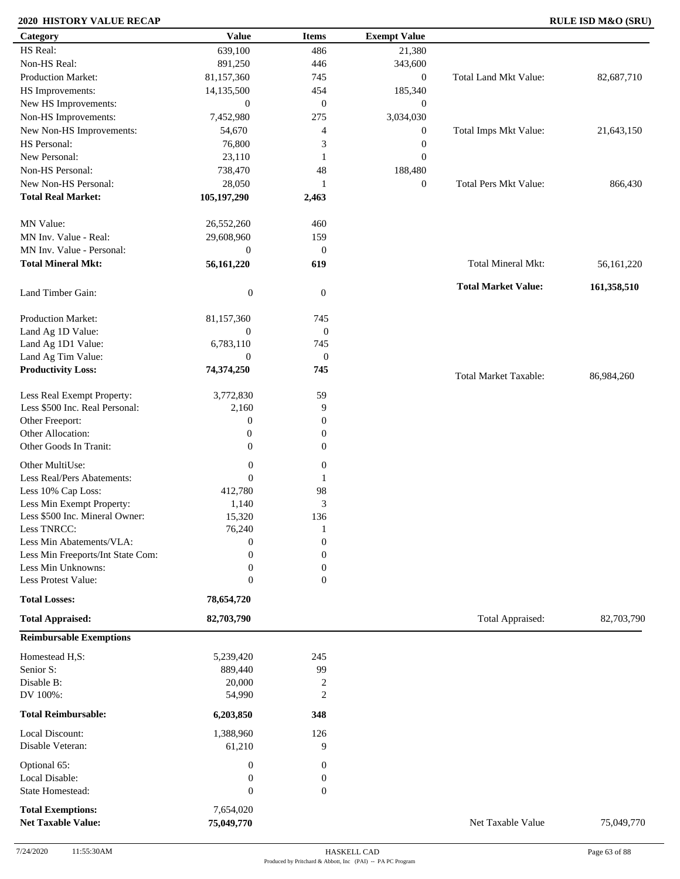**2020 HISTORY VALUE RECAP** — **RULE ISD M&O (SRU)**

| Category | Value | Items | Exempt Value | | |
|---|---|---|---|---|---|
| HS Real: | 639,100 | 486 | 21,380 | | |
| Non-HS Real: | 891,250 | 446 | 343,600 | | |
| Production Market: | 81,157,360 | 745 | 0 | Total Land Mkt Value: | 82,687,710 |
| HS Improvements: | 14,135,500 | 454 | 185,340 | | |
| New HS Improvements: | 0 | 0 | 0 | | |
| Non-HS Improvements: | 7,452,980 | 275 | 3,034,030 | | |
| New Non-HS Improvements: | 54,670 | 4 | 0 | Total Imps Mkt Value: | 21,643,150 |
| HS Personal: | 76,800 | 3 | 0 | | |
| New Personal: | 23,110 | 1 | 0 | | |
| Non-HS Personal: | 738,470 | 48 | 188,480 | | |
| New Non-HS Personal: | 28,050 | 1 | 0 | Total Pers Mkt Value: | 866,430 |
| **Total Real Market:** | **105,197,290** | **2,463** | | | |
| MN Value: | 26,552,260 | 460 | | | |
| MN Inv. Value - Real: | 29,608,960 | 159 | | | |
| MN Inv. Value - Personal: | 0 | 0 | | | |
| **Total Mineral Mkt:** | **56,161,220** | **619** | | Total Mineral Mkt: | 56,161,220 |
| Land Timber Gain: | 0 | 0 | | **Total Market Value:** | **161,358,510** |
| Production Market: | 81,157,360 | 745 | | | |
| Land Ag 1D Value: | 0 | 0 | | | |
| Land Ag 1D1 Value: | 6,783,110 | 745 | | | |
| Land Ag Tim Value: | 0 | 0 | | | |
| **Productivity Loss:** | **74,374,250** | **745** | | Total Market Taxable: | 86,984,260 |
| Less Real Exempt Property: | 3,772,830 | 59 | | | |
| Less $500 Inc. Real Personal: | 2,160 | 9 | | | |
| Other Freeport: | 0 | 0 | | | |
| Other Allocation: | 0 | 0 | | | |
| Other Goods In Tranit: | 0 | 0 | | | |
| Other MultiUse: | 0 | 0 | | | |
| Less Real/Pers Abatements: | 0 | 1 | | | |
| Less 10% Cap Loss: | 412,780 | 98 | | | |
| Less Min Exempt Property: | 1,140 | 3 | | | |
| Less $500 Inc. Mineral Owner: | 15,320 | 136 | | | |
| Less TNRCC: | 76,240 | 1 | | | |
| Less Min Abatements/VLA: | 0 | 0 | | | |
| Less Min Freeports/Int State Com: | 0 | 0 | | | |
| Less Min Unknowns: | 0 | 0 | | | |
| Less Protest Value: | 0 | 0 | | | |
| **Total Losses:** | **78,654,720** | | | | |
| **Total Appraised:** | **82,703,790** | | | Total Appraised: | 82,703,790 |

| **Reimbursable Exemptions** | | | | | |
|---|---|---|---|---|---|
| Homestead H,S: | 5,239,420 | 245 | | | |
| Senior S: | 889,440 | 99 | | | |
| Disable B: | 20,000 | 2 | | | |
| DV 100%: | 54,990 | 2 | | | |
| **Total Reimbursable:** | **6,203,850** | **348** | | | |
| Local Discount: | 1,388,960 | 126 | | | |
| Disable Veteran: | 61,210 | 9 | | | |
| Optional 65: | 0 | 0 | | | |
| Local Disable: | 0 | 0 | | | |
| State Homestead: | 0 | 0 | | | |
| **Total Exemptions:** | 7,654,020 | | | | |
| **Net Taxable Value:** | **75,049,770** | | | Net Taxable Value | 75,049,770 |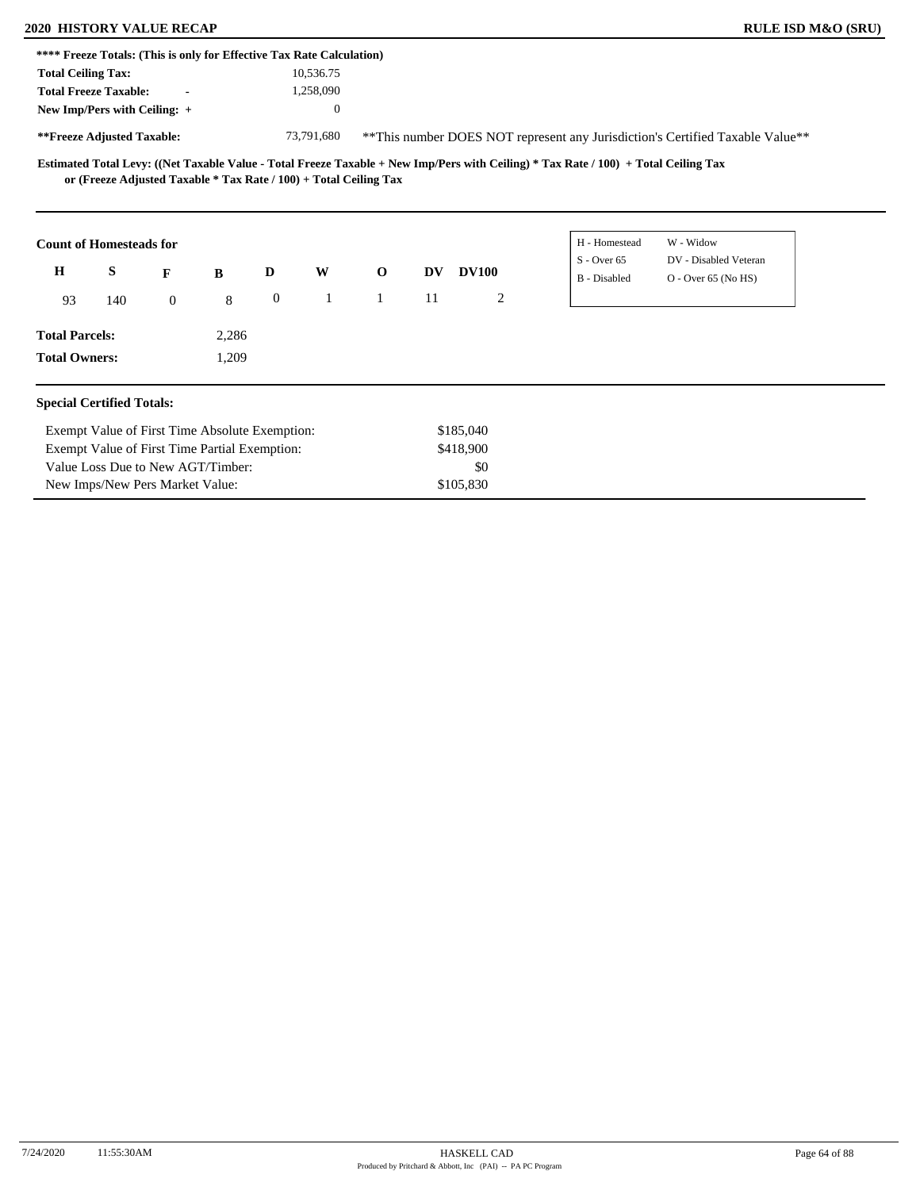**2020 HISTORY VALUE RECAP** **RULE ISD M&O (SRU)**

**\*\*\*\* Freeze Totals: (This is only for Effective Tax Rate Calculation)**

| | |
|---|---|
| **Total Ceiling Tax:** | 10,536.75 |
| **Total Freeze Taxable:** - | 1,258,090 |
| **New Imp/Pers with Ceiling:** + | 0 |
| **\*\*Freeze Adjusted Taxable:** | 73,791,680 |

\*\*This number DOES NOT represent any Jurisdiction's Certified Taxable Value\*\*

**Estimated Total Levy: ((Net Taxable Value - Total Freeze Taxable + New Imp/Pers with Ceiling) \* Tax Rate / 100) + Total Ceiling Tax or (Freeze Adjusted Taxable \* Tax Rate / 100) + Total Ceiling Tax**

**Count of Homesteads for**

| H | S | F | B | D | W | O | DV | DV100 |
|---|---|---|---|---|---|---|---|---|
| 93 | 140 | 0 | 8 | 0 | 1 | 1 | 11 | 2 |

| | |
|---|---|
| H - Homestead | W - Widow |
| S - Over 65 | DV - Disabled Veteran |
| B - Disabled | O - Over 65 (No HS) |

**Total Parcels:** 2,286

**Total Owners:** 1,209

**Special Certified Totals:**

| | |
|---|---|
| Exempt Value of First Time Absolute Exemption: | $185,040 |
| Exempt Value of First Time Partial Exemption: | $418,900 |
| Value Loss Due to New AGT/Timber: | $0 |
| New Imps/New Pers Market Value: | $105,830 |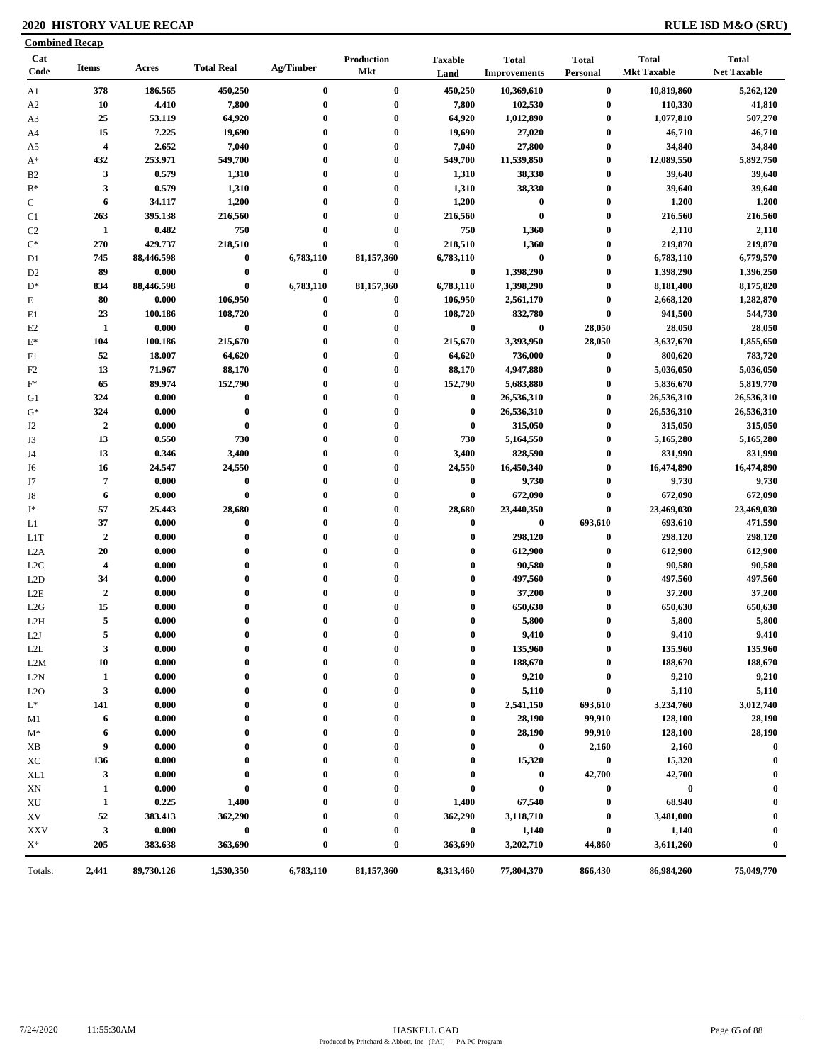# 2020 HISTORY VALUE RECAP

**RULE ISD M&O (SRU)**

**Combined Recap**

| Cat Code | Items | Acres | Total Real | Ag/Timber | Production Mkt | Taxable Land | Total Improvements | Total Personal | Total Mkt Taxable | Total Net Taxable |
|---|---|---|---|---|---|---|---|---|---|---|
| A1 | 378 | 186.565 | 450,250 | 0 | 0 | 450,250 | 10,369,610 | 0 | 10,819,860 | 5,262,120 |
| A2 | 10 | 4.410 | 7,800 | 0 | 0 | 7,800 | 102,530 | 0 | 110,330 | 41,810 |
| A3 | 25 | 53.119 | 64,920 | 0 | 0 | 64,920 | 1,012,890 | 0 | 1,077,810 | 507,270 |
| A4 | 15 | 7.225 | 19,690 | 0 | 0 | 19,690 | 27,020 | 0 | 46,710 | 46,710 |
| A5 | 4 | 2.652 | 7,040 | 0 | 0 | 7,040 | 27,800 | 0 | 34,840 | 34,840 |
| A* | 432 | 253.971 | 549,700 | 0 | 0 | 549,700 | 11,539,850 | 0 | 12,089,550 | 5,892,750 |
| B2 | 3 | 0.579 | 1,310 | 0 | 0 | 1,310 | 38,330 | 0 | 39,640 | 39,640 |
| B* | 3 | 0.579 | 1,310 | 0 | 0 | 1,310 | 38,330 | 0 | 39,640 | 39,640 |
| C | 6 | 34.117 | 1,200 | 0 | 0 | 1,200 | 0 | 0 | 1,200 | 1,200 |
| C1 | 263 | 395.138 | 216,560 | 0 | 0 | 216,560 | 0 | 0 | 216,560 | 216,560 |
| C2 | 1 | 0.482 | 750 | 0 | 0 | 750 | 1,360 | 0 | 2,110 | 2,110 |
| C* | 270 | 429.737 | 218,510 | 0 | 0 | 218,510 | 1,360 | 0 | 219,870 | 219,870 |
| D1 | 745 | 88,446.598 | 0 | 6,783,110 | 81,157,360 | 6,783,110 | 0 | 0 | 6,783,110 | 6,779,570 |
| D2 | 89 | 0.000 | 0 | 0 | 0 | 0 | 1,398,290 | 0 | 1,398,290 | 1,396,250 |
| D* | 834 | 88,446.598 | 0 | 6,783,110 | 81,157,360 | 6,783,110 | 1,398,290 | 0 | 8,181,400 | 8,175,820 |
| E | 80 | 0.000 | 106,950 | 0 | 0 | 106,950 | 2,561,170 | 0 | 2,668,120 | 1,282,870 |
| E1 | 23 | 100.186 | 108,720 | 0 | 0 | 108,720 | 832,780 | 0 | 941,500 | 544,730 |
| E2 | 1 | 0.000 | 0 | 0 | 0 | 0 | 0 | 28,050 | 28,050 | 28,050 |
| E* | 104 | 100.186 | 215,670 | 0 | 0 | 215,670 | 3,393,950 | 28,050 | 3,637,670 | 1,855,650 |
| F1 | 52 | 18.007 | 64,620 | 0 | 0 | 64,620 | 736,000 | 0 | 800,620 | 783,720 |
| F2 | 13 | 71.967 | 88,170 | 0 | 0 | 88,170 | 4,947,880 | 0 | 5,036,050 | 5,036,050 |
| F* | 65 | 89.974 | 152,790 | 0 | 0 | 152,790 | 5,683,880 | 0 | 5,836,670 | 5,819,770 |
| G1 | 324 | 0.000 | 0 | 0 | 0 | 0 | 26,536,310 | 0 | 26,536,310 | 26,536,310 |
| G* | 324 | 0.000 | 0 | 0 | 0 | 0 | 26,536,310 | 0 | 26,536,310 | 26,536,310 |
| J2 | 2 | 0.000 | 0 | 0 | 0 | 0 | 315,050 | 0 | 315,050 | 315,050 |
| J3 | 13 | 0.550 | 730 | 0 | 0 | 730 | 5,164,550 | 0 | 5,165,280 | 5,165,280 |
| J4 | 13 | 0.346 | 3,400 | 0 | 0 | 3,400 | 828,590 | 0 | 831,990 | 831,990 |
| J6 | 16 | 24.547 | 24,550 | 0 | 0 | 24,550 | 16,450,340 | 0 | 16,474,890 | 16,474,890 |
| J7 | 7 | 0.000 | 0 | 0 | 0 | 0 | 9,730 | 0 | 9,730 | 9,730 |
| J8 | 6 | 0.000 | 0 | 0 | 0 | 0 | 672,090 | 0 | 672,090 | 672,090 |
| J* | 57 | 25.443 | 28,680 | 0 | 0 | 28,680 | 23,440,350 | 0 | 23,469,030 | 23,469,030 |
| L1 | 37 | 0.000 | 0 | 0 | 0 | 0 | 0 | 693,610 | 693,610 | 471,590 |
| L1T | 2 | 0.000 | 0 | 0 | 0 | 0 | 298,120 | 0 | 298,120 | 298,120 |
| L2A | 20 | 0.000 | 0 | 0 | 0 | 0 | 612,900 | 0 | 612,900 | 612,900 |
| L2C | 4 | 0.000 | 0 | 0 | 0 | 0 | 90,580 | 0 | 90,580 | 90,580 |
| L2D | 34 | 0.000 | 0 | 0 | 0 | 0 | 497,560 | 0 | 497,560 | 497,560 |
| L2E | 2 | 0.000 | 0 | 0 | 0 | 0 | 37,200 | 0 | 37,200 | 37,200 |
| L2G | 15 | 0.000 | 0 | 0 | 0 | 0 | 650,630 | 0 | 650,630 | 650,630 |
| L2H | 5 | 0.000 | 0 | 0 | 0 | 0 | 5,800 | 0 | 5,800 | 5,800 |
| L2J | 5 | 0.000 | 0 | 0 | 0 | 0 | 9,410 | 0 | 9,410 | 9,410 |
| L2L | 3 | 0.000 | 0 | 0 | 0 | 0 | 135,960 | 0 | 135,960 | 135,960 |
| L2M | 10 | 0.000 | 0 | 0 | 0 | 0 | 188,670 | 0 | 188,670 | 188,670 |
| L2N | 1 | 0.000 | 0 | 0 | 0 | 0 | 9,210 | 0 | 9,210 | 9,210 |
| L2O | 3 | 0.000 | 0 | 0 | 0 | 0 | 5,110 | 0 | 5,110 | 5,110 |
| L* | 141 | 0.000 | 0 | 0 | 0 | 0 | 2,541,150 | 693,610 | 3,234,760 | 3,012,740 |
| M1 | 6 | 0.000 | 0 | 0 | 0 | 0 | 28,190 | 99,910 | 128,100 | 28,190 |
| M* | 6 | 0.000 | 0 | 0 | 0 | 0 | 28,190 | 99,910 | 128,100 | 28,190 |
| XB | 9 | 0.000 | 0 | 0 | 0 | 0 | 0 | 2,160 | 2,160 | 0 |
| XC | 136 | 0.000 | 0 | 0 | 0 | 0 | 15,320 | 0 | 15,320 | 0 |
| XL1 | 3 | 0.000 | 0 | 0 | 0 | 0 | 0 | 42,700 | 42,700 | 0 |
| XN | 1 | 0.000 | 0 | 0 | 0 | 0 | 0 | 0 | 0 | 0 |
| XU | 1 | 0.225 | 1,400 | 0 | 0 | 1,400 | 67,540 | 0 | 68,940 | 0 |
| XV | 52 | 383.413 | 362,290 | 0 | 0 | 362,290 | 3,118,710 | 0 | 3,481,000 | 0 |
| XXV | 3 | 0.000 | 0 | 0 | 0 | 0 | 1,140 | 0 | 1,140 | 0 |
| X* | 205 | 383.638 | 363,690 | 0 | 0 | 363,690 | 3,202,710 | 44,860 | 3,611,260 | 0 |
| Totals: | 2,441 | 89,730.126 | 1,530,350 | 6,783,110 | 81,157,360 | 8,313,460 | 77,804,370 | 866,430 | 86,984,260 | 75,049,770 |

7/24/2020 11:55:30AM HASKELL CAD

Produced by Pritchard & Abbott, Inc (PAI) -- PA PC Program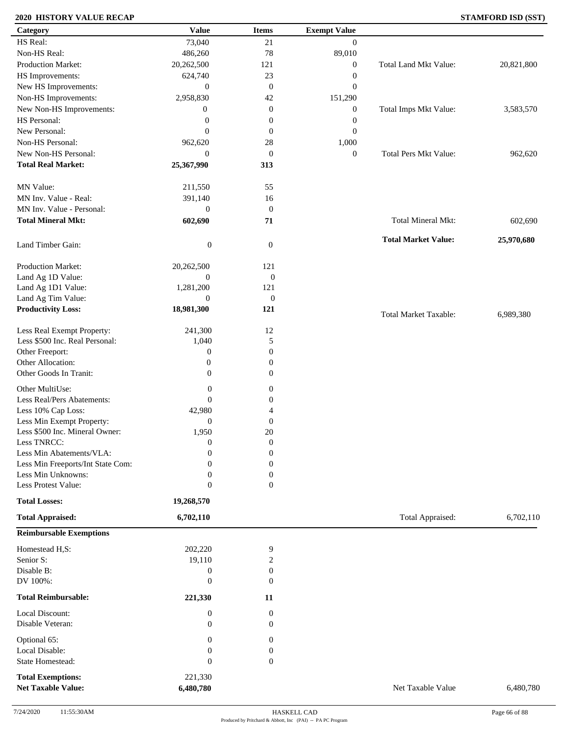**2020 HISTORY VALUE RECAP** **STAMFORD ISD (SST)**

| Category | Value | Items | Exempt Value | | |
|---|---|---|---|---|---|
| HS Real: | 73,040 | 21 | 0 | | |
| Non-HS Real: | 486,260 | 78 | 89,010 | | |
| Production Market: | 20,262,500 | 121 | 0 | Total Land Mkt Value: | 20,821,800 |
| HS Improvements: | 624,740 | 23 | 0 | | |
| New HS Improvements: | 0 | 0 | 0 | | |
| Non-HS Improvements: | 2,958,830 | 42 | 151,290 | | |
| New Non-HS Improvements: | 0 | 0 | 0 | Total Imps Mkt Value: | 3,583,570 |
| HS Personal: | 0 | 0 | 0 | | |
| New Personal: | 0 | 0 | 0 | | |
| Non-HS Personal: | 962,620 | 28 | 1,000 | | |
| New Non-HS Personal: | 0 | 0 | 0 | Total Pers Mkt Value: | 962,620 |
| **Total Real Market:** | **25,367,990** | **313** | | | |
| MN Value: | 211,550 | 55 | | | |
| MN Inv. Value - Real: | 391,140 | 16 | | | |
| MN Inv. Value - Personal: | 0 | 0 | | | |
| **Total Mineral Mkt:** | **602,690** | **71** | | Total Mineral Mkt: | 602,690 |
| Land Timber Gain: | 0 | 0 | | **Total Market Value:** | **25,970,680** |
| Production Market: | 20,262,500 | 121 | | | |
| Land Ag 1D Value: | 0 | 0 | | | |
| Land Ag 1D1 Value: | 1,281,200 | 121 | | | |
| Land Ag Tim Value: | 0 | 0 | | | |
| **Productivity Loss:** | **18,981,300** | **121** | | Total Market Taxable: | 6,989,380 |
| Less Real Exempt Property: | 241,300 | 12 | | | |
| Less $500 Inc. Real Personal: | 1,040 | 5 | | | |
| Other Freeport: | 0 | 0 | | | |
| Other Allocation: | 0 | 0 | | | |
| Other Goods In Tranit: | 0 | 0 | | | |
| Other MultiUse: | 0 | 0 | | | |
| Less Real/Pers Abatements: | 0 | 0 | | | |
| Less 10% Cap Loss: | 42,980 | 4 | | | |
| Less Min Exempt Property: | 0 | 0 | | | |
| Less $500 Inc. Mineral Owner: | 1,950 | 20 | | | |
| Less TNRCC: | 0 | 0 | | | |
| Less Min Abatements/VLA: | 0 | 0 | | | |
| Less Min Freeports/Int State Com: | 0 | 0 | | | |
| Less Min Unknowns: | 0 | 0 | | | |
| Less Protest Value: | 0 | 0 | | | |
| **Total Losses:** | **19,268,570** | | | | |
| **Total Appraised:** | **6,702,110** | | | Total Appraised: | 6,702,110 |

| **Reimbursable Exemptions** | | | | |
|---|---|---|---|---|
| Homestead H,S: | 202,220 | 9 | | |
| Senior S: | 19,110 | 2 | | |
| Disable B: | 0 | 0 | | |
| DV 100%: | 0 | 0 | | |
| **Total Reimbursable:** | **221,330** | **11** | | |
| Local Discount: | 0 | 0 | | |
| Disable Veteran: | 0 | 0 | | |
| Optional 65: | 0 | 0 | | |
| Local Disable: | 0 | 0 | | |
| State Homestead: | 0 | 0 | | |
| **Total Exemptions:** | 221,330 | | | |
| **Net Taxable Value:** | **6,480,780** | | Net Taxable Value | 6,480,780 |

7/24/2020 11:55:30AM HASKELL CAD

Produced by Pritchard & Abbott, Inc (PAI) -- PA PC Program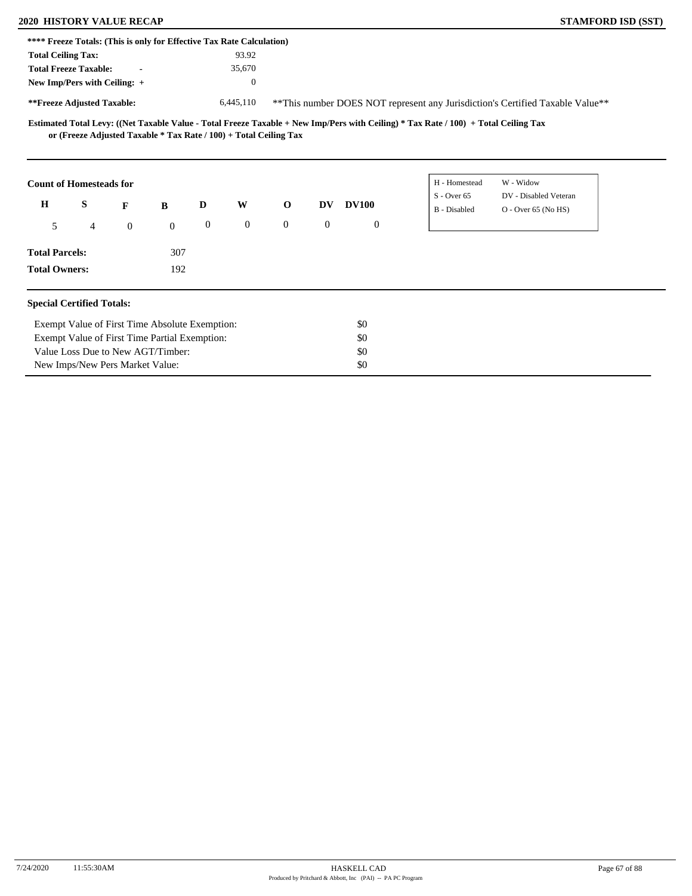**2020 HISTORY VALUE RECAP** **STAMFORD ISD (SST)**

**\*\*\*\* Freeze Totals: (This is only for Effective Tax Rate Calculation)**

| | |
|---|---|
| **Total Ceiling Tax:** | 93.92 |
| **Total Freeze Taxable:** - | 35,670 |
| **New Imp/Pers with Ceiling:** + | 0 |
| **\*\*Freeze Adjusted Taxable:** | 6,445,110 |

\*\*This number DOES NOT represent any Jurisdiction's Certified Taxable Value\*\*

**Estimated Total Levy: ((Net Taxable Value - Total Freeze Taxable + New Imp/Pers with Ceiling) * Tax Rate / 100) + Total Ceiling Tax or (Freeze Adjusted Taxable * Tax Rate / 100) + Total Ceiling Tax**

**Count of Homesteads for**

| H | S | F | B | D | W | O | DV | DV100 |
|---|---|---|---|---|---|---|---|---|
| 5 | 4 | 0 | 0 | 0 | 0 | 0 | 0 | 0 |

| | |
|---|---|
| H - Homestead | W - Widow |
| S - Over 65 | DV - Disabled Veteran |
| B - Disabled | O - Over 65 (No HS) |

| | |
|---|---|
| **Total Parcels:** | 307 |
| **Total Owners:** | 192 |

**Special Certified Totals:**

| | |
|---|---|
| Exempt Value of First Time Absolute Exemption: | $0 |
| Exempt Value of First Time Partial Exemption: | $0 |
| Value Loss Due to New AGT/Timber: | $0 |
| New Imps/New Pers Market Value: | $0 |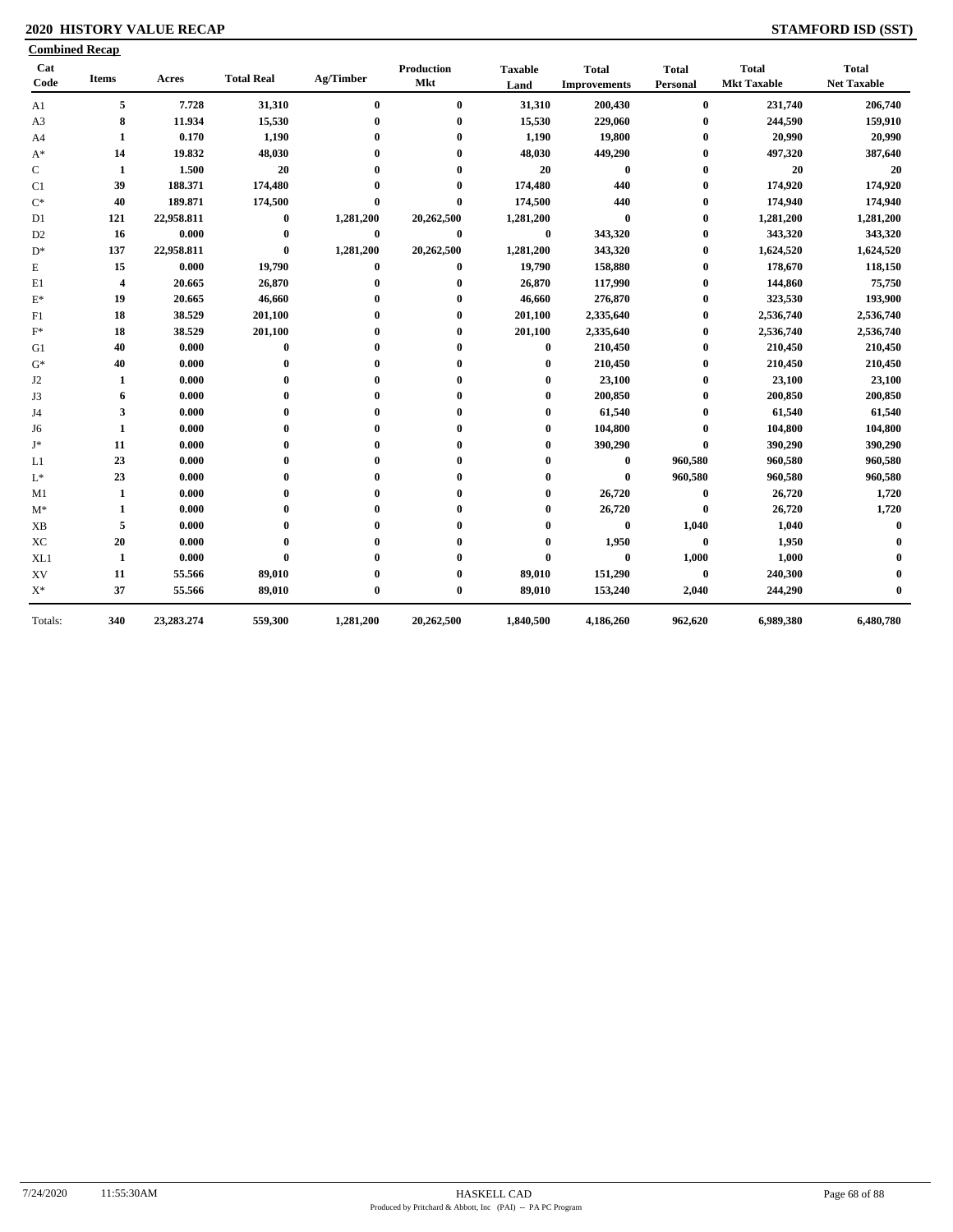# 2020 HISTORY VALUE RECAP

**STAMFORD ISD (SST)**

**Combined Recap**

| Cat Code | Items | Acres | Total Real | Ag/Timber | Production Mkt | Taxable Land | Total Improvements | Total Personal | Total Mkt Taxable | Total Net Taxable |
|---|---|---|---|---|---|---|---|---|---|---|
| A1 | 5 | 7.728 | 31,310 | 0 | 0 | 31,310 | 200,430 | 0 | 231,740 | 206,740 |
| A3 | 8 | 11.934 | 15,530 | 0 | 0 | 15,530 | 229,060 | 0 | 244,590 | 159,910 |
| A4 | 1 | 0.170 | 1,190 | 0 | 0 | 1,190 | 19,800 | 0 | 20,990 | 20,990 |
| A* | 14 | 19.832 | 48,030 | 0 | 0 | 48,030 | 449,290 | 0 | 497,320 | 387,640 |
| C | 1 | 1.500 | 20 | 0 | 0 | 20 | 0 | 0 | 20 | 20 |
| C1 | 39 | 188.371 | 174,480 | 0 | 0 | 174,480 | 440 | 0 | 174,920 | 174,920 |
| C* | 40 | 189.871 | 174,500 | 0 | 0 | 174,500 | 440 | 0 | 174,940 | 174,940 |
| D1 | 121 | 22,958.811 | 0 | 1,281,200 | 20,262,500 | 1,281,200 | 0 | 0 | 1,281,200 | 1,281,200 |
| D2 | 16 | 0.000 | 0 | 0 | 0 | 0 | 343,320 | 0 | 343,320 | 343,320 |
| D* | 137 | 22,958.811 | 0 | 1,281,200 | 20,262,500 | 1,281,200 | 343,320 | 0 | 1,624,520 | 1,624,520 |
| E | 15 | 0.000 | 19,790 | 0 | 0 | 19,790 | 158,880 | 0 | 178,670 | 118,150 |
| E1 | 4 | 20.665 | 26,870 | 0 | 0 | 26,870 | 117,990 | 0 | 144,860 | 75,750 |
| E* | 19 | 20.665 | 46,660 | 0 | 0 | 46,660 | 276,870 | 0 | 323,530 | 193,900 |
| F1 | 18 | 38.529 | 201,100 | 0 | 0 | 201,100 | 2,335,640 | 0 | 2,536,740 | 2,536,740 |
| F* | 18 | 38.529 | 201,100 | 0 | 0 | 201,100 | 2,335,640 | 0 | 2,536,740 | 2,536,740 |
| G1 | 40 | 0.000 | 0 | 0 | 0 | 0 | 210,450 | 0 | 210,450 | 210,450 |
| G* | 40 | 0.000 | 0 | 0 | 0 | 0 | 210,450 | 0 | 210,450 | 210,450 |
| J2 | 1 | 0.000 | 0 | 0 | 0 | 0 | 23,100 | 0 | 23,100 | 23,100 |
| J3 | 6 | 0.000 | 0 | 0 | 0 | 0 | 200,850 | 0 | 200,850 | 200,850 |
| J4 | 3 | 0.000 | 0 | 0 | 0 | 0 | 61,540 | 0 | 61,540 | 61,540 |
| J6 | 1 | 0.000 | 0 | 0 | 0 | 0 | 104,800 | 0 | 104,800 | 104,800 |
| J* | 11 | 0.000 | 0 | 0 | 0 | 0 | 390,290 | 0 | 390,290 | 390,290 |
| L1 | 23 | 0.000 | 0 | 0 | 0 | 0 | 0 | 960,580 | 960,580 | 960,580 |
| L* | 23 | 0.000 | 0 | 0 | 0 | 0 | 0 | 960,580 | 960,580 | 960,580 |
| M1 | 1 | 0.000 | 0 | 0 | 0 | 0 | 26,720 | 0 | 26,720 | 1,720 |
| M* | 1 | 0.000 | 0 | 0 | 0 | 0 | 26,720 | 0 | 26,720 | 1,720 |
| XB | 5 | 0.000 | 0 | 0 | 0 | 0 | 0 | 1,040 | 1,040 | 0 |
| XC | 20 | 0.000 | 0 | 0 | 0 | 0 | 1,950 | 0 | 1,950 | 0 |
| XL1 | 1 | 0.000 | 0 | 0 | 0 | 0 | 0 | 1,000 | 1,000 | 0 |
| XV | 11 | 55.566 | 89,010 | 0 | 0 | 89,010 | 151,290 | 0 | 240,300 | 0 |
| X* | 37 | 55.566 | 89,010 | 0 | 0 | 89,010 | 153,240 | 2,040 | 244,290 | 0 |
| Totals: | 340 | 23,283.274 | 559,300 | 1,281,200 | 20,262,500 | 1,840,500 | 4,186,260 | 962,620 | 6,989,380 | 6,480,780 |

7/24/2020 11:55:30AM HASKELL CAD

Produced by Pritchard & Abbott, Inc (PAI) -- PA PC Program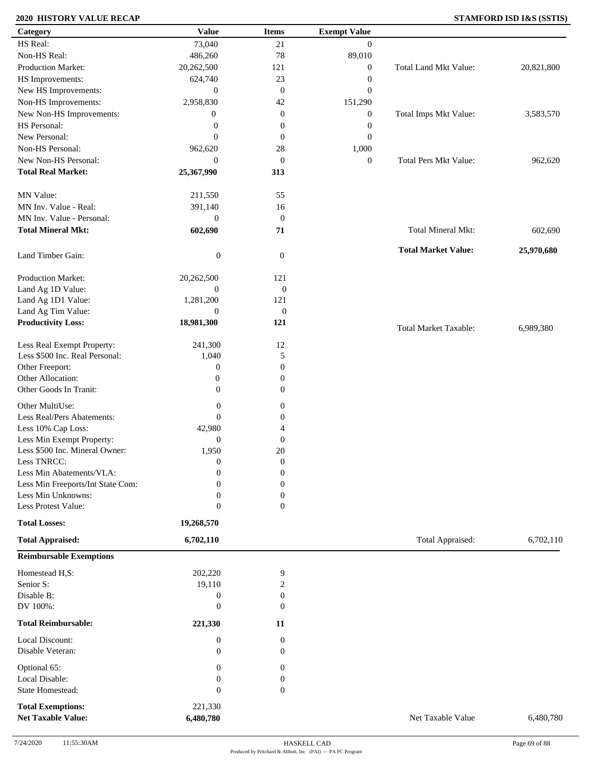**2020 HISTORY VALUE RECAP** — **STAMFORD ISD I&S (SSTIS)**

| Category | Value | Items | Exempt Value | | |
|---|---|---|---|---|---|
| HS Real: | 73,040 | 21 | 0 | | |
| Non-HS Real: | 486,260 | 78 | 89,010 | | |
| Production Market: | 20,262,500 | 121 | 0 | Total Land Mkt Value: | 20,821,800 |
| HS Improvements: | 624,740 | 23 | 0 | | |
| New HS Improvements: | 0 | 0 | 0 | | |
| Non-HS Improvements: | 2,958,830 | 42 | 151,290 | | |
| New Non-HS Improvements: | 0 | 0 | 0 | Total Imps Mkt Value: | 3,583,570 |
| HS Personal: | 0 | 0 | 0 | | |
| New Personal: | 0 | 0 | 0 | | |
| Non-HS Personal: | 962,620 | 28 | 1,000 | | |
| New Non-HS Personal: | 0 | 0 | 0 | Total Pers Mkt Value: | 962,620 |
| **Total Real Market:** | **25,367,990** | **313** | | | |
| MN Value: | 211,550 | 55 | | | |
| MN Inv. Value - Real: | 391,140 | 16 | | | |
| MN Inv. Value - Personal: | 0 | 0 | | | |
| **Total Mineral Mkt:** | **602,690** | **71** | | Total Mineral Mkt: | 602,690 |
| Land Timber Gain: | 0 | 0 | | **Total Market Value:** | **25,970,680** |
| Production Market: | 20,262,500 | 121 | | | |
| Land Ag 1D Value: | 0 | 0 | | | |
| Land Ag 1D1 Value: | 1,281,200 | 121 | | | |
| Land Ag Tim Value: | 0 | 0 | | | |
| **Productivity Loss:** | **18,981,300** | **121** | | Total Market Taxable: | 6,989,380 |
| Less Real Exempt Property: | 241,300 | 12 | | | |
| Less $500 Inc. Real Personal: | 1,040 | 5 | | | |
| Other Freeport: | 0 | 0 | | | |
| Other Allocation: | 0 | 0 | | | |
| Other Goods In Tranit: | 0 | 0 | | | |
| Other MultiUse: | 0 | 0 | | | |
| Less Real/Pers Abatements: | 0 | 0 | | | |
| Less 10% Cap Loss: | 42,980 | 4 | | | |
| Less Min Exempt Property: | 0 | 0 | | | |
| Less $500 Inc. Mineral Owner: | 1,950 | 20 | | | |
| Less TNRCC: | 0 | 0 | | | |
| Less Min Abatements/VLA: | 0 | 0 | | | |
| Less Min Freeports/Int State Com: | 0 | 0 | | | |
| Less Min Unknowns: | 0 | 0 | | | |
| Less Protest Value: | 0 | 0 | | | |
| **Total Losses:** | **19,268,570** | | | | |
| **Total Appraised:** | **6,702,110** | | | Total Appraised: | 6,702,110 |

**Reimbursable Exemptions**

| Category | Value | Items | | |
|---|---|---|---|---|
| Homestead H,S: | 202,220 | 9 | | |
| Senior S: | 19,110 | 2 | | |
| Disable B: | 0 | 0 | | |
| DV 100%: | 0 | 0 | | |
| **Total Reimbursable:** | **221,330** | **11** | | |
| Local Discount: | 0 | 0 | | |
| Disable Veteran: | 0 | 0 | | |
| Optional 65: | 0 | 0 | | |
| Local Disable: | 0 | 0 | | |
| State Homestead: | 0 | 0 | | |
| **Total Exemptions:** | 221,330 | | | |
| **Net Taxable Value:** | **6,480,780** | | Net Taxable Value | 6,480,780 |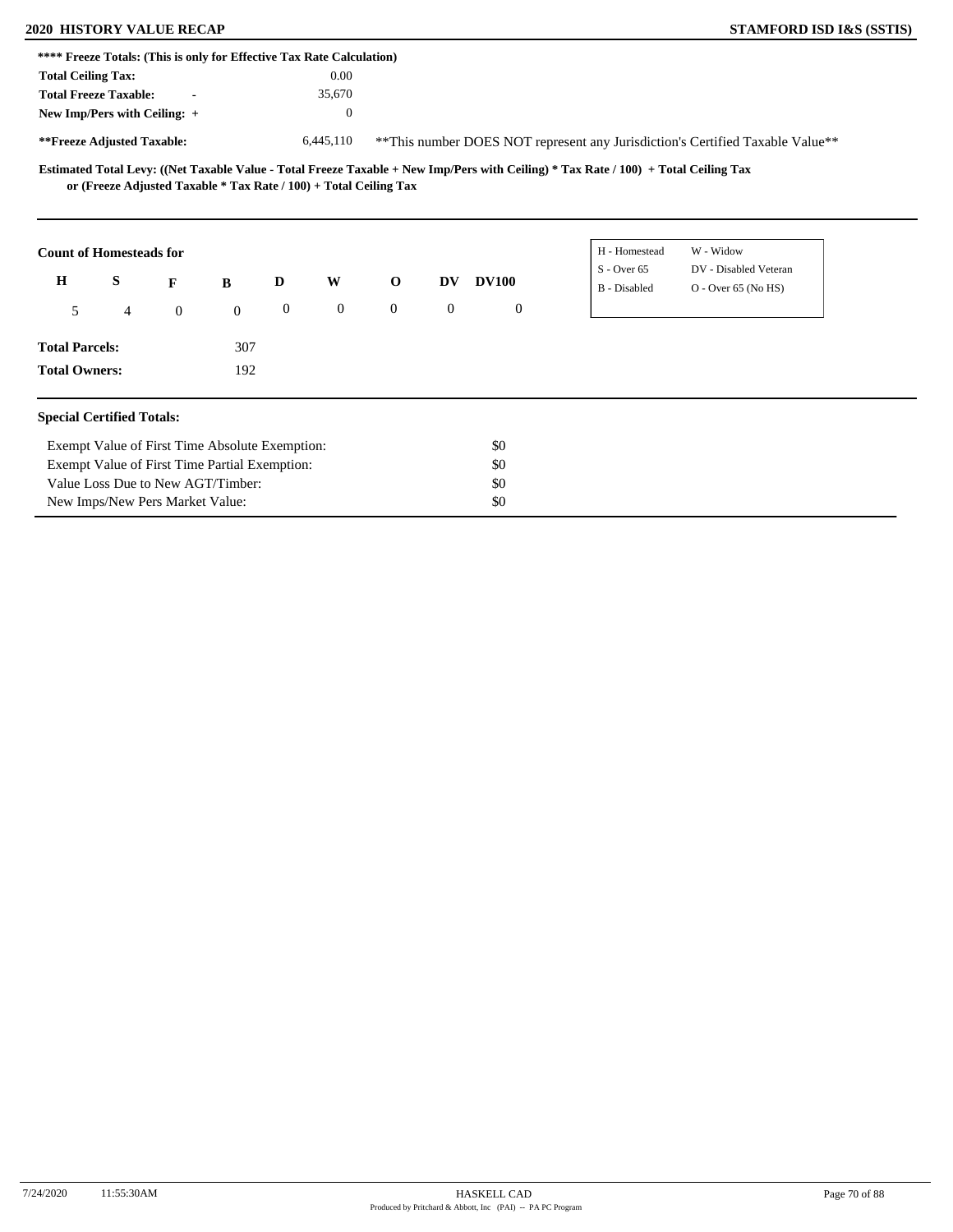**2020 HISTORY VALUE RECAP** — **STAMFORD ISD I&S (SSTIS)**

**\*\*\*\* Freeze Totals: (This is only for Effective Tax Rate Calculation)**

| | |
|---|---|
| **Total Ceiling Tax:** | 0.00 |
| **Total Freeze Taxable:** - | 35,670 |
| **New Imp/Pers with Ceiling:** + | 0 |
| **\*\*Freeze Adjusted Taxable:** | 6,445,110 |

\*\*This number DOES NOT represent any Jurisdiction's Certified Taxable Value\*\*

**Estimated Total Levy: ((Net Taxable Value - Total Freeze Taxable + New Imp/Pers with Ceiling) \* Tax Rate / 100) + Total Ceiling Tax or (Freeze Adjusted Taxable \* Tax Rate / 100) + Total Ceiling Tax**

**Count of Homesteads for**

| H | S | F | B | D | W | O | DV | DV100 |
|---|---|---|---|---|---|---|---|---|
| 5 | 4 | 0 | 0 | 0 | 0 | 0 | 0 | 0 |

| | |
|---|---|
| H - Homestead | W - Widow |
| S - Over 65 | DV - Disabled Veteran |
| B - Disabled | O - Over 65 (No HS) |

| | |
|---|---|
| **Total Parcels:** | 307 |
| **Total Owners:** | 192 |

**Special Certified Totals:**

| | |
|---|---|
| Exempt Value of First Time Absolute Exemption: | $0 |
| Exempt Value of First Time Partial Exemption: | $0 |
| Value Loss Due to New AGT/Timber: | $0 |
| New Imps/New Pers Market Value: | $0 |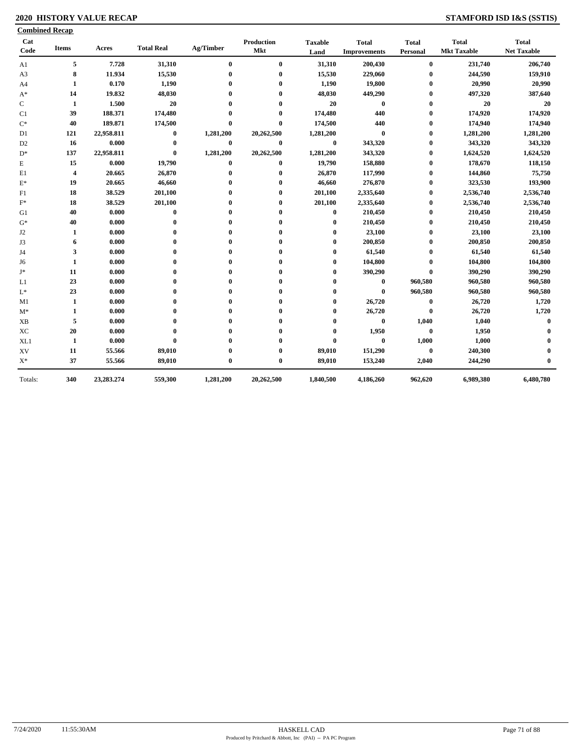## 2020 HISTORY VALUE RECAP

**STAMFORD ISD I&S (SSTIS)**

**Combined Recap**

| Cat Code | Items | Acres | Total Real | Ag/Timber | Production Mkt | Taxable Land | Total Improvements | Total Personal | Total Mkt Taxable | Total Net Taxable |
|---|---|---|---|---|---|---|---|---|---|---|
| A1 | 5 | 7.728 | 31,310 | 0 | 0 | 31,310 | 200,430 | 0 | 231,740 | 206,740 |
| A3 | 8 | 11.934 | 15,530 | 0 | 0 | 15,530 | 229,060 | 0 | 244,590 | 159,910 |
| A4 | 1 | 0.170 | 1,190 | 0 | 0 | 1,190 | 19,800 | 0 | 20,990 | 20,990 |
| A* | 14 | 19.832 | 48,030 | 0 | 0 | 48,030 | 449,290 | 0 | 497,320 | 387,640 |
| C | 1 | 1.500 | 20 | 0 | 0 | 20 | 0 | 0 | 20 | 20 |
| C1 | 39 | 188.371 | 174,480 | 0 | 0 | 174,480 | 440 | 0 | 174,920 | 174,920 |
| C* | 40 | 189.871 | 174,500 | 0 | 0 | 174,500 | 440 | 0 | 174,940 | 174,940 |
| D1 | 121 | 22,958.811 | 0 | 1,281,200 | 20,262,500 | 1,281,200 | 0 | 0 | 1,281,200 | 1,281,200 |
| D2 | 16 | 0.000 | 0 | 0 | 0 | 0 | 343,320 | 0 | 343,320 | 343,320 |
| D* | 137 | 22,958.811 | 0 | 1,281,200 | 20,262,500 | 1,281,200 | 343,320 | 0 | 1,624,520 | 1,624,520 |
| E | 15 | 0.000 | 19,790 | 0 | 0 | 19,790 | 158,880 | 0 | 178,670 | 118,150 |
| E1 | 4 | 20.665 | 26,870 | 0 | 0 | 26,870 | 117,990 | 0 | 144,860 | 75,750 |
| E* | 19 | 20.665 | 46,660 | 0 | 0 | 46,660 | 276,870 | 0 | 323,530 | 193,900 |
| F1 | 18 | 38.529 | 201,100 | 0 | 0 | 201,100 | 2,335,640 | 0 | 2,536,740 | 2,536,740 |
| F* | 18 | 38.529 | 201,100 | 0 | 0 | 201,100 | 2,335,640 | 0 | 2,536,740 | 2,536,740 |
| G1 | 40 | 0.000 | 0 | 0 | 0 | 0 | 210,450 | 0 | 210,450 | 210,450 |
| G* | 40 | 0.000 | 0 | 0 | 0 | 0 | 210,450 | 0 | 210,450 | 210,450 |
| J2 | 1 | 0.000 | 0 | 0 | 0 | 0 | 23,100 | 0 | 23,100 | 23,100 |
| J3 | 6 | 0.000 | 0 | 0 | 0 | 0 | 200,850 | 0 | 200,850 | 200,850 |
| J4 | 3 | 0.000 | 0 | 0 | 0 | 0 | 61,540 | 0 | 61,540 | 61,540 |
| J6 | 1 | 0.000 | 0 | 0 | 0 | 0 | 104,800 | 0 | 104,800 | 104,800 |
| J* | 11 | 0.000 | 0 | 0 | 0 | 0 | 390,290 | 0 | 390,290 | 390,290 |
| L1 | 23 | 0.000 | 0 | 0 | 0 | 0 | 0 | 960,580 | 960,580 | 960,580 |
| L* | 23 | 0.000 | 0 | 0 | 0 | 0 | 0 | 960,580 | 960,580 | 960,580 |
| M1 | 1 | 0.000 | 0 | 0 | 0 | 0 | 26,720 | 0 | 26,720 | 1,720 |
| M* | 1 | 0.000 | 0 | 0 | 0 | 0 | 26,720 | 0 | 26,720 | 1,720 |
| XB | 5 | 0.000 | 0 | 0 | 0 | 0 | 0 | 1,040 | 1,040 | 0 |
| XC | 20 | 0.000 | 0 | 0 | 0 | 0 | 1,950 | 0 | 1,950 | 0 |
| XL1 | 1 | 0.000 | 0 | 0 | 0 | 0 | 0 | 1,000 | 1,000 | 0 |
| XV | 11 | 55.566 | 89,010 | 0 | 0 | 89,010 | 151,290 | 0 | 240,300 | 0 |
| X* | 37 | 55.566 | 89,010 | 0 | 0 | 89,010 | 153,240 | 2,040 | 244,290 | 0 |
| Totals: | 340 | 23,283.274 | 559,300 | 1,281,200 | 20,262,500 | 1,840,500 | 4,186,260 | 962,620 | 6,989,380 | 6,480,780 |

7/24/2020 11:55:30AM HASKELL CAD
Produced by Pritchard & Abbott, Inc (PAI) -- PA PC Program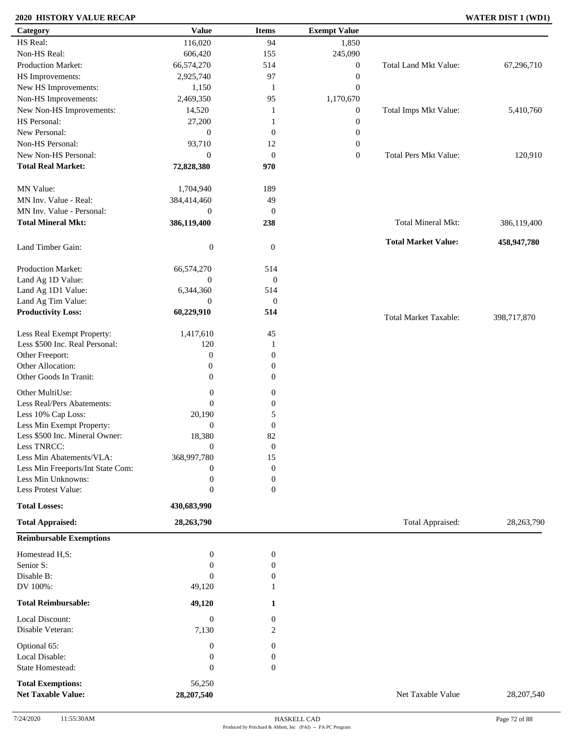**2020 HISTORY VALUE RECAP** **WATER DIST 1 (WD1)**

| Category | Value | Items | Exempt Value | | |
|---|---|---|---|---|---|
| HS Real: | 116,020 | 94 | 1,850 | | |
| Non-HS Real: | 606,420 | 155 | 245,090 | | |
| Production Market: | 66,574,270 | 514 | 0 | Total Land Mkt Value: | 67,296,710 |
| HS Improvements: | 2,925,740 | 97 | 0 | | |
| New HS Improvements: | 1,150 | 1 | 0 | | |
| Non-HS Improvements: | 2,469,350 | 95 | 1,170,670 | | |
| New Non-HS Improvements: | 14,520 | 1 | 0 | Total Imps Mkt Value: | 5,410,760 |
| HS Personal: | 27,200 | 1 | 0 | | |
| New Personal: | 0 | 0 | 0 | | |
| Non-HS Personal: | 93,710 | 12 | 0 | | |
| New Non-HS Personal: | 0 | 0 | 0 | Total Pers Mkt Value: | 120,910 |
| **Total Real Market:** | **72,828,380** | **970** | | | |
| MN Value: | 1,704,940 | 189 | | | |
| MN Inv. Value - Real: | 384,414,460 | 49 | | | |
| MN Inv. Value - Personal: | 0 | 0 | | | |
| **Total Mineral Mkt:** | **386,119,400** | **238** | | Total Mineral Mkt: | 386,119,400 |
| Land Timber Gain: | 0 | 0 | | **Total Market Value:** | **458,947,780** |
| Production Market: | 66,574,270 | 514 | | | |
| Land Ag 1D Value: | 0 | 0 | | | |
| Land Ag 1D1 Value: | 6,344,360 | 514 | | | |
| Land Ag Tim Value: | 0 | 0 | | | |
| **Productivity Loss:** | **60,229,910** | **514** | | Total Market Taxable: | 398,717,870 |
| Less Real Exempt Property: | 1,417,610 | 45 | | | |
| Less $500 Inc. Real Personal: | 120 | 1 | | | |
| Other Freeport: | 0 | 0 | | | |
| Other Allocation: | 0 | 0 | | | |
| Other Goods In Tranit: | 0 | 0 | | | |
| Other MultiUse: | 0 | 0 | | | |
| Less Real/Pers Abatements: | 0 | 0 | | | |
| Less 10% Cap Loss: | 20,190 | 5 | | | |
| Less Min Exempt Property: | 0 | 0 | | | |
| Less $500 Inc. Mineral Owner: | 18,380 | 82 | | | |
| Less TNRCC: | 0 | 0 | | | |
| Less Min Abatements/VLA: | 368,997,780 | 15 | | | |
| Less Min Freeports/Int State Com: | 0 | 0 | | | |
| Less Min Unknowns: | 0 | 0 | | | |
| Less Protest Value: | 0 | 0 | | | |
| **Total Losses:** | **430,683,990** | | | | |
| **Total Appraised:** | **28,263,790** | | | Total Appraised: | 28,263,790 |

**Reimbursable Exemptions**

| Category | Value | Items | | |
|---|---|---|---|---|
| Homestead H,S: | 0 | 0 | | |
| Senior S: | 0 | 0 | | |
| Disable B: | 0 | 0 | | |
| DV 100%: | 49,120 | 1 | | |
| **Total Reimbursable:** | **49,120** | **1** | | |
| Local Discount: | 0 | 0 | | |
| Disable Veteran: | 7,130 | 2 | | |
| Optional 65: | 0 | 0 | | |
| Local Disable: | 0 | 0 | | |
| State Homestead: | 0 | 0 | | |
| **Total Exemptions:** | 56,250 | | | |
| **Net Taxable Value:** | **28,207,540** | | Net Taxable Value | 28,207,540 |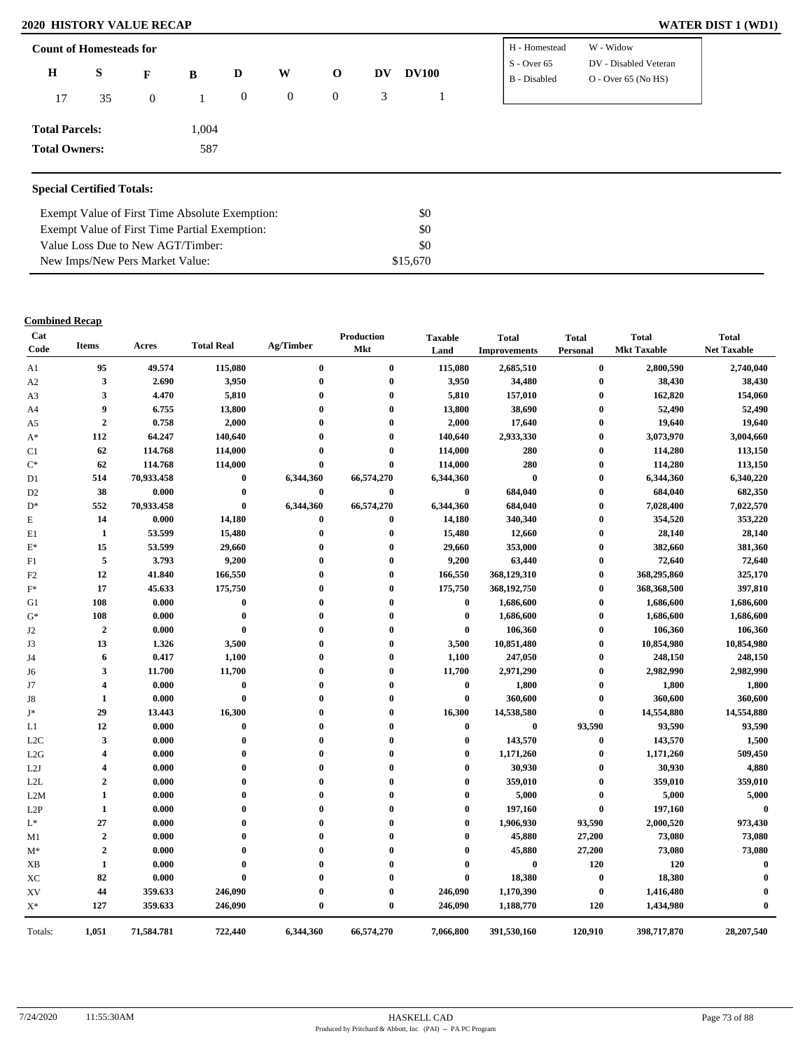## 2020 HISTORY VALUE RECAP — WATER DIST 1 (WD1)

**Count of Homesteads for**

| H | S | F | B | D | W | O | DV | DV100 |
|---|---|---|---|---|---|---|---|---|
| 17 | 35 | 0 | 1 | 0 | 0 | 0 | 3 | 1 |

| | |
|---|---|
| H - Homestead | W - Widow |
| S - Over 65 | DV - Disabled Veteran |
| B - Disabled | O - Over 65 (No HS) |

**Total Parcels:** 1,004

**Total Owners:** 587

### Special Certified Totals:

| | |
|---|---|
| Exempt Value of First Time Absolute Exemption: | $0 |
| Exempt Value of First Time Partial Exemption: | $0 |
| Value Loss Due to New AGT/Timber: | $0 |
| New Imps/New Pers Market Value: | $15,670 |

**Combined Recap**

| Cat Code | Items | Acres | Total Real | Ag/Timber | Production Mkt | Taxable Land | Total Improvements | Total Personal | Total Mkt Taxable | Total Net Taxable |
|---|---|---|---|---|---|---|---|---|---|---|
| A1 | 95 | 49.574 | 115,080 | 0 | 0 | 115,080 | 2,685,510 | 0 | 2,800,590 | 2,740,040 |
| A2 | 3 | 2.690 | 3,950 | 0 | 0 | 3,950 | 34,480 | 0 | 38,430 | 38,430 |
| A3 | 3 | 4.470 | 5,810 | 0 | 0 | 5,810 | 157,010 | 0 | 162,820 | 154,060 |
| A4 | 9 | 6.755 | 13,800 | 0 | 0 | 13,800 | 38,690 | 0 | 52,490 | 52,490 |
| A5 | 2 | 0.758 | 2,000 | 0 | 0 | 2,000 | 17,640 | 0 | 19,640 | 19,640 |
| A* | 112 | 64.247 | 140,640 | 0 | 0 | 140,640 | 2,933,330 | 0 | 3,073,970 | 3,004,660 |
| C1 | 62 | 114.768 | 114,000 | 0 | 0 | 114,000 | 280 | 0 | 114,280 | 113,150 |
| C* | 62 | 114.768 | 114,000 | 0 | 0 | 114,000 | 280 | 0 | 114,280 | 113,150 |
| D1 | 514 | 70,933.458 | 0 | 6,344,360 | 66,574,270 | 6,344,360 | 0 | 0 | 6,344,360 | 6,340,220 |
| D2 | 38 | 0.000 | 0 | 0 | 0 | 0 | 684,040 | 0 | 684,040 | 682,350 |
| D* | 552 | 70,933.458 | 0 | 6,344,360 | 66,574,270 | 6,344,360 | 684,040 | 0 | 7,028,400 | 7,022,570 |
| E | 14 | 0.000 | 14,180 | 0 | 0 | 14,180 | 340,340 | 0 | 354,520 | 353,220 |
| E1 | 1 | 53.599 | 15,480 | 0 | 0 | 15,480 | 12,660 | 0 | 28,140 | 28,140 |
| E* | 15 | 53.599 | 29,660 | 0 | 0 | 29,660 | 353,000 | 0 | 382,660 | 381,360 |
| F1 | 5 | 3.793 | 9,200 | 0 | 0 | 9,200 | 63,440 | 0 | 72,640 | 72,640 |
| F2 | 12 | 41.840 | 166,550 | 0 | 0 | 166,550 | 368,129,310 | 0 | 368,295,860 | 325,170 |
| F* | 17 | 45.633 | 175,750 | 0 | 0 | 175,750 | 368,192,750 | 0 | 368,368,500 | 397,810 |
| G1 | 108 | 0.000 | 0 | 0 | 0 | 0 | 1,686,600 | 0 | 1,686,600 | 1,686,600 |
| G* | 108 | 0.000 | 0 | 0 | 0 | 0 | 1,686,600 | 0 | 1,686,600 | 1,686,600 |
| J2 | 2 | 0.000 | 0 | 0 | 0 | 0 | 106,360 | 0 | 106,360 | 106,360 |
| J3 | 13 | 1.326 | 3,500 | 0 | 0 | 3,500 | 10,851,480 | 0 | 10,854,980 | 10,854,980 |
| J4 | 6 | 0.417 | 1,100 | 0 | 0 | 1,100 | 247,050 | 0 | 248,150 | 248,150 |
| J6 | 3 | 11.700 | 11,700 | 0 | 0 | 11,700 | 2,971,290 | 0 | 2,982,990 | 2,982,990 |
| J7 | 4 | 0.000 | 0 | 0 | 0 | 0 | 1,800 | 0 | 1,800 | 1,800 |
| J8 | 1 | 0.000 | 0 | 0 | 0 | 0 | 360,600 | 0 | 360,600 | 360,600 |
| J* | 29 | 13.443 | 16,300 | 0 | 0 | 16,300 | 14,538,580 | 0 | 14,554,880 | 14,554,880 |
| L1 | 12 | 0.000 | 0 | 0 | 0 | 0 | 0 | 93,590 | 93,590 | 93,590 |
| L2C | 3 | 0.000 | 0 | 0 | 0 | 0 | 143,570 | 0 | 143,570 | 1,500 |
| L2G | 4 | 0.000 | 0 | 0 | 0 | 0 | 1,171,260 | 0 | 1,171,260 | 509,450 |
| L2J | 4 | 0.000 | 0 | 0 | 0 | 0 | 30,930 | 0 | 30,930 | 4,880 |
| L2L | 2 | 0.000 | 0 | 0 | 0 | 0 | 359,010 | 0 | 359,010 | 359,010 |
| L2M | 1 | 0.000 | 0 | 0 | 0 | 0 | 5,000 | 0 | 5,000 | 5,000 |
| L2P | 1 | 0.000 | 0 | 0 | 0 | 0 | 197,160 | 0 | 197,160 | 0 |
| L* | 27 | 0.000 | 0 | 0 | 0 | 0 | 1,906,930 | 93,590 | 2,000,520 | 973,430 |
| M1 | 2 | 0.000 | 0 | 0 | 0 | 0 | 45,880 | 27,200 | 73,080 | 73,080 |
| M* | 2 | 0.000 | 0 | 0 | 0 | 0 | 45,880 | 27,200 | 73,080 | 73,080 |
| XB | 1 | 0.000 | 0 | 0 | 0 | 0 | 0 | 120 | 120 | 0 |
| XC | 82 | 0.000 | 0 | 0 | 0 | 0 | 18,380 | 0 | 18,380 | 0 |
| XV | 44 | 359.633 | 246,090 | 0 | 0 | 246,090 | 1,170,390 | 0 | 1,416,480 | 0 |
| X* | 127 | 359.633 | 246,090 | 0 | 0 | 246,090 | 1,188,770 | 120 | 1,434,980 | 0 |
| Totals: | 1,051 | 71,584.781 | 722,440 | 6,344,360 | 66,574,270 | 7,066,800 | 391,530,160 | 120,910 | 398,717,870 | 28,207,540 |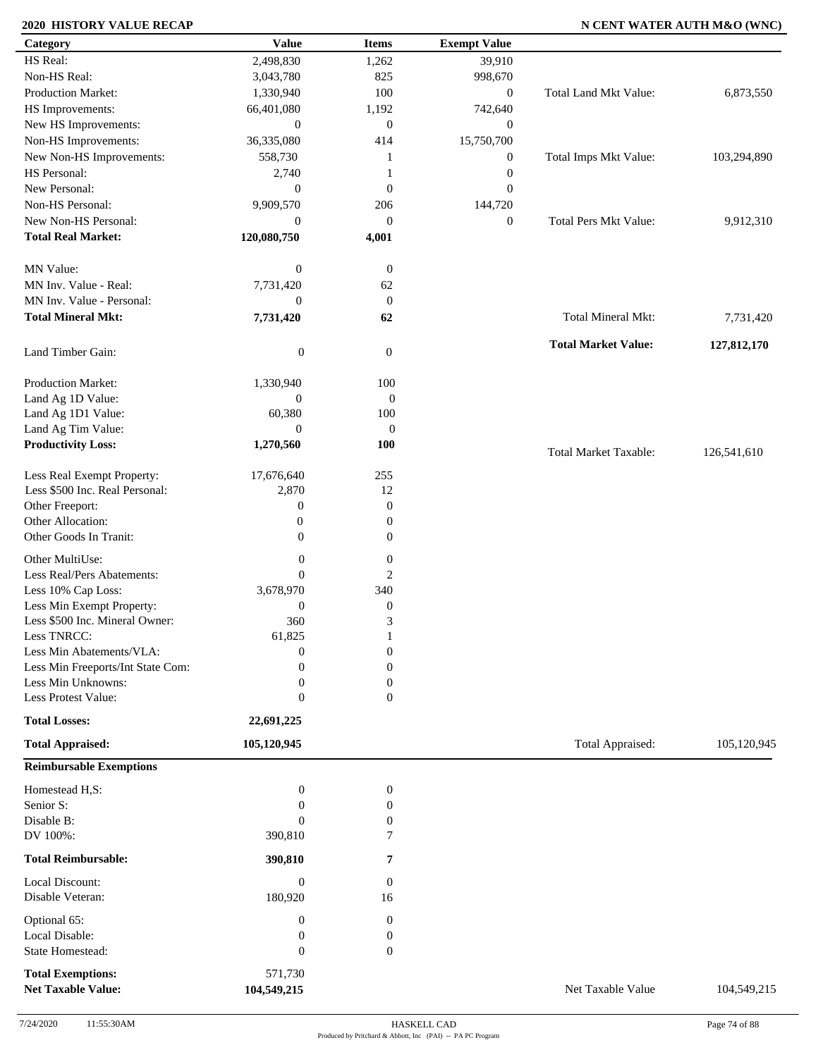## 2020 HISTORY VALUE RECAP

**N CENT WATER AUTH M&O (WNC)**

| Category | Value | Items | Exempt Value | | |
|---|---|---|---|---|---|
| HS Real: | 2,498,830 | 1,262 | 39,910 | | |
| Non-HS Real: | 3,043,780 | 825 | 998,670 | | |
| Production Market: | 1,330,940 | 100 | 0 | Total Land Mkt Value: | 6,873,550 |
| HS Improvements: | 66,401,080 | 1,192 | 742,640 | | |
| New HS Improvements: | 0 | 0 | 0 | | |
| Non-HS Improvements: | 36,335,080 | 414 | 15,750,700 | | |
| New Non-HS Improvements: | 558,730 | 1 | 0 | Total Imps Mkt Value: | 103,294,890 |
| HS Personal: | 2,740 | 1 | 0 | | |
| New Personal: | 0 | 0 | 0 | | |
| Non-HS Personal: | 9,909,570 | 206 | 144,720 | | |
| New Non-HS Personal: | 0 | 0 | 0 | Total Pers Mkt Value: | 9,912,310 |
| **Total Real Market:** | **120,080,750** | **4,001** | | | |
| MN Value: | 0 | 0 | | | |
| MN Inv. Value - Real: | 7,731,420 | 62 | | | |
| MN Inv. Value - Personal: | 0 | 0 | | | |
| **Total Mineral Mkt:** | **7,731,420** | **62** | | Total Mineral Mkt: | 7,731,420 |
| Land Timber Gain: | 0 | 0 | | **Total Market Value:** | **127,812,170** |
| Production Market: | 1,330,940 | 100 | | | |
| Land Ag 1D Value: | 0 | 0 | | | |
| Land Ag 1D1 Value: | 60,380 | 100 | | | |
| Land Ag Tim Value: | 0 | 0 | | | |
| **Productivity Loss:** | **1,270,560** | **100** | | Total Market Taxable: | 126,541,610 |
| Less Real Exempt Property: | 17,676,640 | 255 | | | |
| Less $500 Inc. Real Personal: | 2,870 | 12 | | | |
| Other Freeport: | 0 | 0 | | | |
| Other Allocation: | 0 | 0 | | | |
| Other Goods In Tranit: | 0 | 0 | | | |
| Other MultiUse: | 0 | 0 | | | |
| Less Real/Pers Abatements: | 0 | 2 | | | |
| Less 10% Cap Loss: | 3,678,970 | 340 | | | |
| Less Min Exempt Property: | 0 | 0 | | | |
| Less $500 Inc. Mineral Owner: | 360 | 3 | | | |
| Less TNRCC: | 61,825 | 1 | | | |
| Less Min Abatements/VLA: | 0 | 0 | | | |
| Less Min Freeports/Int State Com: | 0 | 0 | | | |
| Less Min Unknowns: | 0 | 0 | | | |
| Less Protest Value: | 0 | 0 | | | |
| **Total Losses:** | **22,691,225** | | | | |
| **Total Appraised:** | **105,120,945** | | | Total Appraised: | 105,120,945 |
| **Reimbursable Exemptions** | | | | | |
| Homestead H,S: | 0 | 0 | | | |
| Senior S: | 0 | 0 | | | |
| Disable B: | 0 | 0 | | | |
| DV 100%: | 390,810 | 7 | | | |
| **Total Reimbursable:** | **390,810** | **7** | | | |
| Local Discount: | 0 | 0 | | | |
| Disable Veteran: | 180,920 | 16 | | | |
| Optional 65: | 0 | 0 | | | |
| Local Disable: | 0 | 0 | | | |
| State Homestead: | 0 | 0 | | | |
| **Total Exemptions:** | 571,730 | | | | |
| **Net Taxable Value:** | **104,549,215** | | | Net Taxable Value | 104,549,215 |

7/24/2020 11:55:30AM HASKELL CAD

Produced by Pritchard & Abbott, Inc (PAI) -- PA PC Program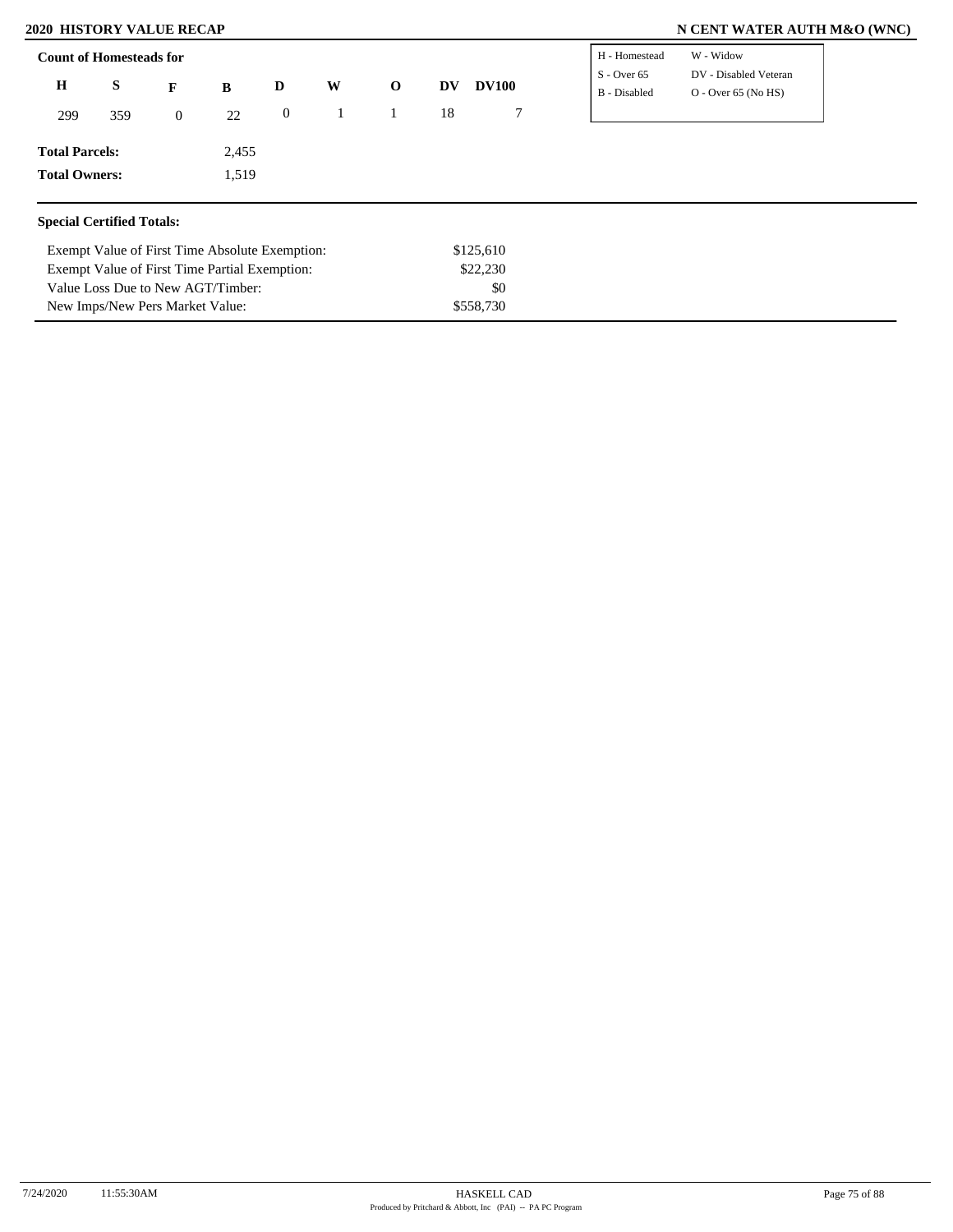## 2020 HISTORY VALUE RECAP

## N CENT WATER AUTH M&O (WNC)

**Count of Homesteads for**

| H | S | F | B | D | W | O | DV | DV100 |
|---|---|---|---|---|---|---|---|---|
| 299 | 359 | 0 | 22 | 0 | 1 | 1 | 18 | 7 |

| | |
|---|---|
| H - Homestead | W - Widow |
| S - Over 65 | DV - Disabled Veteran |
| B - Disabled | O - Over 65 (No HS) |

**Total Parcels:** 2,455

**Total Owners:** 1,519

**Special Certified Totals:**

| | |
|---|---|
| Exempt Value of First Time Absolute Exemption: | $125,610 |
| Exempt Value of First Time Partial Exemption: | $22,230 |
| Value Loss Due to New AGT/Timber: | $0 |
| New Imps/New Pers Market Value: | $558,730 |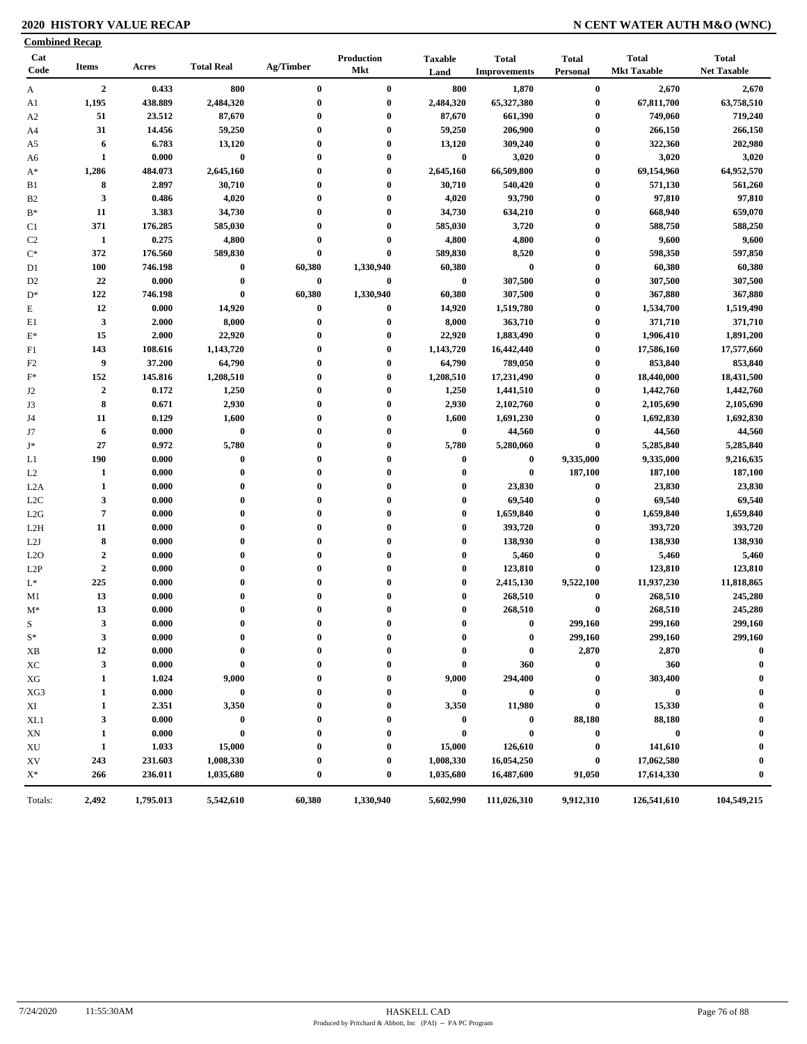**2020 HISTORY VALUE RECAP** — **N CENT WATER AUTH M&O (WNC)**

**Combined Recap**

| Cat Code | Items | Acres | Total Real | Ag/Timber | Production Mkt | Taxable Land | Total Improvements | Total Personal | Total Mkt Taxable | Total Net Taxable |
|---|---|---|---|---|---|---|---|---|---|---|
| A | 2 | 0.433 | 800 | 0 | 0 | 800 | 1,870 | 0 | 2,670 | 2,670 |
| A1 | 1,195 | 438.889 | 2,484,320 | 0 | 0 | 2,484,320 | 65,327,380 | 0 | 67,811,700 | 63,758,510 |
| A2 | 51 | 23.512 | 87,670 | 0 | 0 | 87,670 | 661,390 | 0 | 749,060 | 719,240 |
| A4 | 31 | 14.456 | 59,250 | 0 | 0 | 59,250 | 206,900 | 0 | 266,150 | 266,150 |
| A5 | 6 | 6.783 | 13,120 | 0 | 0 | 13,120 | 309,240 | 0 | 322,360 | 202,980 |
| A6 | 1 | 0.000 | 0 | 0 | 0 | 0 | 3,020 | 0 | 3,020 | 3,020 |
| A* | 1,286 | 484.073 | 2,645,160 | 0 | 0 | 2,645,160 | 66,509,800 | 0 | 69,154,960 | 64,952,570 |
| B1 | 8 | 2.897 | 30,710 | 0 | 0 | 30,710 | 540,420 | 0 | 571,130 | 561,260 |
| B2 | 3 | 0.486 | 4,020 | 0 | 0 | 4,020 | 93,790 | 0 | 97,810 | 97,810 |
| B* | 11 | 3.383 | 34,730 | 0 | 0 | 34,730 | 634,210 | 0 | 668,940 | 659,070 |
| C1 | 371 | 176.285 | 585,030 | 0 | 0 | 585,030 | 3,720 | 0 | 588,750 | 588,250 |
| C2 | 1 | 0.275 | 4,800 | 0 | 0 | 4,800 | 4,800 | 0 | 9,600 | 9,600 |
| C* | 372 | 176.560 | 589,830 | 0 | 0 | 589,830 | 8,520 | 0 | 598,350 | 597,850 |
| D1 | 100 | 746.198 | 0 | 60,380 | 1,330,940 | 60,380 | 0 | 0 | 60,380 | 60,380 |
| D2 | 22 | 0.000 | 0 | 0 | 0 | 0 | 307,500 | 0 | 307,500 | 307,500 |
| D* | 122 | 746.198 | 0 | 60,380 | 1,330,940 | 60,380 | 307,500 | 0 | 367,880 | 367,880 |
| E | 12 | 0.000 | 14,920 | 0 | 0 | 14,920 | 1,519,780 | 0 | 1,534,700 | 1,519,490 |
| E1 | 3 | 2.000 | 8,000 | 0 | 0 | 8,000 | 363,710 | 0 | 371,710 | 371,710 |
| E* | 15 | 2.000 | 22,920 | 0 | 0 | 22,920 | 1,883,490 | 0 | 1,906,410 | 1,891,200 |
| F1 | 143 | 108.616 | 1,143,720 | 0 | 0 | 1,143,720 | 16,442,440 | 0 | 17,586,160 | 17,577,660 |
| F2 | 9 | 37.200 | 64,790 | 0 | 0 | 64,790 | 789,050 | 0 | 853,840 | 853,840 |
| F* | 152 | 145.816 | 1,208,510 | 0 | 0 | 1,208,510 | 17,231,490 | 0 | 18,440,000 | 18,431,500 |
| J2 | 2 | 0.172 | 1,250 | 0 | 0 | 1,250 | 1,441,510 | 0 | 1,442,760 | 1,442,760 |
| J3 | 8 | 0.671 | 2,930 | 0 | 0 | 2,930 | 2,102,760 | 0 | 2,105,690 | 2,105,690 |
| J4 | 11 | 0.129 | 1,600 | 0 | 0 | 1,600 | 1,691,230 | 0 | 1,692,830 | 1,692,830 |
| J7 | 6 | 0.000 | 0 | 0 | 0 | 0 | 44,560 | 0 | 44,560 | 44,560 |
| J* | 27 | 0.972 | 5,780 | 0 | 0 | 5,780 | 5,280,060 | 0 | 5,285,840 | 5,285,840 |
| L1 | 190 | 0.000 | 0 | 0 | 0 | 0 | 0 | 9,335,000 | 9,335,000 | 9,216,635 |
| L2 | 1 | 0.000 | 0 | 0 | 0 | 0 | 0 | 187,100 | 187,100 | 187,100 |
| L2A | 1 | 0.000 | 0 | 0 | 0 | 0 | 23,830 | 0 | 23,830 | 23,830 |
| L2C | 3 | 0.000 | 0 | 0 | 0 | 0 | 69,540 | 0 | 69,540 | 69,540 |
| L2G | 7 | 0.000 | 0 | 0 | 0 | 0 | 1,659,840 | 0 | 1,659,840 | 1,659,840 |
| L2H | 11 | 0.000 | 0 | 0 | 0 | 0 | 393,720 | 0 | 393,720 | 393,720 |
| L2J | 8 | 0.000 | 0 | 0 | 0 | 0 | 138,930 | 0 | 138,930 | 138,930 |
| L2O | 2 | 0.000 | 0 | 0 | 0 | 0 | 5,460 | 0 | 5,460 | 5,460 |
| L2P | 2 | 0.000 | 0 | 0 | 0 | 0 | 123,810 | 0 | 123,810 | 123,810 |
| L* | 225 | 0.000 | 0 | 0 | 0 | 0 | 2,415,130 | 9,522,100 | 11,937,230 | 11,818,865 |
| M1 | 13 | 0.000 | 0 | 0 | 0 | 0 | 268,510 | 0 | 268,510 | 245,280 |
| M* | 13 | 0.000 | 0 | 0 | 0 | 0 | 268,510 | 0 | 268,510 | 245,280 |
| S | 3 | 0.000 | 0 | 0 | 0 | 0 | 0 | 299,160 | 299,160 | 299,160 |
| S* | 3 | 0.000 | 0 | 0 | 0 | 0 | 0 | 299,160 | 299,160 | 299,160 |
| XB | 12 | 0.000 | 0 | 0 | 0 | 0 | 0 | 2,870 | 2,870 | 0 |
| XC | 3 | 0.000 | 0 | 0 | 0 | 0 | 360 | 0 | 360 | 0 |
| XG | 1 | 1.024 | 9,000 | 0 | 0 | 9,000 | 294,400 | 0 | 303,400 | 0 |
| XG3 | 1 | 0.000 | 0 | 0 | 0 | 0 | 0 | 0 | 0 | 0 |
| XI | 1 | 2.351 | 3,350 | 0 | 0 | 3,350 | 11,980 | 0 | 15,330 | 0 |
| XL1 | 3 | 0.000 | 0 | 0 | 0 | 0 | 0 | 88,180 | 88,180 | 0 |
| XN | 1 | 0.000 | 0 | 0 | 0 | 0 | 0 | 0 | 0 | 0 |
| XU | 1 | 1.033 | 15,000 | 0 | 0 | 15,000 | 126,610 | 0 | 141,610 | 0 |
| XV | 243 | 231.603 | 1,008,330 | 0 | 0 | 1,008,330 | 16,054,250 | 0 | 17,062,580 | 0 |
| X* | 266 | 236.011 | 1,035,680 | 0 | 0 | 1,035,680 | 16,487,600 | 91,050 | 17,614,330 | 0 |
| Totals: | 2,492 | 1,795.013 | 5,542,610 | 60,380 | 1,330,940 | 5,602,990 | 111,026,310 | 9,912,310 | 126,541,610 | 104,549,215 |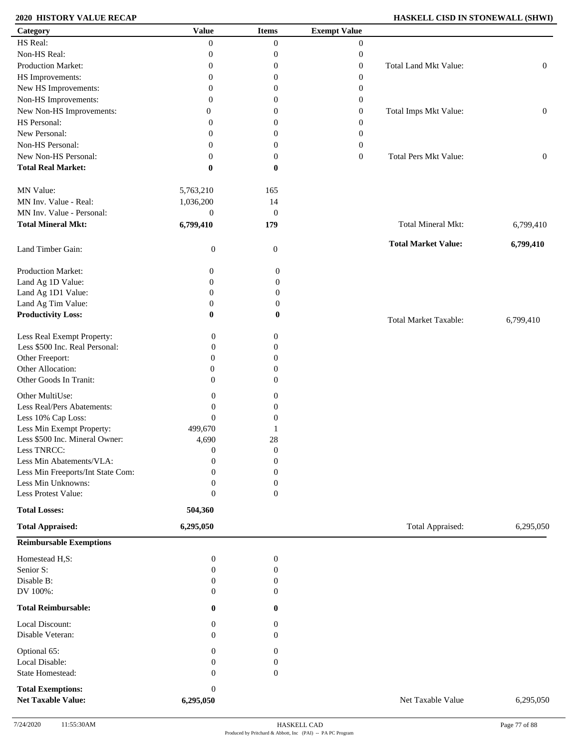**2020 HISTORY VALUE RECAP** **HASKELL CISD IN STONEWALL (SHWI)**

| Category | Value | Items | Exempt Value | | |
|---|---|---|---|---|---|
| HS Real: | 0 | 0 | 0 | | |
| Non-HS Real: | 0 | 0 | 0 | | |
| Production Market: | 0 | 0 | 0 | Total Land Mkt Value: | 0 |
| HS Improvements: | 0 | 0 | 0 | | |
| New HS Improvements: | 0 | 0 | 0 | | |
| Non-HS Improvements: | 0 | 0 | 0 | | |
| New Non-HS Improvements: | 0 | 0 | 0 | Total Imps Mkt Value: | 0 |
| HS Personal: | 0 | 0 | 0 | | |
| New Personal: | 0 | 0 | 0 | | |
| Non-HS Personal: | 0 | 0 | 0 | | |
| New Non-HS Personal: | 0 | 0 | 0 | Total Pers Mkt Value: | 0 |
| **Total Real Market:** | **0** | **0** | | | |
| MN Value: | 5,763,210 | 165 | | | |
| MN Inv. Value - Real: | 1,036,200 | 14 | | | |
| MN Inv. Value - Personal: | 0 | 0 | | | |
| **Total Mineral Mkt:** | **6,799,410** | **179** | | Total Mineral Mkt: | 6,799,410 |
| Land Timber Gain: | 0 | 0 | | **Total Market Value:** | **6,799,410** |
| Production Market: | 0 | 0 | | | |
| Land Ag 1D Value: | 0 | 0 | | | |
| Land Ag 1D1 Value: | 0 | 0 | | | |
| Land Ag Tim Value: | 0 | 0 | | | |
| **Productivity Loss:** | **0** | **0** | | Total Market Taxable: | 6,799,410 |
| Less Real Exempt Property: | 0 | 0 | | | |
| Less $500 Inc. Real Personal: | 0 | 0 | | | |
| Other Freeport: | 0 | 0 | | | |
| Other Allocation: | 0 | 0 | | | |
| Other Goods In Tranit: | 0 | 0 | | | |
| Other MultiUse: | 0 | 0 | | | |
| Less Real/Pers Abatements: | 0 | 0 | | | |
| Less 10% Cap Loss: | 0 | 0 | | | |
| Less Min Exempt Property: | 499,670 | 1 | | | |
| Less $500 Inc. Mineral Owner: | 4,690 | 28 | | | |
| Less TNRCC: | 0 | 0 | | | |
| Less Min Abatements/VLA: | 0 | 0 | | | |
| Less Min Freeports/Int State Com: | 0 | 0 | | | |
| Less Min Unknowns: | 0 | 0 | | | |
| Less Protest Value: | 0 | 0 | | | |
| **Total Losses:** | **504,360** | | | | |
| **Total Appraised:** | **6,295,050** | | | Total Appraised: | 6,295,050 |
| **Reimbursable Exemptions** | | | | | |
| Homestead H,S: | 0 | 0 | | | |
| Senior S: | 0 | 0 | | | |
| Disable B: | 0 | 0 | | | |
| DV 100%: | 0 | 0 | | | |
| **Total Reimbursable:** | **0** | **0** | | | |
| Local Discount: | 0 | 0 | | | |
| Disable Veteran: | 0 | 0 | | | |
| Optional 65: | 0 | 0 | | | |
| Local Disable: | 0 | 0 | | | |
| State Homestead: | 0 | 0 | | | |
| **Total Exemptions:** | 0 | | | | |
| **Net Taxable Value:** | **6,295,050** | | | Net Taxable Value | 6,295,050 |

7/24/2020 11:55:30AM HASKELL CAD Produced by Pritchard & Abbott, Inc (PAI) -- PA PC Program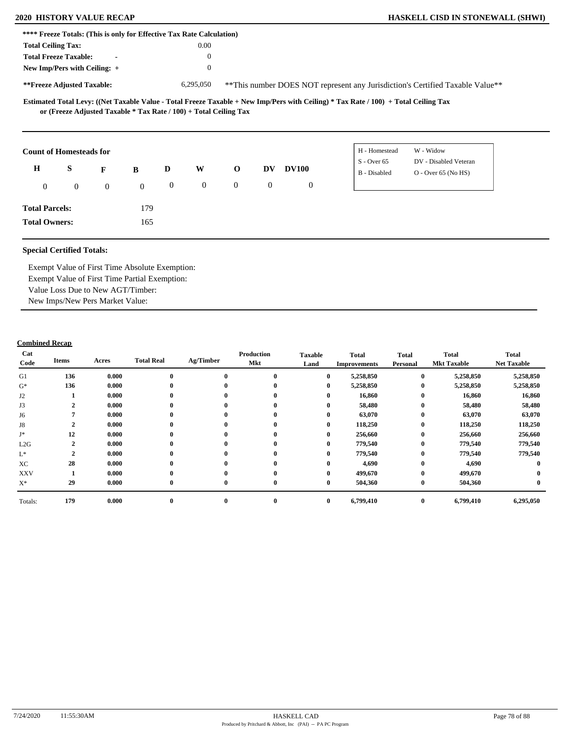**\*\*\*\* Freeze Totals: (This is only for Effective Tax Rate Calculation)**

| | |
|---|---|
| **Total Ceiling Tax:** | 0.00 |
| **Total Freeze Taxable:** - | 0 |
| **New Imp/Pers with Ceiling:** + | 0 |
| **\*\*Freeze Adjusted Taxable:** | 6,295,050 |

\*\*This number DOES NOT represent any Jurisdiction's Certified Taxable Value\*\*

**Estimated Total Levy: ((Net Taxable Value - Total Freeze Taxable + New Imp/Pers with Ceiling) * Tax Rate / 100) + Total Ceiling Tax or (Freeze Adjusted Taxable * Tax Rate / 100) + Total Ceiling Tax**

**Count of Homesteads for**

| H | S | F | B | D | W | O | DV | DV100 |
|---|---|---|---|---|---|---|---|---|
| 0 | 0 | 0 | 0 | 0 | 0 | 0 | 0 | 0 |

| | |
|---|---|
| H - Homestead | W - Widow |
| S - Over 65 | DV - Disabled Veteran |
| B - Disabled | O - Over 65 (No HS) |

**Total Parcels:** 179

**Total Owners:** 165

**Special Certified Totals:**

Exempt Value of First Time Absolute Exemption:
Exempt Value of First Time Partial Exemption:
Value Loss Due to New AGT/Timber:
New Imps/New Pers Market Value:

**Combined Recap**

| Cat Code | Items | Acres | Total Real | Ag/Timber | Production Mkt | Taxable Land | Total Improvements | Total Personal | Total Mkt Taxable | Total Net Taxable |
|---|---|---|---|---|---|---|---|---|---|---|
| G1 | 136 | 0.000 | 0 | 0 | 0 | 0 | 5,258,850 | 0 | 5,258,850 | 5,258,850 |
| G* | 136 | 0.000 | 0 | 0 | 0 | 0 | 5,258,850 | 0 | 5,258,850 | 5,258,850 |
| J2 | 1 | 0.000 | 0 | 0 | 0 | 0 | 16,860 | 0 | 16,860 | 16,860 |
| J3 | 2 | 0.000 | 0 | 0 | 0 | 0 | 58,480 | 0 | 58,480 | 58,480 |
| J6 | 7 | 0.000 | 0 | 0 | 0 | 0 | 63,070 | 0 | 63,070 | 63,070 |
| J8 | 2 | 0.000 | 0 | 0 | 0 | 0 | 118,250 | 0 | 118,250 | 118,250 |
| J* | 12 | 0.000 | 0 | 0 | 0 | 0 | 256,660 | 0 | 256,660 | 256,660 |
| L2G | 2 | 0.000 | 0 | 0 | 0 | 0 | 779,540 | 0 | 779,540 | 779,540 |
| L* | 2 | 0.000 | 0 | 0 | 0 | 0 | 779,540 | 0 | 779,540 | 779,540 |
| XC | 28 | 0.000 | 0 | 0 | 0 | 0 | 4,690 | 0 | 4,690 | 0 |
| XXV | 1 | 0.000 | 0 | 0 | 0 | 0 | 499,670 | 0 | 499,670 | 0 |
| X* | 29 | 0.000 | 0 | 0 | 0 | 0 | 504,360 | 0 | 504,360 | 0 |
| Totals: | 179 | 0.000 | 0 | 0 | 0 | 0 | 6,799,410 | 0 | 6,799,410 | 6,295,050 |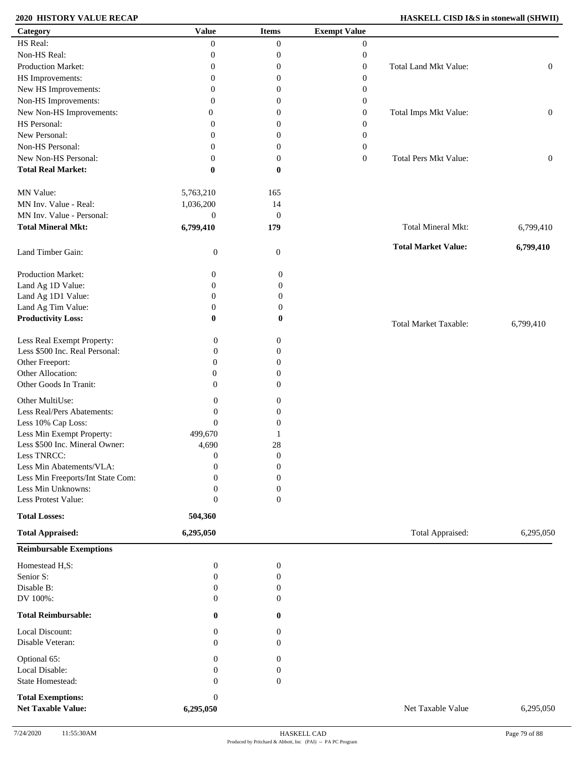**2020 HISTORY VALUE RECAP** — **HASKELL CISD I&S in stonewall (SHWII)**

| Category | Value | Items | Exempt Value | | |
|---|---|---|---|---|---|
| HS Real: | 0 | 0 | 0 | | |
| Non-HS Real: | 0 | 0 | 0 | | |
| Production Market: | 0 | 0 | 0 | Total Land Mkt Value: | 0 |
| HS Improvements: | 0 | 0 | 0 | | |
| New HS Improvements: | 0 | 0 | 0 | | |
| Non-HS Improvements: | 0 | 0 | 0 | | |
| New Non-HS Improvements: | 0 | 0 | 0 | Total Imps Mkt Value: | 0 |
| HS Personal: | 0 | 0 | 0 | | |
| New Personal: | 0 | 0 | 0 | | |
| Non-HS Personal: | 0 | 0 | 0 | | |
| New Non-HS Personal: | 0 | 0 | 0 | Total Pers Mkt Value: | 0 |
| **Total Real Market:** | **0** | **0** | | | |
| MN Value: | 5,763,210 | 165 | | | |
| MN Inv. Value - Real: | 1,036,200 | 14 | | | |
| MN Inv. Value - Personal: | 0 | 0 | | | |
| **Total Mineral Mkt:** | **6,799,410** | **179** | | Total Mineral Mkt: | 6,799,410 |
| | | | | **Total Market Value:** | **6,799,410** |
| Land Timber Gain: | 0 | 0 | | | |
| Production Market: | 0 | 0 | | | |
| Land Ag 1D Value: | 0 | 0 | | | |
| Land Ag 1D1 Value: | 0 | 0 | | | |
| Land Ag Tim Value: | 0 | 0 | | | |
| **Productivity Loss:** | **0** | **0** | | Total Market Taxable: | 6,799,410 |
| Less Real Exempt Property: | 0 | 0 | | | |
| Less $500 Inc. Real Personal: | 0 | 0 | | | |
| Other Freeport: | 0 | 0 | | | |
| Other Allocation: | 0 | 0 | | | |
| Other Goods In Tranit: | 0 | 0 | | | |
| Other MultiUse: | 0 | 0 | | | |
| Less Real/Pers Abatements: | 0 | 0 | | | |
| Less 10% Cap Loss: | 0 | 0 | | | |
| Less Min Exempt Property: | 499,670 | 1 | | | |
| Less $500 Inc. Mineral Owner: | 4,690 | 28 | | | |
| Less TNRCC: | 0 | 0 | | | |
| Less Min Abatements/VLA: | 0 | 0 | | | |
| Less Min Freeports/Int State Com: | 0 | 0 | | | |
| Less Min Unknowns: | 0 | 0 | | | |
| Less Protest Value: | 0 | 0 | | | |
| **Total Losses:** | **504,360** | | | | |
| **Total Appraised:** | **6,295,050** | | | Total Appraised: | 6,295,050 |

**Reimbursable Exemptions**

| Category | Value | Items | | |
|---|---|---|---|---|
| Homestead H,S: | 0 | 0 | | |
| Senior S: | 0 | 0 | | |
| Disable B: | 0 | 0 | | |
| DV 100%: | 0 | 0 | | |
| **Total Reimbursable:** | **0** | **0** | | |
| Local Discount: | 0 | 0 | | |
| Disable Veteran: | 0 | 0 | | |
| Optional 65: | 0 | 0 | | |
| Local Disable: | 0 | 0 | | |
| State Homestead: | 0 | 0 | | |
| **Total Exemptions:** | 0 | | | |
| **Net Taxable Value:** | **6,295,050** | | Net Taxable Value | 6,295,050 |

7/24/2020 11:55:30AM — HASKELL CAD — Produced by Pritchard & Abbott, Inc (PAI) -- PA PC Program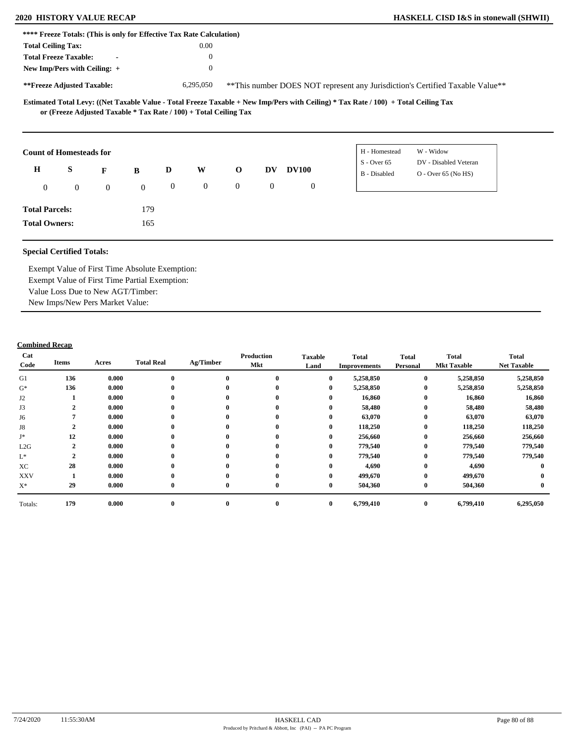**2020 HISTORY VALUE RECAP** | **HASKELL CISD I&S in stonewall (SHWII)**

**\*\*\*\* Freeze Totals: (This is only for Effective Tax Rate Calculation)**

| | |
|---|---|
| **Total Ceiling Tax:** | 0.00 |
| **Total Freeze Taxable:** - | 0 |
| **New Imp/Pers with Ceiling:** + | 0 |
| **\*\*Freeze Adjusted Taxable:** | 6,295,050 |

\*\*This number DOES NOT represent any Jurisdiction's Certified Taxable Value\*\*

**Estimated Total Levy: ((Net Taxable Value - Total Freeze Taxable + New Imp/Pers with Ceiling) \* Tax Rate / 100) + Total Ceiling Tax or (Freeze Adjusted Taxable \* Tax Rate / 100) + Total Ceiling Tax**

**Count of Homesteads for**

| H | S | F | B | D | W | O | DV | DV100 |
|---|---|---|---|---|---|---|---|---|
| 0 | 0 | 0 | 0 | 0 | 0 | 0 | 0 | 0 |

| | |
|---|---|
| H - Homestead | W - Widow |
| S - Over 65 | DV - Disabled Veteran |
| B - Disabled | O - Over 65 (No HS) |

**Total Parcels:** 179

**Total Owners:** 165

**Special Certified Totals:**

Exempt Value of First Time Absolute Exemption:
Exempt Value of First Time Partial Exemption:
Value Loss Due to New AGT/Timber:
New Imps/New Pers Market Value:

**Combined Recap**

| Cat Code | Items | Acres | Total Real | Ag/Timber | Production Mkt | Taxable Land | Total Improvements | Total Personal | Total Mkt Taxable | Total Net Taxable |
|---|---|---|---|---|---|---|---|---|---|---|
| G1 | 136 | 0.000 | 0 | 0 | 0 | 0 | 5,258,850 | 0 | 5,258,850 | 5,258,850 |
| G* | 136 | 0.000 | 0 | 0 | 0 | 0 | 5,258,850 | 0 | 5,258,850 | 5,258,850 |
| J2 | 1 | 0.000 | 0 | 0 | 0 | 0 | 16,860 | 0 | 16,860 | 16,860 |
| J3 | 2 | 0.000 | 0 | 0 | 0 | 0 | 58,480 | 0 | 58,480 | 58,480 |
| J6 | 7 | 0.000 | 0 | 0 | 0 | 0 | 63,070 | 0 | 63,070 | 63,070 |
| J8 | 2 | 0.000 | 0 | 0 | 0 | 0 | 118,250 | 0 | 118,250 | 118,250 |
| J* | 12 | 0.000 | 0 | 0 | 0 | 0 | 256,660 | 0 | 256,660 | 256,660 |
| L2G | 2 | 0.000 | 0 | 0 | 0 | 0 | 779,540 | 0 | 779,540 | 779,540 |
| L* | 2 | 0.000 | 0 | 0 | 0 | 0 | 779,540 | 0 | 779,540 | 779,540 |
| XC | 28 | 0.000 | 0 | 0 | 0 | 0 | 4,690 | 0 | 4,690 | 0 |
| XXV | 1 | 0.000 | 0 | 0 | 0 | 0 | 499,670 | 0 | 499,670 | 0 |
| X* | 29 | 0.000 | 0 | 0 | 0 | 0 | 504,360 | 0 | 504,360 | 0 |
| Totals: | 179 | 0.000 | 0 | 0 | 0 | 0 | 6,799,410 | 0 | 6,799,410 | 6,295,050 |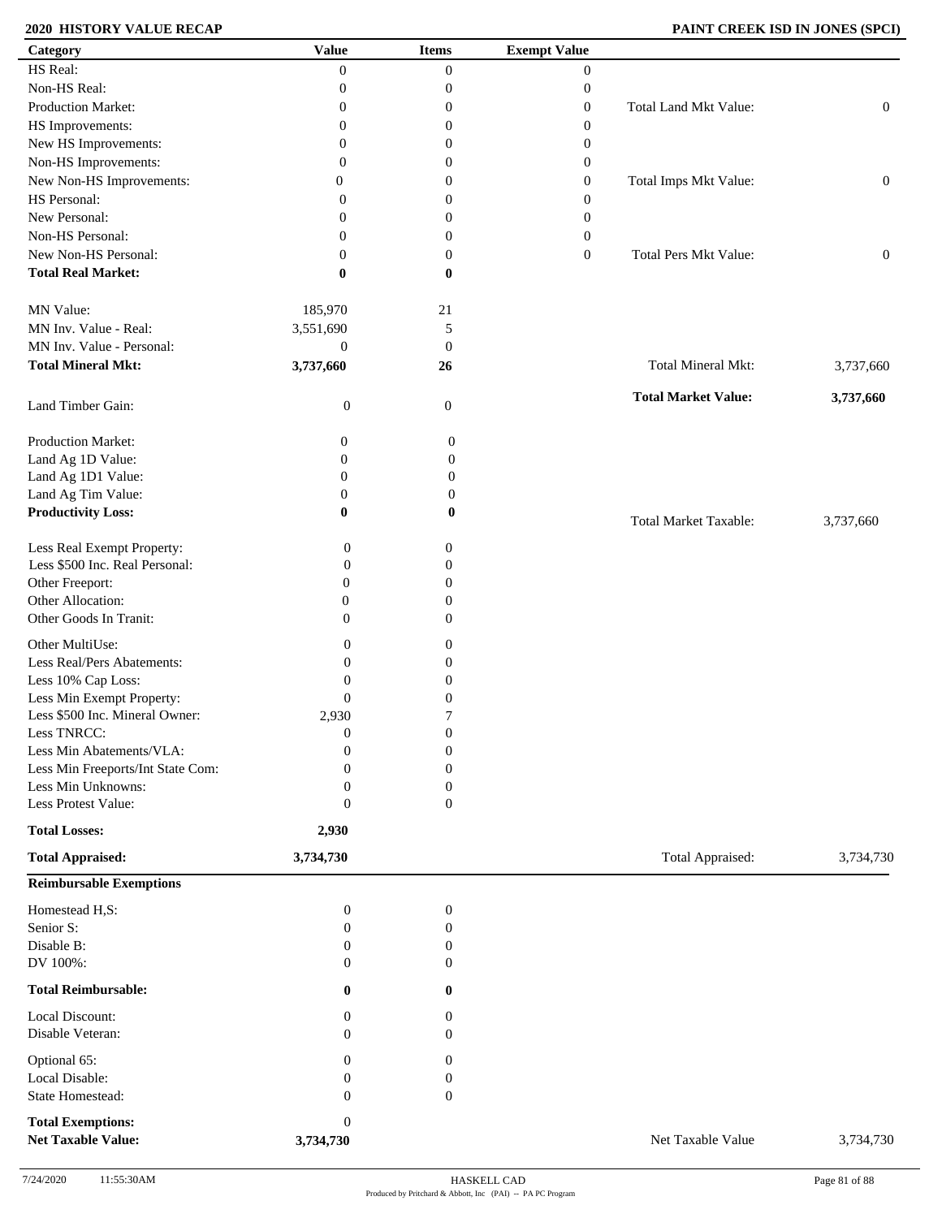**2020 HISTORY VALUE RECAP** — **PAINT CREEK ISD IN JONES (SPCI)**

| Category | Value | Items | Exempt Value | | |
|---|---|---|---|---|---|
| HS Real: | 0 | 0 | 0 | | |
| Non-HS Real: | 0 | 0 | 0 | | |
| Production Market: | 0 | 0 | 0 | Total Land Mkt Value: | 0 |
| HS Improvements: | 0 | 0 | 0 | | |
| New HS Improvements: | 0 | 0 | 0 | | |
| Non-HS Improvements: | 0 | 0 | 0 | | |
| New Non-HS Improvements: | 0 | 0 | 0 | Total Imps Mkt Value: | 0 |
| HS Personal: | 0 | 0 | 0 | | |
| New Personal: | 0 | 0 | 0 | | |
| Non-HS Personal: | 0 | 0 | 0 | | |
| New Non-HS Personal: | 0 | 0 | 0 | Total Pers Mkt Value: | 0 |
| **Total Real Market:** | **0** | **0** | | | |
| MN Value: | 185,970 | 21 | | | |
| MN Inv. Value - Real: | 3,551,690 | 5 | | | |
| MN Inv. Value - Personal: | 0 | 0 | | | |
| **Total Mineral Mkt:** | **3,737,660** | **26** | | Total Mineral Mkt: | 3,737,660 |
| Land Timber Gain: | 0 | 0 | | **Total Market Value:** | **3,737,660** |
| Production Market: | 0 | 0 | | | |
| Land Ag 1D Value: | 0 | 0 | | | |
| Land Ag 1D1 Value: | 0 | 0 | | | |
| Land Ag Tim Value: | 0 | 0 | | | |
| **Productivity Loss:** | **0** | **0** | | Total Market Taxable: | 3,737,660 |
| Less Real Exempt Property: | 0 | 0 | | | |
| Less $500 Inc. Real Personal: | 0 | 0 | | | |
| Other Freeport: | 0 | 0 | | | |
| Other Allocation: | 0 | 0 | | | |
| Other Goods In Tranit: | 0 | 0 | | | |
| Other MultiUse: | 0 | 0 | | | |
| Less Real/Pers Abatements: | 0 | 0 | | | |
| Less 10% Cap Loss: | 0 | 0 | | | |
| Less Min Exempt Property: | 0 | 0 | | | |
| Less $500 Inc. Mineral Owner: | 2,930 | 7 | | | |
| Less TNRCC: | 0 | 0 | | | |
| Less Min Abatements/VLA: | 0 | 0 | | | |
| Less Min Freeports/Int State Com: | 0 | 0 | | | |
| Less Min Unknowns: | 0 | 0 | | | |
| Less Protest Value: | 0 | 0 | | | |
| **Total Losses:** | **2,930** | | | | |
| **Total Appraised:** | **3,734,730** | | | Total Appraised: | 3,734,730 |

**Reimbursable Exemptions**

| Category | Value | Items | | |
|---|---|---|---|---|
| Homestead H,S: | 0 | 0 | | |
| Senior S: | 0 | 0 | | |
| Disable B: | 0 | 0 | | |
| DV 100%: | 0 | 0 | | |
| **Total Reimbursable:** | **0** | **0** | | |
| Local Discount: | 0 | 0 | | |
| Disable Veteran: | 0 | 0 | | |
| Optional 65: | 0 | 0 | | |
| Local Disable: | 0 | 0 | | |
| State Homestead: | 0 | 0 | | |
| **Total Exemptions:** | 0 | | | |
| **Net Taxable Value:** | **3,734,730** | | Net Taxable Value | 3,734,730 |

7/24/2020 11:55:30AM — HASKELL CAD — Produced by Pritchard & Abbott, Inc (PAI) -- PA PC Program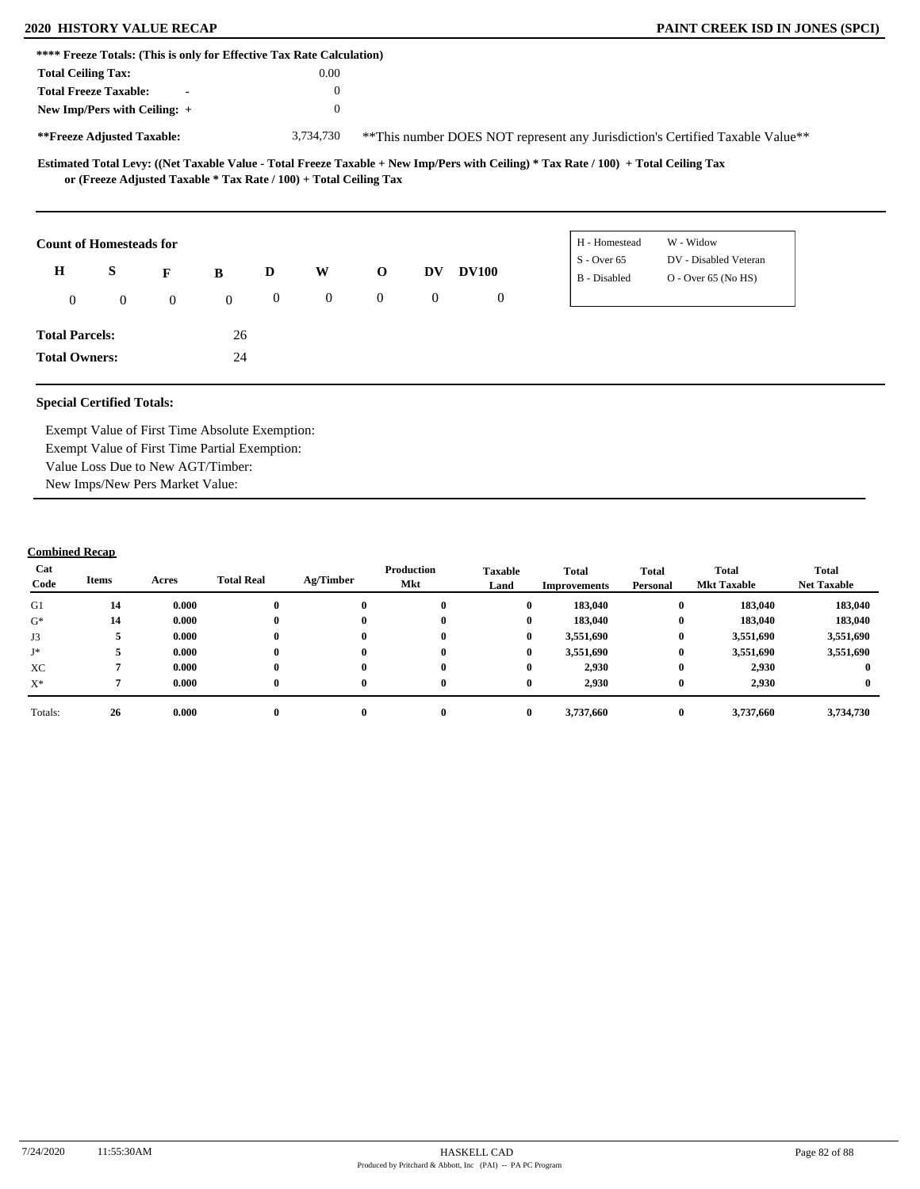**\*\*\*\* Freeze Totals: (This is only for Effective Tax Rate Calculation)**

| | | |
|---|---|---|
| **Total Ceiling Tax:** | | 0.00 |
| **Total Freeze Taxable:** | - | 0 |
| **New Imp/Pers with Ceiling:** | + | 0 |

**\*\*Freeze Adjusted Taxable:** 3,734,730 \*\*This number DOES NOT represent any Jurisdiction's Certified Taxable Value\*\*

**Estimated Total Levy: ((Net Taxable Value - Total Freeze Taxable + New Imp/Pers with Ceiling) * Tax Rate / 100) + Total Ceiling Tax or (Freeze Adjusted Taxable * Tax Rate / 100) + Total Ceiling Tax**

**Count of Homesteads for**

| H | S | F | B | D | W | O | DV | DV100 |
|---|---|---|---|---|---|---|---|---|
| 0 | 0 | 0 | 0 | 0 | 0 | 0 | 0 | 0 |

| | |
|---|---|
| H - Homestead | W - Widow |
| S - Over 65 | DV - Disabled Veteran |
| B - Disabled | O - Over 65 (No HS) |

**Total Parcels:** 26

**Total Owners:** 24

**Special Certified Totals:**

Exempt Value of First Time Absolute Exemption:
Exempt Value of First Time Partial Exemption:
Value Loss Due to New AGT/Timber:
New Imps/New Pers Market Value:

**Combined Recap**

| Cat Code | Items | Acres | Total Real | Ag/Timber | Production Mkt | Taxable Land | Total Improvements | Total Personal | Total Mkt Taxable | Total Net Taxable |
|---|---|---|---|---|---|---|---|---|---|---|
| G1 | 14 | 0.000 | 0 | 0 | 0 | 0 | 183,040 | 0 | 183,040 | 183,040 |
| G* | 14 | 0.000 | 0 | 0 | 0 | 0 | 183,040 | 0 | 183,040 | 183,040 |
| J3 | 5 | 0.000 | 0 | 0 | 0 | 0 | 3,551,690 | 0 | 3,551,690 | 3,551,690 |
| J* | 5 | 0.000 | 0 | 0 | 0 | 0 | 3,551,690 | 0 | 3,551,690 | 3,551,690 |
| XC | 7 | 0.000 | 0 | 0 | 0 | 0 | 2,930 | 0 | 2,930 | 0 |
| X* | 7 | 0.000 | 0 | 0 | 0 | 0 | 2,930 | 0 | 2,930 | 0 |
| Totals: | 26 | 0.000 | 0 | 0 | 0 | 0 | 3,737,660 | 0 | 3,737,660 | 3,734,730 |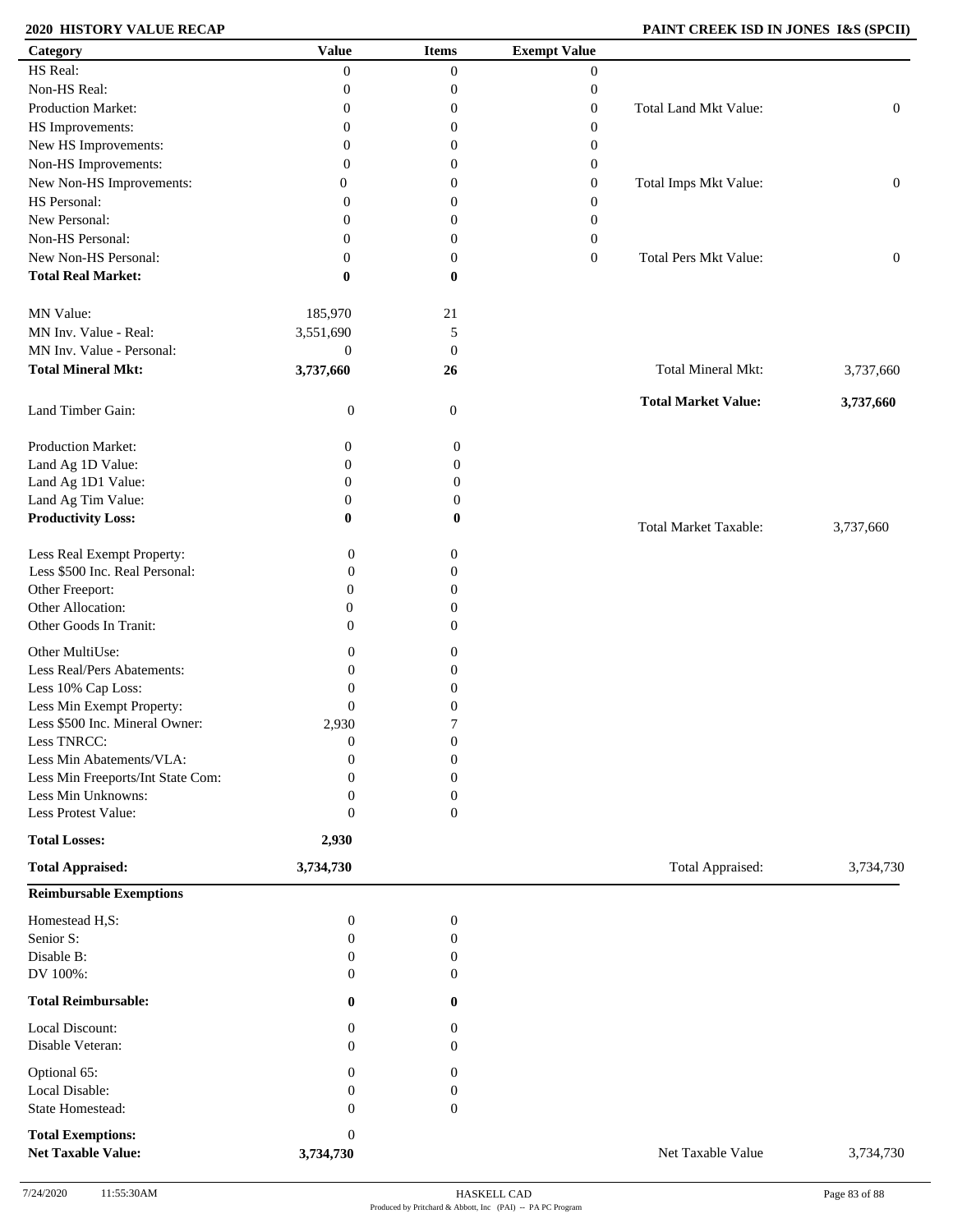**2020 HISTORY VALUE RECAP** | **PAINT CREEK ISD IN JONES I&S (SPCII)**

| Category | Value | Items | Exempt Value | | |
|---|---|---|---|---|---|
| HS Real: | 0 | 0 | 0 | | |
| Non-HS Real: | 0 | 0 | 0 | | |
| Production Market: | 0 | 0 | 0 | Total Land Mkt Value: | 0 |
| HS Improvements: | 0 | 0 | 0 | | |
| New HS Improvements: | 0 | 0 | 0 | | |
| Non-HS Improvements: | 0 | 0 | 0 | | |
| New Non-HS Improvements: | 0 | 0 | 0 | Total Imps Mkt Value: | 0 |
| HS Personal: | 0 | 0 | 0 | | |
| New Personal: | 0 | 0 | 0 | | |
| Non-HS Personal: | 0 | 0 | 0 | | |
| New Non-HS Personal: | 0 | 0 | 0 | Total Pers Mkt Value: | 0 |
| **Total Real Market:** | **0** | **0** | | | |
| MN Value: | 185,970 | 21 | | | |
| MN Inv. Value - Real: | 3,551,690 | 5 | | | |
| MN Inv. Value - Personal: | 0 | 0 | | | |
| **Total Mineral Mkt:** | **3,737,660** | **26** | | Total Mineral Mkt: | 3,737,660 |
| Land Timber Gain: | 0 | 0 | | **Total Market Value:** | **3,737,660** |
| Production Market: | 0 | 0 | | | |
| Land Ag 1D Value: | 0 | 0 | | | |
| Land Ag 1D1 Value: | 0 | 0 | | | |
| Land Ag Tim Value: | 0 | 0 | | | |
| **Productivity Loss:** | **0** | **0** | | Total Market Taxable: | 3,737,660 |
| Less Real Exempt Property: | 0 | 0 | | | |
| Less $500 Inc. Real Personal: | 0 | 0 | | | |
| Other Freeport: | 0 | 0 | | | |
| Other Allocation: | 0 | 0 | | | |
| Other Goods In Tranit: | 0 | 0 | | | |
| Other MultiUse: | 0 | 0 | | | |
| Less Real/Pers Abatements: | 0 | 0 | | | |
| Less 10% Cap Loss: | 0 | 0 | | | |
| Less Min Exempt Property: | 0 | 0 | | | |
| Less $500 Inc. Mineral Owner: | 2,930 | 7 | | | |
| Less TNRCC: | 0 | 0 | | | |
| Less Min Abatements/VLA: | 0 | 0 | | | |
| Less Min Freeports/Int State Com: | 0 | 0 | | | |
| Less Min Unknowns: | 0 | 0 | | | |
| Less Protest Value: | 0 | 0 | | | |
| **Total Losses:** | **2,930** | | | | |
| **Total Appraised:** | **3,734,730** | | | Total Appraised: | 3,734,730 |
| **Reimbursable Exemptions** | | | | | |
| Homestead H,S: | 0 | 0 | | | |
| Senior S: | 0 | 0 | | | |
| Disable B: | 0 | 0 | | | |
| DV 100%: | 0 | 0 | | | |
| **Total Reimbursable:** | **0** | **0** | | | |
| Local Discount: | 0 | 0 | | | |
| Disable Veteran: | 0 | 0 | | | |
| Optional 65: | 0 | 0 | | | |
| Local Disable: | 0 | 0 | | | |
| State Homestead: | 0 | 0 | | | |
| **Total Exemptions:** | 0 | | | | |
| **Net Taxable Value:** | **3,734,730** | | | Net Taxable Value | 3,734,730 |

7/24/2020 11:55:30AM HASKELL CAD
Produced by Pritchard & Abbott, Inc (PAI) -- PA PC Program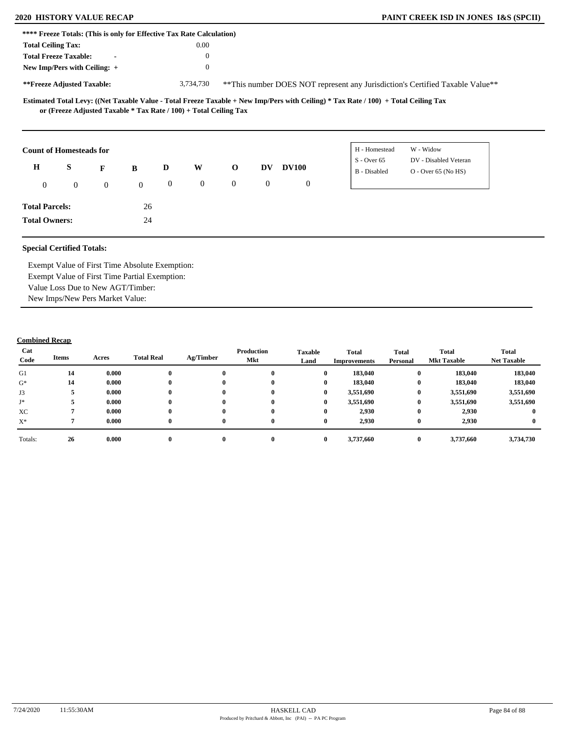# 2020 HISTORY VALUE RECAP

**PAINT CREEK ISD IN JONES I&S (SPCII)**

**\*\*\*\* Freeze Totals: (This is only for Effective Tax Rate Calculation)**

| | |
|---|---|
| **Total Ceiling Tax:** | 0.00 |
| **Total Freeze Taxable:** - | 0 |
| **New Imp/Pers with Ceiling:** + | 0 |
| **\*\*Freeze Adjusted Taxable:** | 3,734,730 |

\*\*This number DOES NOT represent any Jurisdiction's Certified Taxable Value\*\*

**Estimated Total Levy: ((Net Taxable Value - Total Freeze Taxable + New Imp/Pers with Ceiling) \* Tax Rate / 100) + Total Ceiling Tax or (Freeze Adjusted Taxable \* Tax Rate / 100) + Total Ceiling Tax**

**Count of Homesteads for**

| H | S | F | B | D | W | O | DV | DV100 |
|---|---|---|---|---|---|---|---|---|
| 0 | 0 | 0 | 0 | 0 | 0 | 0 | 0 | 0 |

| | |
|---|---|
| H - Homestead | W - Widow |
| S - Over 65 | DV - Disabled Veteran |
| B - Disabled | O - Over 65 (No HS) |

**Total Parcels:** 26

**Total Owners:** 24

**Special Certified Totals:**

Exempt Value of First Time Absolute Exemption:
Exempt Value of First Time Partial Exemption:
Value Loss Due to New AGT/Timber:
New Imps/New Pers Market Value:

**Combined Recap**

| Cat Code | Items | Acres | Total Real | Ag/Timber | Production Mkt | Taxable Land | Total Improvements | Total Personal | Total Mkt Taxable | Total Net Taxable |
|---|---|---|---|---|---|---|---|---|---|---|
| G1 | 14 | 0.000 | 0 | 0 | 0 | 0 | 183,040 | 0 | 183,040 | 183,040 |
| G* | 14 | 0.000 | 0 | 0 | 0 | 0 | 183,040 | 0 | 183,040 | 183,040 |
| J3 | 5 | 0.000 | 0 | 0 | 0 | 0 | 3,551,690 | 0 | 3,551,690 | 3,551,690 |
| J* | 5 | 0.000 | 0 | 0 | 0 | 0 | 3,551,690 | 0 | 3,551,690 | 3,551,690 |
| XC | 7 | 0.000 | 0 | 0 | 0 | 0 | 2,930 | 0 | 2,930 | 0 |
| X* | 7 | 0.000 | 0 | 0 | 0 | 0 | 2,930 | 0 | 2,930 | 0 |
| Totals: | 26 | 0.000 | 0 | 0 | 0 | 0 | 3,737,660 | 0 | 3,737,660 | 3,734,730 |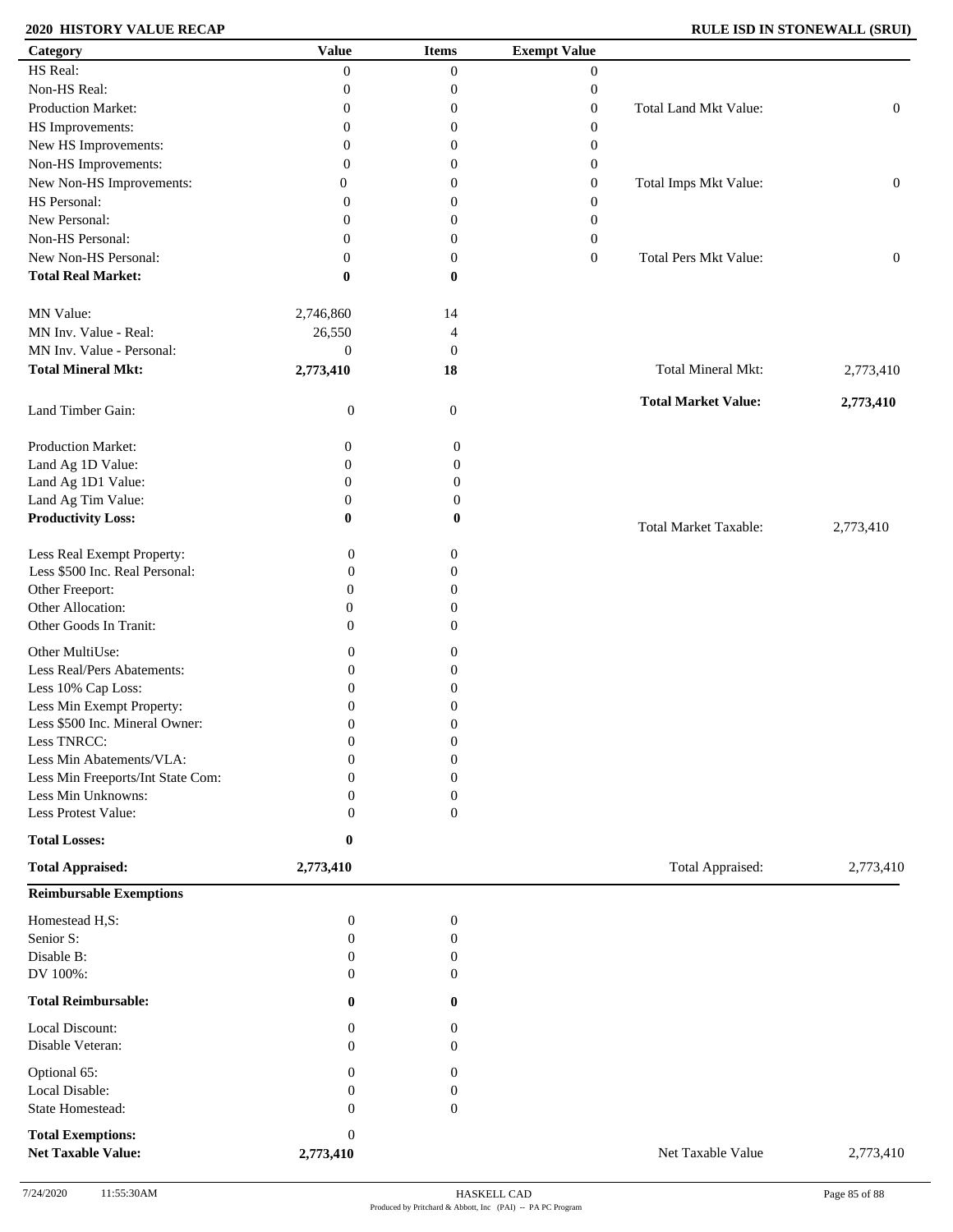**2020 HISTORY VALUE RECAP** **RULE ISD IN STONEWALL (SRUI)**

| Category | Value | Items | Exempt Value | | |
|---|---|---|---|---|---|
| HS Real: | 0 | 0 | 0 | | |
| Non-HS Real: | 0 | 0 | 0 | | |
| Production Market: | 0 | 0 | 0 | Total Land Mkt Value: | 0 |
| HS Improvements: | 0 | 0 | 0 | | |
| New HS Improvements: | 0 | 0 | 0 | | |
| Non-HS Improvements: | 0 | 0 | 0 | | |
| New Non-HS Improvements: | 0 | 0 | 0 | Total Imps Mkt Value: | 0 |
| HS Personal: | 0 | 0 | 0 | | |
| New Personal: | 0 | 0 | 0 | | |
| Non-HS Personal: | 0 | 0 | 0 | | |
| New Non-HS Personal: | 0 | 0 | 0 | Total Pers Mkt Value: | 0 |
| **Total Real Market:** | **0** | **0** | | | |
| MN Value: | 2,746,860 | 14 | | | |
| MN Inv. Value - Real: | 26,550 | 4 | | | |
| MN Inv. Value - Personal: | 0 | 0 | | | |
| **Total Mineral Mkt:** | **2,773,410** | **18** | | Total Mineral Mkt: | 2,773,410 |
| | | | | **Total Market Value:** | **2,773,410** |
| Land Timber Gain: | 0 | 0 | | | |
| Production Market: | 0 | 0 | | | |
| Land Ag 1D Value: | 0 | 0 | | | |
| Land Ag 1D1 Value: | 0 | 0 | | | |
| Land Ag Tim Value: | 0 | 0 | | | |
| **Productivity Loss:** | **0** | **0** | | Total Market Taxable: | 2,773,410 |
| Less Real Exempt Property: | 0 | 0 | | | |
| Less $500 Inc. Real Personal: | 0 | 0 | | | |
| Other Freeport: | 0 | 0 | | | |
| Other Allocation: | 0 | 0 | | | |
| Other Goods In Tranit: | 0 | 0 | | | |
| Other MultiUse: | 0 | 0 | | | |
| Less Real/Pers Abatements: | 0 | 0 | | | |
| Less 10% Cap Loss: | 0 | 0 | | | |
| Less Min Exempt Property: | 0 | 0 | | | |
| Less $500 Inc. Mineral Owner: | 0 | 0 | | | |
| Less TNRCC: | 0 | 0 | | | |
| Less Min Abatements/VLA: | 0 | 0 | | | |
| Less Min Freeports/Int State Com: | 0 | 0 | | | |
| Less Min Unknowns: | 0 | 0 | | | |
| Less Protest Value: | 0 | 0 | | | |
| **Total Losses:** | **0** | | | | |
| **Total Appraised:** | **2,773,410** | | | Total Appraised: | 2,773,410 |

**Reimbursable Exemptions**

| Category | Value | Items | | |
|---|---|---|---|---|
| Homestead H,S: | 0 | 0 | | |
| Senior S: | 0 | 0 | | |
| Disable B: | 0 | 0 | | |
| DV 100%: | 0 | 0 | | |
| **Total Reimbursable:** | **0** | **0** | | |
| Local Discount: | 0 | 0 | | |
| Disable Veteran: | 0 | 0 | | |
| Optional 65: | 0 | 0 | | |
| Local Disable: | 0 | 0 | | |
| State Homestead: | 0 | 0 | | |
| **Total Exemptions:** | 0 | | | |
| **Net Taxable Value:** | **2,773,410** | | Net Taxable Value | 2,773,410 |

7/24/2020 11:55:30AM HASKELL CAD
Produced by Pritchard & Abbott, Inc (PAI) -- PA PC Program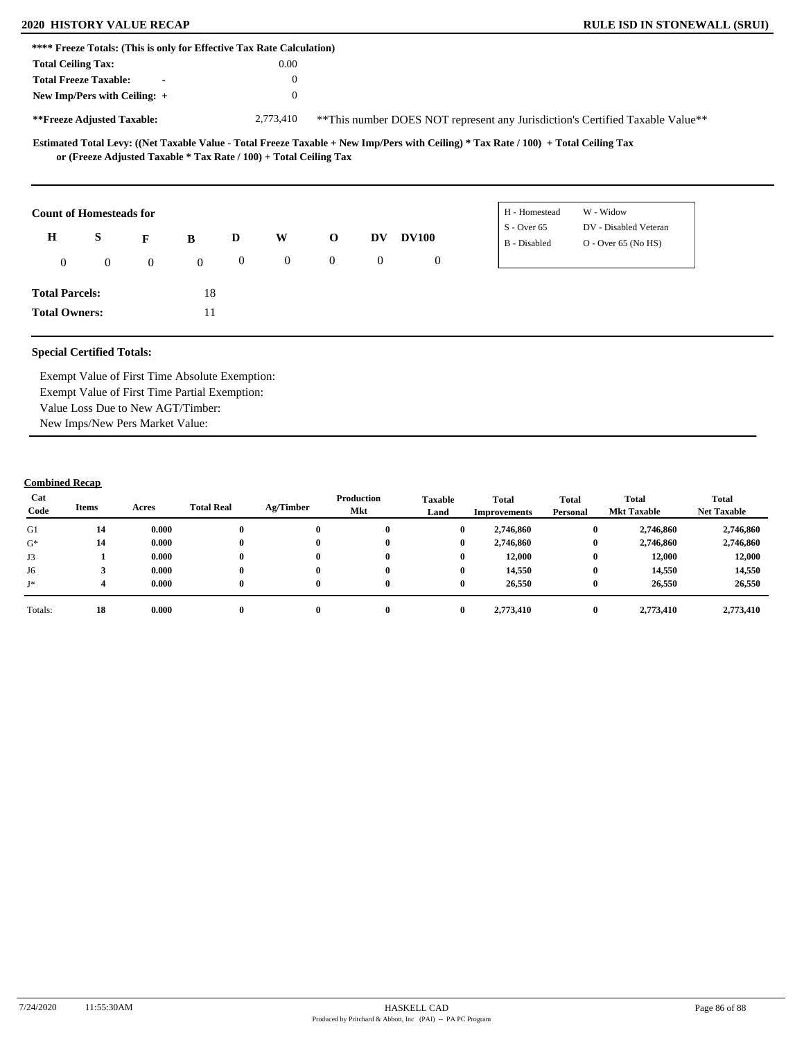## 2020 HISTORY VALUE RECAP

**RULE ISD IN STONEWALL (SRUI)**

**\*\*\*\* Freeze Totals: (This is only for Effective Tax Rate Calculation)**

| | | |
|---|---|---|
| **Total Ceiling Tax:** | | 0.00 |
| **Total Freeze Taxable:** | - | 0 |
| **New Imp/Pers with Ceiling:** | + | 0 |
| **\*\*Freeze Adjusted Taxable:** | | 2,773,410 |

\*\*This number DOES NOT represent any Jurisdiction's Certified Taxable Value\*\*

**Estimated Total Levy: ((Net Taxable Value - Total Freeze Taxable + New Imp/Pers with Ceiling) * Tax Rate / 100) + Total Ceiling Tax or (Freeze Adjusted Taxable * Tax Rate / 100) + Total Ceiling Tax**

**Count of Homesteads for**

| H | S | F | B | D | W | O | DV | DV100 |
|---|---|---|---|---|---|---|---|---|
| 0 | 0 | 0 | 0 | 0 | 0 | 0 | 0 | 0 |

| | |
|---|---|
| H - Homestead | W - Widow |
| S - Over 65 | DV - Disabled Veteran |
| B - Disabled | O - Over 65 (No HS) |

**Total Parcels:** 18

**Total Owners:** 11

**Special Certified Totals:**

Exempt Value of First Time Absolute Exemption:
Exempt Value of First Time Partial Exemption:
Value Loss Due to New AGT/Timber:
New Imps/New Pers Market Value:

**Combined Recap**

| Cat Code | Items | Acres | Total Real | Ag/Timber | Production Mkt | Taxable Land | Total Improvements | Total Personal | Total Mkt Taxable | Total Net Taxable |
|---|---|---|---|---|---|---|---|---|---|---|
| G1 | 14 | 0.000 | 0 | 0 | 0 | 0 | 2,746,860 | 0 | 2,746,860 | 2,746,860 |
| G* | 14 | 0.000 | 0 | 0 | 0 | 0 | 2,746,860 | 0 | 2,746,860 | 2,746,860 |
| J3 | 1 | 0.000 | 0 | 0 | 0 | 0 | 12,000 | 0 | 12,000 | 12,000 |
| J6 | 3 | 0.000 | 0 | 0 | 0 | 0 | 14,550 | 0 | 14,550 | 14,550 |
| J* | 4 | 0.000 | 0 | 0 | 0 | 0 | 26,550 | 0 | 26,550 | 26,550 |
| Totals: | 18 | 0.000 | 0 | 0 | 0 | 0 | 2,773,410 | 0 | 2,773,410 | 2,773,410 |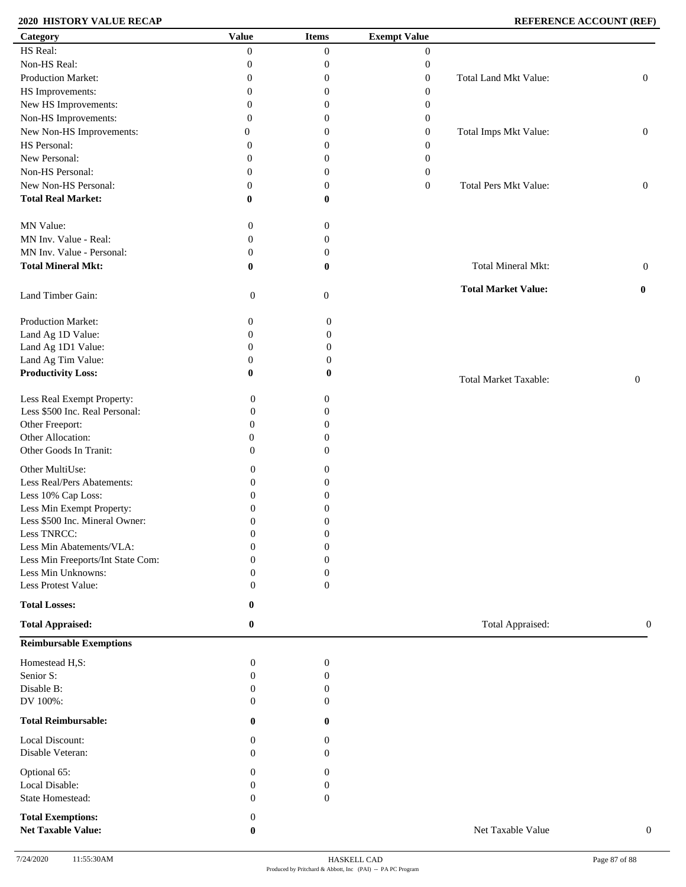**2020 HISTORY VALUE RECAP** — **REFERENCE ACCOUNT (REF)**

| Category | Value | Items | Exempt Value | | |
|---|---|---|---|---|---|
| HS Real: | 0 | 0 | 0 | | |
| Non-HS Real: | 0 | 0 | 0 | | |
| Production Market: | 0 | 0 | 0 | Total Land Mkt Value: | 0 |
| HS Improvements: | 0 | 0 | 0 | | |
| New HS Improvements: | 0 | 0 | 0 | | |
| Non-HS Improvements: | 0 | 0 | 0 | | |
| New Non-HS Improvements: | 0 | 0 | 0 | Total Imps Mkt Value: | 0 |
| HS Personal: | 0 | 0 | 0 | | |
| New Personal: | 0 | 0 | 0 | | |
| Non-HS Personal: | 0 | 0 | 0 | | |
| New Non-HS Personal: | 0 | 0 | 0 | Total Pers Mkt Value: | 0 |
| **Total Real Market:** | **0** | **0** | | | |
| MN Value: | 0 | 0 | | | |
| MN Inv. Value - Real: | 0 | 0 | | | |
| MN Inv. Value - Personal: | 0 | 0 | | | |
| **Total Mineral Mkt:** | **0** | **0** | | Total Mineral Mkt: | 0 |
| | | | | **Total Market Value:** | **0** |
| Land Timber Gain: | 0 | 0 | | | |
| Production Market: | 0 | 0 | | | |
| Land Ag 1D Value: | 0 | 0 | | | |
| Land Ag 1D1 Value: | 0 | 0 | | | |
| Land Ag Tim Value: | 0 | 0 | | | |
| **Productivity Loss:** | **0** | **0** | | Total Market Taxable: | 0 |
| Less Real Exempt Property: | 0 | 0 | | | |
| Less $500 Inc. Real Personal: | 0 | 0 | | | |
| Other Freeport: | 0 | 0 | | | |
| Other Allocation: | 0 | 0 | | | |
| Other Goods In Tranit: | 0 | 0 | | | |
| Other MultiUse: | 0 | 0 | | | |
| Less Real/Pers Abatements: | 0 | 0 | | | |
| Less 10% Cap Loss: | 0 | 0 | | | |
| Less Min Exempt Property: | 0 | 0 | | | |
| Less $500 Inc. Mineral Owner: | 0 | 0 | | | |
| Less TNRCC: | 0 | 0 | | | |
| Less Min Abatements/VLA: | 0 | 0 | | | |
| Less Min Freeports/Int State Com: | 0 | 0 | | | |
| Less Min Unknowns: | 0 | 0 | | | |
| Less Protest Value: | 0 | 0 | | | |
| **Total Losses:** | **0** | | | | |
| **Total Appraised:** | **0** | | | Total Appraised: | 0 |

**Reimbursable Exemptions**

| Category | Value | Items | | |
|---|---|---|---|---|
| Homestead H,S: | 0 | 0 | | |
| Senior S: | 0 | 0 | | |
| Disable B: | 0 | 0 | | |
| DV 100%: | 0 | 0 | | |
| **Total Reimbursable:** | **0** | **0** | | |
| Local Discount: | 0 | 0 | | |
| Disable Veteran: | 0 | 0 | | |
| Optional 65: | 0 | 0 | | |
| Local Disable: | 0 | 0 | | |
| State Homestead: | 0 | 0 | | |
| **Total Exemptions:** | 0 | | | |
| **Net Taxable Value:** | **0** | | Net Taxable Value | 0 |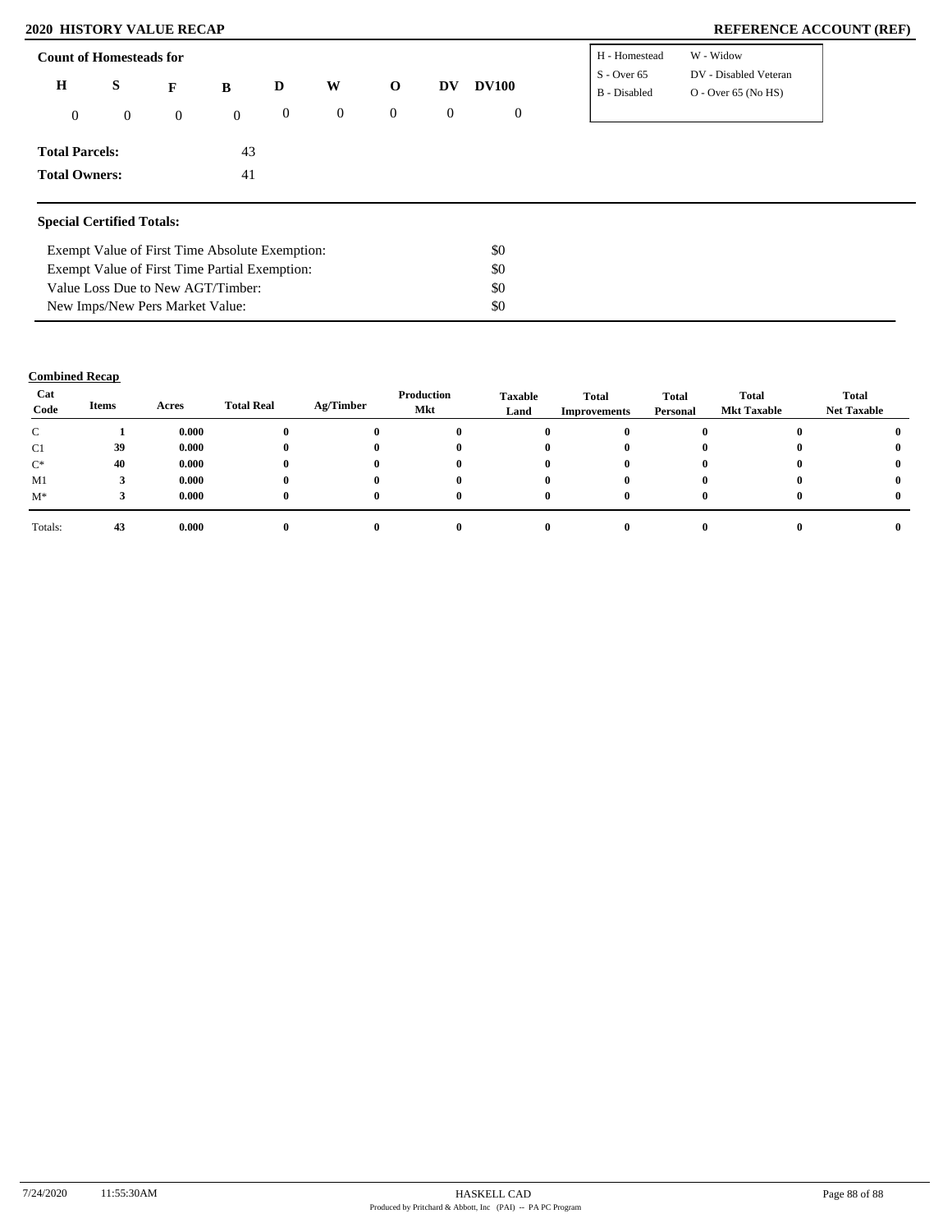## 2020 HISTORY VALUE RECAP

**REFERENCE ACCOUNT (REF)**

**Count of Homesteads for**

| H | S | F | B | D | W | O | DV | DV100 |
|---|---|---|---|---|---|---|---|---|
| 0 | 0 | 0 | 0 | 0 | 0 | 0 | 0 | 0 |

| | |
|---|---|
| H - Homestead | W - Widow |
| S - Over 65 | DV - Disabled Veteran |
| B - Disabled | O - Over 65 (No HS) |

**Total Parcels:** 43

**Total Owners:** 41

### Special Certified Totals:

| | |
|---|---|
| Exempt Value of First Time Absolute Exemption: | $0 |
| Exempt Value of First Time Partial Exemption: | $0 |
| Value Loss Due to New AGT/Timber: | $0 |
| New Imps/New Pers Market Value: | $0 |

**Combined Recap**

| Cat Code | Items | Acres | Total Real | Ag/Timber | Production Mkt | Taxable Land | Total Improvements | Total Personal | Total Mkt Taxable | Total Net Taxable |
|---|---|---|---|---|---|---|---|---|---|---|
| C | 1 | 0.000 | 0 | 0 | 0 | 0 | 0 | 0 | 0 | 0 |
| C1 | 39 | 0.000 | 0 | 0 | 0 | 0 | 0 | 0 | 0 | 0 |
| C* | 40 | 0.000 | 0 | 0 | 0 | 0 | 0 | 0 | 0 | 0 |
| M1 | 3 | 0.000 | 0 | 0 | 0 | 0 | 0 | 0 | 0 | 0 |
| M* | 3 | 0.000 | 0 | 0 | 0 | 0 | 0 | 0 | 0 | 0 |
| Totals: | 43 | 0.000 | 0 | 0 | 0 | 0 | 0 | 0 | 0 | 0 |